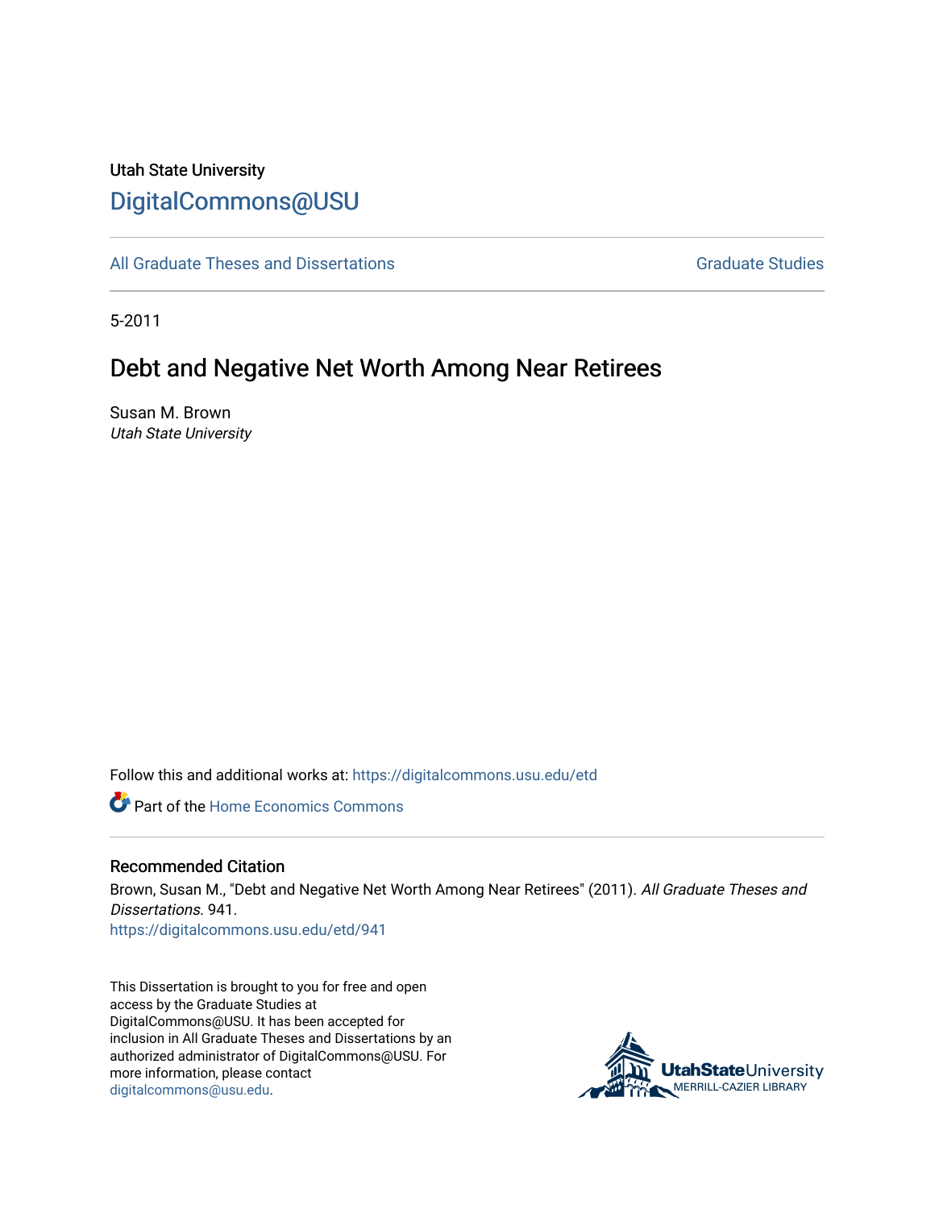Utah State University

# DigitalCommons@USU

All Graduate Theses and Dissertations

Graduate Studies

5-2011

## Debt and Negative Net Worth Among Near Retirees

Susan M. Brown
*Utah State University*

Follow this and additional works at: https://digitalcommons.usu.edu/etd

Part of the Home Economics Commons

### Recommended Citation

Brown, Susan M., "Debt and Negative Net Worth Among Near Retirees" (2011). *All Graduate Theses and Dissertations*. 941.
https://digitalcommons.usu.edu/etd/941

This Dissertation is brought to you for free and open access by the Graduate Studies at DigitalCommons@USU. It has been accepted for inclusion in All Graduate Theses and Dissertations by an authorized administrator of DigitalCommons@USU. For more information, please contact digitalcommons@usu.edu.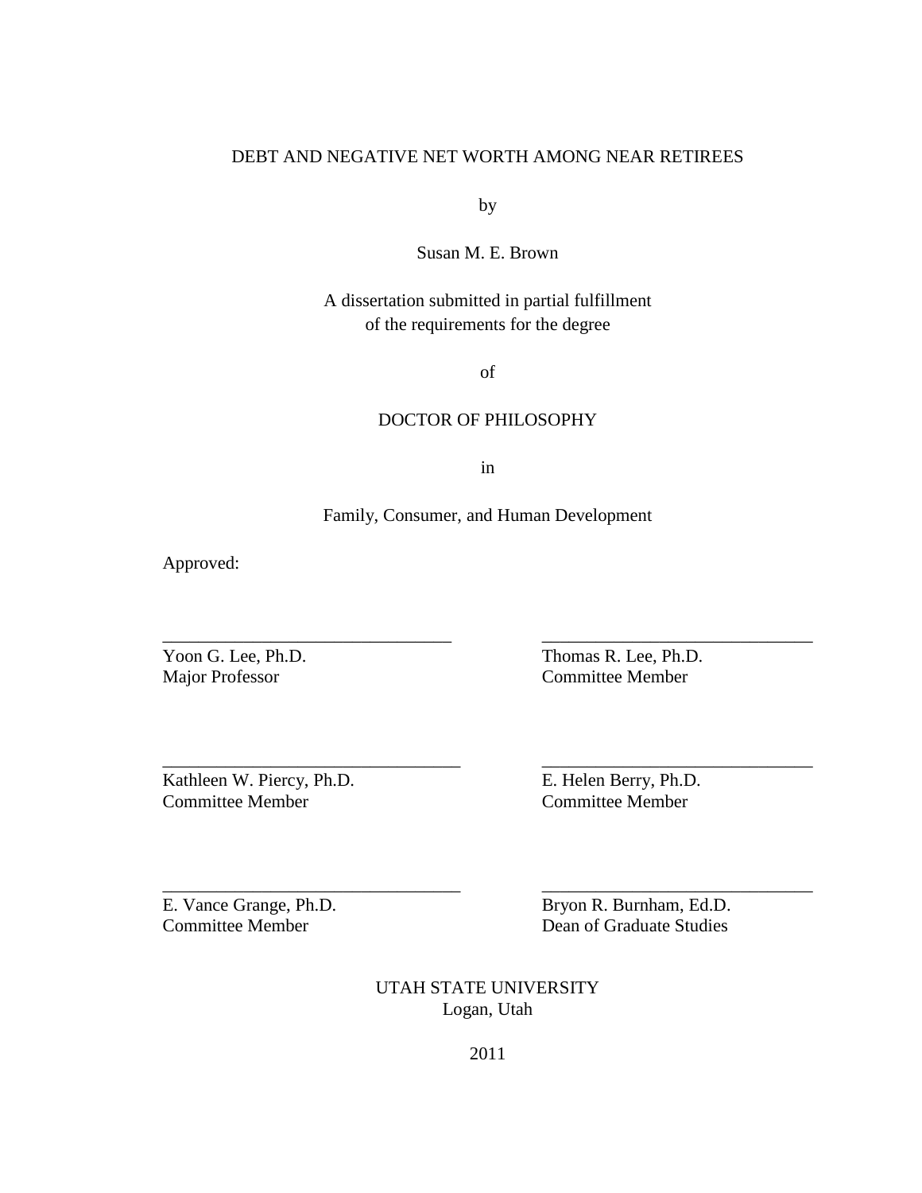DEBT AND NEGATIVE NET WORTH AMONG NEAR RETIREES

by

Susan M. E. Brown

A dissertation submitted in partial fulfillment
of the requirements for the degree

of

DOCTOR OF PHILOSOPHY

in

Family, Consumer, and Human Development

Approved:

_______________________________
Yoon G. Lee, Ph.D.
Major Professor

_______________________________
Thomas R. Lee, Ph.D.
Committee Member

_______________________________
Kathleen W. Piercy, Ph.D.
Committee Member

_______________________________
E. Helen Berry, Ph.D.
Committee Member

_______________________________
E. Vance Grange, Ph.D.
Committee Member

_______________________________
Bryon R. Burnham, Ed.D.
Dean of Graduate Studies

UTAH STATE UNIVERSITY
Logan, Utah

2011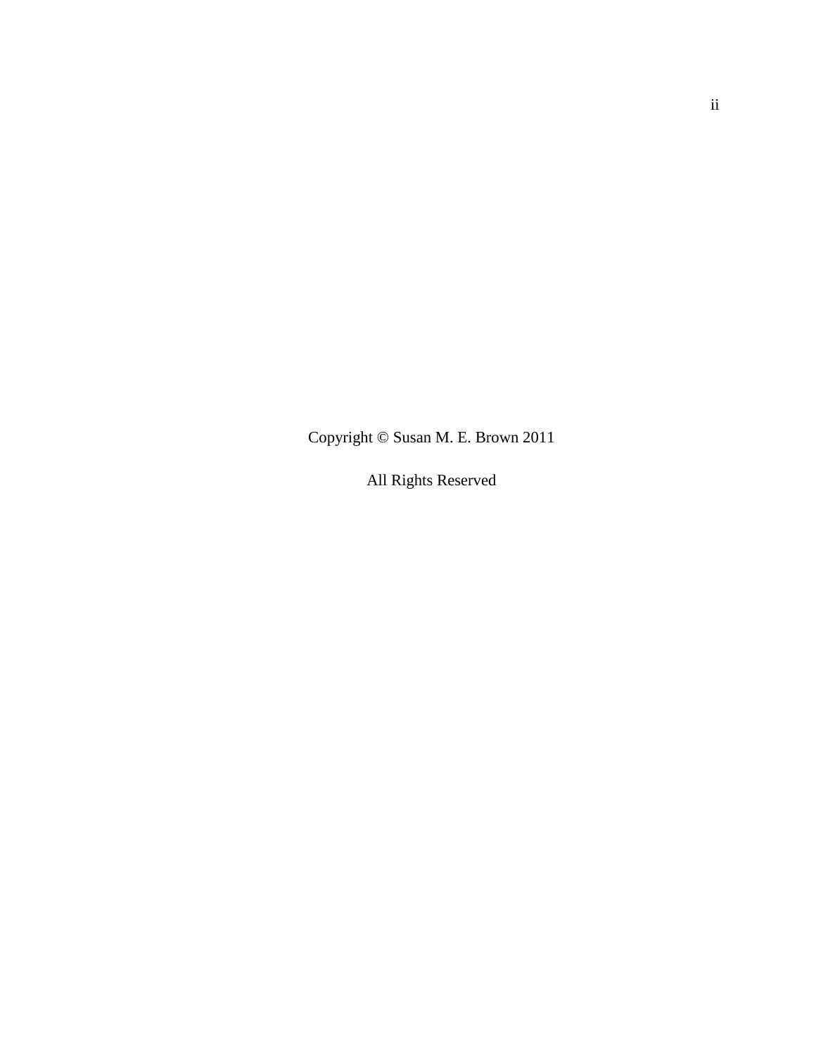Copyright © Susan M. E. Brown 2011

All Rights Reserved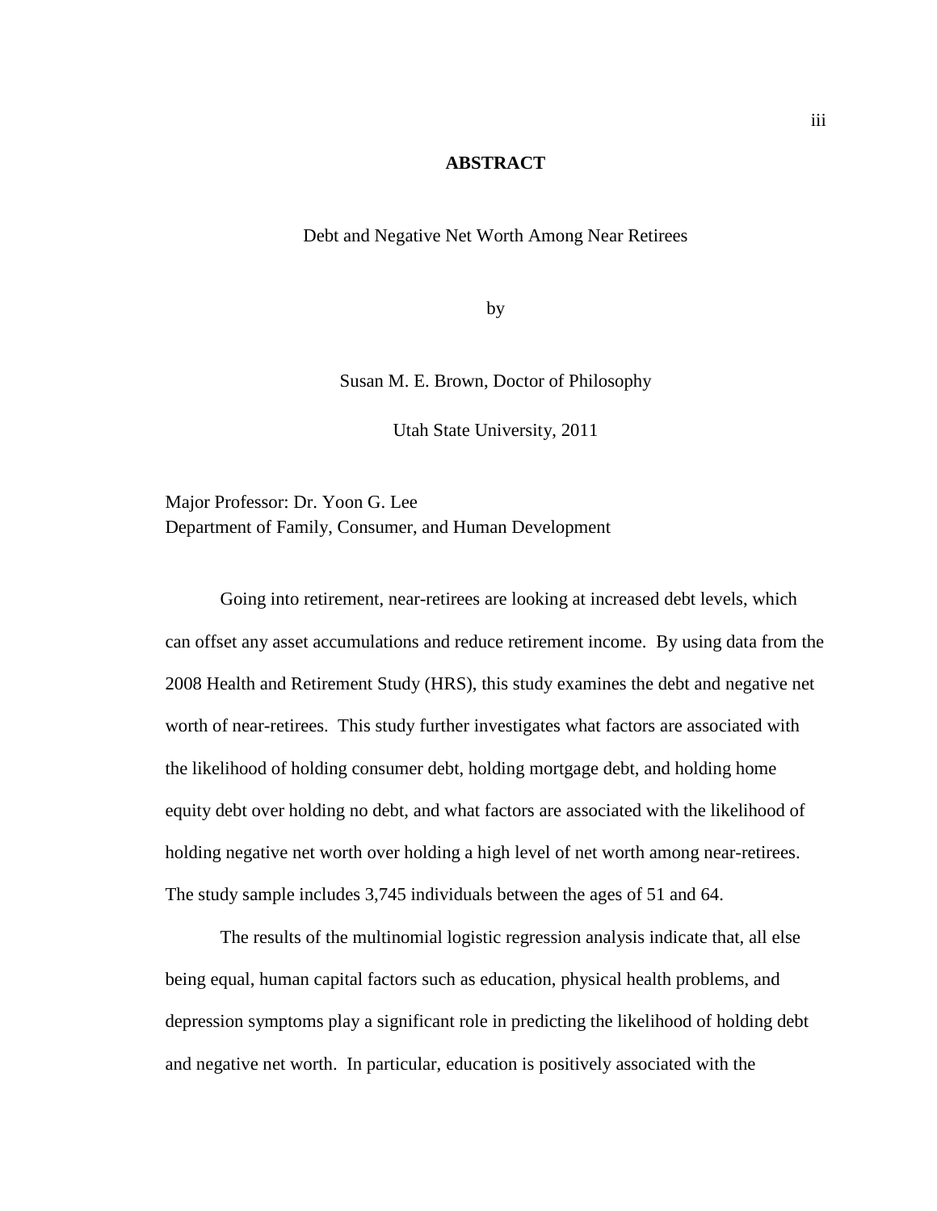# ABSTRACT

Debt and Negative Net Worth Among Near Retirees

by

Susan M. E. Brown, Doctor of Philosophy

Utah State University, 2011

Major Professor: Dr. Yoon G. Lee
Department of Family, Consumer, and Human Development

Going into retirement, near-retirees are looking at increased debt levels, which can offset any asset accumulations and reduce retirement income. By using data from the 2008 Health and Retirement Study (HRS), this study examines the debt and negative net worth of near-retirees. This study further investigates what factors are associated with the likelihood of holding consumer debt, holding mortgage debt, and holding home equity debt over holding no debt, and what factors are associated with the likelihood of holding negative net worth over holding a high level of net worth among near-retirees. The study sample includes 3,745 individuals between the ages of 51 and 64.

The results of the multinomial logistic regression analysis indicate that, all else being equal, human capital factors such as education, physical health problems, and depression symptoms play a significant role in predicting the likelihood of holding debt and negative net worth. In particular, education is positively associated with the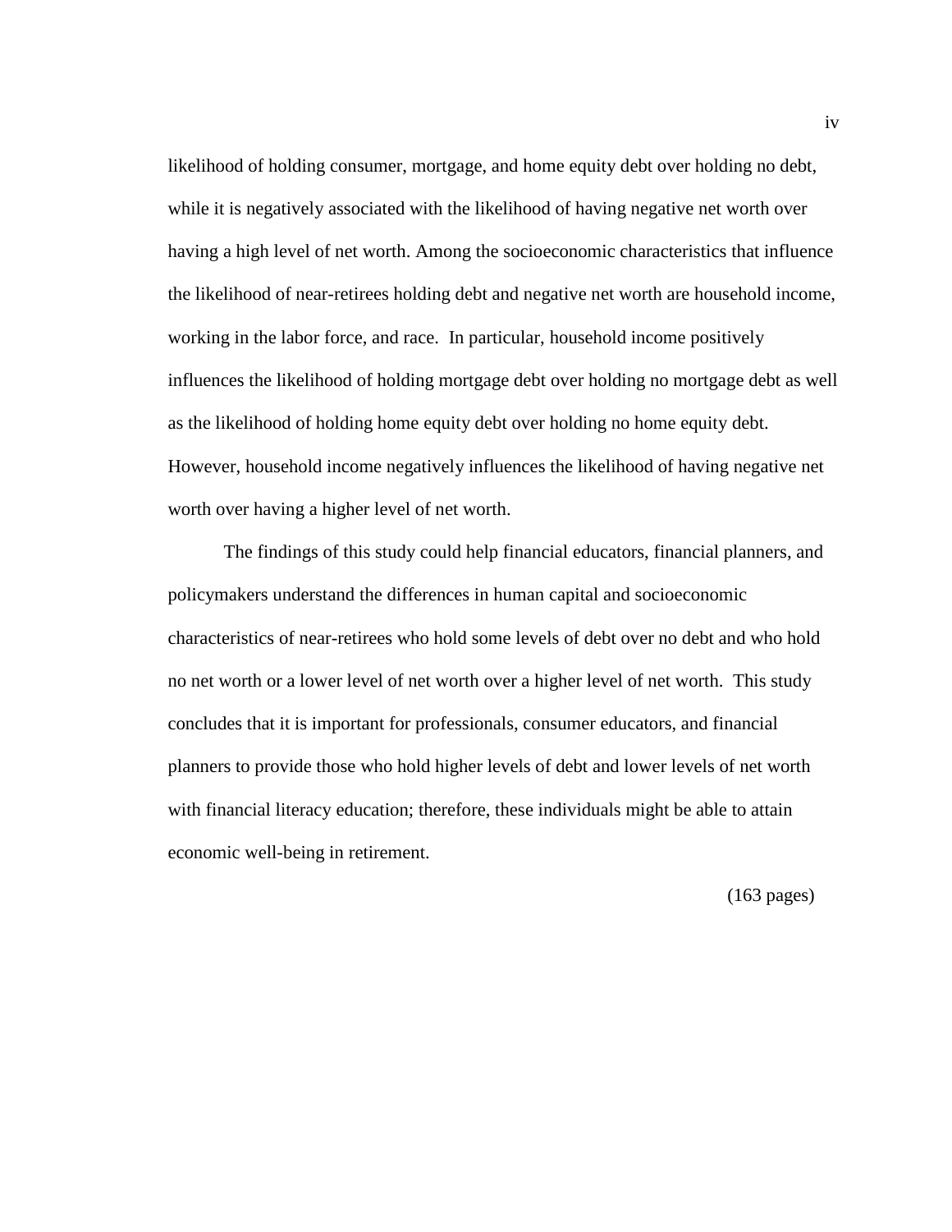likelihood of holding consumer, mortgage, and home equity debt over holding no debt, while it is negatively associated with the likelihood of having negative net worth over having a high level of net worth. Among the socioeconomic characteristics that influence the likelihood of near-retirees holding debt and negative net worth are household income, working in the labor force, and race. In particular, household income positively influences the likelihood of holding mortgage debt over holding no mortgage debt as well as the likelihood of holding home equity debt over holding no home equity debt. However, household income negatively influences the likelihood of having negative net worth over having a higher level of net worth.

The findings of this study could help financial educators, financial planners, and policymakers understand the differences in human capital and socioeconomic characteristics of near-retirees who hold some levels of debt over no debt and who hold no net worth or a lower level of net worth over a higher level of net worth. This study concludes that it is important for professionals, consumer educators, and financial planners to provide those who hold higher levels of debt and lower levels of net worth with financial literacy education; therefore, these individuals might be able to attain economic well-being in retirement.

(163 pages)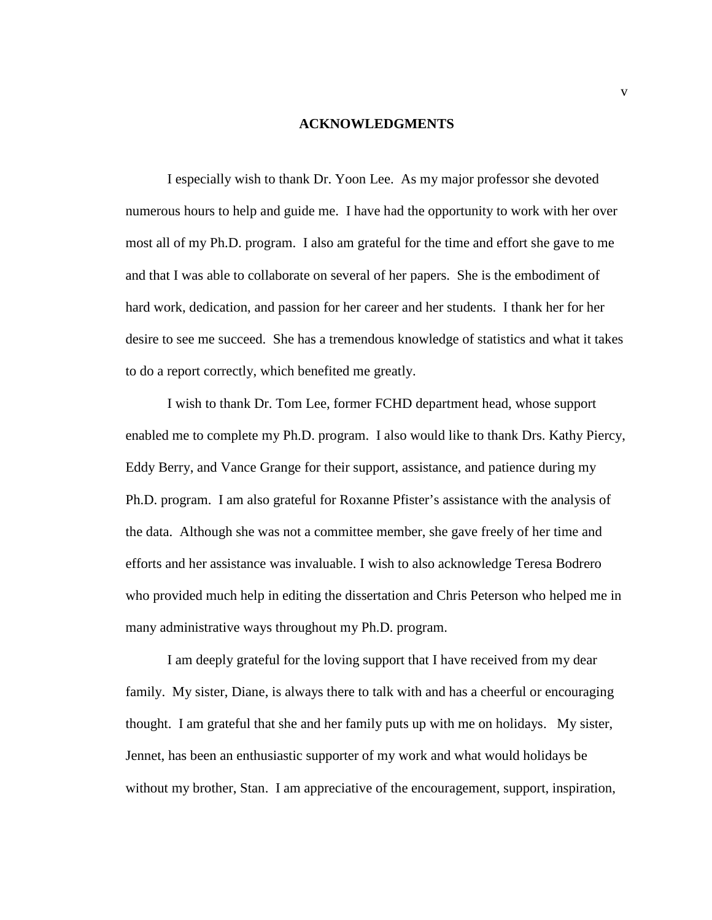# ACKNOWLEDGMENTS

I especially wish to thank Dr. Yoon Lee. As my major professor she devoted numerous hours to help and guide me. I have had the opportunity to work with her over most all of my Ph.D. program. I also am grateful for the time and effort she gave to me and that I was able to collaborate on several of her papers. She is the embodiment of hard work, dedication, and passion for her career and her students. I thank her for her desire to see me succeed. She has a tremendous knowledge of statistics and what it takes to do a report correctly, which benefited me greatly.

I wish to thank Dr. Tom Lee, former FCHD department head, whose support enabled me to complete my Ph.D. program. I also would like to thank Drs. Kathy Piercy, Eddy Berry, and Vance Grange for their support, assistance, and patience during my Ph.D. program. I am also grateful for Roxanne Pfister's assistance with the analysis of the data. Although she was not a committee member, she gave freely of her time and efforts and her assistance was invaluable. I wish to also acknowledge Teresa Bodrero who provided much help in editing the dissertation and Chris Peterson who helped me in many administrative ways throughout my Ph.D. program.

I am deeply grateful for the loving support that I have received from my dear family. My sister, Diane, is always there to talk with and has a cheerful or encouraging thought. I am grateful that she and her family puts up with me on holidays. My sister, Jennet, has been an enthusiastic supporter of my work and what would holidays be without my brother, Stan. I am appreciative of the encouragement, support, inspiration,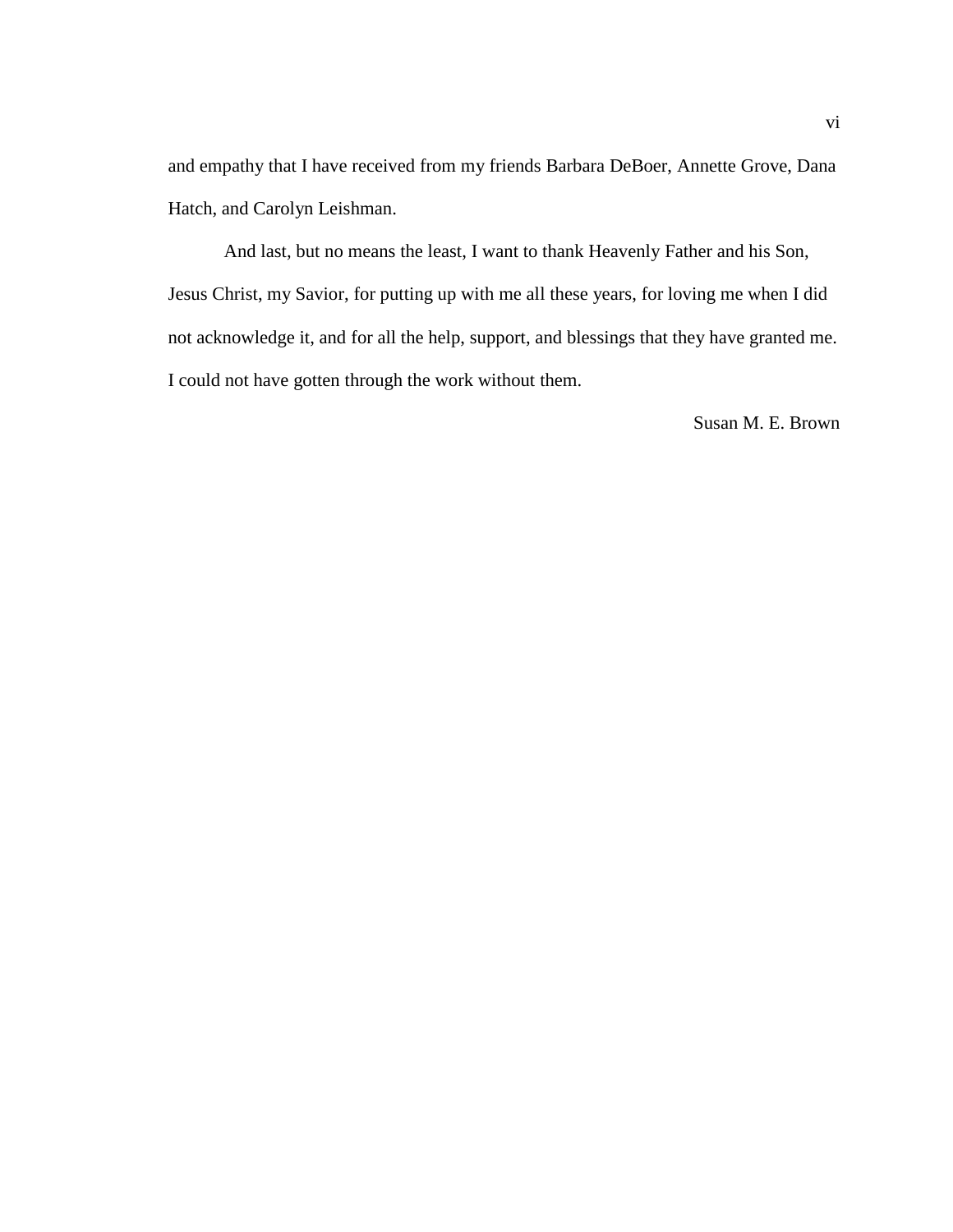and empathy that I have received from my friends Barbara DeBoer, Annette Grove, Dana Hatch, and Carolyn Leishman.

And last, but no means the least, I want to thank Heavenly Father and his Son, Jesus Christ, my Savior, for putting up with me all these years, for loving me when I did not acknowledge it, and for all the help, support, and blessings that they have granted me. I could not have gotten through the work without them.

Susan M. E. Brown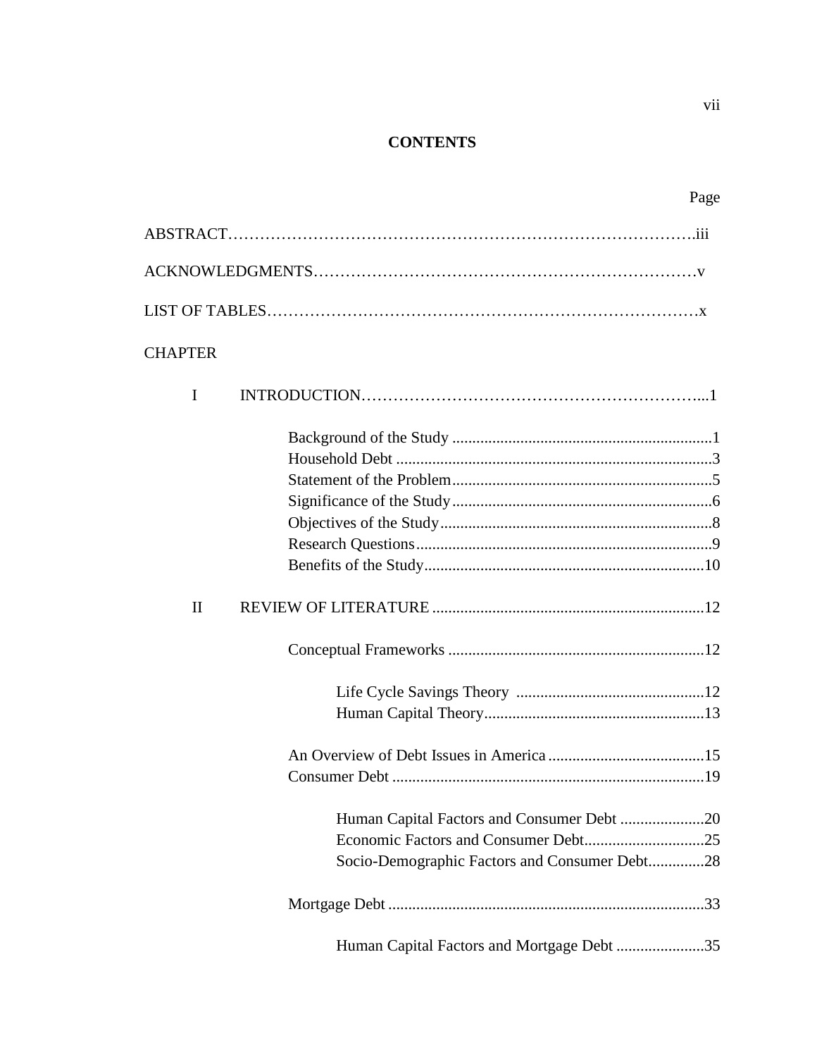# CONTENTS

Page

ABSTRACT……………………………………………………………………………….iii

ACKNOWLEDGMENTS………………………………………………………………v

LIST OF TABLES…………………………………………………………………….x

CHAPTER

I INTRODUCTION………………………………………………………...1

- Background of the Study ........................................................................1
- Household Debt ......................................................................................3
- Statement of the Problem........................................................................5
- Significance of the Study........................................................................6
- Objectives of the Study...........................................................................8
- Research Questions.................................................................................9
- Benefits of the Study..............................................................................10

II REVIEW OF LITERATURE ...........................................................................12

- Conceptual Frameworks ........................................................................12
  - Life Cycle Savings Theory ...............................................12
  - Human Capital Theory.......................................................13
- An Overview of Debt Issues in America ........................................15
- Consumer Debt ...................................................................................19
  - Human Capital Factors and Consumer Debt .....................20
  - Economic Factors and Consumer Debt..............................25
  - Socio-Demographic Factors and Consumer Debt..............28
- Mortgage Debt ....................................................................................33
  - Human Capital Factors and Mortgage Debt ......................35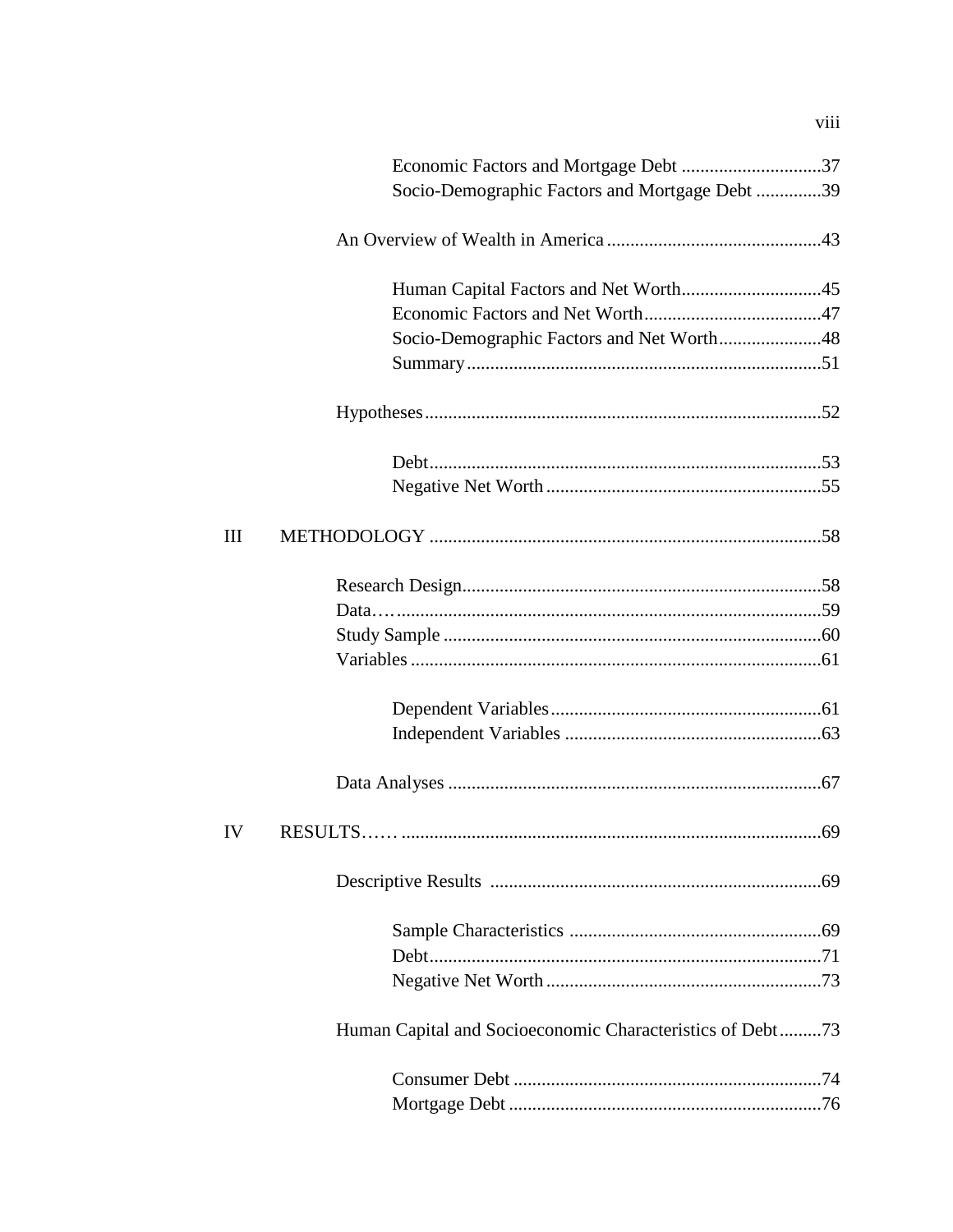Economic Factors and Mortgage Debt .............................37
Socio-Demographic Factors and Mortgage Debt ..............39

An Overview of Wealth in America ..............................................43

Human Capital Factors and Net Worth..............................45
Economic Factors and Net Worth......................................47
Socio-Demographic Factors and Net Worth......................48
Summary............................................................................51

Hypotheses.....................................................................................52

Debt....................................................................................53
Negative Net Worth ...........................................................55

III METHODOLOGY ....................................................................................58

Research Design.............................................................................58
Data…. ...........................................................................................59
Study Sample .................................................................................60
Variables ........................................................................................61

Dependent Variables..........................................................61
Independent Variables .......................................................63

Data Analyses ................................................................................67

IV RESULTS…… .........................................................................................69

Descriptive Results .......................................................................69

Sample Characteristics ......................................................69
Debt....................................................................................71
Negative Net Worth ...........................................................73

Human Capital and Socioeconomic Characteristics of Debt.........73

Consumer Debt ..................................................................74
Mortgage Debt ...................................................................76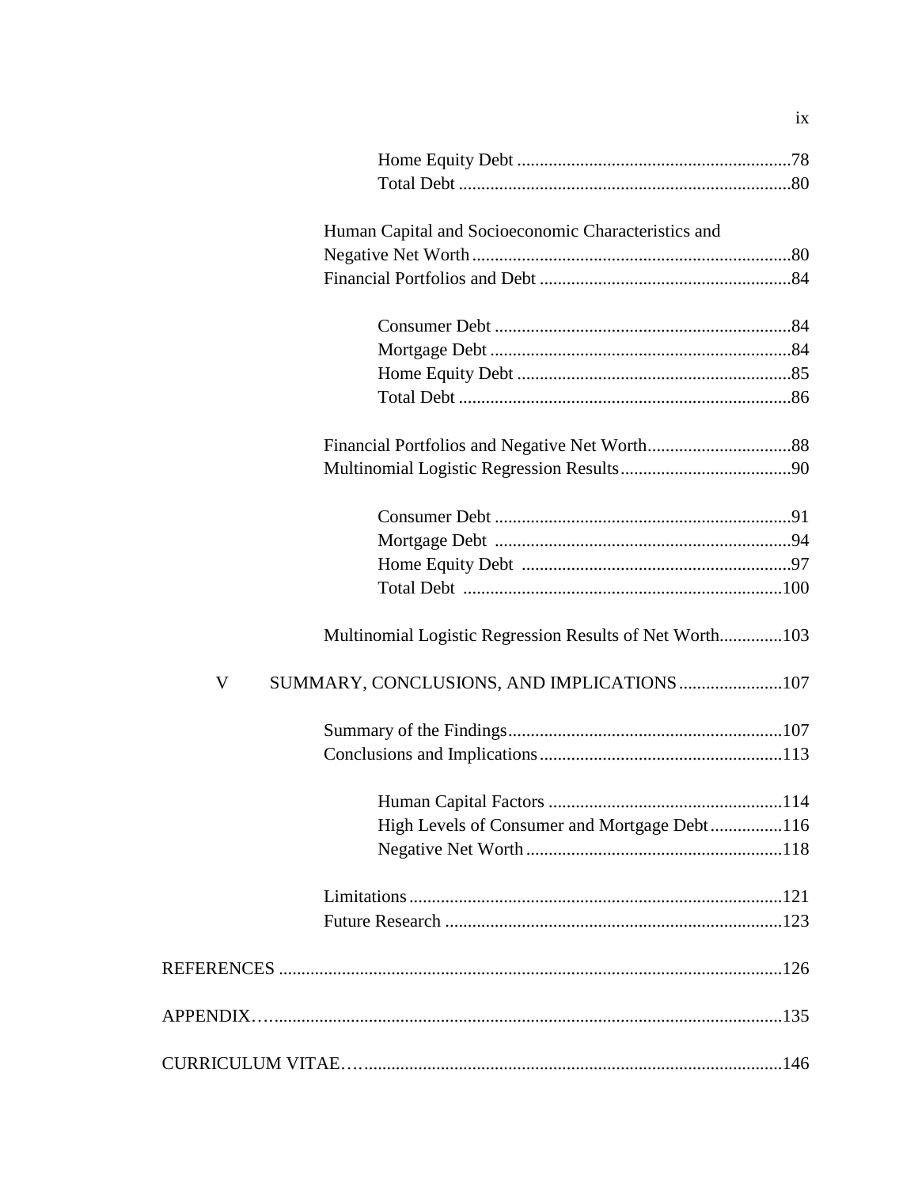Home Equity Debt ............................................................78
Total Debt .........................................................................80

Human Capital and Socioeconomic Characteristics and Negative Net Worth......................................................................80
Financial Portfolios and Debt .......................................................84

Consumer Debt .................................................................84
Mortgage Debt ..................................................................84
Home Equity Debt ............................................................85
Total Debt .........................................................................86

Financial Portfolios and Negative Net Worth................................88
Multinomial Logistic Regression Results......................................90

Consumer Debt .................................................................91
Mortgage Debt .................................................................94
Home Equity Debt ...........................................................97
Total Debt ......................................................................100

Multinomial Logistic Regression Results of Net Worth.............103

V SUMMARY, CONCLUSIONS, AND IMPLICATIONS.......................107

Summary of the Findings.............................................................107
Conclusions and Implications......................................................113

Human Capital Factors ....................................................114
High Levels of Consumer and Mortgage Debt................116
Negative Net Worth.........................................................118

Limitations..................................................................................121
Future Research ..........................................................................123

REFERENCES ...............................................................................................................126

APPENDIX.......................................................................................................................135

CURRICULUM VITAE..................................................................................................146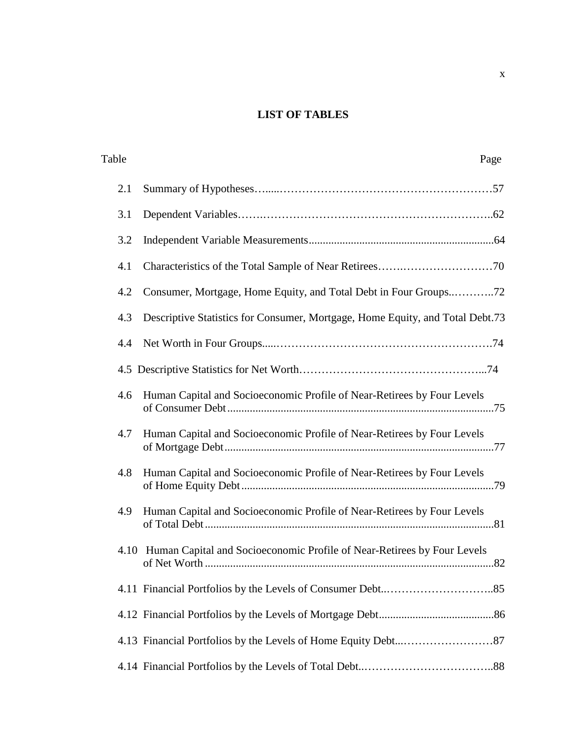# LIST OF TABLES

| Table | | Page |
|---|---|---|
| 2.1 | Summary of Hypotheses | 57 |
| 3.1 | Dependent Variables | 62 |
| 3.2 | Independent Variable Measurements | 64 |
| 4.1 | Characteristics of the Total Sample of Near Retirees | 70 |
| 4.2 | Consumer, Mortgage, Home Equity, and Total Debt in Four Groups | 72 |
| 4.3 | Descriptive Statistics for Consumer, Mortgage, Home Equity, and Total Debt | 73 |
| 4.4 | Net Worth in Four Groups | 74 |
| 4.5 | Descriptive Statistics for Net Worth | 74 |
| 4.6 | Human Capital and Socioeconomic Profile of Near-Retirees by Four Levels of Consumer Debt | 75 |
| 4.7 | Human Capital and Socioeconomic Profile of Near-Retirees by Four Levels of Mortgage Debt | 77 |
| 4.8 | Human Capital and Socioeconomic Profile of Near-Retirees by Four Levels of Home Equity Debt | 79 |
| 4.9 | Human Capital and Socioeconomic Profile of Near-Retirees by Four Levels of Total Debt | 81 |
| 4.10 | Human Capital and Socioeconomic Profile of Near-Retirees by Four Levels of Net Worth | 82 |
| 4.11 | Financial Portfolios by the Levels of Consumer Debt | 85 |
| 4.12 | Financial Portfolios by the Levels of Mortgage Debt | 86 |
| 4.13 | Financial Portfolios by the Levels of Home Equity Debt | 87 |
| 4.14 | Financial Portfolios by the Levels of Total Debt | 88 |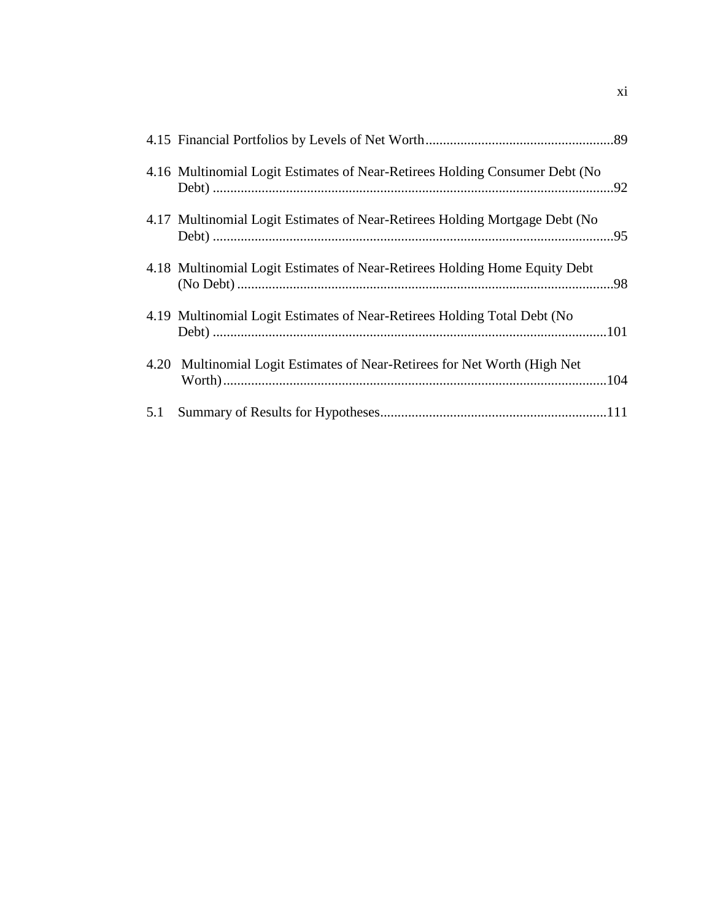4.15 Financial Portfolios by Levels of Net Worth......................................................89

4.16 Multinomial Logit Estimates of Near-Retirees Holding Consumer Debt (No Debt) ...................................................................................................................92

4.17 Multinomial Logit Estimates of Near-Retirees Holding Mortgage Debt (No Debt) ...................................................................................................................95

4.18 Multinomial Logit Estimates of Near-Retirees Holding Home Equity Debt (No Debt) ............................................................................................................98

4.19 Multinomial Logit Estimates of Near-Retirees Holding Total Debt (No Debt) .................................................................................................................101

4.20 Multinomial Logit Estimates of Near-Retirees for Net Worth (High Net Worth)...............................................................................................................104

5.1 Summary of Results for Hypotheses.................................................................111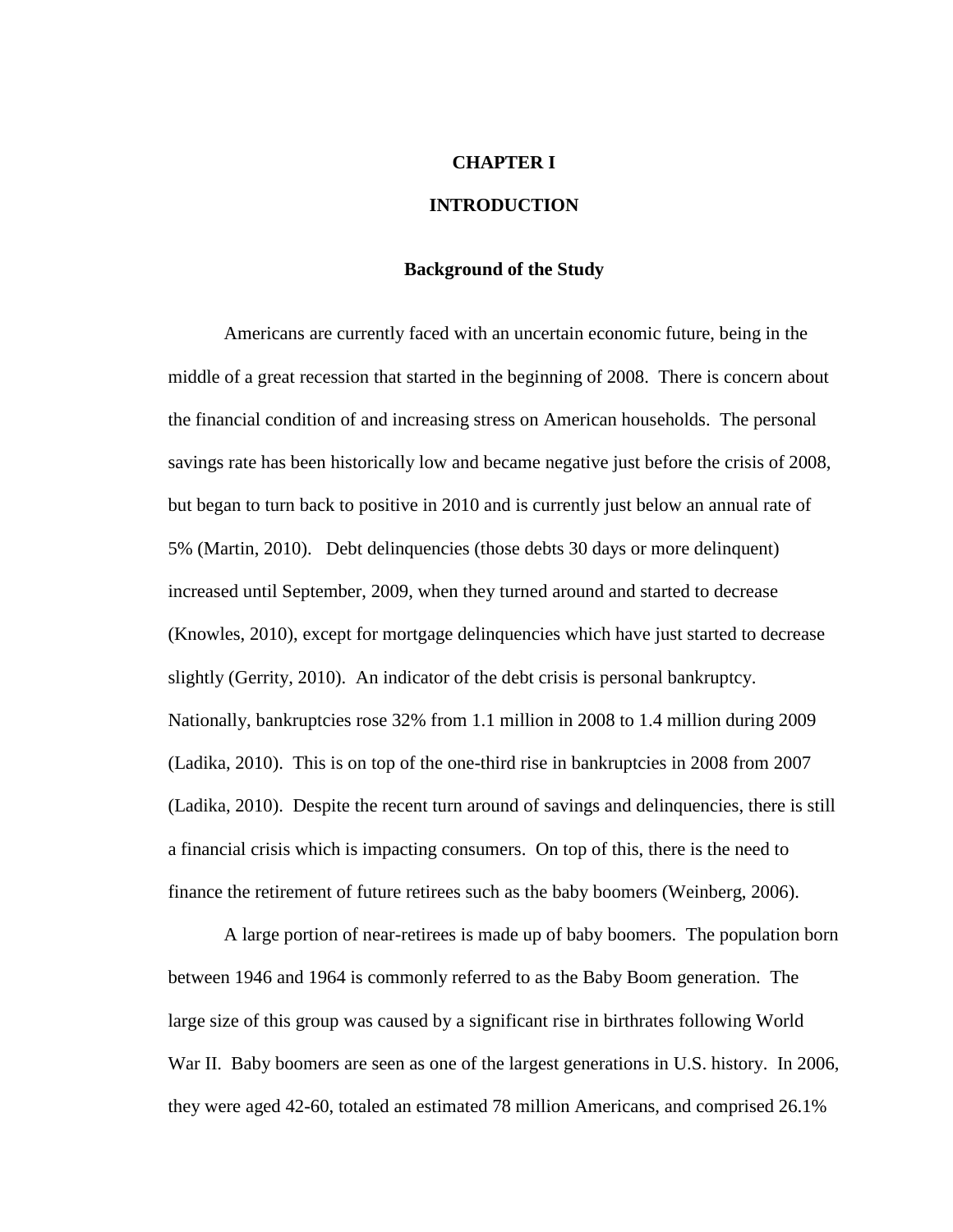# CHAPTER I

# INTRODUCTION

## Background of the Study

Americans are currently faced with an uncertain economic future, being in the middle of a great recession that started in the beginning of 2008. There is concern about the financial condition of and increasing stress on American households. The personal savings rate has been historically low and became negative just before the crisis of 2008, but began to turn back to positive in 2010 and is currently just below an annual rate of 5% (Martin, 2010). Debt delinquencies (those debts 30 days or more delinquent) increased until September, 2009, when they turned around and started to decrease (Knowles, 2010), except for mortgage delinquencies which have just started to decrease slightly (Gerrity, 2010). An indicator of the debt crisis is personal bankruptcy. Nationally, bankruptcies rose 32% from 1.1 million in 2008 to 1.4 million during 2009 (Ladika, 2010). This is on top of the one-third rise in bankruptcies in 2008 from 2007 (Ladika, 2010). Despite the recent turn around of savings and delinquencies, there is still a financial crisis which is impacting consumers. On top of this, there is the need to finance the retirement of future retirees such as the baby boomers (Weinberg, 2006).

A large portion of near-retirees is made up of baby boomers. The population born between 1946 and 1964 is commonly referred to as the Baby Boom generation. The large size of this group was caused by a significant rise in birthrates following World War II. Baby boomers are seen as one of the largest generations in U.S. history. In 2006, they were aged 42-60, totaled an estimated 78 million Americans, and comprised 26.1%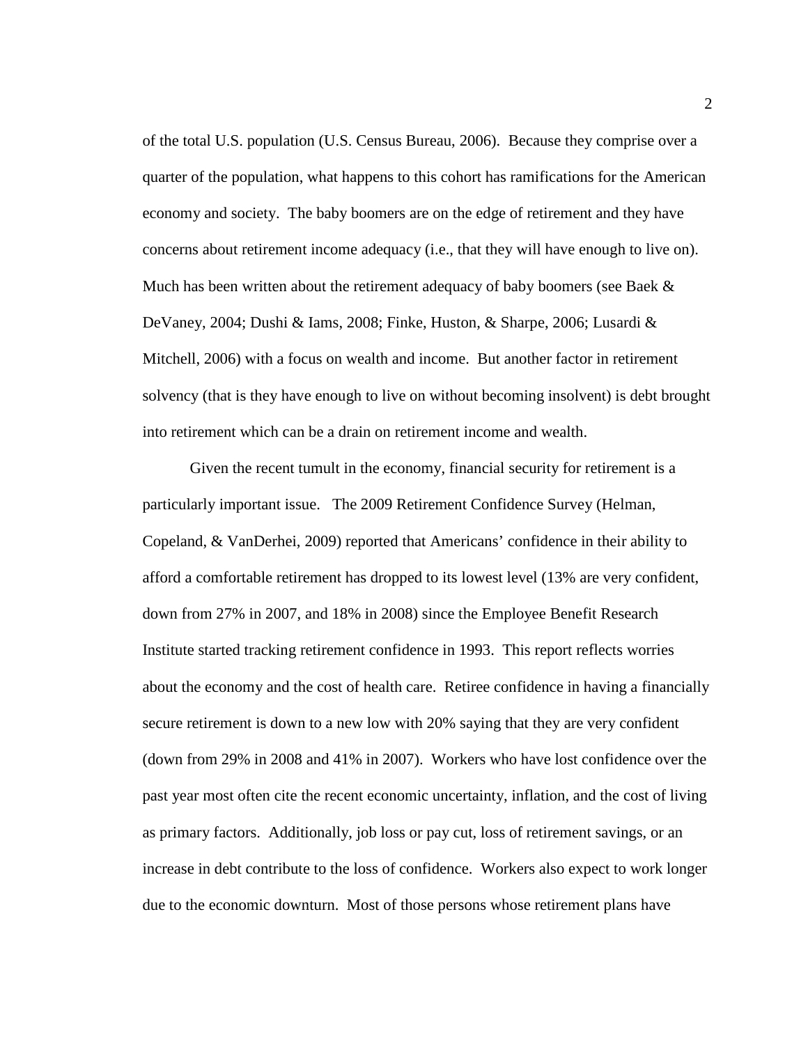of the total U.S. population (U.S. Census Bureau, 2006). Because they comprise over a quarter of the population, what happens to this cohort has ramifications for the American economy and society. The baby boomers are on the edge of retirement and they have concerns about retirement income adequacy (i.e., that they will have enough to live on). Much has been written about the retirement adequacy of baby boomers (see Baek & DeVaney, 2004; Dushi & Iams, 2008; Finke, Huston, & Sharpe, 2006; Lusardi & Mitchell, 2006) with a focus on wealth and income. But another factor in retirement solvency (that is they have enough to live on without becoming insolvent) is debt brought into retirement which can be a drain on retirement income and wealth.

Given the recent tumult in the economy, financial security for retirement is a particularly important issue. The 2009 Retirement Confidence Survey (Helman, Copeland, & VanDerhei, 2009) reported that Americans' confidence in their ability to afford a comfortable retirement has dropped to its lowest level (13% are very confident, down from 27% in 2007, and 18% in 2008) since the Employee Benefit Research Institute started tracking retirement confidence in 1993. This report reflects worries about the economy and the cost of health care. Retiree confidence in having a financially secure retirement is down to a new low with 20% saying that they are very confident (down from 29% in 2008 and 41% in 2007). Workers who have lost confidence over the past year most often cite the recent economic uncertainty, inflation, and the cost of living as primary factors. Additionally, job loss or pay cut, loss of retirement savings, or an increase in debt contribute to the loss of confidence. Workers also expect to work longer due to the economic downturn. Most of those persons whose retirement plans have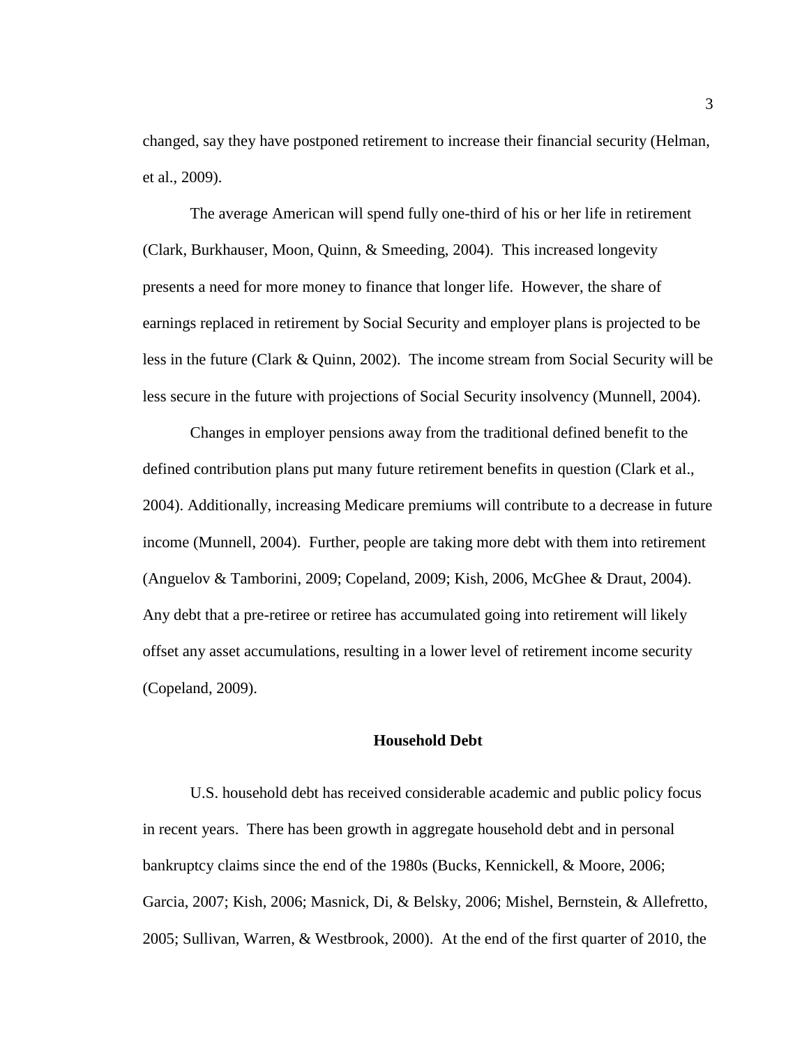changed, say they have postponed retirement to increase their financial security (Helman, et al., 2009).

The average American will spend fully one-third of his or her life in retirement (Clark, Burkhauser, Moon, Quinn, & Smeeding, 2004). This increased longevity presents a need for more money to finance that longer life. However, the share of earnings replaced in retirement by Social Security and employer plans is projected to be less in the future (Clark & Quinn, 2002). The income stream from Social Security will be less secure in the future with projections of Social Security insolvency (Munnell, 2004).

Changes in employer pensions away from the traditional defined benefit to the defined contribution plans put many future retirement benefits in question (Clark et al., 2004). Additionally, increasing Medicare premiums will contribute to a decrease in future income (Munnell, 2004). Further, people are taking more debt with them into retirement (Anguelov & Tamborini, 2009; Copeland, 2009; Kish, 2006, McGhee & Draut, 2004). Any debt that a pre-retiree or retiree has accumulated going into retirement will likely offset any asset accumulations, resulting in a lower level of retirement income security (Copeland, 2009).

## Household Debt

U.S. household debt has received considerable academic and public policy focus in recent years. There has been growth in aggregate household debt and in personal bankruptcy claims since the end of the 1980s (Bucks, Kennickell, & Moore, 2006; Garcia, 2007; Kish, 2006; Masnick, Di, & Belsky, 2006; Mishel, Bernstein, & Allefretto, 2005; Sullivan, Warren, & Westbrook, 2000). At the end of the first quarter of 2010, the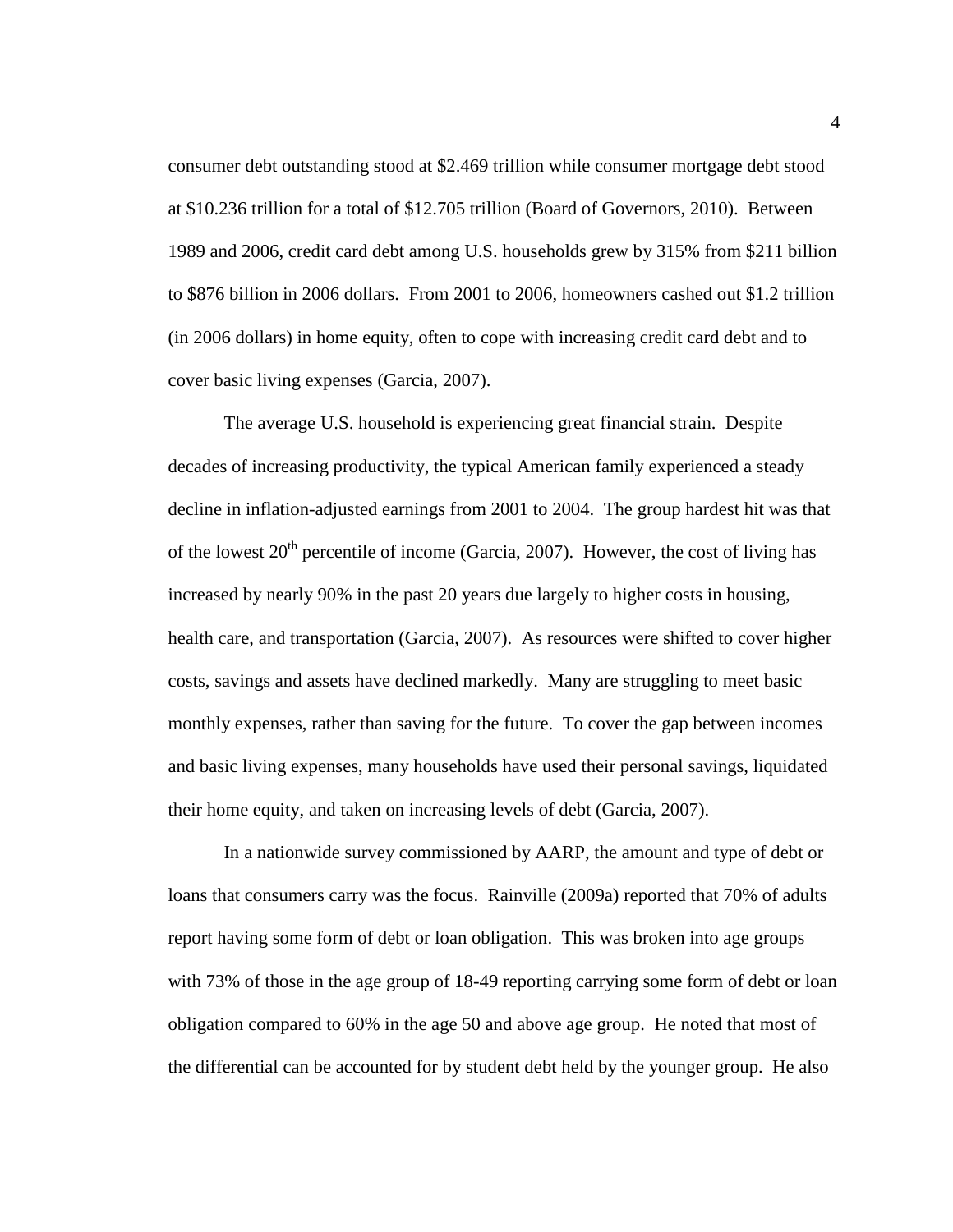consumer debt outstanding stood at $2.469 trillion while consumer mortgage debt stood at $10.236 trillion for a total of $12.705 trillion (Board of Governors, 2010). Between 1989 and 2006, credit card debt among U.S. households grew by 315% from $211 billion to $876 billion in 2006 dollars. From 2001 to 2006, homeowners cashed out $1.2 trillion (in 2006 dollars) in home equity, often to cope with increasing credit card debt and to cover basic living expenses (Garcia, 2007).

The average U.S. household is experiencing great financial strain. Despite decades of increasing productivity, the typical American family experienced a steady decline in inflation-adjusted earnings from 2001 to 2004. The group hardest hit was that of the lowest $20^{th}$ percentile of income (Garcia, 2007). However, the cost of living has increased by nearly 90% in the past 20 years due largely to higher costs in housing, health care, and transportation (Garcia, 2007). As resources were shifted to cover higher costs, savings and assets have declined markedly. Many are struggling to meet basic monthly expenses, rather than saving for the future. To cover the gap between incomes and basic living expenses, many households have used their personal savings, liquidated their home equity, and taken on increasing levels of debt (Garcia, 2007).

In a nationwide survey commissioned by AARP, the amount and type of debt or loans that consumers carry was the focus. Rainville (2009a) reported that 70% of adults report having some form of debt or loan obligation. This was broken into age groups with 73% of those in the age group of 18-49 reporting carrying some form of debt or loan obligation compared to 60% in the age 50 and above age group. He noted that most of the differential can be accounted for by student debt held by the younger group. He also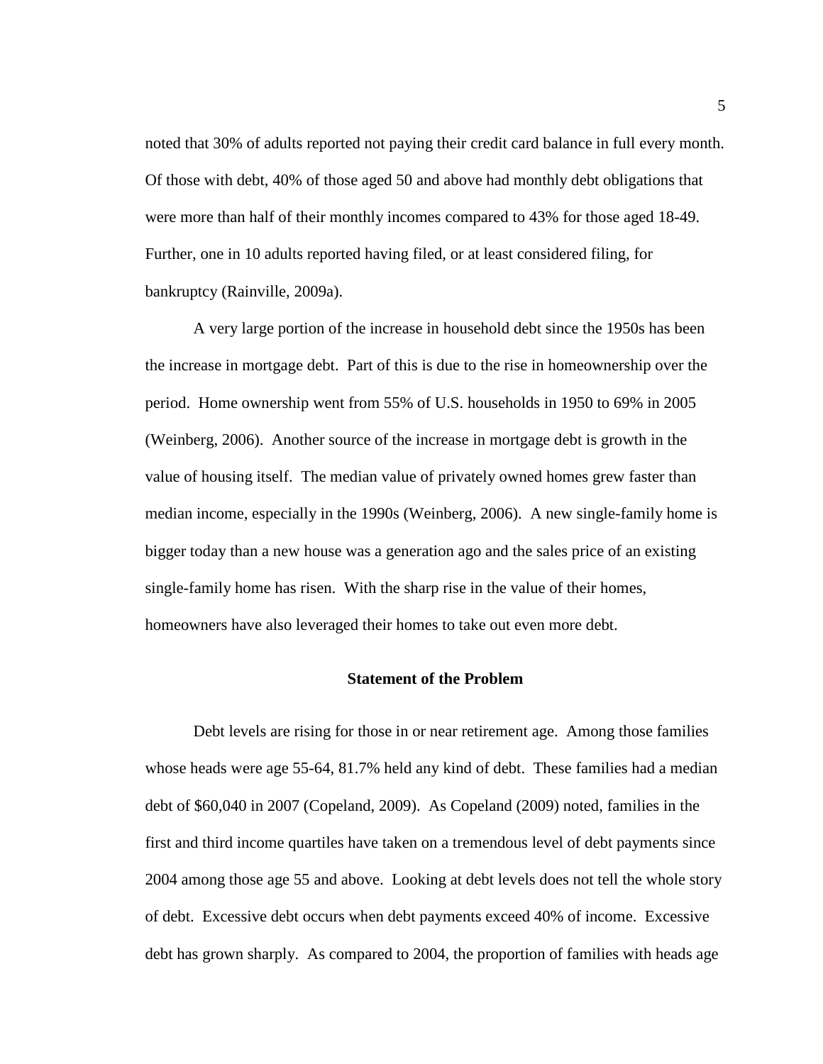noted that 30% of adults reported not paying their credit card balance in full every month. Of those with debt, 40% of those aged 50 and above had monthly debt obligations that were more than half of their monthly incomes compared to 43% for those aged 18-49. Further, one in 10 adults reported having filed, or at least considered filing, for bankruptcy (Rainville, 2009a).

A very large portion of the increase in household debt since the 1950s has been the increase in mortgage debt. Part of this is due to the rise in homeownership over the period. Home ownership went from 55% of U.S. households in 1950 to 69% in 2005 (Weinberg, 2006). Another source of the increase in mortgage debt is growth in the value of housing itself. The median value of privately owned homes grew faster than median income, especially in the 1990s (Weinberg, 2006). A new single-family home is bigger today than a new house was a generation ago and the sales price of an existing single-family home has risen. With the sharp rise in the value of their homes, homeowners have also leveraged their homes to take out even more debt.

## Statement of the Problem

Debt levels are rising for those in or near retirement age. Among those families whose heads were age 55-64, 81.7% held any kind of debt. These families had a median debt of $60,040 in 2007 (Copeland, 2009). As Copeland (2009) noted, families in the first and third income quartiles have taken on a tremendous level of debt payments since 2004 among those age 55 and above. Looking at debt levels does not tell the whole story of debt. Excessive debt occurs when debt payments exceed 40% of income. Excessive debt has grown sharply. As compared to 2004, the proportion of families with heads age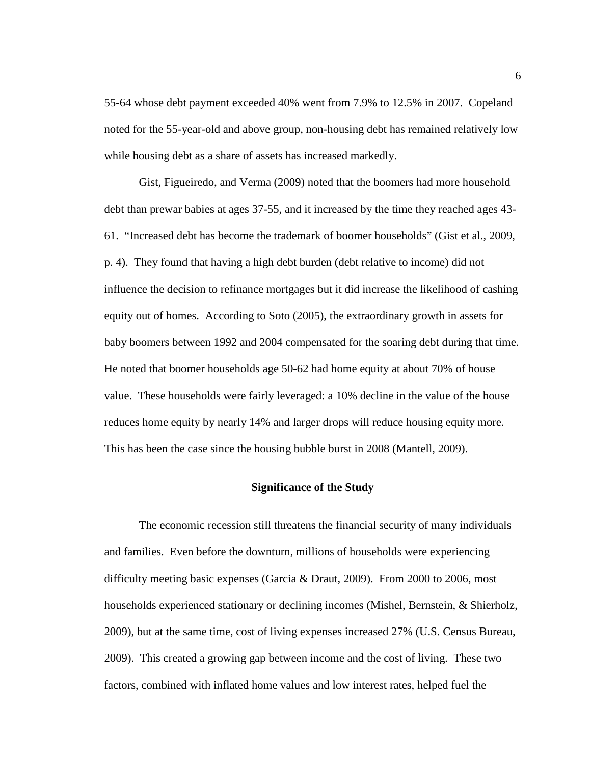55-64 whose debt payment exceeded 40% went from 7.9% to 12.5% in 2007. Copeland noted for the 55-year-old and above group, non-housing debt has remained relatively low while housing debt as a share of assets has increased markedly.

Gist, Figueiredo, and Verma (2009) noted that the boomers had more household debt than prewar babies at ages 37-55, and it increased by the time they reached ages 43-61. "Increased debt has become the trademark of boomer households" (Gist et al., 2009, p. 4). They found that having a high debt burden (debt relative to income) did not influence the decision to refinance mortgages but it did increase the likelihood of cashing equity out of homes. According to Soto (2005), the extraordinary growth in assets for baby boomers between 1992 and 2004 compensated for the soaring debt during that time. He noted that boomer households age 50-62 had home equity at about 70% of house value. These households were fairly leveraged: a 10% decline in the value of the house reduces home equity by nearly 14% and larger drops will reduce housing equity more. This has been the case since the housing bubble burst in 2008 (Mantell, 2009).

## Significance of the Study

The economic recession still threatens the financial security of many individuals and families. Even before the downturn, millions of households were experiencing difficulty meeting basic expenses (Garcia & Draut, 2009). From 2000 to 2006, most households experienced stationary or declining incomes (Mishel, Bernstein, & Shierholz, 2009), but at the same time, cost of living expenses increased 27% (U.S. Census Bureau, 2009). This created a growing gap between income and the cost of living. These two factors, combined with inflated home values and low interest rates, helped fuel the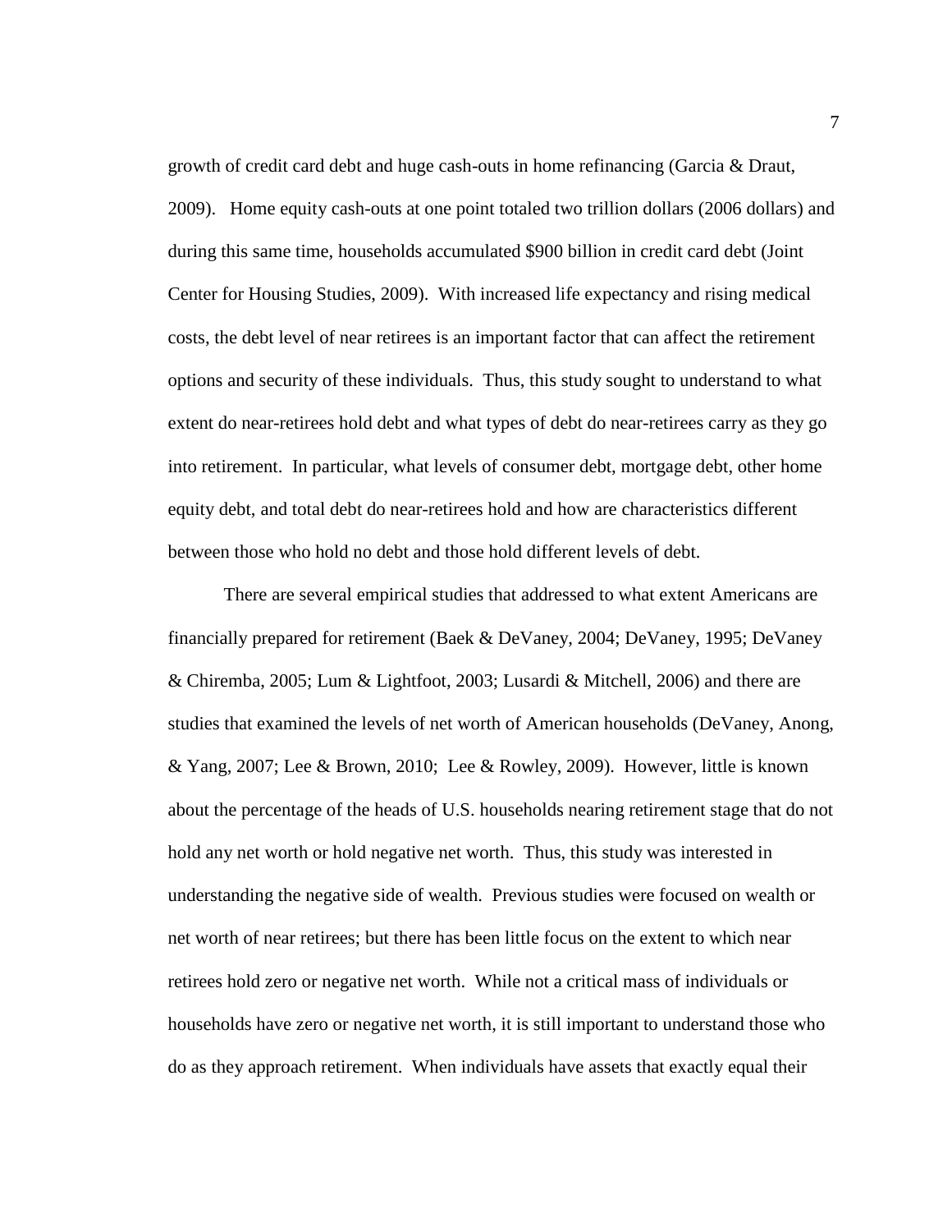growth of credit card debt and huge cash-outs in home refinancing (Garcia & Draut, 2009). Home equity cash-outs at one point totaled two trillion dollars (2006 dollars) and during this same time, households accumulated $900 billion in credit card debt (Joint Center for Housing Studies, 2009). With increased life expectancy and rising medical costs, the debt level of near retirees is an important factor that can affect the retirement options and security of these individuals. Thus, this study sought to understand to what extent do near-retirees hold debt and what types of debt do near-retirees carry as they go into retirement. In particular, what levels of consumer debt, mortgage debt, other home equity debt, and total debt do near-retirees hold and how are characteristics different between those who hold no debt and those hold different levels of debt.

There are several empirical studies that addressed to what extent Americans are financially prepared for retirement (Baek & DeVaney, 2004; DeVaney, 1995; DeVaney & Chiremba, 2005; Lum & Lightfoot, 2003; Lusardi & Mitchell, 2006) and there are studies that examined the levels of net worth of American households (DeVaney, Anong, & Yang, 2007; Lee & Brown, 2010; Lee & Rowley, 2009). However, little is known about the percentage of the heads of U.S. households nearing retirement stage that do not hold any net worth or hold negative net worth. Thus, this study was interested in understanding the negative side of wealth. Previous studies were focused on wealth or net worth of near retirees; but there has been little focus on the extent to which near retirees hold zero or negative net worth. While not a critical mass of individuals or households have zero or negative net worth, it is still important to understand those who do as they approach retirement. When individuals have assets that exactly equal their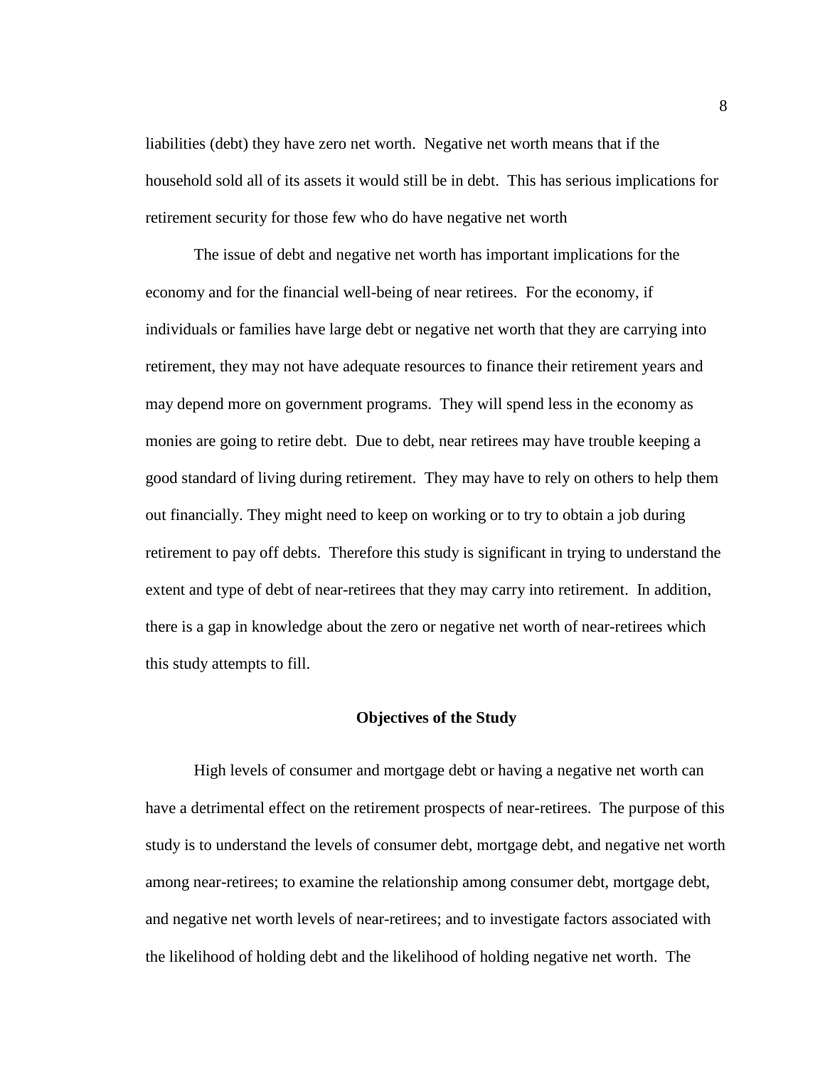liabilities (debt) they have zero net worth. Negative net worth means that if the household sold all of its assets it would still be in debt. This has serious implications for retirement security for those few who do have negative net worth

The issue of debt and negative net worth has important implications for the economy and for the financial well-being of near retirees. For the economy, if individuals or families have large debt or negative net worth that they are carrying into retirement, they may not have adequate resources to finance their retirement years and may depend more on government programs. They will spend less in the economy as monies are going to retire debt. Due to debt, near retirees may have trouble keeping a good standard of living during retirement. They may have to rely on others to help them out financially. They might need to keep on working or to try to obtain a job during retirement to pay off debts. Therefore this study is significant in trying to understand the extent and type of debt of near-retirees that they may carry into retirement. In addition, there is a gap in knowledge about the zero or negative net worth of near-retirees which this study attempts to fill.

## Objectives of the Study

High levels of consumer and mortgage debt or having a negative net worth can have a detrimental effect on the retirement prospects of near-retirees. The purpose of this study is to understand the levels of consumer debt, mortgage debt, and negative net worth among near-retirees; to examine the relationship among consumer debt, mortgage debt, and negative net worth levels of near-retirees; and to investigate factors associated with the likelihood of holding debt and the likelihood of holding negative net worth. The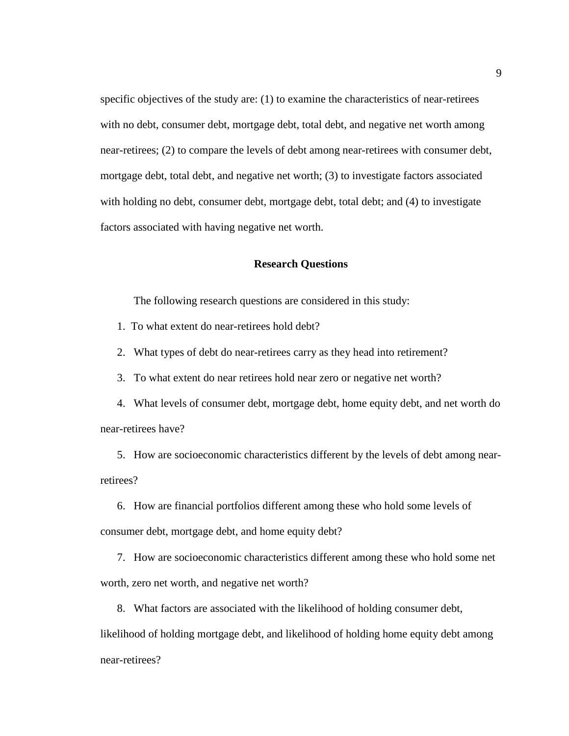specific objectives of the study are: (1) to examine the characteristics of near-retirees with no debt, consumer debt, mortgage debt, total debt, and negative net worth among near-retirees; (2) to compare the levels of debt among near-retirees with consumer debt, mortgage debt, total debt, and negative net worth; (3) to investigate factors associated with holding no debt, consumer debt, mortgage debt, total debt; and (4) to investigate factors associated with having negative net worth.

## Research Questions

The following research questions are considered in this study:

1. To what extent do near-retirees hold debt?
2. What types of debt do near-retirees carry as they head into retirement?
3. To what extent do near retirees hold near zero or negative net worth?
4. What levels of consumer debt, mortgage debt, home equity debt, and net worth do near-retirees have?
5. How are socioeconomic characteristics different by the levels of debt among near-retirees?
6. How are financial portfolios different among these who hold some levels of consumer debt, mortgage debt, and home equity debt?
7. How are socioeconomic characteristics different among these who hold some net worth, zero net worth, and negative net worth?
8. What factors are associated with the likelihood of holding consumer debt, likelihood of holding mortgage debt, and likelihood of holding home equity debt among near-retirees?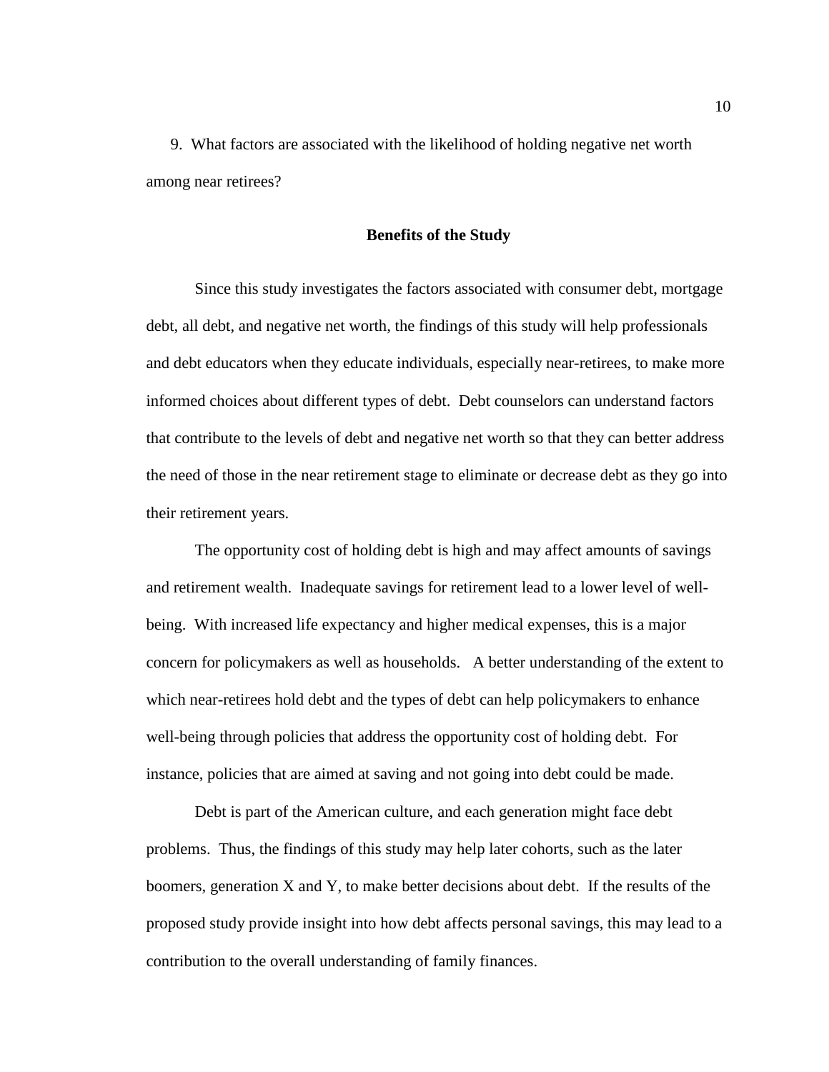9. What factors are associated with the likelihood of holding negative net worth among near retirees?

## Benefits of the Study

Since this study investigates the factors associated with consumer debt, mortgage debt, all debt, and negative net worth, the findings of this study will help professionals and debt educators when they educate individuals, especially near-retirees, to make more informed choices about different types of debt. Debt counselors can understand factors that contribute to the levels of debt and negative net worth so that they can better address the need of those in the near retirement stage to eliminate or decrease debt as they go into their retirement years.

The opportunity cost of holding debt is high and may affect amounts of savings and retirement wealth. Inadequate savings for retirement lead to a lower level of well-being. With increased life expectancy and higher medical expenses, this is a major concern for policymakers as well as households. A better understanding of the extent to which near-retirees hold debt and the types of debt can help policymakers to enhance well-being through policies that address the opportunity cost of holding debt. For instance, policies that are aimed at saving and not going into debt could be made.

Debt is part of the American culture, and each generation might face debt problems. Thus, the findings of this study may help later cohorts, such as the later boomers, generation X and Y, to make better decisions about debt. If the results of the proposed study provide insight into how debt affects personal savings, this may lead to a contribution to the overall understanding of family finances.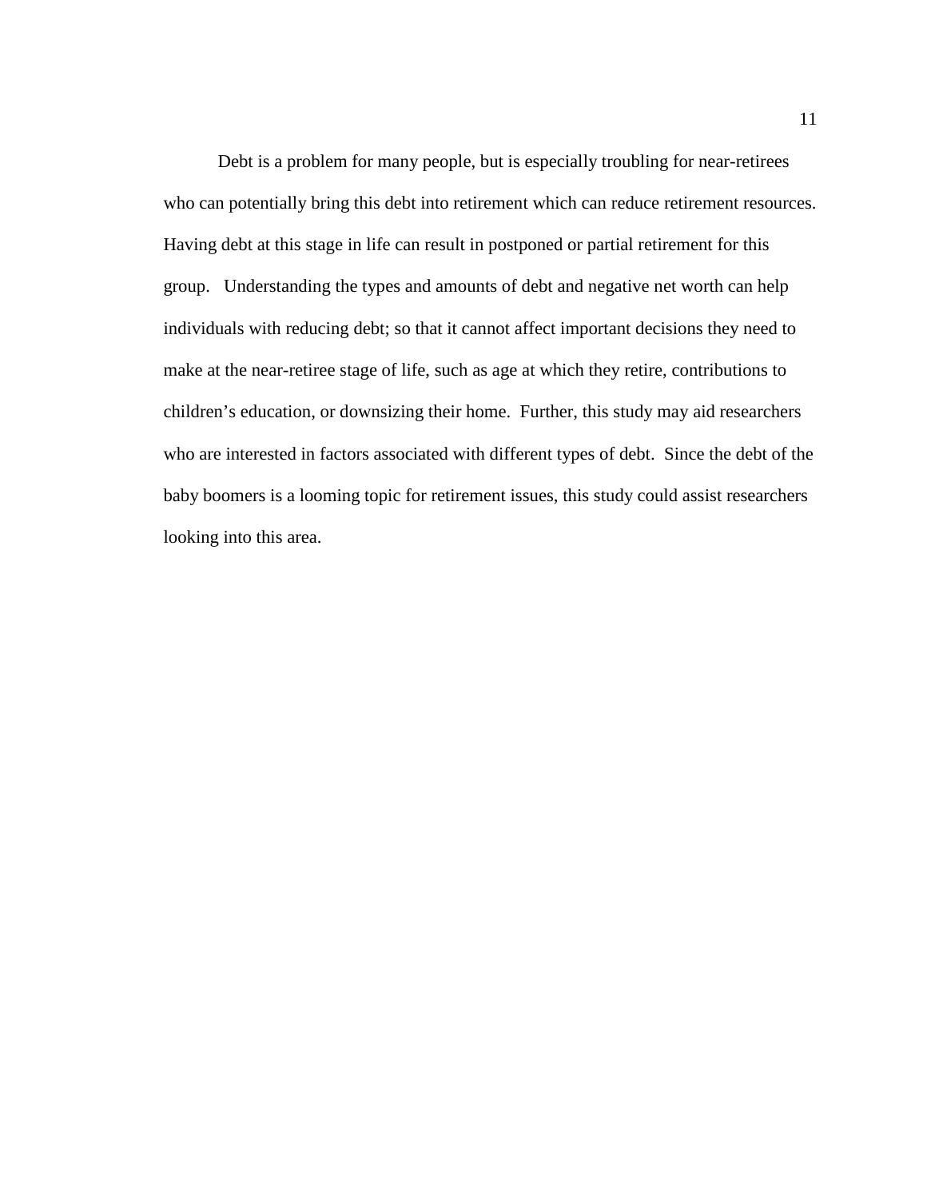Debt is a problem for many people, but is especially troubling for near-retirees who can potentially bring this debt into retirement which can reduce retirement resources. Having debt at this stage in life can result in postponed or partial retirement for this group. Understanding the types and amounts of debt and negative net worth can help individuals with reducing debt; so that it cannot affect important decisions they need to make at the near-retiree stage of life, such as age at which they retire, contributions to children's education, or downsizing their home. Further, this study may aid researchers who are interested in factors associated with different types of debt. Since the debt of the baby boomers is a looming topic for retirement issues, this study could assist researchers looking into this area.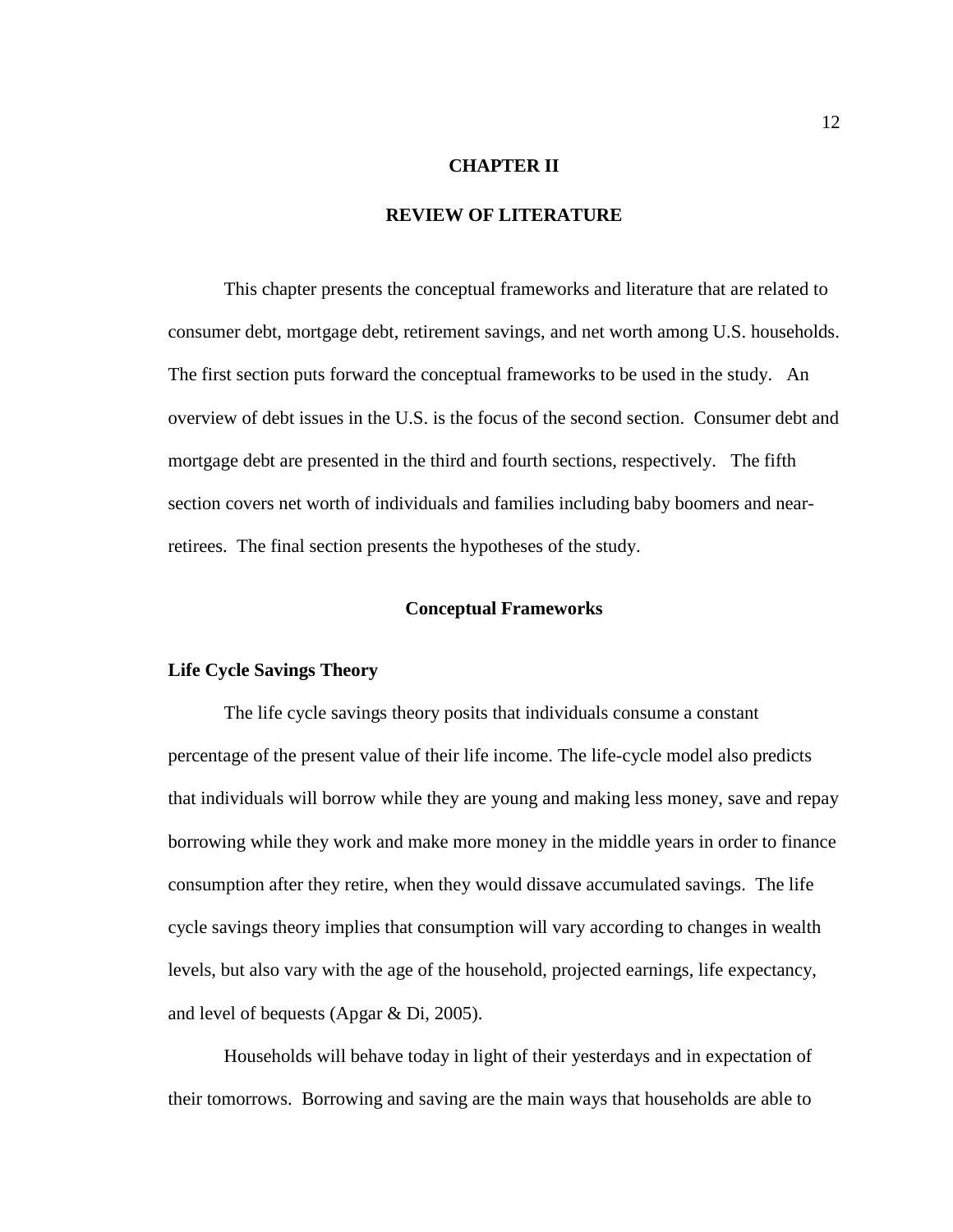# CHAPTER II

# REVIEW OF LITERATURE

This chapter presents the conceptual frameworks and literature that are related to consumer debt, mortgage debt, retirement savings, and net worth among U.S. households. The first section puts forward the conceptual frameworks to be used in the study. An overview of debt issues in the U.S. is the focus of the second section. Consumer debt and mortgage debt are presented in the third and fourth sections, respectively. The fifth section covers net worth of individuals and families including baby boomers and near-retirees. The final section presents the hypotheses of the study.

## Conceptual Frameworks

### Life Cycle Savings Theory

The life cycle savings theory posits that individuals consume a constant percentage of the present value of their life income. The life-cycle model also predicts that individuals will borrow while they are young and making less money, save and repay borrowing while they work and make more money in the middle years in order to finance consumption after they retire, when they would dissave accumulated savings. The life cycle savings theory implies that consumption will vary according to changes in wealth levels, but also vary with the age of the household, projected earnings, life expectancy, and level of bequests (Apgar & Di, 2005).

Households will behave today in light of their yesterdays and in expectation of their tomorrows. Borrowing and saving are the main ways that households are able to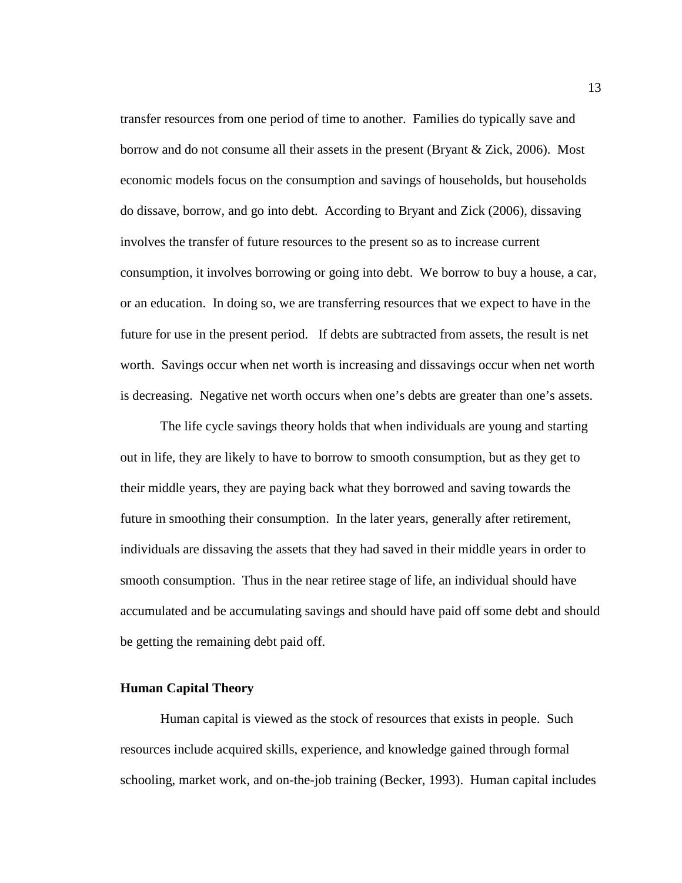transfer resources from one period of time to another. Families do typically save and borrow and do not consume all their assets in the present (Bryant & Zick, 2006). Most economic models focus on the consumption and savings of households, but households do dissave, borrow, and go into debt. According to Bryant and Zick (2006), dissaving involves the transfer of future resources to the present so as to increase current consumption, it involves borrowing or going into debt. We borrow to buy a house, a car, or an education. In doing so, we are transferring resources that we expect to have in the future for use in the present period. If debts are subtracted from assets, the result is net worth. Savings occur when net worth is increasing and dissavings occur when net worth is decreasing. Negative net worth occurs when one's debts are greater than one's assets.

The life cycle savings theory holds that when individuals are young and starting out in life, they are likely to have to borrow to smooth consumption, but as they get to their middle years, they are paying back what they borrowed and saving towards the future in smoothing their consumption. In the later years, generally after retirement, individuals are dissaving the assets that they had saved in their middle years in order to smooth consumption. Thus in the near retiree stage of life, an individual should have accumulated and be accumulating savings and should have paid off some debt and should be getting the remaining debt paid off.

### Human Capital Theory

Human capital is viewed as the stock of resources that exists in people. Such resources include acquired skills, experience, and knowledge gained through formal schooling, market work, and on-the-job training (Becker, 1993). Human capital includes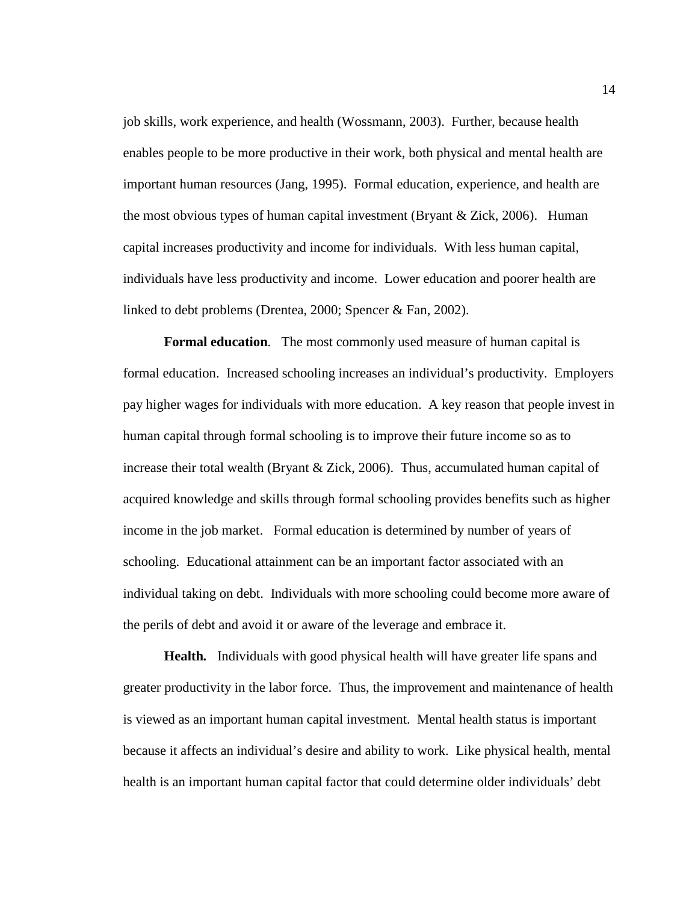job skills, work experience, and health (Wossmann, 2003). Further, because health enables people to be more productive in their work, both physical and mental health are important human resources (Jang, 1995). Formal education, experience, and health are the most obvious types of human capital investment (Bryant & Zick, 2006). Human capital increases productivity and income for individuals. With less human capital, individuals have less productivity and income. Lower education and poorer health are linked to debt problems (Drentea, 2000; Spencer & Fan, 2002).

**Formal education**. The most commonly used measure of human capital is formal education. Increased schooling increases an individual's productivity. Employers pay higher wages for individuals with more education. A key reason that people invest in human capital through formal schooling is to improve their future income so as to increase their total wealth (Bryant & Zick, 2006). Thus, accumulated human capital of acquired knowledge and skills through formal schooling provides benefits such as higher income in the job market. Formal education is determined by number of years of schooling. Educational attainment can be an important factor associated with an individual taking on debt. Individuals with more schooling could become more aware of the perils of debt and avoid it or aware of the leverage and embrace it.

**Health.** Individuals with good physical health will have greater life spans and greater productivity in the labor force. Thus, the improvement and maintenance of health is viewed as an important human capital investment. Mental health status is important because it affects an individual's desire and ability to work. Like physical health, mental health is an important human capital factor that could determine older individuals' debt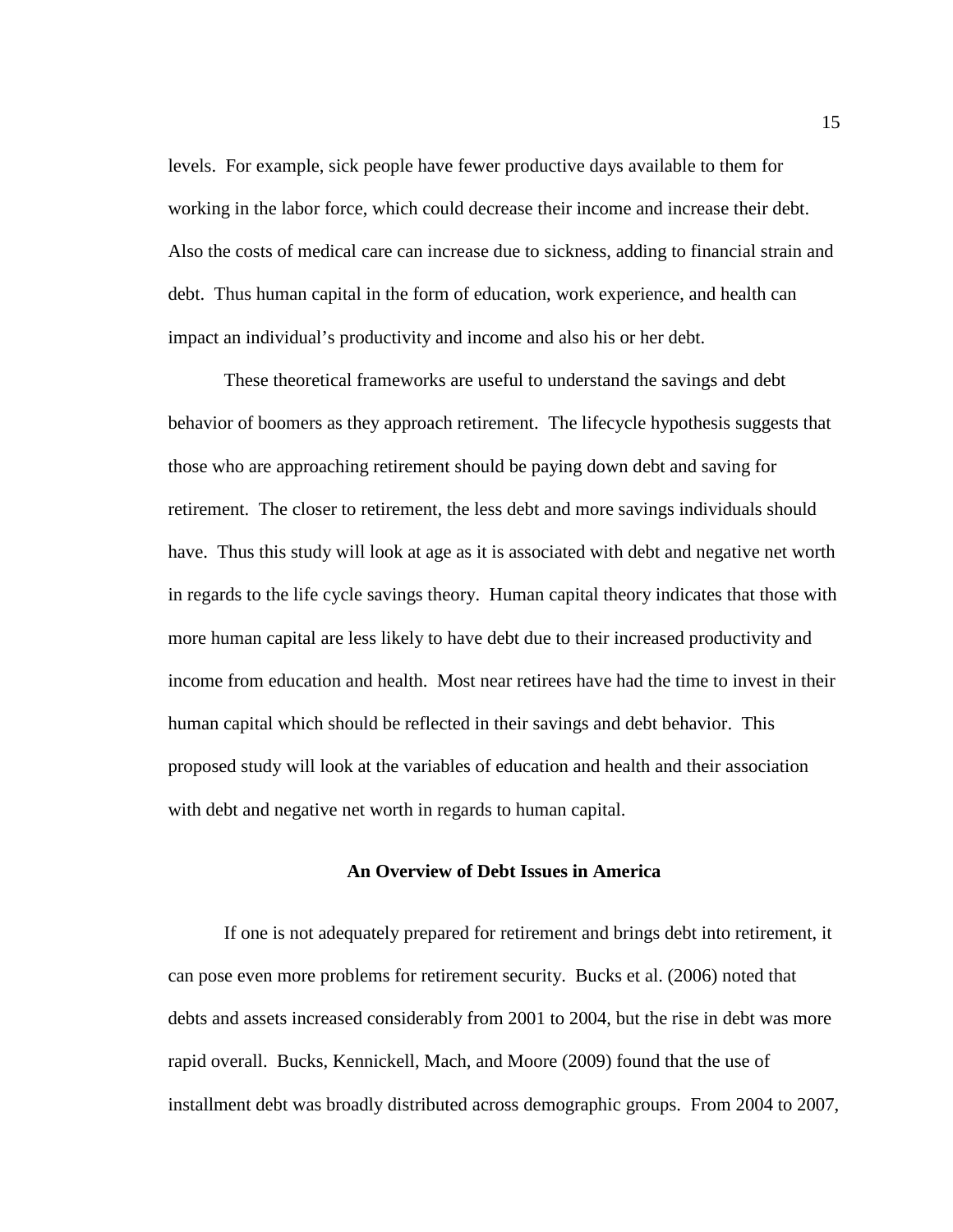levels. For example, sick people have fewer productive days available to them for working in the labor force, which could decrease their income and increase their debt. Also the costs of medical care can increase due to sickness, adding to financial strain and debt. Thus human capital in the form of education, work experience, and health can impact an individual's productivity and income and also his or her debt.

These theoretical frameworks are useful to understand the savings and debt behavior of boomers as they approach retirement. The lifecycle hypothesis suggests that those who are approaching retirement should be paying down debt and saving for retirement. The closer to retirement, the less debt and more savings individuals should have. Thus this study will look at age as it is associated with debt and negative net worth in regards to the life cycle savings theory. Human capital theory indicates that those with more human capital are less likely to have debt due to their increased productivity and income from education and health. Most near retirees have had the time to invest in their human capital which should be reflected in their savings and debt behavior. This proposed study will look at the variables of education and health and their association with debt and negative net worth in regards to human capital.

## An Overview of Debt Issues in America

If one is not adequately prepared for retirement and brings debt into retirement, it can pose even more problems for retirement security. Bucks et al. (2006) noted that debts and assets increased considerably from 2001 to 2004, but the rise in debt was more rapid overall. Bucks, Kennickell, Mach, and Moore (2009) found that the use of installment debt was broadly distributed across demographic groups. From 2004 to 2007,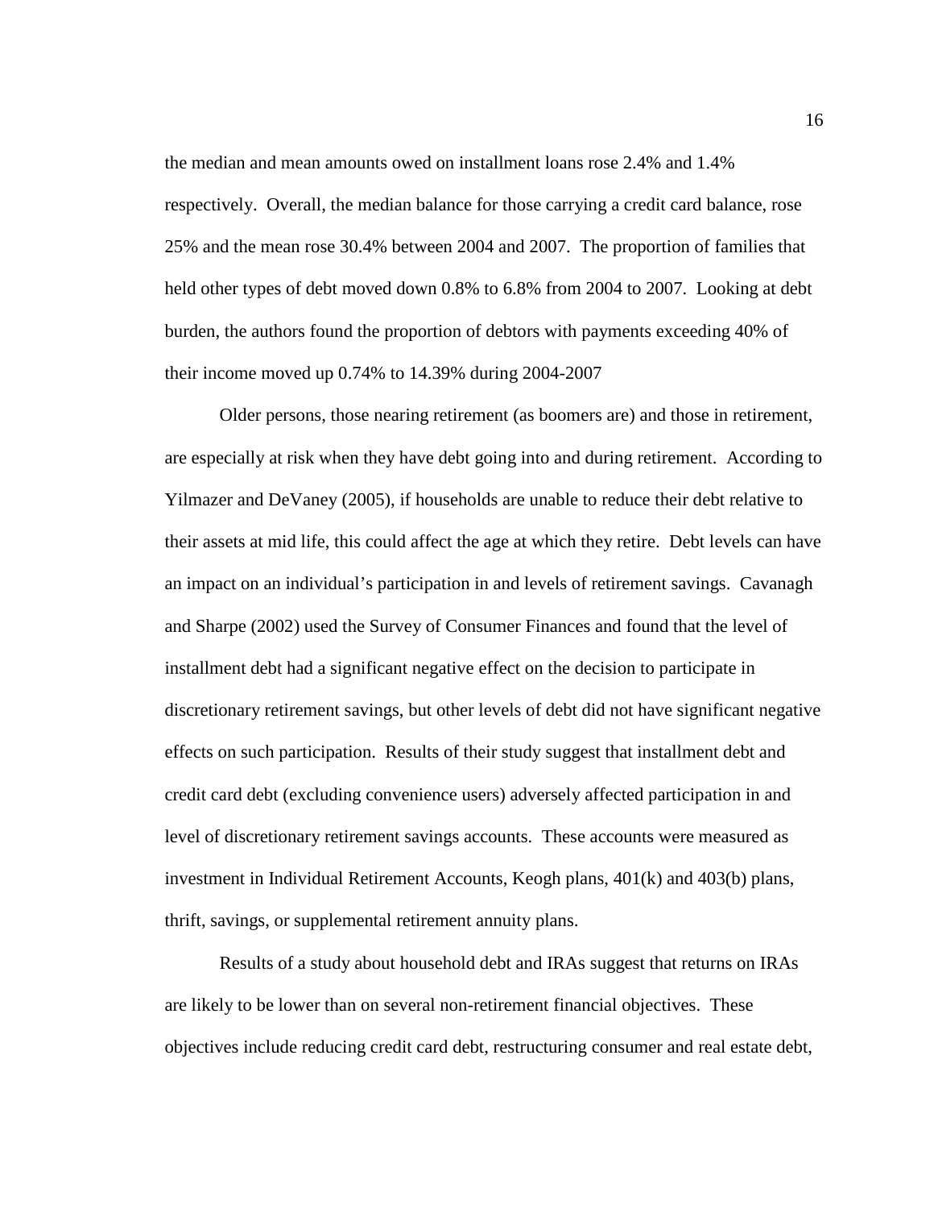the median and mean amounts owed on installment loans rose 2.4% and 1.4% respectively. Overall, the median balance for those carrying a credit card balance, rose 25% and the mean rose 30.4% between 2004 and 2007. The proportion of families that held other types of debt moved down 0.8% to 6.8% from 2004 to 2007. Looking at debt burden, the authors found the proportion of debtors with payments exceeding 40% of their income moved up 0.74% to 14.39% during 2004-2007

Older persons, those nearing retirement (as boomers are) and those in retirement, are especially at risk when they have debt going into and during retirement. According to Yilmazer and DeVaney (2005), if households are unable to reduce their debt relative to their assets at mid life, this could affect the age at which they retire. Debt levels can have an impact on an individual's participation in and levels of retirement savings. Cavanagh and Sharpe (2002) used the Survey of Consumer Finances and found that the level of installment debt had a significant negative effect on the decision to participate in discretionary retirement savings, but other levels of debt did not have significant negative effects on such participation. Results of their study suggest that installment debt and credit card debt (excluding convenience users) adversely affected participation in and level of discretionary retirement savings accounts. These accounts were measured as investment in Individual Retirement Accounts, Keogh plans, 401(k) and 403(b) plans, thrift, savings, or supplemental retirement annuity plans.

Results of a study about household debt and IRAs suggest that returns on IRAs are likely to be lower than on several non-retirement financial objectives. These objectives include reducing credit card debt, restructuring consumer and real estate debt,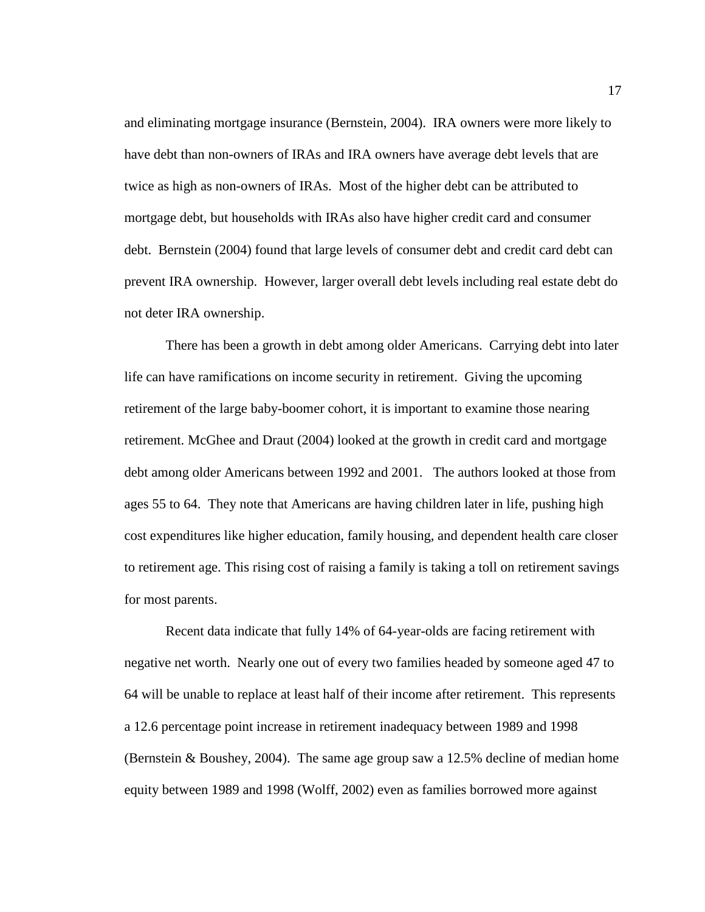and eliminating mortgage insurance (Bernstein, 2004). IRA owners were more likely to have debt than non-owners of IRAs and IRA owners have average debt levels that are twice as high as non-owners of IRAs. Most of the higher debt can be attributed to mortgage debt, but households with IRAs also have higher credit card and consumer debt. Bernstein (2004) found that large levels of consumer debt and credit card debt can prevent IRA ownership. However, larger overall debt levels including real estate debt do not deter IRA ownership.

There has been a growth in debt among older Americans. Carrying debt into later life can have ramifications on income security in retirement. Giving the upcoming retirement of the large baby-boomer cohort, it is important to examine those nearing retirement. McGhee and Draut (2004) looked at the growth in credit card and mortgage debt among older Americans between 1992 and 2001. The authors looked at those from ages 55 to 64. They note that Americans are having children later in life, pushing high cost expenditures like higher education, family housing, and dependent health care closer to retirement age. This rising cost of raising a family is taking a toll on retirement savings for most parents.

Recent data indicate that fully 14% of 64-year-olds are facing retirement with negative net worth. Nearly one out of every two families headed by someone aged 47 to 64 will be unable to replace at least half of their income after retirement. This represents a 12.6 percentage point increase in retirement inadequacy between 1989 and 1998 (Bernstein & Boushey, 2004). The same age group saw a 12.5% decline of median home equity between 1989 and 1998 (Wolff, 2002) even as families borrowed more against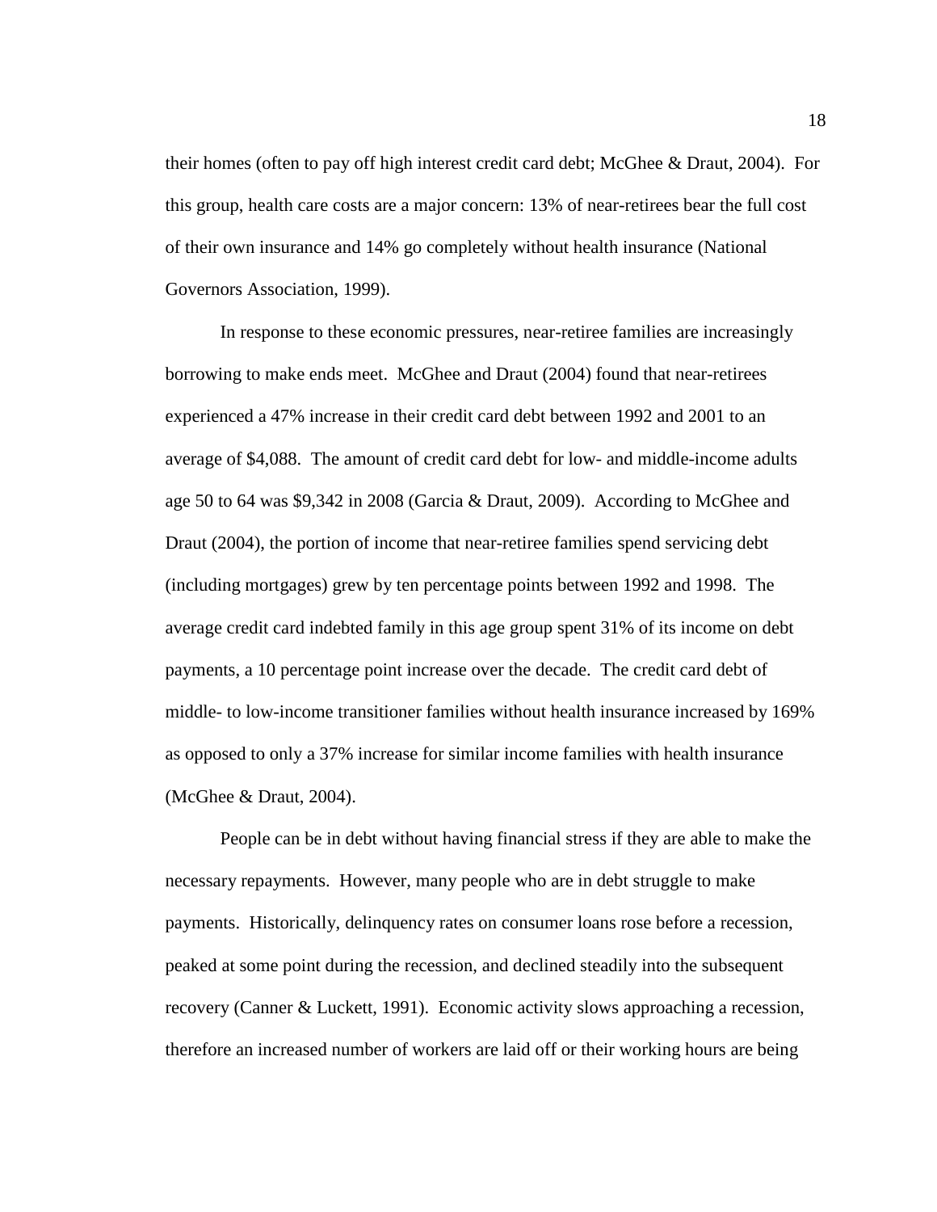their homes (often to pay off high interest credit card debt; McGhee & Draut, 2004). For this group, health care costs are a major concern: 13% of near-retirees bear the full cost of their own insurance and 14% go completely without health insurance (National Governors Association, 1999).

In response to these economic pressures, near-retiree families are increasingly borrowing to make ends meet. McGhee and Draut (2004) found that near-retirees experienced a 47% increase in their credit card debt between 1992 and 2001 to an average of $4,088. The amount of credit card debt for low- and middle-income adults age 50 to 64 was $9,342 in 2008 (Garcia & Draut, 2009). According to McGhee and Draut (2004), the portion of income that near-retiree families spend servicing debt (including mortgages) grew by ten percentage points between 1992 and 1998. The average credit card indebted family in this age group spent 31% of its income on debt payments, a 10 percentage point increase over the decade. The credit card debt of middle- to low-income transitioner families without health insurance increased by 169% as opposed to only a 37% increase for similar income families with health insurance (McGhee & Draut, 2004).

People can be in debt without having financial stress if they are able to make the necessary repayments. However, many people who are in debt struggle to make payments. Historically, delinquency rates on consumer loans rose before a recession, peaked at some point during the recession, and declined steadily into the subsequent recovery (Canner & Luckett, 1991). Economic activity slows approaching a recession, therefore an increased number of workers are laid off or their working hours are being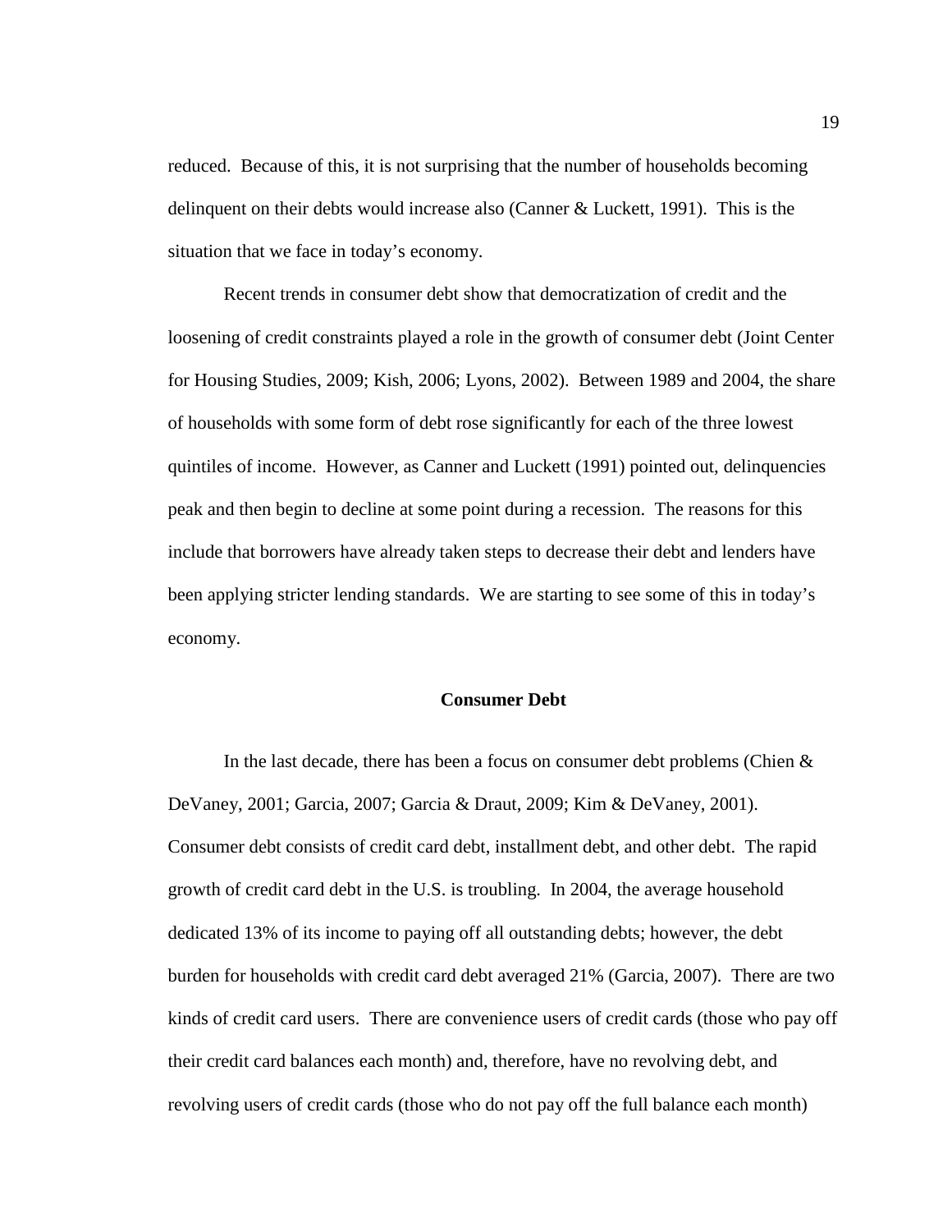reduced. Because of this, it is not surprising that the number of households becoming delinquent on their debts would increase also (Canner & Luckett, 1991). This is the situation that we face in today's economy.

Recent trends in consumer debt show that democratization of credit and the loosening of credit constraints played a role in the growth of consumer debt (Joint Center for Housing Studies, 2009; Kish, 2006; Lyons, 2002). Between 1989 and 2004, the share of households with some form of debt rose significantly for each of the three lowest quintiles of income. However, as Canner and Luckett (1991) pointed out, delinquencies peak and then begin to decline at some point during a recession. The reasons for this include that borrowers have already taken steps to decrease their debt and lenders have been applying stricter lending standards. We are starting to see some of this in today's economy.

## Consumer Debt

In the last decade, there has been a focus on consumer debt problems (Chien & DeVaney, 2001; Garcia, 2007; Garcia & Draut, 2009; Kim & DeVaney, 2001). Consumer debt consists of credit card debt, installment debt, and other debt. The rapid growth of credit card debt in the U.S. is troubling. In 2004, the average household dedicated 13% of its income to paying off all outstanding debts; however, the debt burden for households with credit card debt averaged 21% (Garcia, 2007). There are two kinds of credit card users. There are convenience users of credit cards (those who pay off their credit card balances each month) and, therefore, have no revolving debt, and revolving users of credit cards (those who do not pay off the full balance each month)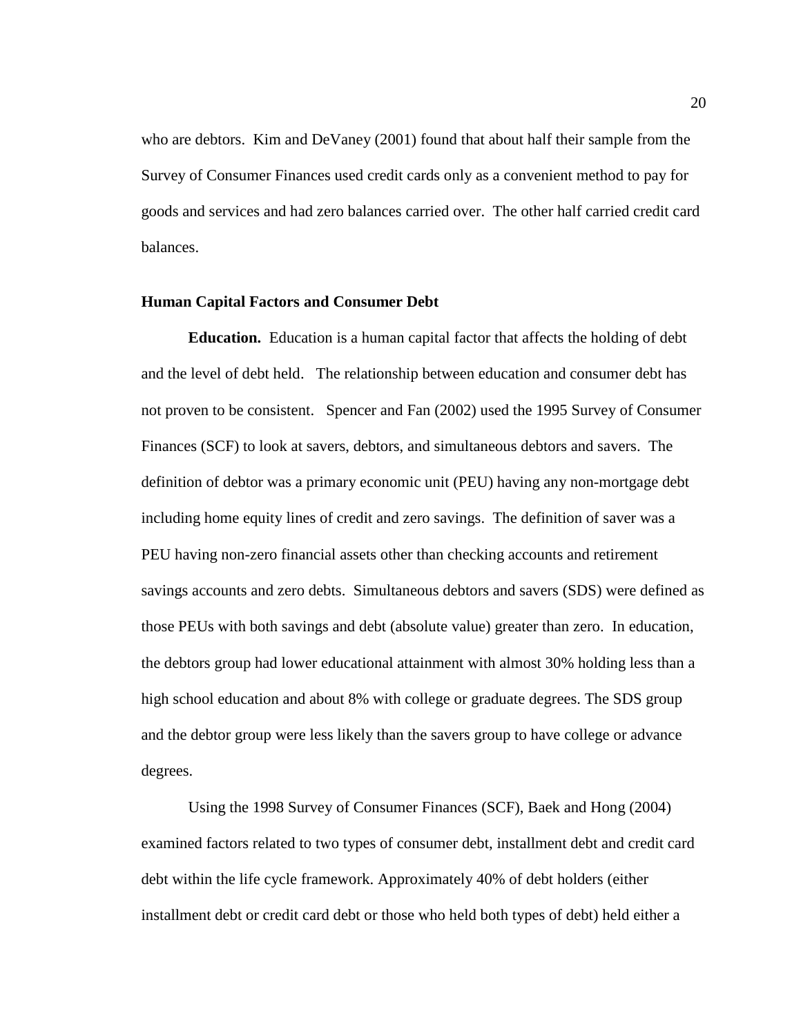who are debtors. Kim and DeVaney (2001) found that about half their sample from the Survey of Consumer Finances used credit cards only as a convenient method to pay for goods and services and had zero balances carried over. The other half carried credit card balances.

### Human Capital Factors and Consumer Debt

**Education.** Education is a human capital factor that affects the holding of debt and the level of debt held. The relationship between education and consumer debt has not proven to be consistent. Spencer and Fan (2002) used the 1995 Survey of Consumer Finances (SCF) to look at savers, debtors, and simultaneous debtors and savers. The definition of debtor was a primary economic unit (PEU) having any non-mortgage debt including home equity lines of credit and zero savings. The definition of saver was a PEU having non-zero financial assets other than checking accounts and retirement savings accounts and zero debts. Simultaneous debtors and savers (SDS) were defined as those PEUs with both savings and debt (absolute value) greater than zero. In education, the debtors group had lower educational attainment with almost 30% holding less than a high school education and about 8% with college or graduate degrees. The SDS group and the debtor group were less likely than the savers group to have college or advance degrees.

Using the 1998 Survey of Consumer Finances (SCF), Baek and Hong (2004) examined factors related to two types of consumer debt, installment debt and credit card debt within the life cycle framework. Approximately 40% of debt holders (either installment debt or credit card debt or those who held both types of debt) held either a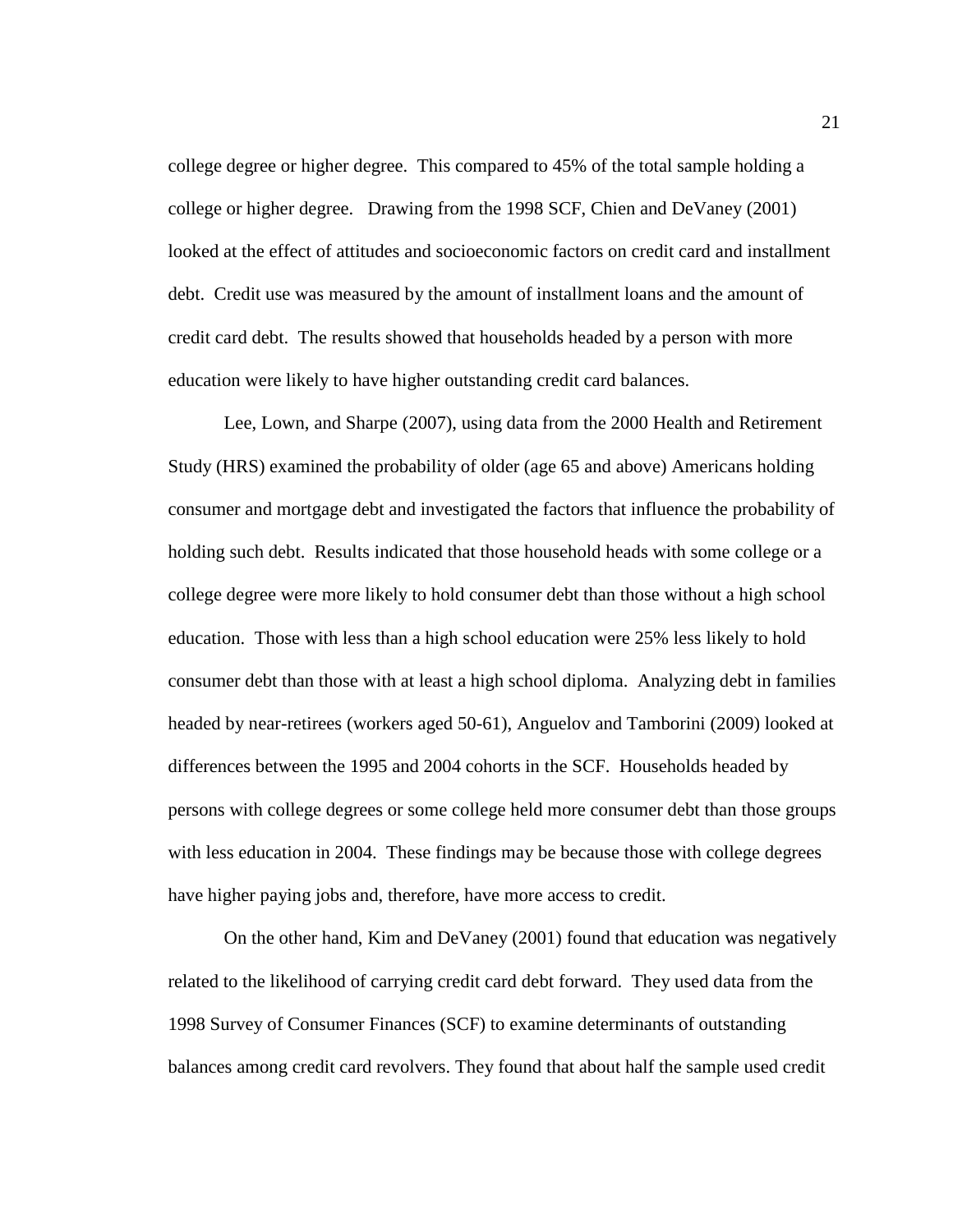college degree or higher degree. This compared to 45% of the total sample holding a college or higher degree. Drawing from the 1998 SCF, Chien and DeVaney (2001) looked at the effect of attitudes and socioeconomic factors on credit card and installment debt. Credit use was measured by the amount of installment loans and the amount of credit card debt. The results showed that households headed by a person with more education were likely to have higher outstanding credit card balances.

Lee, Lown, and Sharpe (2007), using data from the 2000 Health and Retirement Study (HRS) examined the probability of older (age 65 and above) Americans holding consumer and mortgage debt and investigated the factors that influence the probability of holding such debt. Results indicated that those household heads with some college or a college degree were more likely to hold consumer debt than those without a high school education. Those with less than a high school education were 25% less likely to hold consumer debt than those with at least a high school diploma. Analyzing debt in families headed by near-retirees (workers aged 50-61), Anguelov and Tamborini (2009) looked at differences between the 1995 and 2004 cohorts in the SCF. Households headed by persons with college degrees or some college held more consumer debt than those groups with less education in 2004. These findings may be because those with college degrees have higher paying jobs and, therefore, have more access to credit.

On the other hand, Kim and DeVaney (2001) found that education was negatively related to the likelihood of carrying credit card debt forward. They used data from the 1998 Survey of Consumer Finances (SCF) to examine determinants of outstanding balances among credit card revolvers. They found that about half the sample used credit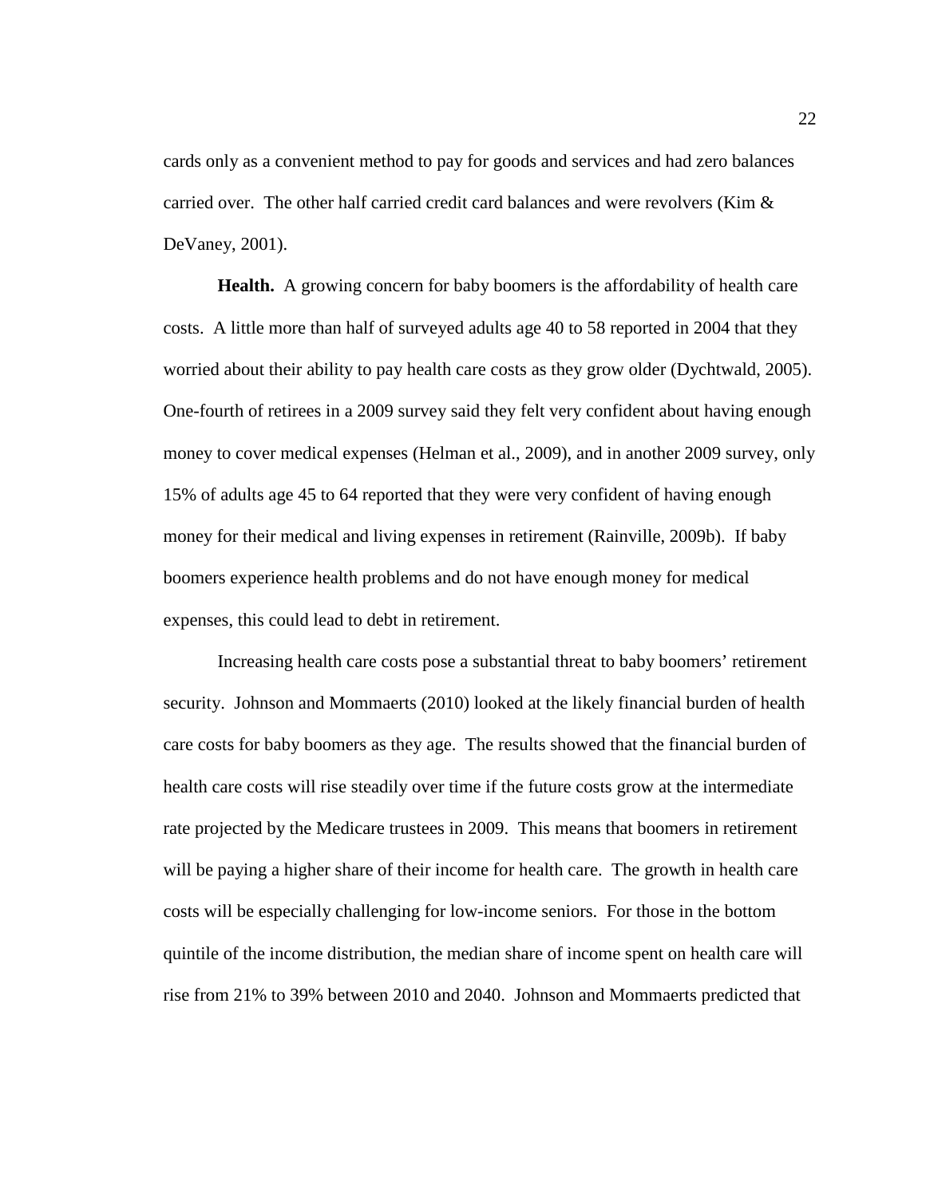cards only as a convenient method to pay for goods and services and had zero balances carried over. The other half carried credit card balances and were revolvers (Kim & DeVaney, 2001).

**Health.** A growing concern for baby boomers is the affordability of health care costs. A little more than half of surveyed adults age 40 to 58 reported in 2004 that they worried about their ability to pay health care costs as they grow older (Dychtwald, 2005). One-fourth of retirees in a 2009 survey said they felt very confident about having enough money to cover medical expenses (Helman et al., 2009), and in another 2009 survey, only 15% of adults age 45 to 64 reported that they were very confident of having enough money for their medical and living expenses in retirement (Rainville, 2009b). If baby boomers experience health problems and do not have enough money for medical expenses, this could lead to debt in retirement.

Increasing health care costs pose a substantial threat to baby boomers' retirement security. Johnson and Mommaerts (2010) looked at the likely financial burden of health care costs for baby boomers as they age. The results showed that the financial burden of health care costs will rise steadily over time if the future costs grow at the intermediate rate projected by the Medicare trustees in 2009. This means that boomers in retirement will be paying a higher share of their income for health care. The growth in health care costs will be especially challenging for low-income seniors. For those in the bottom quintile of the income distribution, the median share of income spent on health care will rise from 21% to 39% between 2010 and 2040. Johnson and Mommaerts predicted that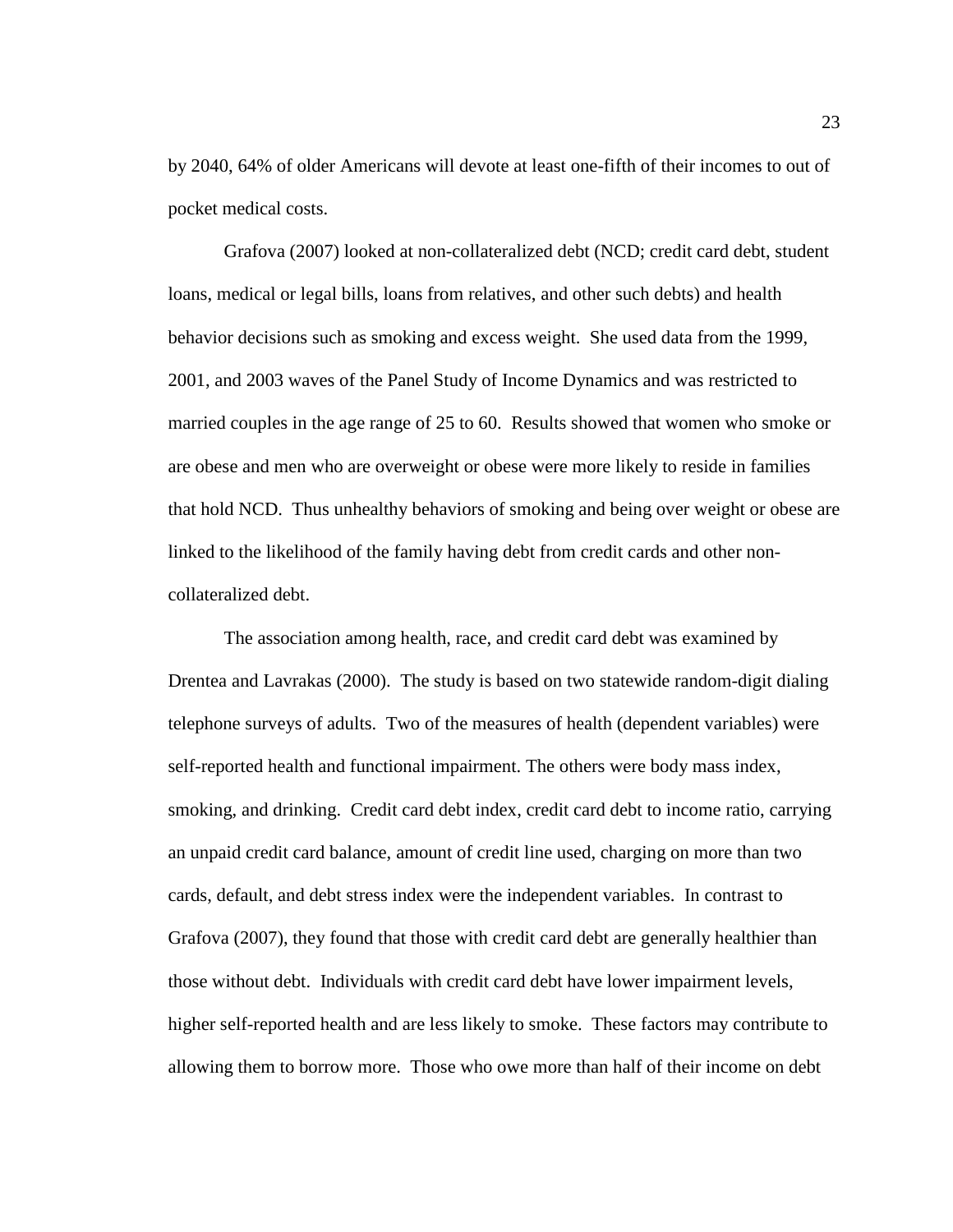by 2040, 64% of older Americans will devote at least one-fifth of their incomes to out of pocket medical costs.

Grafova (2007) looked at non-collateralized debt (NCD; credit card debt, student loans, medical or legal bills, loans from relatives, and other such debts) and health behavior decisions such as smoking and excess weight. She used data from the 1999, 2001, and 2003 waves of the Panel Study of Income Dynamics and was restricted to married couples in the age range of 25 to 60. Results showed that women who smoke or are obese and men who are overweight or obese were more likely to reside in families that hold NCD. Thus unhealthy behaviors of smoking and being over weight or obese are linked to the likelihood of the family having debt from credit cards and other non-collateralized debt.

The association among health, race, and credit card debt was examined by Drentea and Lavrakas (2000). The study is based on two statewide random-digit dialing telephone surveys of adults. Two of the measures of health (dependent variables) were self-reported health and functional impairment. The others were body mass index, smoking, and drinking. Credit card debt index, credit card debt to income ratio, carrying an unpaid credit card balance, amount of credit line used, charging on more than two cards, default, and debt stress index were the independent variables. In contrast to Grafova (2007), they found that those with credit card debt are generally healthier than those without debt. Individuals with credit card debt have lower impairment levels, higher self-reported health and are less likely to smoke. These factors may contribute to allowing them to borrow more. Those who owe more than half of their income on debt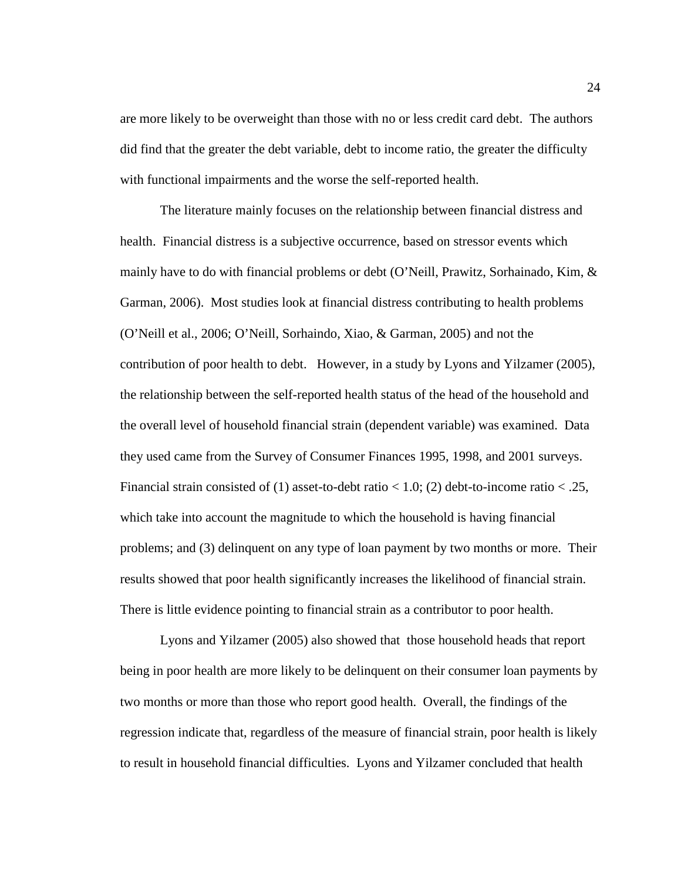are more likely to be overweight than those with no or less credit card debt. The authors did find that the greater the debt variable, debt to income ratio, the greater the difficulty with functional impairments and the worse the self-reported health.

The literature mainly focuses on the relationship between financial distress and health. Financial distress is a subjective occurrence, based on stressor events which mainly have to do with financial problems or debt (O'Neill, Prawitz, Sorhainado, Kim, & Garman, 2006). Most studies look at financial distress contributing to health problems (O'Neill et al., 2006; O'Neill, Sorhaindo, Xiao, & Garman, 2005) and not the contribution of poor health to debt. However, in a study by Lyons and Yilzamer (2005), the relationship between the self-reported health status of the head of the household and the overall level of household financial strain (dependent variable) was examined. Data they used came from the Survey of Consumer Finances 1995, 1998, and 2001 surveys. Financial strain consisted of (1) asset-to-debt ratio < 1.0; (2) debt-to-income ratio < .25, which take into account the magnitude to which the household is having financial problems; and (3) delinquent on any type of loan payment by two months or more. Their results showed that poor health significantly increases the likelihood of financial strain. There is little evidence pointing to financial strain as a contributor to poor health.

Lyons and Yilzamer (2005) also showed that those household heads that report being in poor health are more likely to be delinquent on their consumer loan payments by two months or more than those who report good health. Overall, the findings of the regression indicate that, regardless of the measure of financial strain, poor health is likely to result in household financial difficulties. Lyons and Yilzamer concluded that health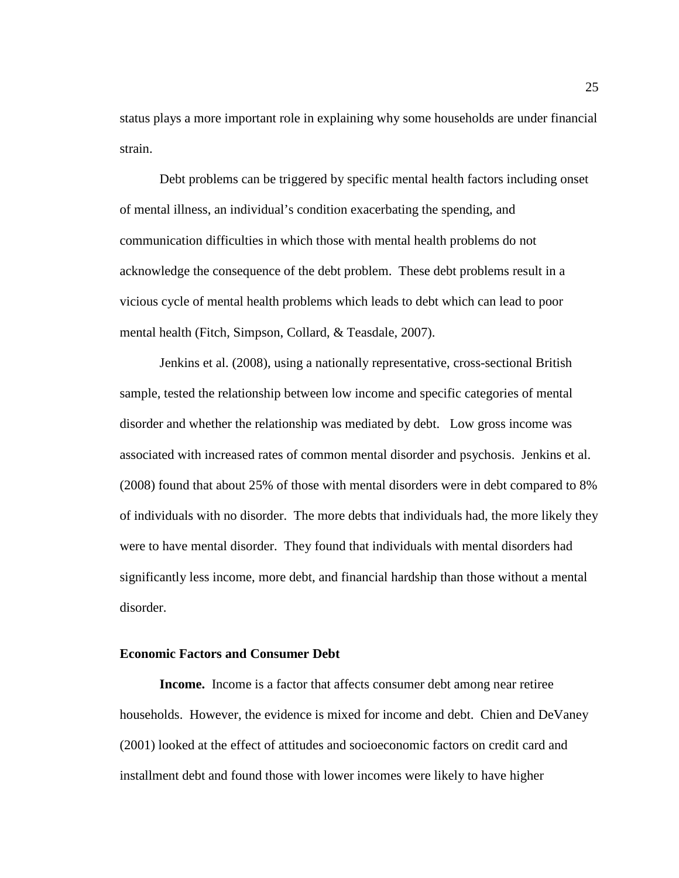status plays a more important role in explaining why some households are under financial strain.

Debt problems can be triggered by specific mental health factors including onset of mental illness, an individual's condition exacerbating the spending, and communication difficulties in which those with mental health problems do not acknowledge the consequence of the debt problem. These debt problems result in a vicious cycle of mental health problems which leads to debt which can lead to poor mental health (Fitch, Simpson, Collard, & Teasdale, 2007).

Jenkins et al. (2008), using a nationally representative, cross-sectional British sample, tested the relationship between low income and specific categories of mental disorder and whether the relationship was mediated by debt. Low gross income was associated with increased rates of common mental disorder and psychosis. Jenkins et al. (2008) found that about 25% of those with mental disorders were in debt compared to 8% of individuals with no disorder. The more debts that individuals had, the more likely they were to have mental disorder. They found that individuals with mental disorders had significantly less income, more debt, and financial hardship than those without a mental disorder.

## Economic Factors and Consumer Debt

**Income.** Income is a factor that affects consumer debt among near retiree households. However, the evidence is mixed for income and debt. Chien and DeVaney (2001) looked at the effect of attitudes and socioeconomic factors on credit card and installment debt and found those with lower incomes were likely to have higher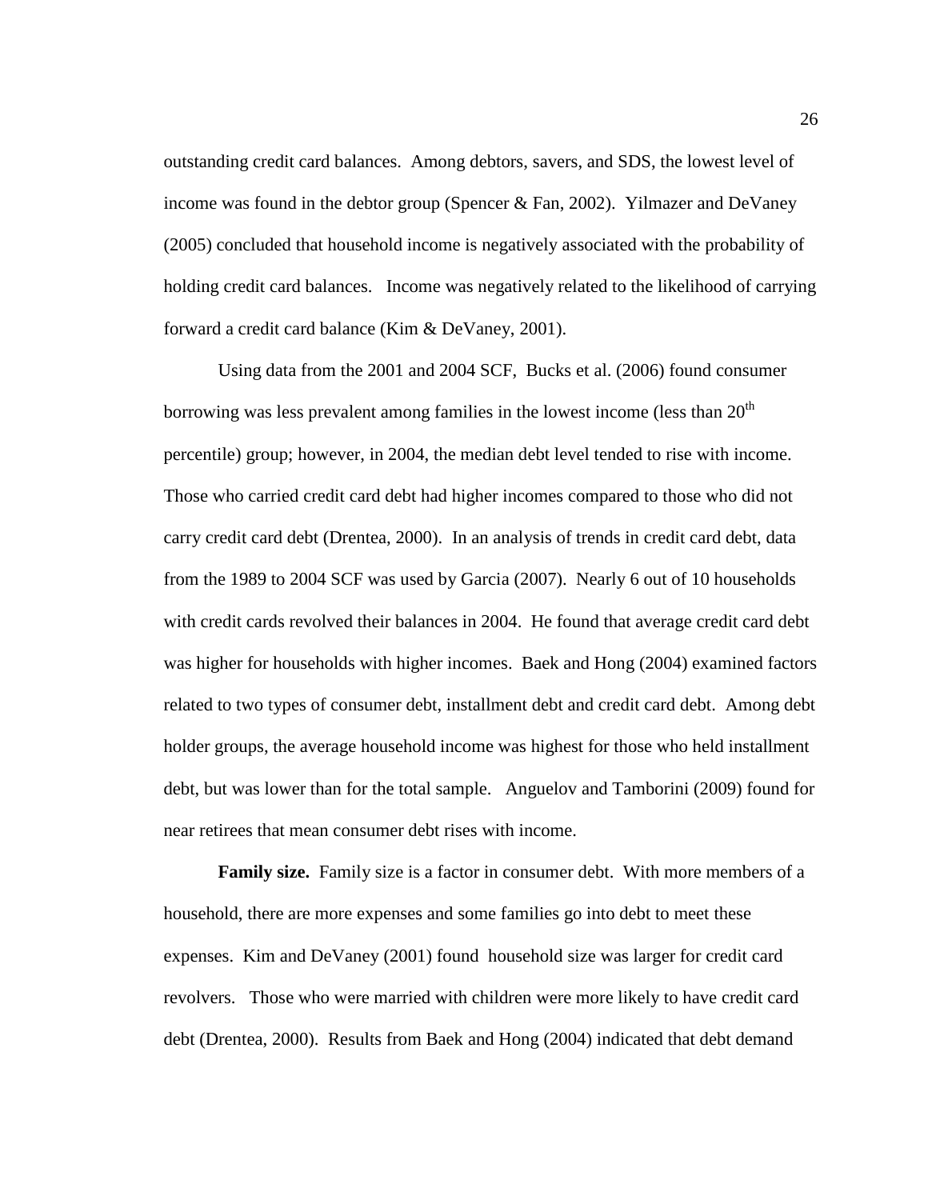outstanding credit card balances. Among debtors, savers, and SDS, the lowest level of income was found in the debtor group (Spencer & Fan, 2002). Yilmazer and DeVaney (2005) concluded that household income is negatively associated with the probability of holding credit card balances. Income was negatively related to the likelihood of carrying forward a credit card balance (Kim & DeVaney, 2001).

Using data from the 2001 and 2004 SCF, Bucks et al. (2006) found consumer borrowing was less prevalent among families in the lowest income (less than 20th percentile) group; however, in 2004, the median debt level tended to rise with income. Those who carried credit card debt had higher incomes compared to those who did not carry credit card debt (Drentea, 2000). In an analysis of trends in credit card debt, data from the 1989 to 2004 SCF was used by Garcia (2007). Nearly 6 out of 10 households with credit cards revolved their balances in 2004. He found that average credit card debt was higher for households with higher incomes. Baek and Hong (2004) examined factors related to two types of consumer debt, installment debt and credit card debt. Among debt holder groups, the average household income was highest for those who held installment debt, but was lower than for the total sample. Anguelov and Tamborini (2009) found for near retirees that mean consumer debt rises with income.

**Family size.** Family size is a factor in consumer debt. With more members of a household, there are more expenses and some families go into debt to meet these expenses. Kim and DeVaney (2001) found household size was larger for credit card revolvers. Those who were married with children were more likely to have credit card debt (Drentea, 2000). Results from Baek and Hong (2004) indicated that debt demand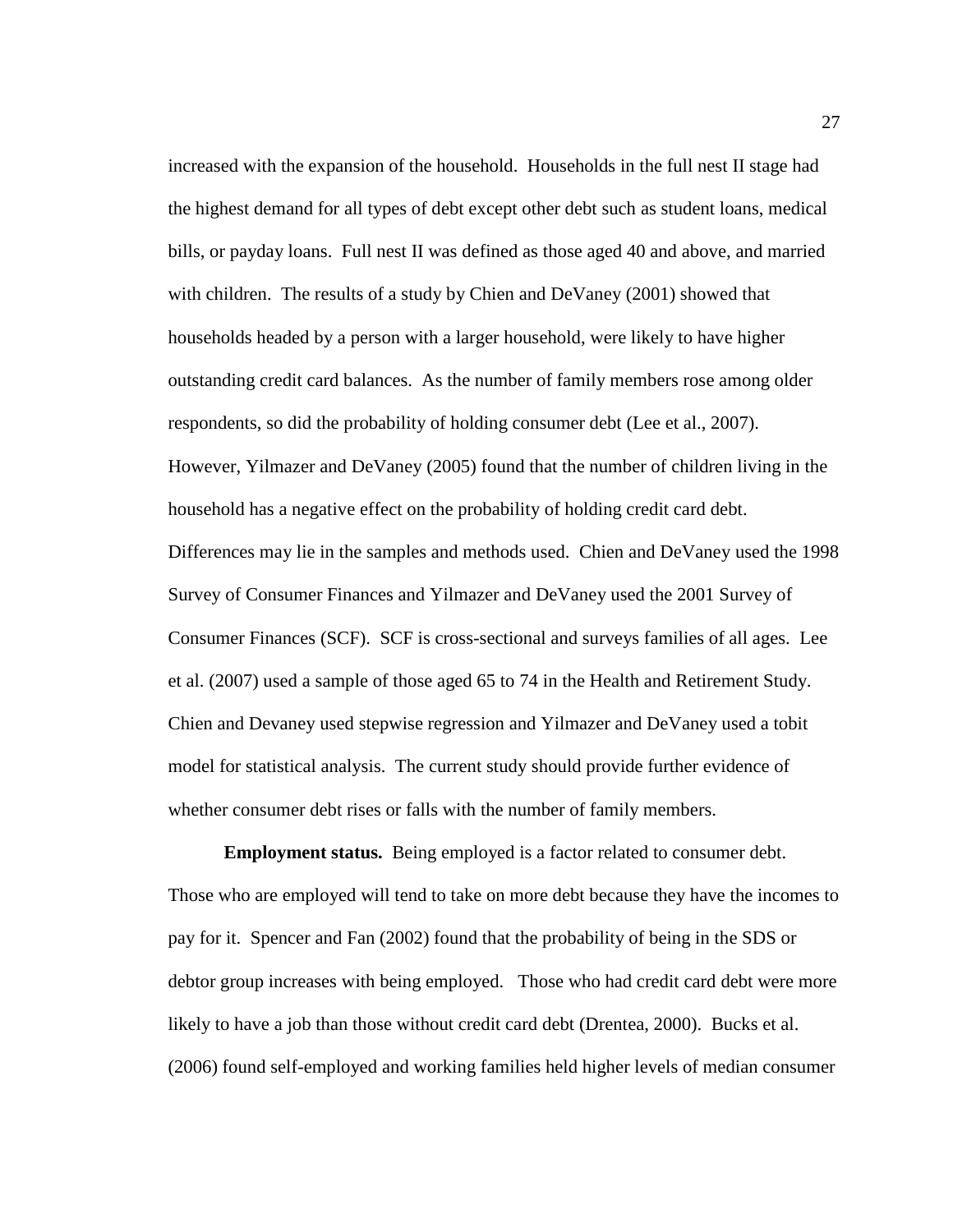increased with the expansion of the household. Households in the full nest II stage had the highest demand for all types of debt except other debt such as student loans, medical bills, or payday loans. Full nest II was defined as those aged 40 and above, and married with children. The results of a study by Chien and DeVaney (2001) showed that households headed by a person with a larger household, were likely to have higher outstanding credit card balances. As the number of family members rose among older respondents, so did the probability of holding consumer debt (Lee et al., 2007). However, Yilmazer and DeVaney (2005) found that the number of children living in the household has a negative effect on the probability of holding credit card debt. Differences may lie in the samples and methods used. Chien and DeVaney used the 1998 Survey of Consumer Finances and Yilmazer and DeVaney used the 2001 Survey of Consumer Finances (SCF). SCF is cross-sectional and surveys families of all ages. Lee et al. (2007) used a sample of those aged 65 to 74 in the Health and Retirement Study. Chien and Devaney used stepwise regression and Yilmazer and DeVaney used a tobit model for statistical analysis. The current study should provide further evidence of whether consumer debt rises or falls with the number of family members.

**Employment status.** Being employed is a factor related to consumer debt. Those who are employed will tend to take on more debt because they have the incomes to pay for it. Spencer and Fan (2002) found that the probability of being in the SDS or debtor group increases with being employed. Those who had credit card debt were more likely to have a job than those without credit card debt (Drentea, 2000). Bucks et al. (2006) found self-employed and working families held higher levels of median consumer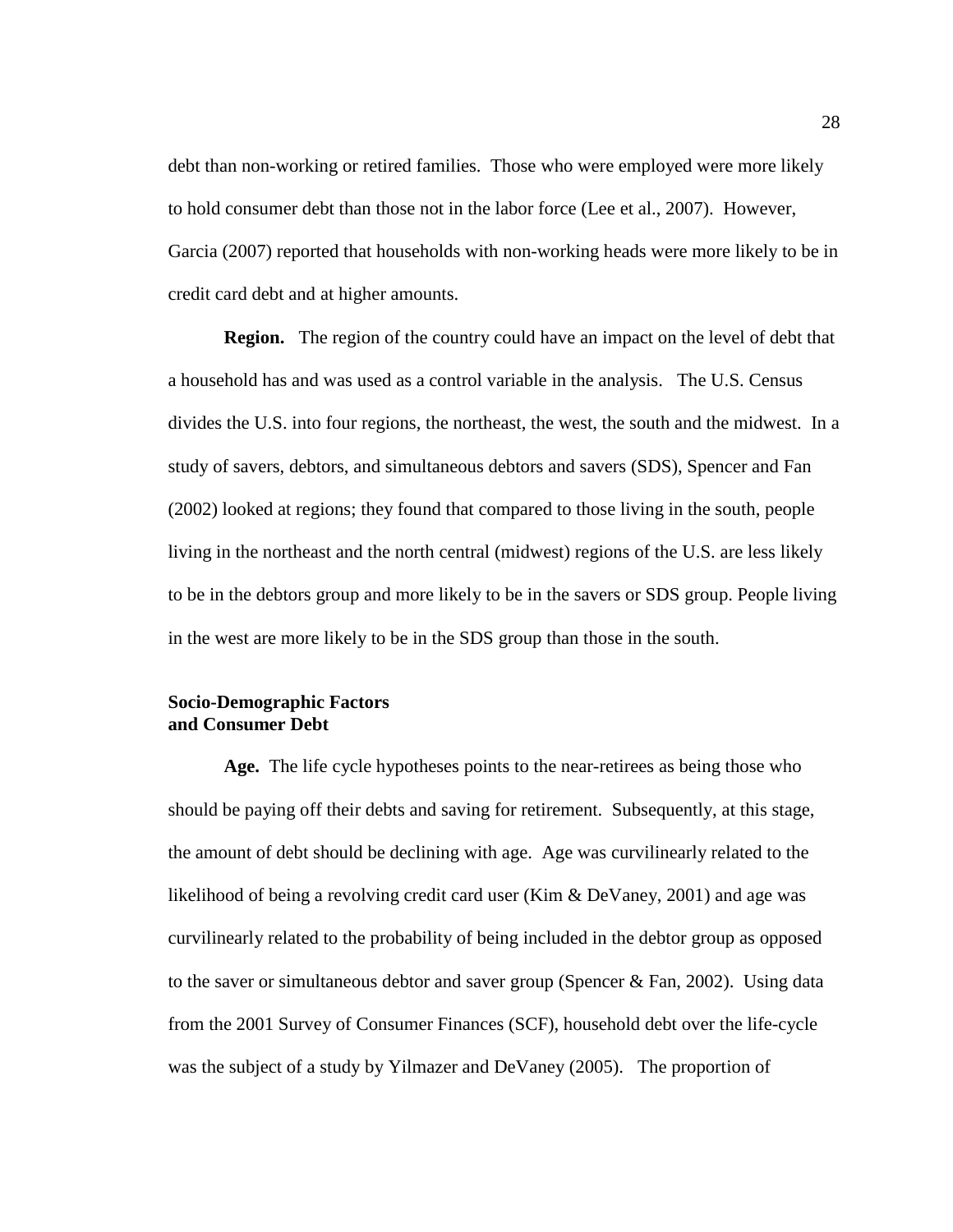debt than non-working or retired families. Those who were employed were more likely to hold consumer debt than those not in the labor force (Lee et al., 2007). However, Garcia (2007) reported that households with non-working heads were more likely to be in credit card debt and at higher amounts.

**Region.** The region of the country could have an impact on the level of debt that a household has and was used as a control variable in the analysis. The U.S. Census divides the U.S. into four regions, the northeast, the west, the south and the midwest. In a study of savers, debtors, and simultaneous debtors and savers (SDS), Spencer and Fan (2002) looked at regions; they found that compared to those living in the south, people living in the northeast and the north central (midwest) regions of the U.S. are less likely to be in the debtors group and more likely to be in the savers or SDS group. People living in the west are more likely to be in the SDS group than those in the south.

## Socio-Demographic Factors and Consumer Debt

**Age.** The life cycle hypotheses points to the near-retirees as being those who should be paying off their debts and saving for retirement. Subsequently, at this stage, the amount of debt should be declining with age. Age was curvilinearly related to the likelihood of being a revolving credit card user (Kim & DeVaney, 2001) and age was curvilinearly related to the probability of being included in the debtor group as opposed to the saver or simultaneous debtor and saver group (Spencer & Fan, 2002). Using data from the 2001 Survey of Consumer Finances (SCF), household debt over the life-cycle was the subject of a study by Yilmazer and DeVaney (2005). The proportion of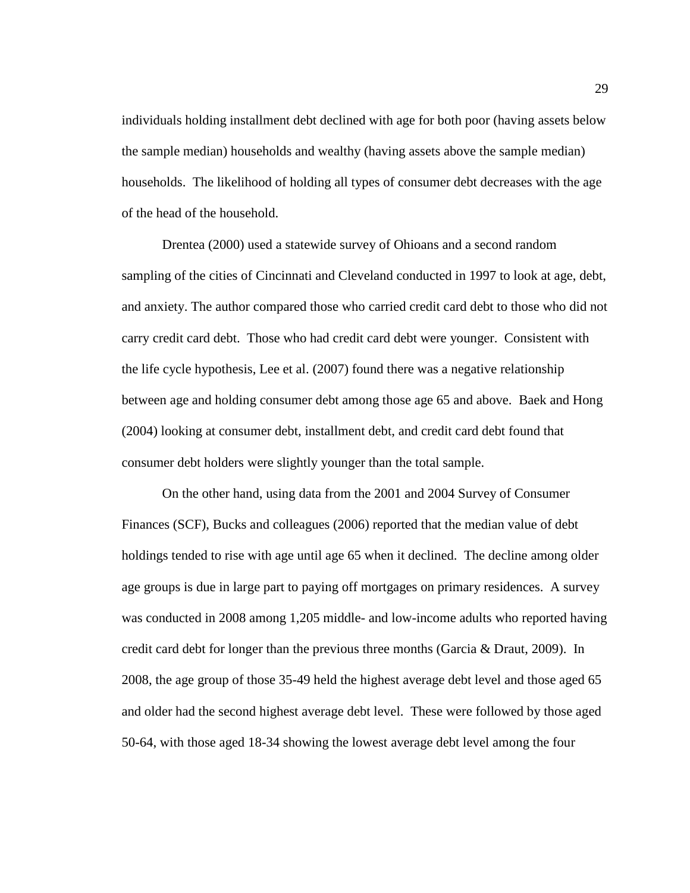individuals holding installment debt declined with age for both poor (having assets below the sample median) households and wealthy (having assets above the sample median) households. The likelihood of holding all types of consumer debt decreases with the age of the head of the household.

Drentea (2000) used a statewide survey of Ohioans and a second random sampling of the cities of Cincinnati and Cleveland conducted in 1997 to look at age, debt, and anxiety. The author compared those who carried credit card debt to those who did not carry credit card debt. Those who had credit card debt were younger. Consistent with the life cycle hypothesis, Lee et al. (2007) found there was a negative relationship between age and holding consumer debt among those age 65 and above. Baek and Hong (2004) looking at consumer debt, installment debt, and credit card debt found that consumer debt holders were slightly younger than the total sample.

On the other hand, using data from the 2001 and 2004 Survey of Consumer Finances (SCF), Bucks and colleagues (2006) reported that the median value of debt holdings tended to rise with age until age 65 when it declined. The decline among older age groups is due in large part to paying off mortgages on primary residences. A survey was conducted in 2008 among 1,205 middle- and low-income adults who reported having credit card debt for longer than the previous three months (Garcia & Draut, 2009). In 2008, the age group of those 35-49 held the highest average debt level and those aged 65 and older had the second highest average debt level. These were followed by those aged 50-64, with those aged 18-34 showing the lowest average debt level among the four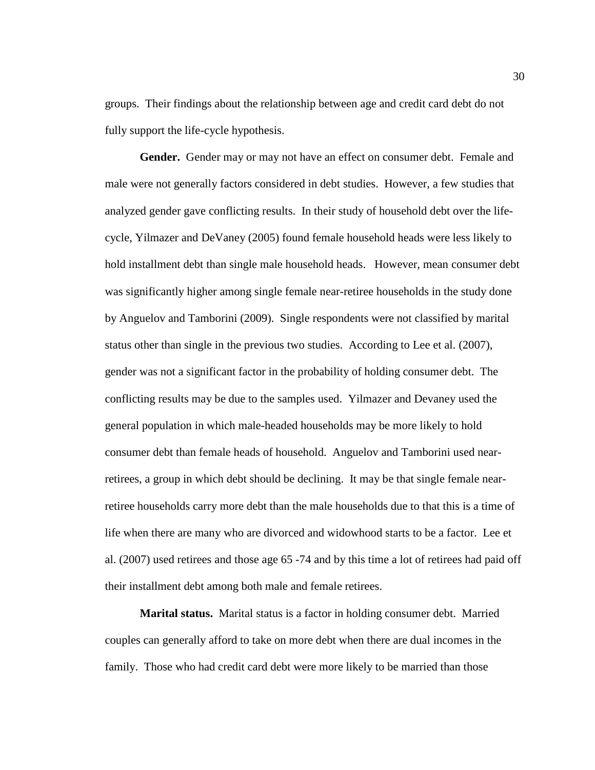groups. Their findings about the relationship between age and credit card debt do not fully support the life-cycle hypothesis.

**Gender.** Gender may or may not have an effect on consumer debt. Female and male were not generally factors considered in debt studies. However, a few studies that analyzed gender gave conflicting results. In their study of household debt over the life-cycle, Yilmazer and DeVaney (2005) found female household heads were less likely to hold installment debt than single male household heads. However, mean consumer debt was significantly higher among single female near-retiree households in the study done by Anguelov and Tamborini (2009). Single respondents were not classified by marital status other than single in the previous two studies. According to Lee et al. (2007), gender was not a significant factor in the probability of holding consumer debt. The conflicting results may be due to the samples used. Yilmazer and Devaney used the general population in which male-headed households may be more likely to hold consumer debt than female heads of household. Anguelov and Tamborini used near-retirees, a group in which debt should be declining. It may be that single female near-retiree households carry more debt than the male households due to that this is a time of life when there are many who are divorced and widowhood starts to be a factor. Lee et al. (2007) used retirees and those age 65 -74 and by this time a lot of retirees had paid off their installment debt among both male and female retirees.

**Marital status.** Marital status is a factor in holding consumer debt. Married couples can generally afford to take on more debt when there are dual incomes in the family. Those who had credit card debt were more likely to be married than those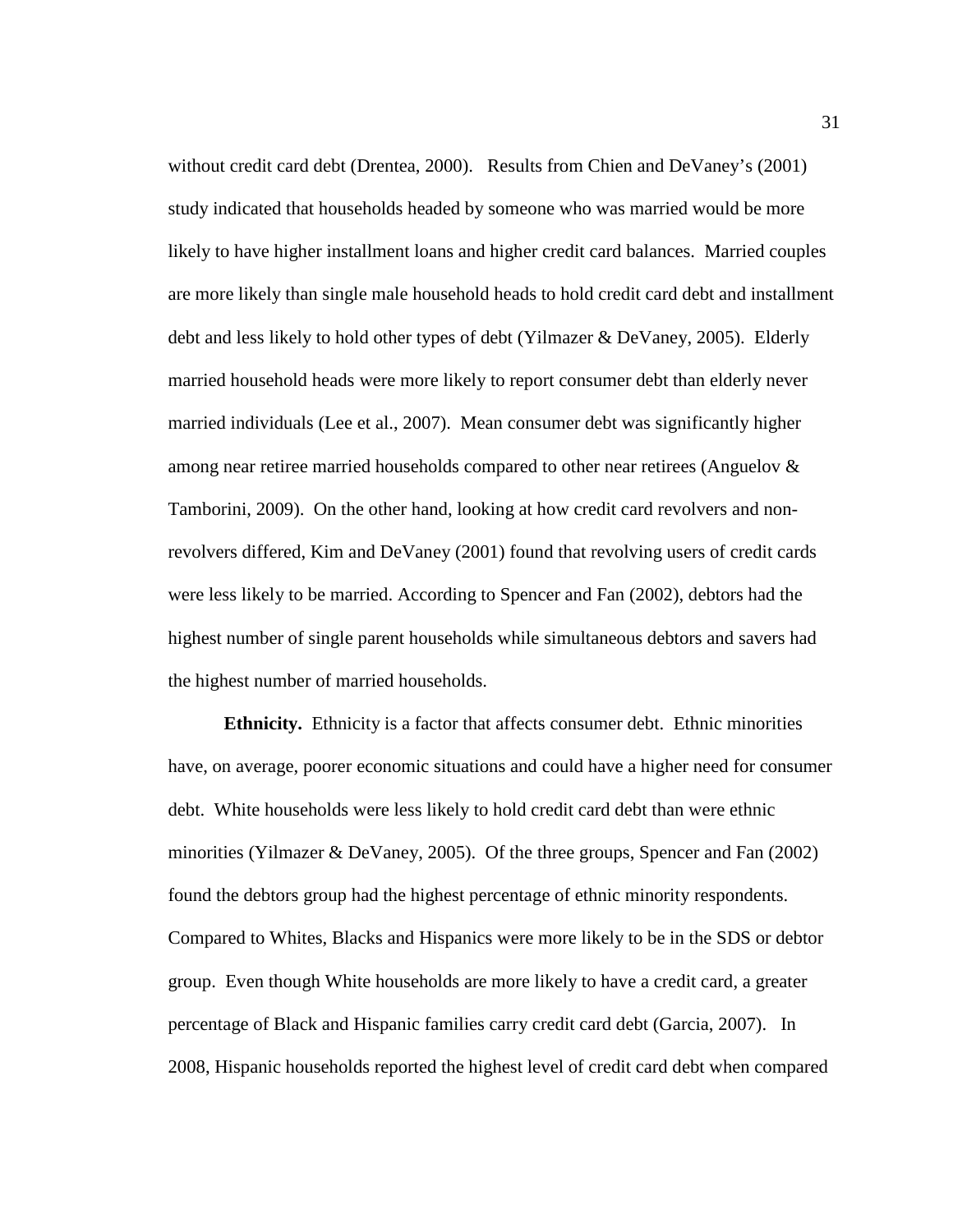without credit card debt (Drentea, 2000). Results from Chien and DeVaney's (2001) study indicated that households headed by someone who was married would be more likely to have higher installment loans and higher credit card balances. Married couples are more likely than single male household heads to hold credit card debt and installment debt and less likely to hold other types of debt (Yilmazer & DeVaney, 2005). Elderly married household heads were more likely to report consumer debt than elderly never married individuals (Lee et al., 2007). Mean consumer debt was significantly higher among near retiree married households compared to other near retirees (Anguelov & Tamborini, 2009). On the other hand, looking at how credit card revolvers and non-revolvers differed, Kim and DeVaney (2001) found that revolving users of credit cards were less likely to be married. According to Spencer and Fan (2002), debtors had the highest number of single parent households while simultaneous debtors and savers had the highest number of married households.

**Ethnicity.** Ethnicity is a factor that affects consumer debt. Ethnic minorities have, on average, poorer economic situations and could have a higher need for consumer debt. White households were less likely to hold credit card debt than were ethnic minorities (Yilmazer & DeVaney, 2005). Of the three groups, Spencer and Fan (2002) found the debtors group had the highest percentage of ethnic minority respondents. Compared to Whites, Blacks and Hispanics were more likely to be in the SDS or debtor group. Even though White households are more likely to have a credit card, a greater percentage of Black and Hispanic families carry credit card debt (Garcia, 2007). In 2008, Hispanic households reported the highest level of credit card debt when compared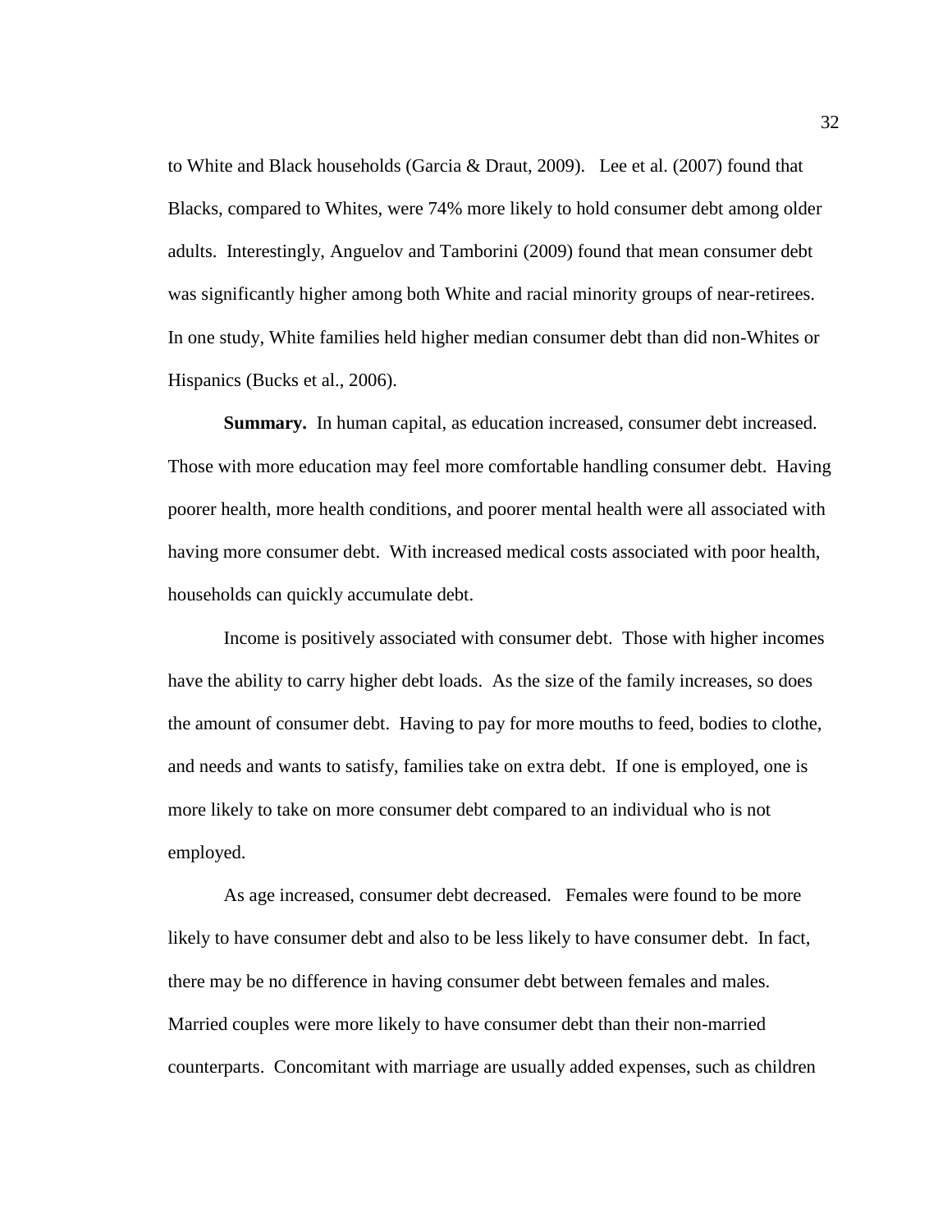to White and Black households (Garcia & Draut, 2009). Lee et al. (2007) found that Blacks, compared to Whites, were 74% more likely to hold consumer debt among older adults. Interestingly, Anguelov and Tamborini (2009) found that mean consumer debt was significantly higher among both White and racial minority groups of near-retirees. In one study, White families held higher median consumer debt than did non-Whites or Hispanics (Bucks et al., 2006).

**Summary.** In human capital, as education increased, consumer debt increased. Those with more education may feel more comfortable handling consumer debt. Having poorer health, more health conditions, and poorer mental health were all associated with having more consumer debt. With increased medical costs associated with poor health, households can quickly accumulate debt.

Income is positively associated with consumer debt. Those with higher incomes have the ability to carry higher debt loads. As the size of the family increases, so does the amount of consumer debt. Having to pay for more mouths to feed, bodies to clothe, and needs and wants to satisfy, families take on extra debt. If one is employed, one is more likely to take on more consumer debt compared to an individual who is not employed.

As age increased, consumer debt decreased. Females were found to be more likely to have consumer debt and also to be less likely to have consumer debt. In fact, there may be no difference in having consumer debt between females and males. Married couples were more likely to have consumer debt than their non-married counterparts. Concomitant with marriage are usually added expenses, such as children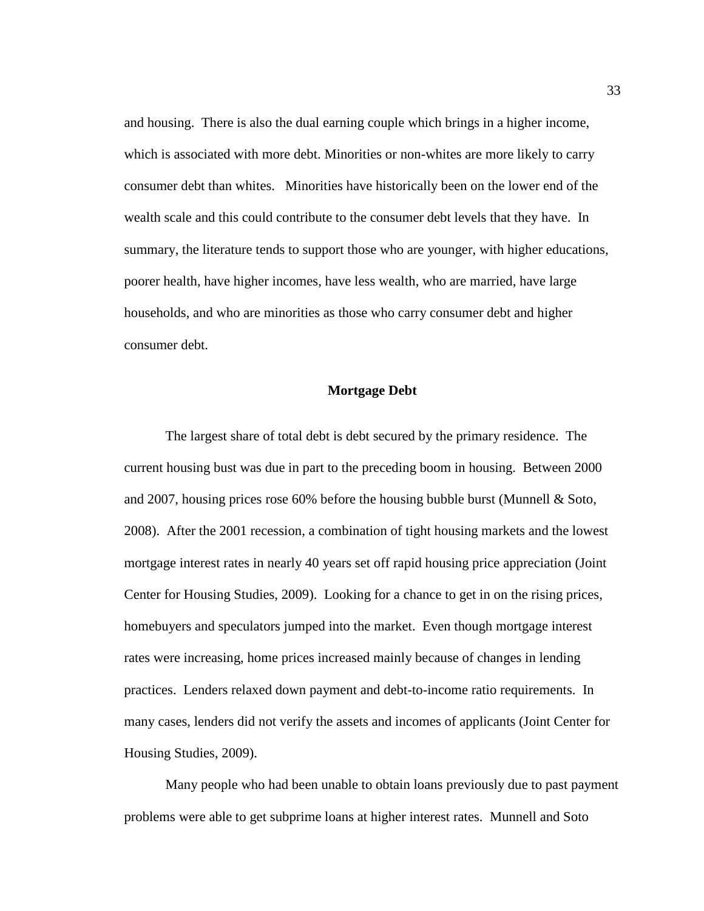and housing. There is also the dual earning couple which brings in a higher income, which is associated with more debt. Minorities or non-whites are more likely to carry consumer debt than whites. Minorities have historically been on the lower end of the wealth scale and this could contribute to the consumer debt levels that they have. In summary, the literature tends to support those who are younger, with higher educations, poorer health, have higher incomes, have less wealth, who are married, have large households, and who are minorities as those who carry consumer debt and higher consumer debt.

## Mortgage Debt

The largest share of total debt is debt secured by the primary residence. The current housing bust was due in part to the preceding boom in housing. Between 2000 and 2007, housing prices rose 60% before the housing bubble burst (Munnell & Soto, 2008). After the 2001 recession, a combination of tight housing markets and the lowest mortgage interest rates in nearly 40 years set off rapid housing price appreciation (Joint Center for Housing Studies, 2009). Looking for a chance to get in on the rising prices, homebuyers and speculators jumped into the market. Even though mortgage interest rates were increasing, home prices increased mainly because of changes in lending practices. Lenders relaxed down payment and debt-to-income ratio requirements. In many cases, lenders did not verify the assets and incomes of applicants (Joint Center for Housing Studies, 2009).

Many people who had been unable to obtain loans previously due to past payment problems were able to get subprime loans at higher interest rates. Munnell and Soto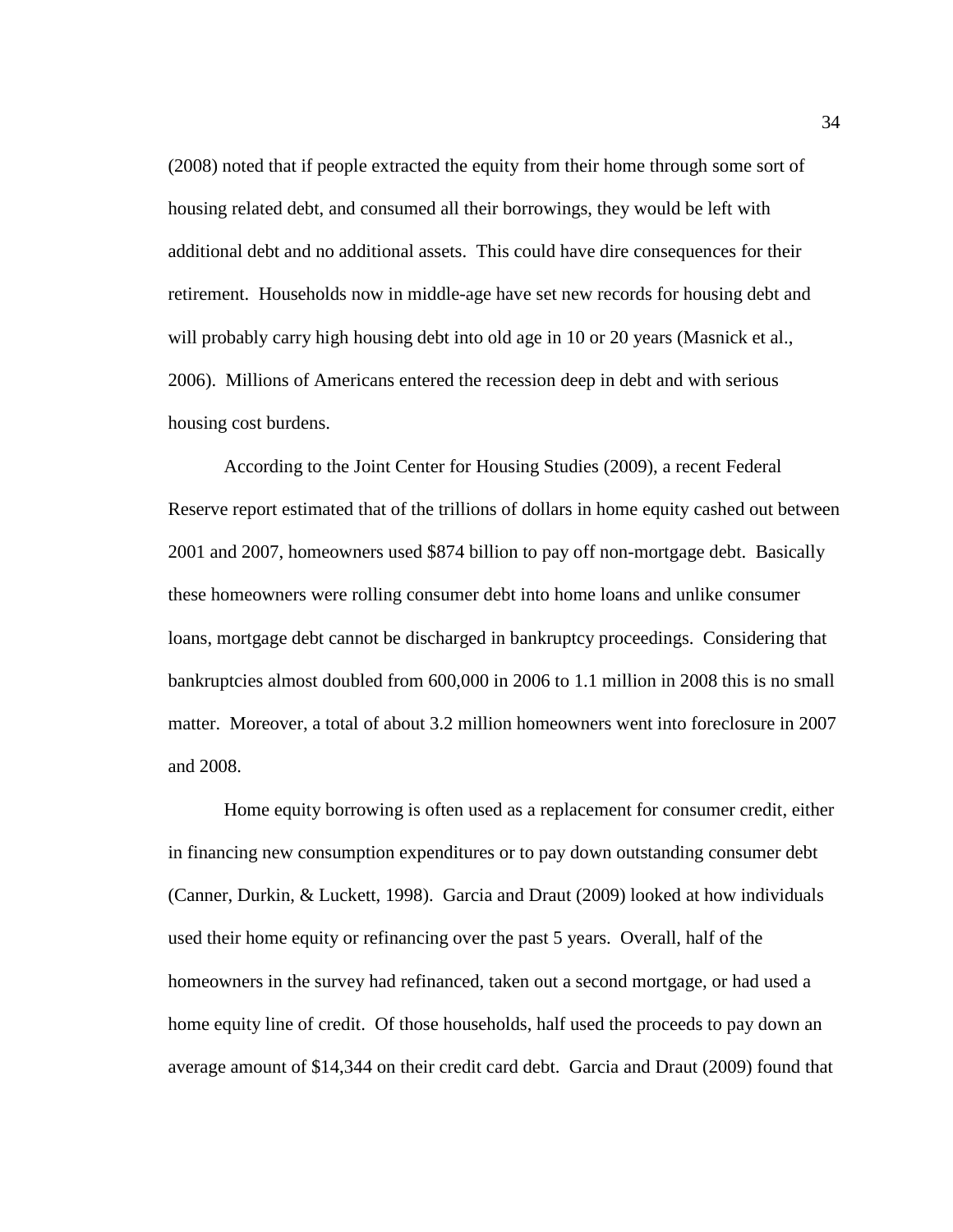(2008) noted that if people extracted the equity from their home through some sort of housing related debt, and consumed all their borrowings, they would be left with additional debt and no additional assets. This could have dire consequences for their retirement. Households now in middle-age have set new records for housing debt and will probably carry high housing debt into old age in 10 or 20 years (Masnick et al., 2006). Millions of Americans entered the recession deep in debt and with serious housing cost burdens.

According to the Joint Center for Housing Studies (2009), a recent Federal Reserve report estimated that of the trillions of dollars in home equity cashed out between 2001 and 2007, homeowners used $874 billion to pay off non-mortgage debt. Basically these homeowners were rolling consumer debt into home loans and unlike consumer loans, mortgage debt cannot be discharged in bankruptcy proceedings. Considering that bankruptcies almost doubled from 600,000 in 2006 to 1.1 million in 2008 this is no small matter. Moreover, a total of about 3.2 million homeowners went into foreclosure in 2007 and 2008.

Home equity borrowing is often used as a replacement for consumer credit, either in financing new consumption expenditures or to pay down outstanding consumer debt (Canner, Durkin, & Luckett, 1998). Garcia and Draut (2009) looked at how individuals used their home equity or refinancing over the past 5 years. Overall, half of the homeowners in the survey had refinanced, taken out a second mortgage, or had used a home equity line of credit. Of those households, half used the proceeds to pay down an average amount of $14,344 on their credit card debt. Garcia and Draut (2009) found that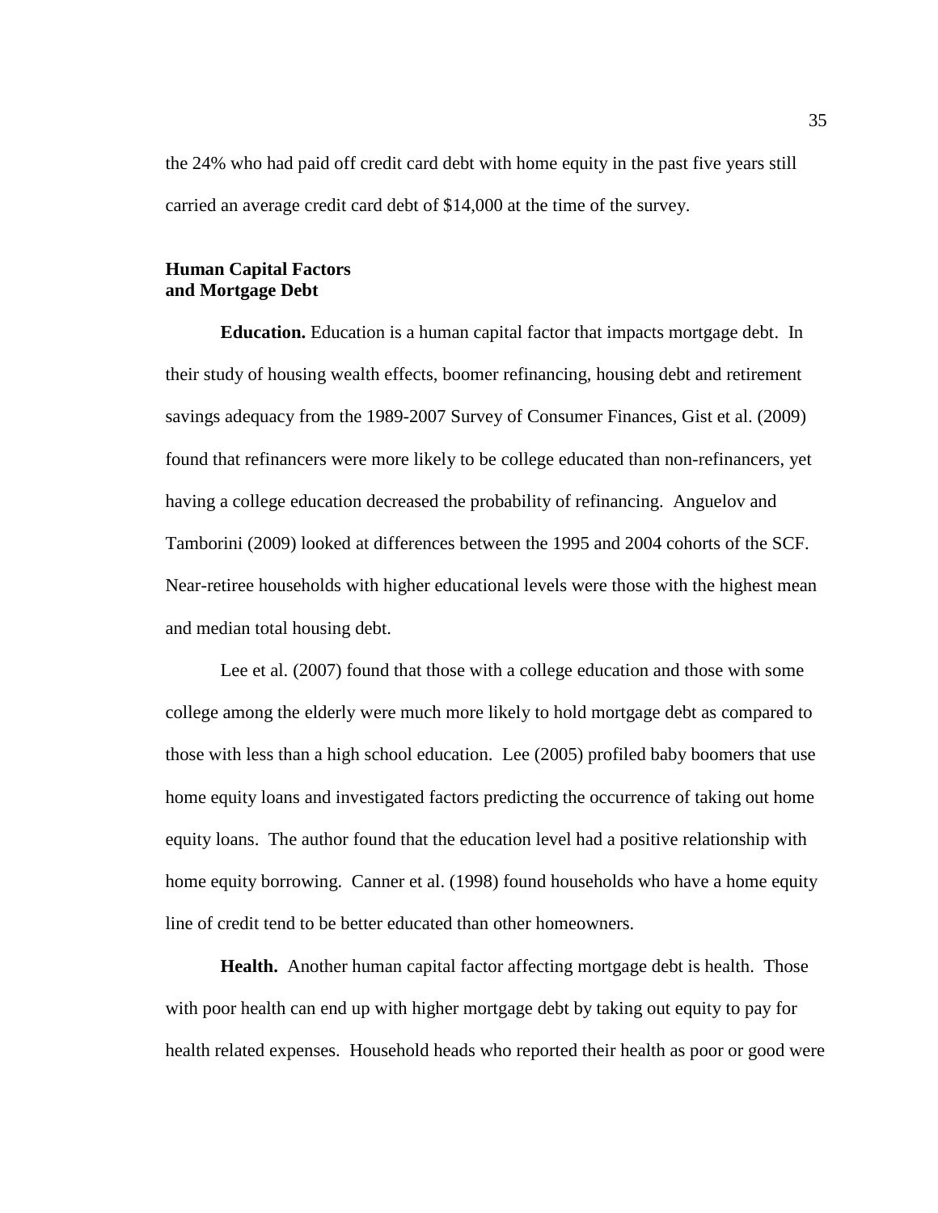the 24% who had paid off credit card debt with home equity in the past five years still carried an average credit card debt of $14,000 at the time of the survey.

### Human Capital Factors and Mortgage Debt

**Education.** Education is a human capital factor that impacts mortgage debt. In their study of housing wealth effects, boomer refinancing, housing debt and retirement savings adequacy from the 1989-2007 Survey of Consumer Finances, Gist et al. (2009) found that refinancers were more likely to be college educated than non-refinancers, yet having a college education decreased the probability of refinancing. Anguelov and Tamborini (2009) looked at differences between the 1995 and 2004 cohorts of the SCF. Near-retiree households with higher educational levels were those with the highest mean and median total housing debt.

Lee et al. (2007) found that those with a college education and those with some college among the elderly were much more likely to hold mortgage debt as compared to those with less than a high school education. Lee (2005) profiled baby boomers that use home equity loans and investigated factors predicting the occurrence of taking out home equity loans. The author found that the education level had a positive relationship with home equity borrowing. Canner et al. (1998) found households who have a home equity line of credit tend to be better educated than other homeowners.

**Health.** Another human capital factor affecting mortgage debt is health. Those with poor health can end up with higher mortgage debt by taking out equity to pay for health related expenses. Household heads who reported their health as poor or good were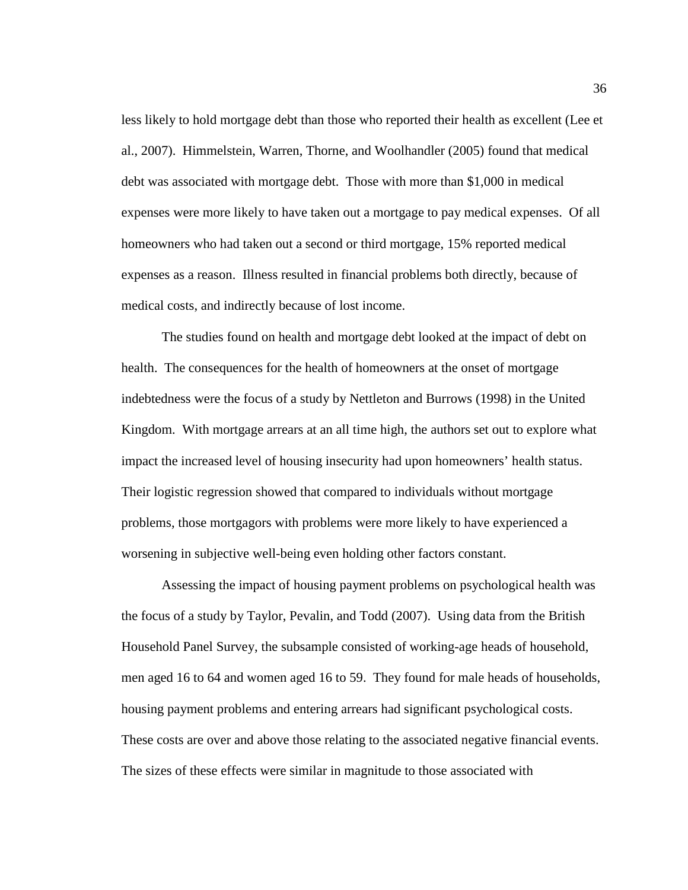less likely to hold mortgage debt than those who reported their health as excellent (Lee et al., 2007). Himmelstein, Warren, Thorne, and Woolhandler (2005) found that medical debt was associated with mortgage debt. Those with more than $1,000 in medical expenses were more likely to have taken out a mortgage to pay medical expenses. Of all homeowners who had taken out a second or third mortgage, 15% reported medical expenses as a reason. Illness resulted in financial problems both directly, because of medical costs, and indirectly because of lost income.

The studies found on health and mortgage debt looked at the impact of debt on health. The consequences for the health of homeowners at the onset of mortgage indebtedness were the focus of a study by Nettleton and Burrows (1998) in the United Kingdom. With mortgage arrears at an all time high, the authors set out to explore what impact the increased level of housing insecurity had upon homeowners' health status. Their logistic regression showed that compared to individuals without mortgage problems, those mortgagors with problems were more likely to have experienced a worsening in subjective well-being even holding other factors constant.

Assessing the impact of housing payment problems on psychological health was the focus of a study by Taylor, Pevalin, and Todd (2007). Using data from the British Household Panel Survey, the subsample consisted of working-age heads of household, men aged 16 to 64 and women aged 16 to 59. They found for male heads of households, housing payment problems and entering arrears had significant psychological costs. These costs are over and above those relating to the associated negative financial events. The sizes of these effects were similar in magnitude to those associated with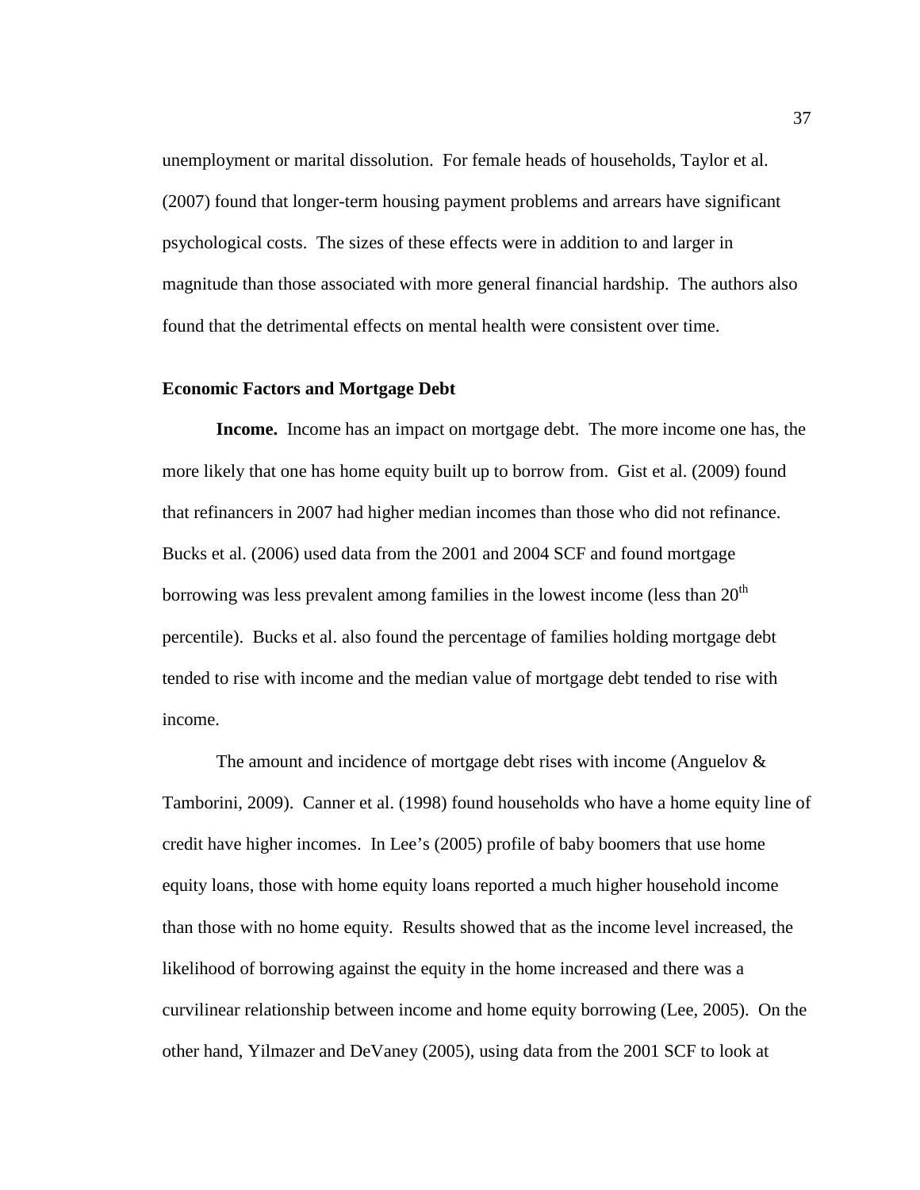unemployment or marital dissolution. For female heads of households, Taylor et al. (2007) found that longer-term housing payment problems and arrears have significant psychological costs. The sizes of these effects were in addition to and larger in magnitude than those associated with more general financial hardship. The authors also found that the detrimental effects on mental health were consistent over time.

### Economic Factors and Mortgage Debt

**Income.** Income has an impact on mortgage debt. The more income one has, the more likely that one has home equity built up to borrow from. Gist et al. (2009) found that refinancers in 2007 had higher median incomes than those who did not refinance. Bucks et al. (2006) used data from the 2001 and 2004 SCF and found mortgage borrowing was less prevalent among families in the lowest income (less than 20th percentile). Bucks et al. also found the percentage of families holding mortgage debt tended to rise with income and the median value of mortgage debt tended to rise with income.

The amount and incidence of mortgage debt rises with income (Anguelov & Tamborini, 2009). Canner et al. (1998) found households who have a home equity line of credit have higher incomes. In Lee's (2005) profile of baby boomers that use home equity loans, those with home equity loans reported a much higher household income than those with no home equity. Results showed that as the income level increased, the likelihood of borrowing against the equity in the home increased and there was a curvilinear relationship between income and home equity borrowing (Lee, 2005). On the other hand, Yilmazer and DeVaney (2005), using data from the 2001 SCF to look at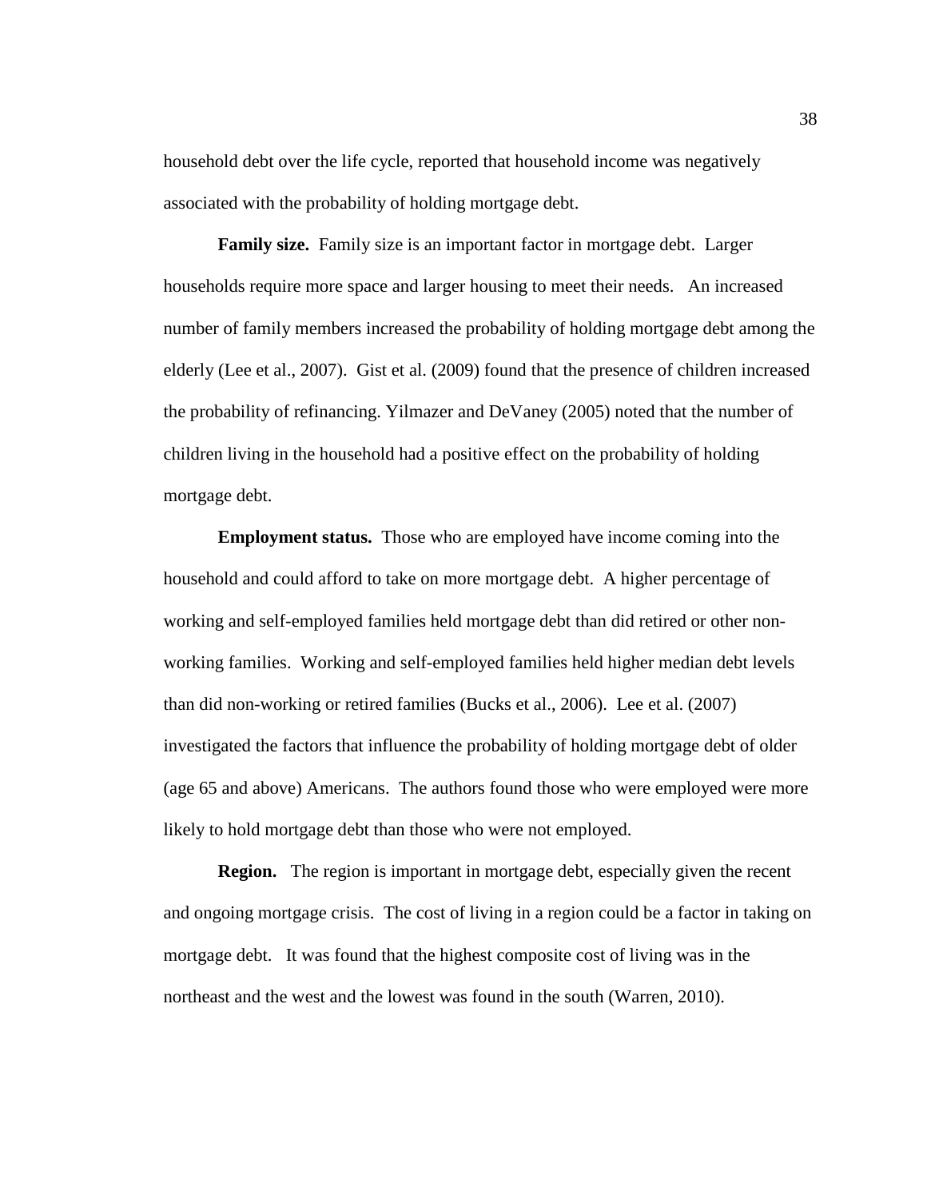household debt over the life cycle, reported that household income was negatively associated with the probability of holding mortgage debt.

**Family size.** Family size is an important factor in mortgage debt. Larger households require more space and larger housing to meet their needs. An increased number of family members increased the probability of holding mortgage debt among the elderly (Lee et al., 2007). Gist et al. (2009) found that the presence of children increased the probability of refinancing. Yilmazer and DeVaney (2005) noted that the number of children living in the household had a positive effect on the probability of holding mortgage debt.

**Employment status.** Those who are employed have income coming into the household and could afford to take on more mortgage debt. A higher percentage of working and self-employed families held mortgage debt than did retired or other non-working families. Working and self-employed families held higher median debt levels than did non-working or retired families (Bucks et al., 2006). Lee et al. (2007) investigated the factors that influence the probability of holding mortgage debt of older (age 65 and above) Americans. The authors found those who were employed were more likely to hold mortgage debt than those who were not employed.

**Region.** The region is important in mortgage debt, especially given the recent and ongoing mortgage crisis. The cost of living in a region could be a factor in taking on mortgage debt. It was found that the highest composite cost of living was in the northeast and the west and the lowest was found in the south (Warren, 2010).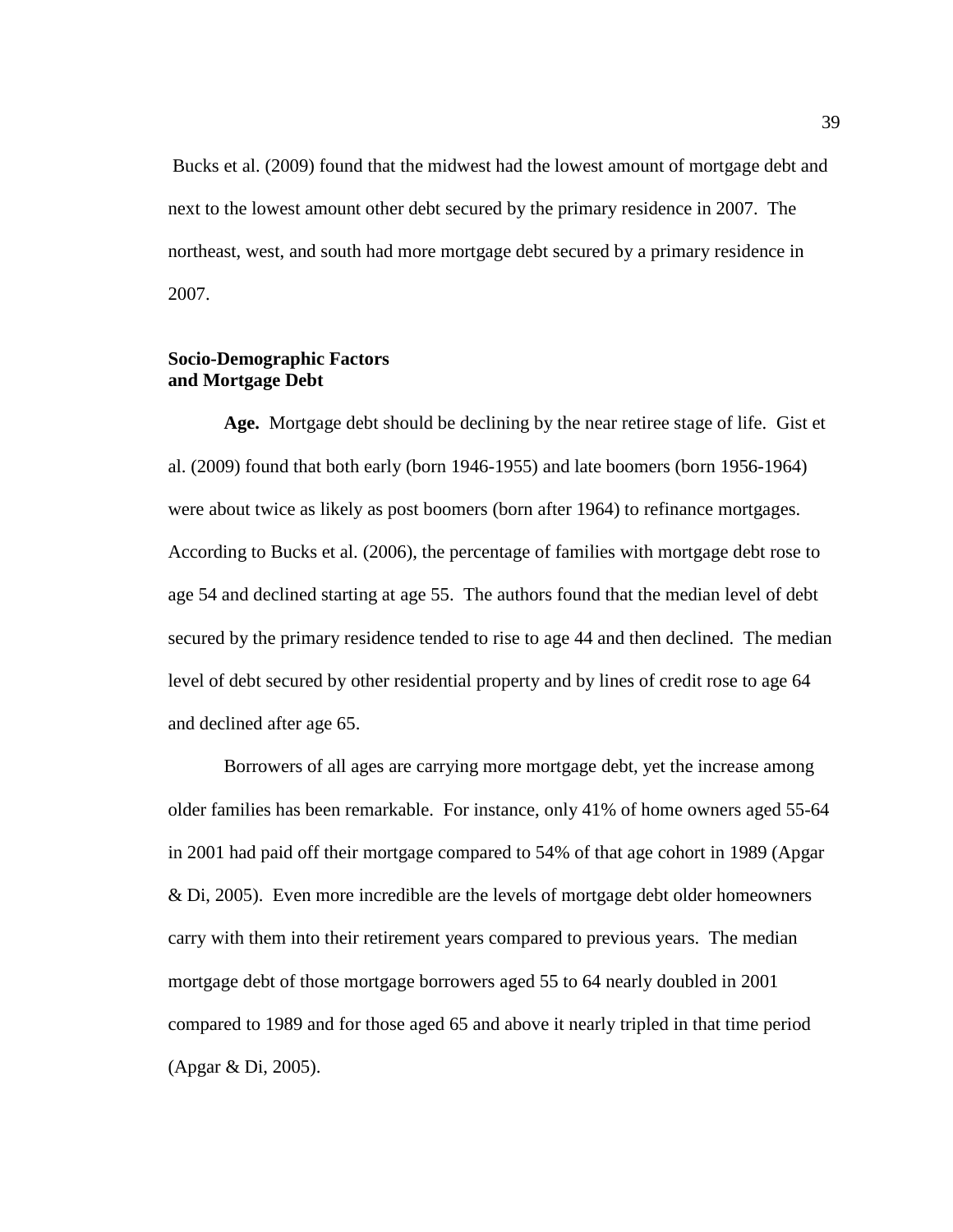Bucks et al. (2009) found that the midwest had the lowest amount of mortgage debt and next to the lowest amount other debt secured by the primary residence in 2007. The northeast, west, and south had more mortgage debt secured by a primary residence in 2007.

## Socio-Demographic Factors and Mortgage Debt

**Age.** Mortgage debt should be declining by the near retiree stage of life. Gist et al. (2009) found that both early (born 1946-1955) and late boomers (born 1956-1964) were about twice as likely as post boomers (born after 1964) to refinance mortgages. According to Bucks et al. (2006), the percentage of families with mortgage debt rose to age 54 and declined starting at age 55. The authors found that the median level of debt secured by the primary residence tended to rise to age 44 and then declined. The median level of debt secured by other residential property and by lines of credit rose to age 64 and declined after age 65.

Borrowers of all ages are carrying more mortgage debt, yet the increase among older families has been remarkable. For instance, only 41% of home owners aged 55-64 in 2001 had paid off their mortgage compared to 54% of that age cohort in 1989 (Apgar & Di, 2005). Even more incredible are the levels of mortgage debt older homeowners carry with them into their retirement years compared to previous years. The median mortgage debt of those mortgage borrowers aged 55 to 64 nearly doubled in 2001 compared to 1989 and for those aged 65 and above it nearly tripled in that time period (Apgar & Di, 2005).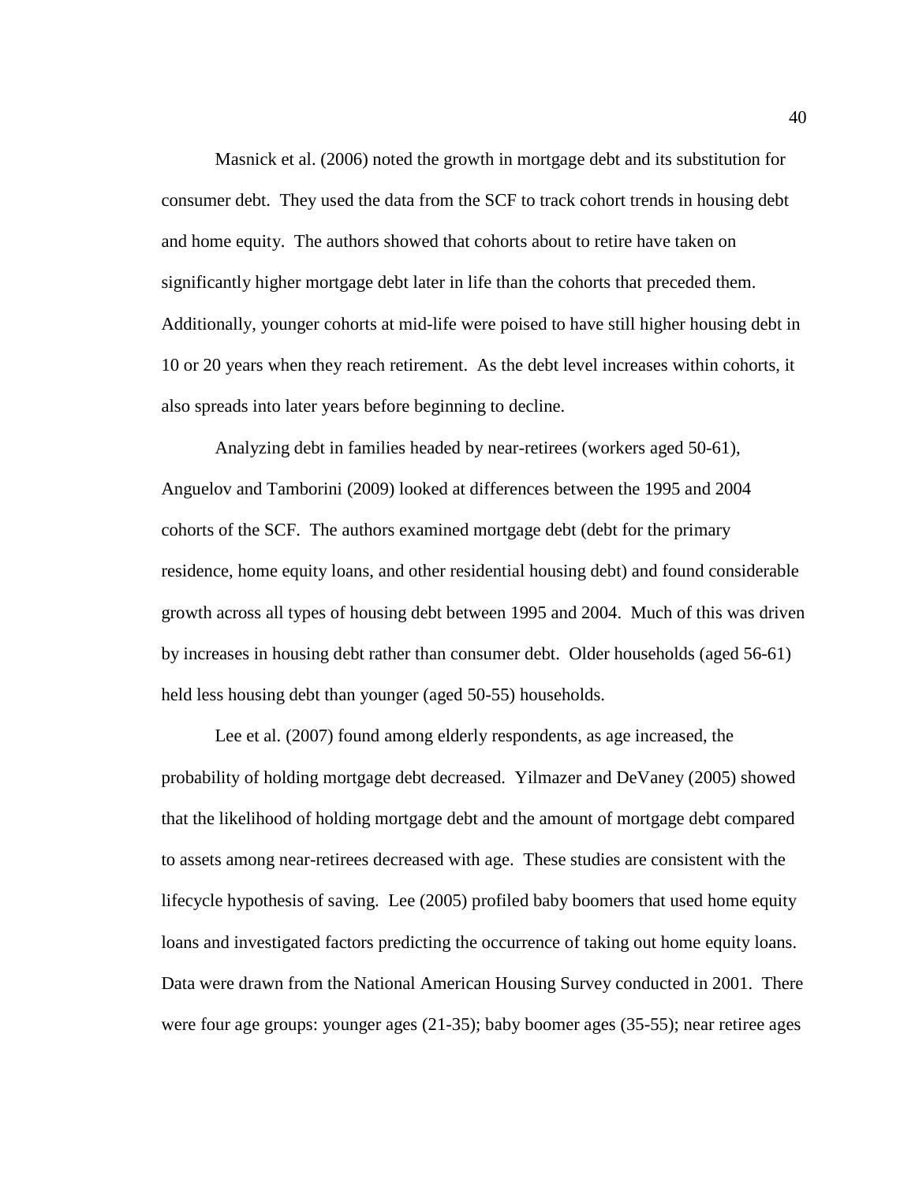Masnick et al. (2006) noted the growth in mortgage debt and its substitution for consumer debt. They used the data from the SCF to track cohort trends in housing debt and home equity. The authors showed that cohorts about to retire have taken on significantly higher mortgage debt later in life than the cohorts that preceded them. Additionally, younger cohorts at mid-life were poised to have still higher housing debt in 10 or 20 years when they reach retirement. As the debt level increases within cohorts, it also spreads into later years before beginning to decline.

Analyzing debt in families headed by near-retirees (workers aged 50-61), Anguelov and Tamborini (2009) looked at differences between the 1995 and 2004 cohorts of the SCF. The authors examined mortgage debt (debt for the primary residence, home equity loans, and other residential housing debt) and found considerable growth across all types of housing debt between 1995 and 2004. Much of this was driven by increases in housing debt rather than consumer debt. Older households (aged 56-61) held less housing debt than younger (aged 50-55) households.

Lee et al. (2007) found among elderly respondents, as age increased, the probability of holding mortgage debt decreased. Yilmazer and DeVaney (2005) showed that the likelihood of holding mortgage debt and the amount of mortgage debt compared to assets among near-retirees decreased with age. These studies are consistent with the lifecycle hypothesis of saving. Lee (2005) profiled baby boomers that used home equity loans and investigated factors predicting the occurrence of taking out home equity loans. Data were drawn from the National American Housing Survey conducted in 2001. There were four age groups: younger ages (21-35); baby boomer ages (35-55); near retiree ages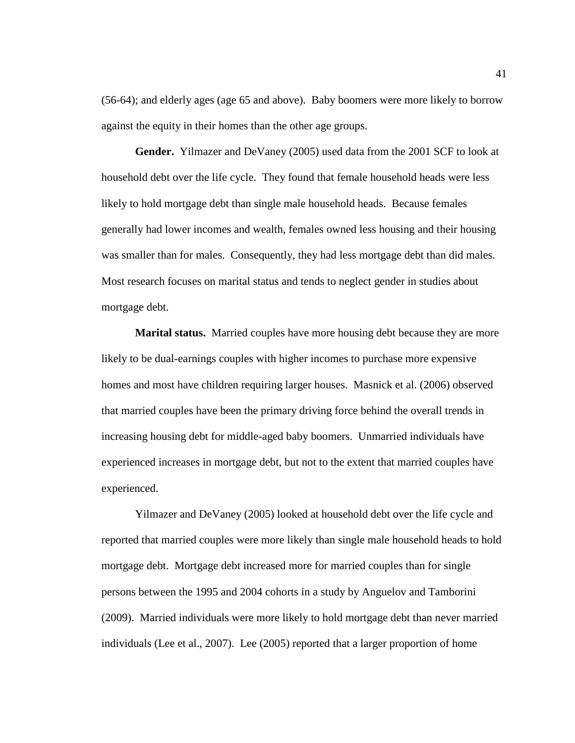(56-64); and elderly ages (age 65 and above). Baby boomers were more likely to borrow against the equity in their homes than the other age groups.

**Gender.** Yilmazer and DeVaney (2005) used data from the 2001 SCF to look at household debt over the life cycle. They found that female household heads were less likely to hold mortgage debt than single male household heads. Because females generally had lower incomes and wealth, females owned less housing and their housing was smaller than for males. Consequently, they had less mortgage debt than did males. Most research focuses on marital status and tends to neglect gender in studies about mortgage debt.

**Marital status.** Married couples have more housing debt because they are more likely to be dual-earnings couples with higher incomes to purchase more expensive homes and most have children requiring larger houses. Masnick et al. (2006) observed that married couples have been the primary driving force behind the overall trends in increasing housing debt for middle-aged baby boomers. Unmarried individuals have experienced increases in mortgage debt, but not to the extent that married couples have experienced.

Yilmazer and DeVaney (2005) looked at household debt over the life cycle and reported that married couples were more likely than single male household heads to hold mortgage debt. Mortgage debt increased more for married couples than for single persons between the 1995 and 2004 cohorts in a study by Anguelov and Tamborini (2009). Married individuals were more likely to hold mortgage debt than never married individuals (Lee et al., 2007). Lee (2005) reported that a larger proportion of home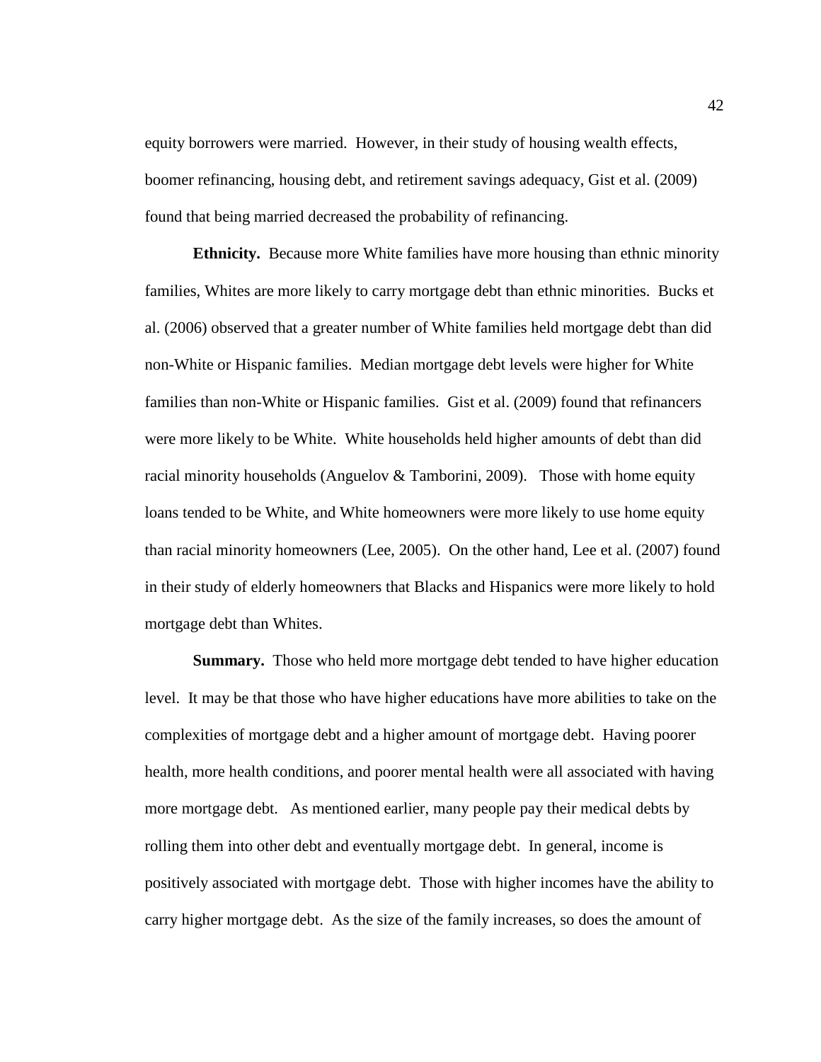equity borrowers were married. However, in their study of housing wealth effects, boomer refinancing, housing debt, and retirement savings adequacy, Gist et al. (2009) found that being married decreased the probability of refinancing.

**Ethnicity.** Because more White families have more housing than ethnic minority families, Whites are more likely to carry mortgage debt than ethnic minorities. Bucks et al. (2006) observed that a greater number of White families held mortgage debt than did non-White or Hispanic families. Median mortgage debt levels were higher for White families than non-White or Hispanic families. Gist et al. (2009) found that refinancers were more likely to be White. White households held higher amounts of debt than did racial minority households (Anguelov & Tamborini, 2009). Those with home equity loans tended to be White, and White homeowners were more likely to use home equity than racial minority homeowners (Lee, 2005). On the other hand, Lee et al. (2007) found in their study of elderly homeowners that Blacks and Hispanics were more likely to hold mortgage debt than Whites.

**Summary.** Those who held more mortgage debt tended to have higher education level. It may be that those who have higher educations have more abilities to take on the complexities of mortgage debt and a higher amount of mortgage debt. Having poorer health, more health conditions, and poorer mental health were all associated with having more mortgage debt. As mentioned earlier, many people pay their medical debts by rolling them into other debt and eventually mortgage debt. In general, income is positively associated with mortgage debt. Those with higher incomes have the ability to carry higher mortgage debt. As the size of the family increases, so does the amount of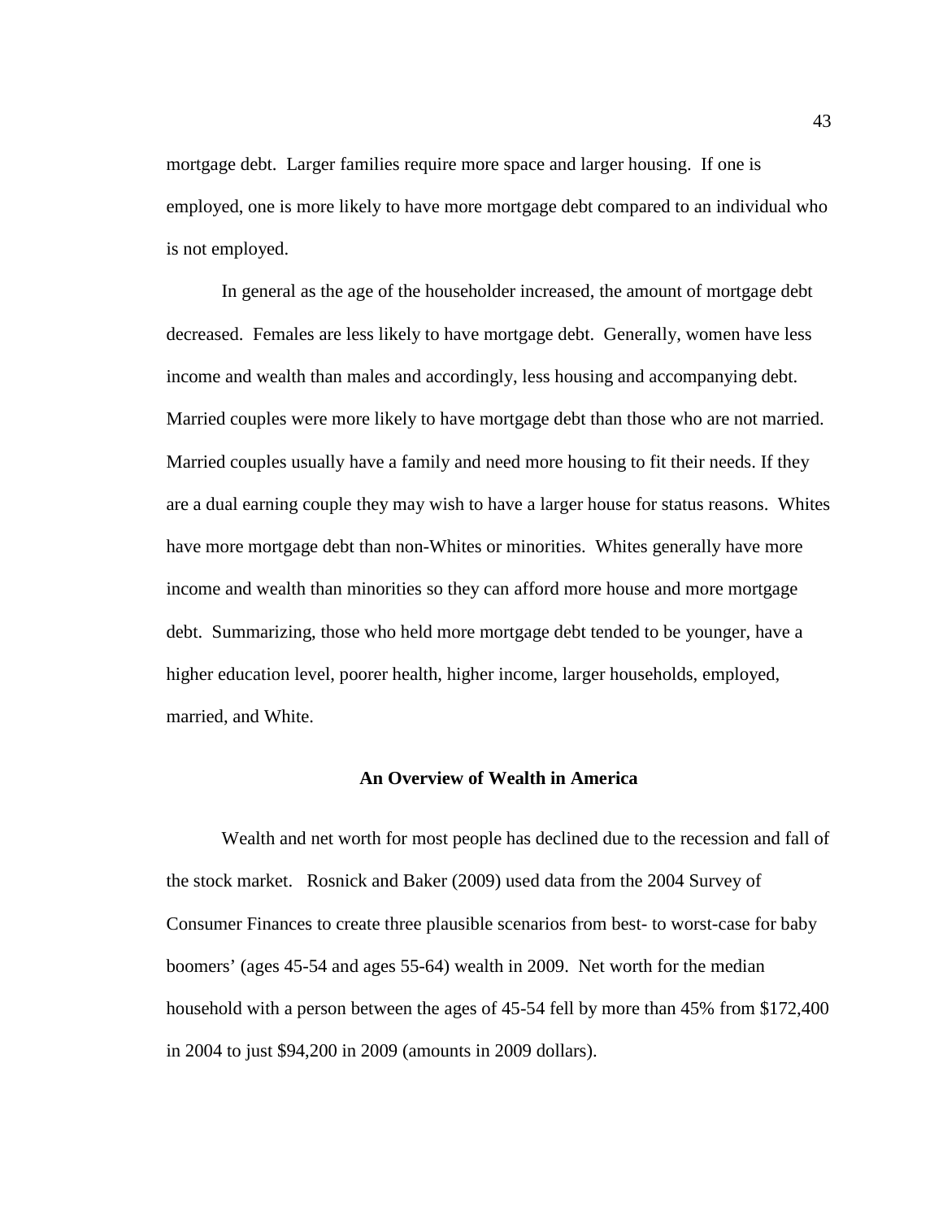mortgage debt. Larger families require more space and larger housing. If one is employed, one is more likely to have more mortgage debt compared to an individual who is not employed.

In general as the age of the householder increased, the amount of mortgage debt decreased. Females are less likely to have mortgage debt. Generally, women have less income and wealth than males and accordingly, less housing and accompanying debt. Married couples were more likely to have mortgage debt than those who are not married. Married couples usually have a family and need more housing to fit their needs. If they are a dual earning couple they may wish to have a larger house for status reasons. Whites have more mortgage debt than non-Whites or minorities. Whites generally have more income and wealth than minorities so they can afford more house and more mortgage debt. Summarizing, those who held more mortgage debt tended to be younger, have a higher education level, poorer health, higher income, larger households, employed, married, and White.

## An Overview of Wealth in America

Wealth and net worth for most people has declined due to the recession and fall of the stock market. Rosnick and Baker (2009) used data from the 2004 Survey of Consumer Finances to create three plausible scenarios from best- to worst-case for baby boomers' (ages 45-54 and ages 55-64) wealth in 2009. Net worth for the median household with a person between the ages of 45-54 fell by more than 45% from $172,400 in 2004 to just $94,200 in 2009 (amounts in 2009 dollars).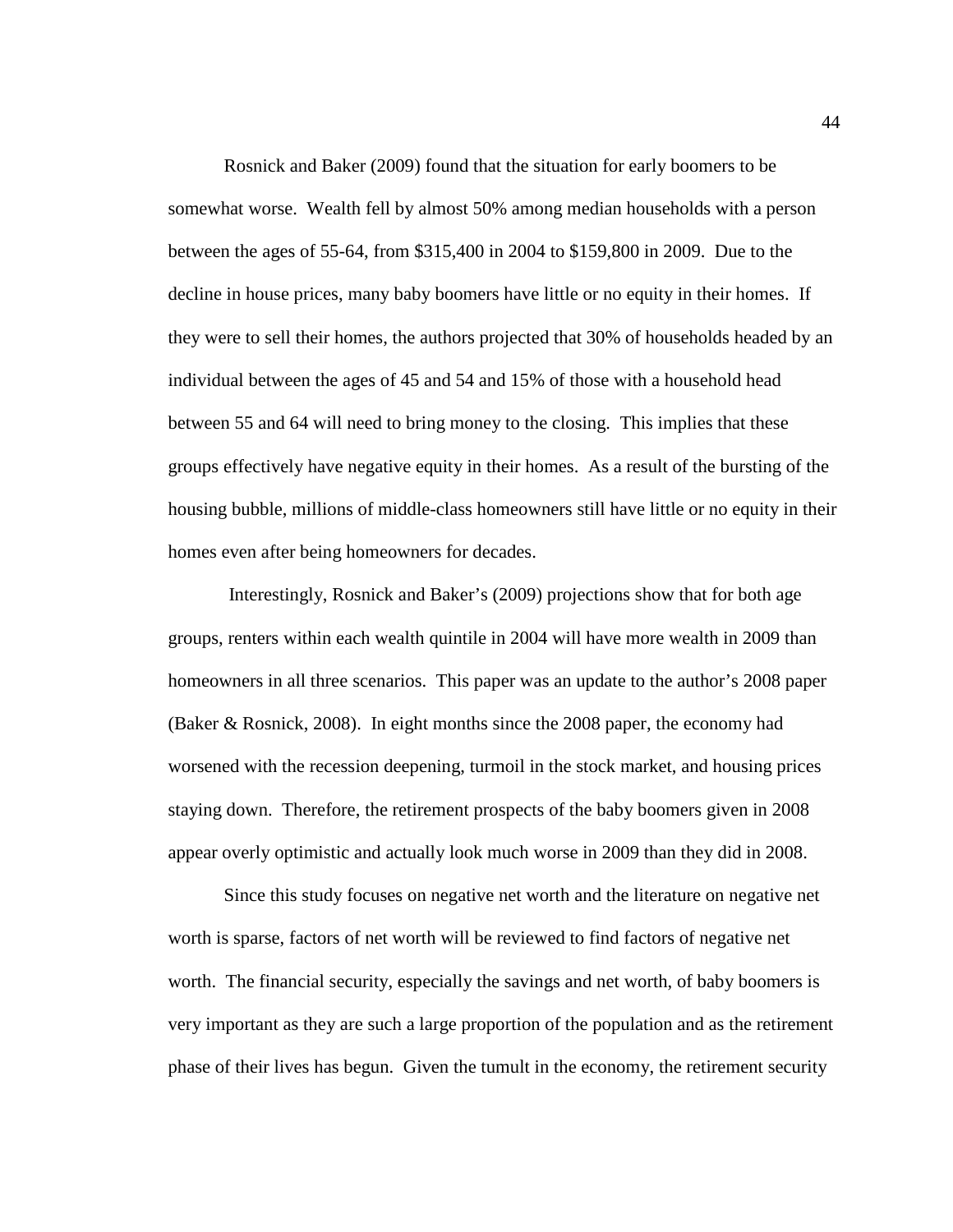Rosnick and Baker (2009) found that the situation for early boomers to be somewhat worse. Wealth fell by almost 50% among median households with a person between the ages of 55-64, from $315,400 in 2004 to $159,800 in 2009. Due to the decline in house prices, many baby boomers have little or no equity in their homes. If they were to sell their homes, the authors projected that 30% of households headed by an individual between the ages of 45 and 54 and 15% of those with a household head between 55 and 64 will need to bring money to the closing. This implies that these groups effectively have negative equity in their homes. As a result of the bursting of the housing bubble, millions of middle-class homeowners still have little or no equity in their homes even after being homeowners for decades.

Interestingly, Rosnick and Baker's (2009) projections show that for both age groups, renters within each wealth quintile in 2004 will have more wealth in 2009 than homeowners in all three scenarios. This paper was an update to the author's 2008 paper (Baker & Rosnick, 2008). In eight months since the 2008 paper, the economy had worsened with the recession deepening, turmoil in the stock market, and housing prices staying down. Therefore, the retirement prospects of the baby boomers given in 2008 appear overly optimistic and actually look much worse in 2009 than they did in 2008.

Since this study focuses on negative net worth and the literature on negative net worth is sparse, factors of net worth will be reviewed to find factors of negative net worth. The financial security, especially the savings and net worth, of baby boomers is very important as they are such a large proportion of the population and as the retirement phase of their lives has begun. Given the tumult in the economy, the retirement security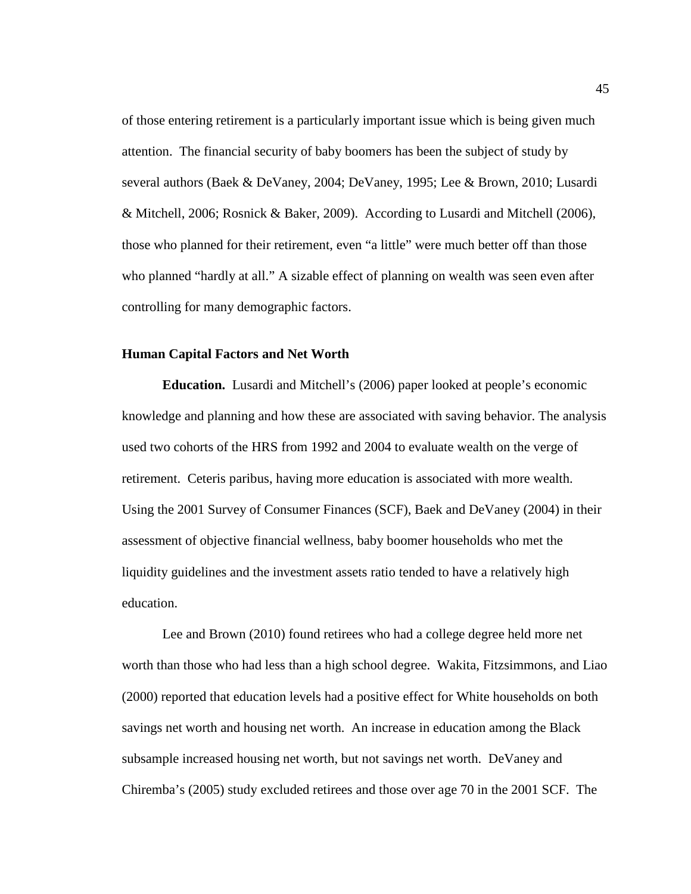of those entering retirement is a particularly important issue which is being given much attention. The financial security of baby boomers has been the subject of study by several authors (Baek & DeVaney, 2004; DeVaney, 1995; Lee & Brown, 2010; Lusardi & Mitchell, 2006; Rosnick & Baker, 2009). According to Lusardi and Mitchell (2006), those who planned for their retirement, even "a little" were much better off than those who planned "hardly at all." A sizable effect of planning on wealth was seen even after controlling for many demographic factors.

### Human Capital Factors and Net Worth

**Education.** Lusardi and Mitchell's (2006) paper looked at people's economic knowledge and planning and how these are associated with saving behavior. The analysis used two cohorts of the HRS from 1992 and 2004 to evaluate wealth on the verge of retirement. Ceteris paribus, having more education is associated with more wealth. Using the 2001 Survey of Consumer Finances (SCF), Baek and DeVaney (2004) in their assessment of objective financial wellness, baby boomer households who met the liquidity guidelines and the investment assets ratio tended to have a relatively high education.

Lee and Brown (2010) found retirees who had a college degree held more net worth than those who had less than a high school degree. Wakita, Fitzsimmons, and Liao (2000) reported that education levels had a positive effect for White households on both savings net worth and housing net worth. An increase in education among the Black subsample increased housing net worth, but not savings net worth. DeVaney and Chiremba's (2005) study excluded retirees and those over age 70 in the 2001 SCF. The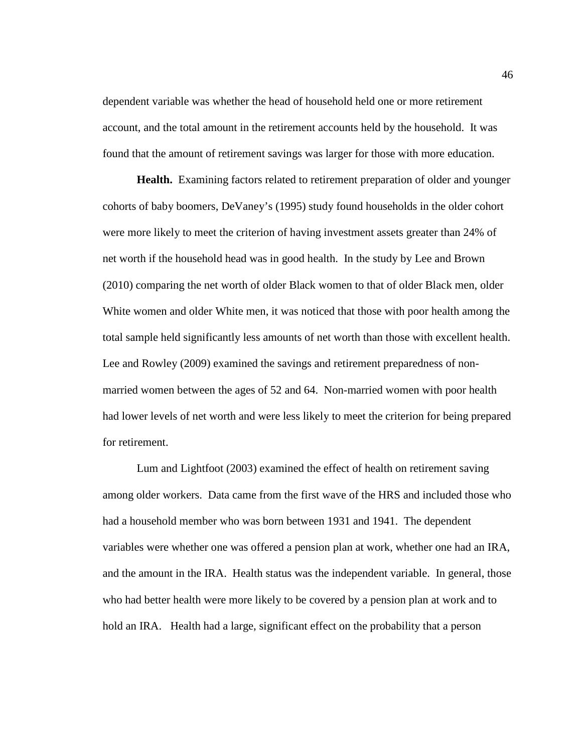dependent variable was whether the head of household held one or more retirement account, and the total amount in the retirement accounts held by the household. It was found that the amount of retirement savings was larger for those with more education.

**Health.** Examining factors related to retirement preparation of older and younger cohorts of baby boomers, DeVaney's (1995) study found households in the older cohort were more likely to meet the criterion of having investment assets greater than 24% of net worth if the household head was in good health. In the study by Lee and Brown (2010) comparing the net worth of older Black women to that of older Black men, older White women and older White men, it was noticed that those with poor health among the total sample held significantly less amounts of net worth than those with excellent health. Lee and Rowley (2009) examined the savings and retirement preparedness of non-married women between the ages of 52 and 64. Non-married women with poor health had lower levels of net worth and were less likely to meet the criterion for being prepared for retirement.

Lum and Lightfoot (2003) examined the effect of health on retirement saving among older workers. Data came from the first wave of the HRS and included those who had a household member who was born between 1931 and 1941. The dependent variables were whether one was offered a pension plan at work, whether one had an IRA, and the amount in the IRA. Health status was the independent variable. In general, those who had better health were more likely to be covered by a pension plan at work and to hold an IRA. Health had a large, significant effect on the probability that a person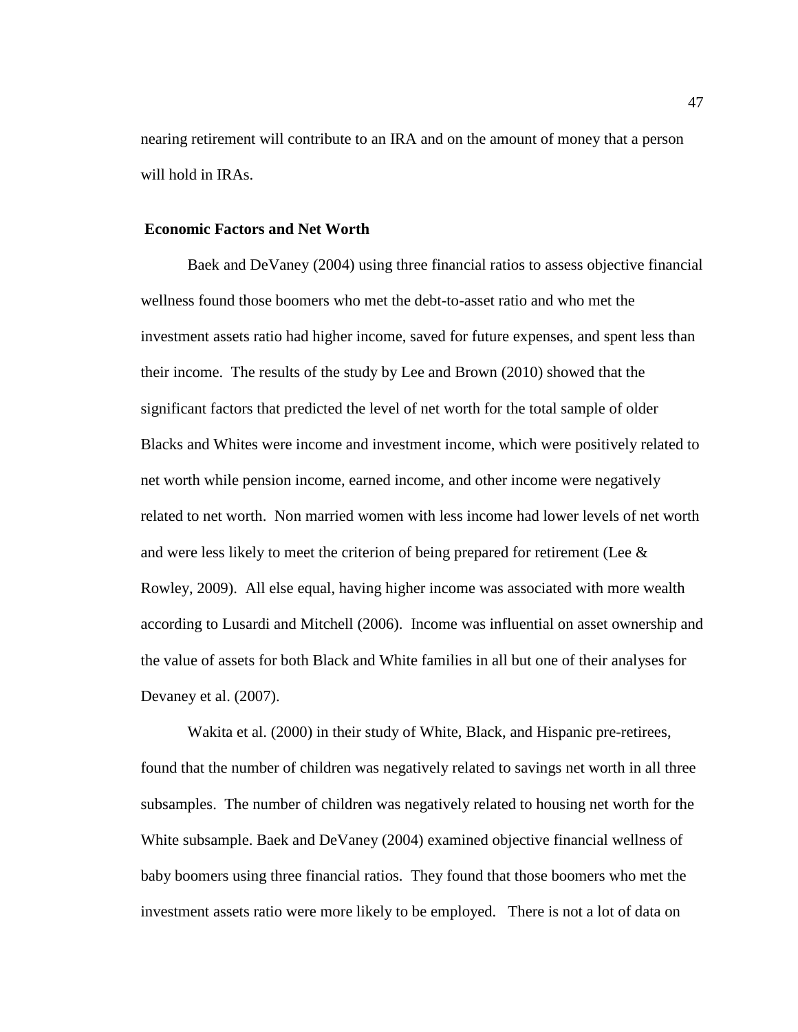nearing retirement will contribute to an IRA and on the amount of money that a person will hold in IRAs.

**Economic Factors and Net Worth**

Baek and DeVaney (2004) using three financial ratios to assess objective financial wellness found those boomers who met the debt-to-asset ratio and who met the investment assets ratio had higher income, saved for future expenses, and spent less than their income. The results of the study by Lee and Brown (2010) showed that the significant factors that predicted the level of net worth for the total sample of older Blacks and Whites were income and investment income, which were positively related to net worth while pension income, earned income, and other income were negatively related to net worth. Non married women with less income had lower levels of net worth and were less likely to meet the criterion of being prepared for retirement (Lee & Rowley, 2009). All else equal, having higher income was associated with more wealth according to Lusardi and Mitchell (2006). Income was influential on asset ownership and the value of assets for both Black and White families in all but one of their analyses for Devaney et al. (2007).

Wakita et al. (2000) in their study of White, Black, and Hispanic pre-retirees, found that the number of children was negatively related to savings net worth in all three subsamples. The number of children was negatively related to housing net worth for the White subsample. Baek and DeVaney (2004) examined objective financial wellness of baby boomers using three financial ratios. They found that those boomers who met the investment assets ratio were more likely to be employed. There is not a lot of data on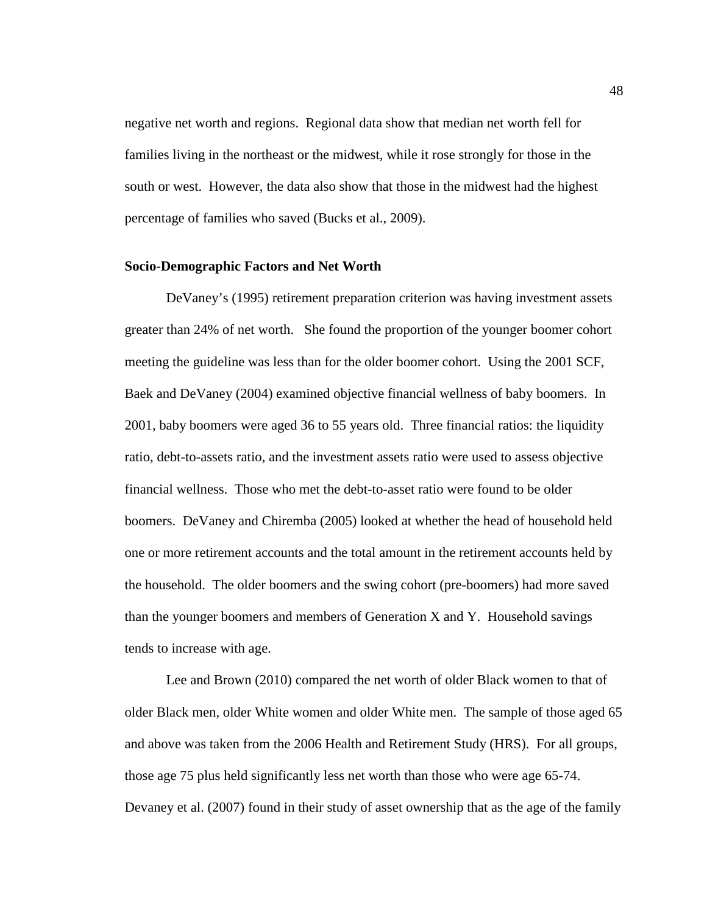negative net worth and regions. Regional data show that median net worth fell for families living in the northeast or the midwest, while it rose strongly for those in the south or west. However, the data also show that those in the midwest had the highest percentage of families who saved (Bucks et al., 2009).

### Socio-Demographic Factors and Net Worth

DeVaney's (1995) retirement preparation criterion was having investment assets greater than 24% of net worth. She found the proportion of the younger boomer cohort meeting the guideline was less than for the older boomer cohort. Using the 2001 SCF, Baek and DeVaney (2004) examined objective financial wellness of baby boomers. In 2001, baby boomers were aged 36 to 55 years old. Three financial ratios: the liquidity ratio, debt-to-assets ratio, and the investment assets ratio were used to assess objective financial wellness. Those who met the debt-to-asset ratio were found to be older boomers. DeVaney and Chiremba (2005) looked at whether the head of household held one or more retirement accounts and the total amount in the retirement accounts held by the household. The older boomers and the swing cohort (pre-boomers) had more saved than the younger boomers and members of Generation X and Y. Household savings tends to increase with age.

Lee and Brown (2010) compared the net worth of older Black women to that of older Black men, older White women and older White men. The sample of those aged 65 and above was taken from the 2006 Health and Retirement Study (HRS). For all groups, those age 75 plus held significantly less net worth than those who were age 65-74. Devaney et al. (2007) found in their study of asset ownership that as the age of the family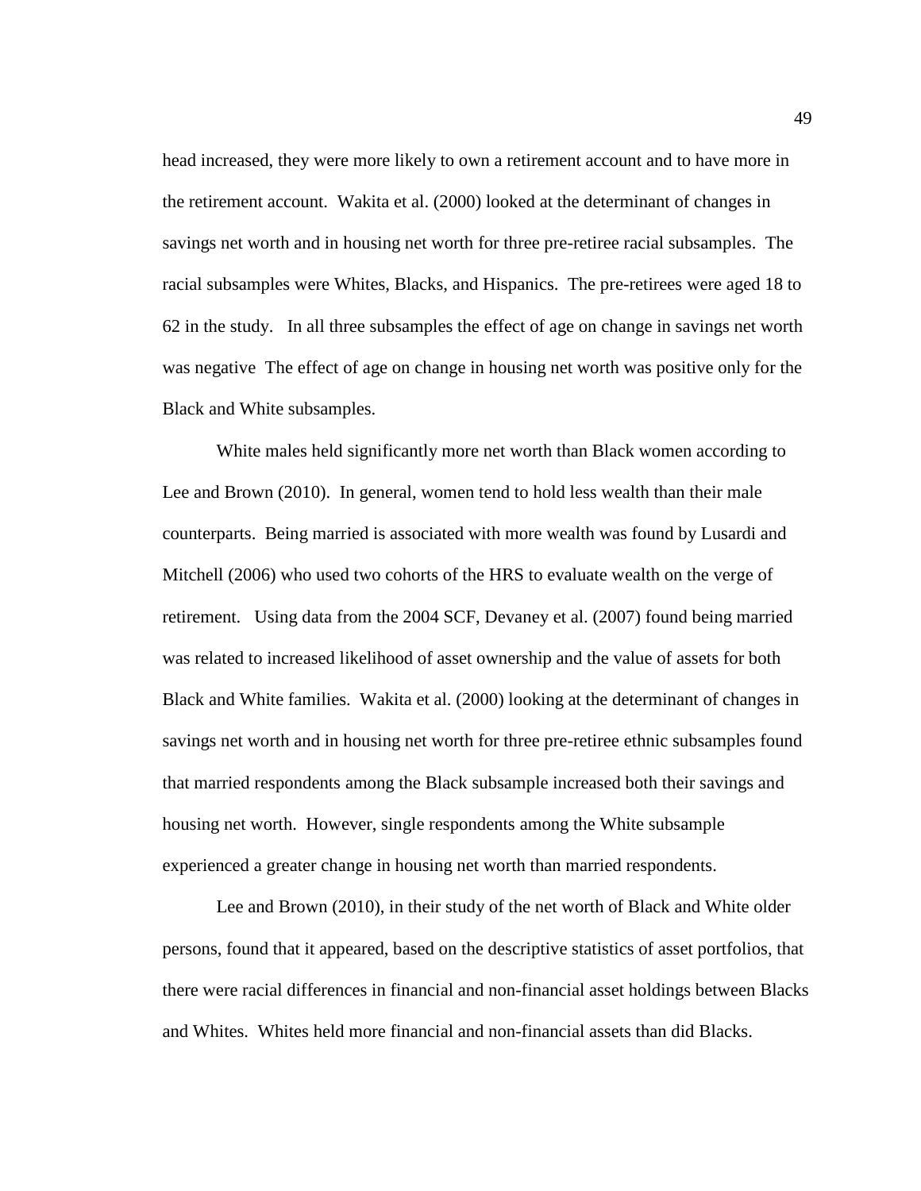head increased, they were more likely to own a retirement account and to have more in the retirement account. Wakita et al. (2000) looked at the determinant of changes in savings net worth and in housing net worth for three pre-retiree racial subsamples. The racial subsamples were Whites, Blacks, and Hispanics. The pre-retirees were aged 18 to 62 in the study. In all three subsamples the effect of age on change in savings net worth was negative The effect of age on change in housing net worth was positive only for the Black and White subsamples.

White males held significantly more net worth than Black women according to Lee and Brown (2010). In general, women tend to hold less wealth than their male counterparts. Being married is associated with more wealth was found by Lusardi and Mitchell (2006) who used two cohorts of the HRS to evaluate wealth on the verge of retirement. Using data from the 2004 SCF, Devaney et al. (2007) found being married was related to increased likelihood of asset ownership and the value of assets for both Black and White families. Wakita et al. (2000) looking at the determinant of changes in savings net worth and in housing net worth for three pre-retiree ethnic subsamples found that married respondents among the Black subsample increased both their savings and housing net worth. However, single respondents among the White subsample experienced a greater change in housing net worth than married respondents.

Lee and Brown (2010), in their study of the net worth of Black and White older persons, found that it appeared, based on the descriptive statistics of asset portfolios, that there were racial differences in financial and non-financial asset holdings between Blacks and Whites. Whites held more financial and non-financial assets than did Blacks.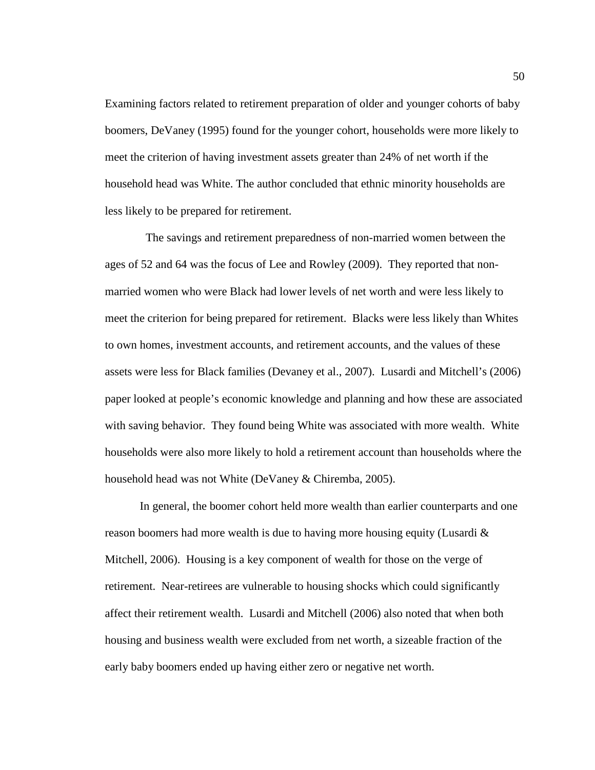Examining factors related to retirement preparation of older and younger cohorts of baby boomers, DeVaney (1995) found for the younger cohort, households were more likely to meet the criterion of having investment assets greater than 24% of net worth if the household head was White. The author concluded that ethnic minority households are less likely to be prepared for retirement.

The savings and retirement preparedness of non-married women between the ages of 52 and 64 was the focus of Lee and Rowley (2009). They reported that non-married women who were Black had lower levels of net worth and were less likely to meet the criterion for being prepared for retirement. Blacks were less likely than Whites to own homes, investment accounts, and retirement accounts, and the values of these assets were less for Black families (Devaney et al., 2007). Lusardi and Mitchell's (2006) paper looked at people's economic knowledge and planning and how these are associated with saving behavior. They found being White was associated with more wealth. White households were also more likely to hold a retirement account than households where the household head was not White (DeVaney & Chiremba, 2005).

In general, the boomer cohort held more wealth than earlier counterparts and one reason boomers had more wealth is due to having more housing equity (Lusardi & Mitchell, 2006). Housing is a key component of wealth for those on the verge of retirement. Near-retirees are vulnerable to housing shocks which could significantly affect their retirement wealth. Lusardi and Mitchell (2006) also noted that when both housing and business wealth were excluded from net worth, a sizeable fraction of the early baby boomers ended up having either zero or negative net worth.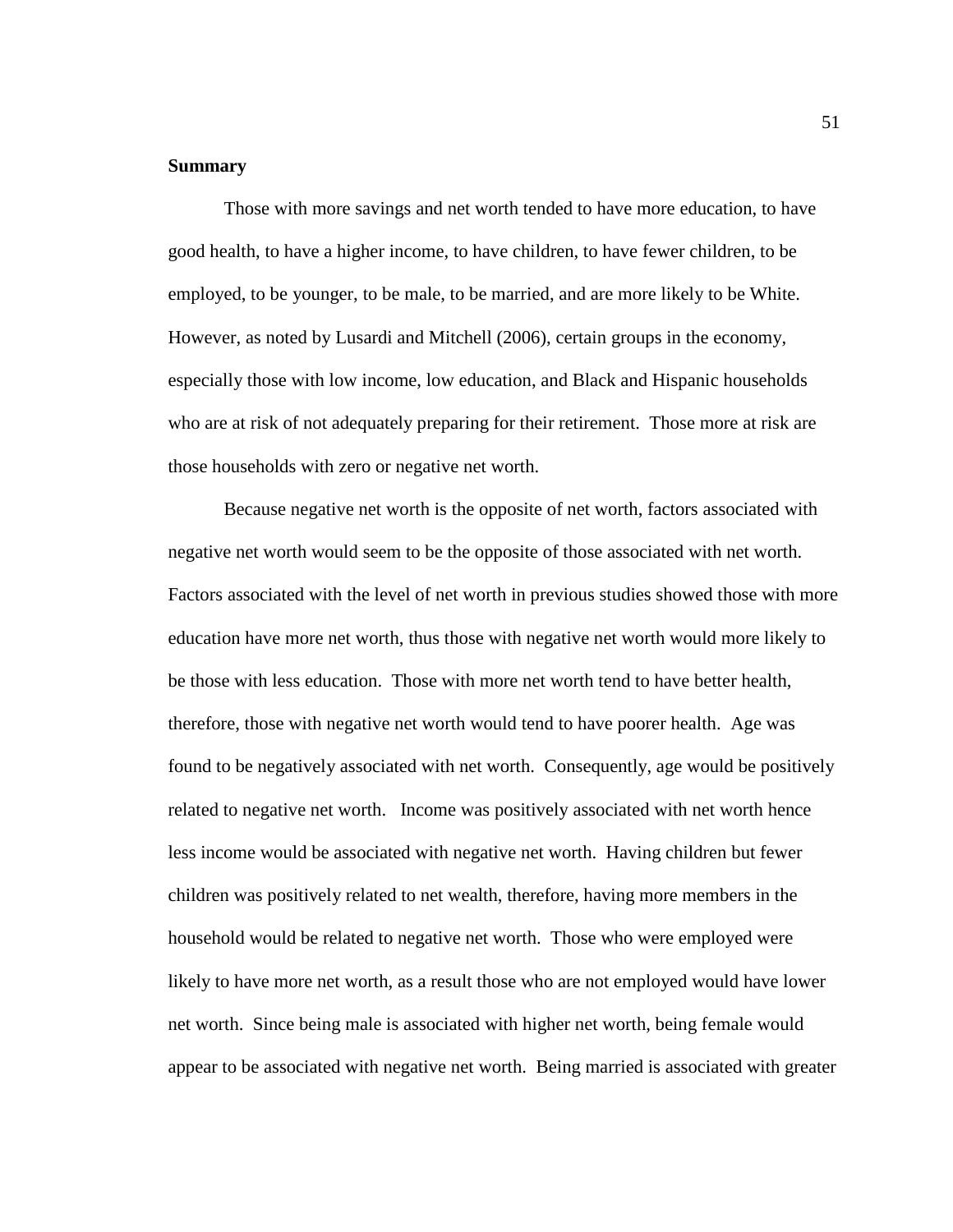**Summary**

Those with more savings and net worth tended to have more education, to have good health, to have a higher income, to have children, to have fewer children, to be employed, to be younger, to be male, to be married, and are more likely to be White. However, as noted by Lusardi and Mitchell (2006), certain groups in the economy, especially those with low income, low education, and Black and Hispanic households who are at risk of not adequately preparing for their retirement. Those more at risk are those households with zero or negative net worth.

Because negative net worth is the opposite of net worth, factors associated with negative net worth would seem to be the opposite of those associated with net worth. Factors associated with the level of net worth in previous studies showed those with more education have more net worth, thus those with negative net worth would more likely to be those with less education. Those with more net worth tend to have better health, therefore, those with negative net worth would tend to have poorer health. Age was found to be negatively associated with net worth. Consequently, age would be positively related to negative net worth. Income was positively associated with net worth hence less income would be associated with negative net worth. Having children but fewer children was positively related to net wealth, therefore, having more members in the household would be related to negative net worth. Those who were employed were likely to have more net worth, as a result those who are not employed would have lower net worth. Since being male is associated with higher net worth, being female would appear to be associated with negative net worth. Being married is associated with greater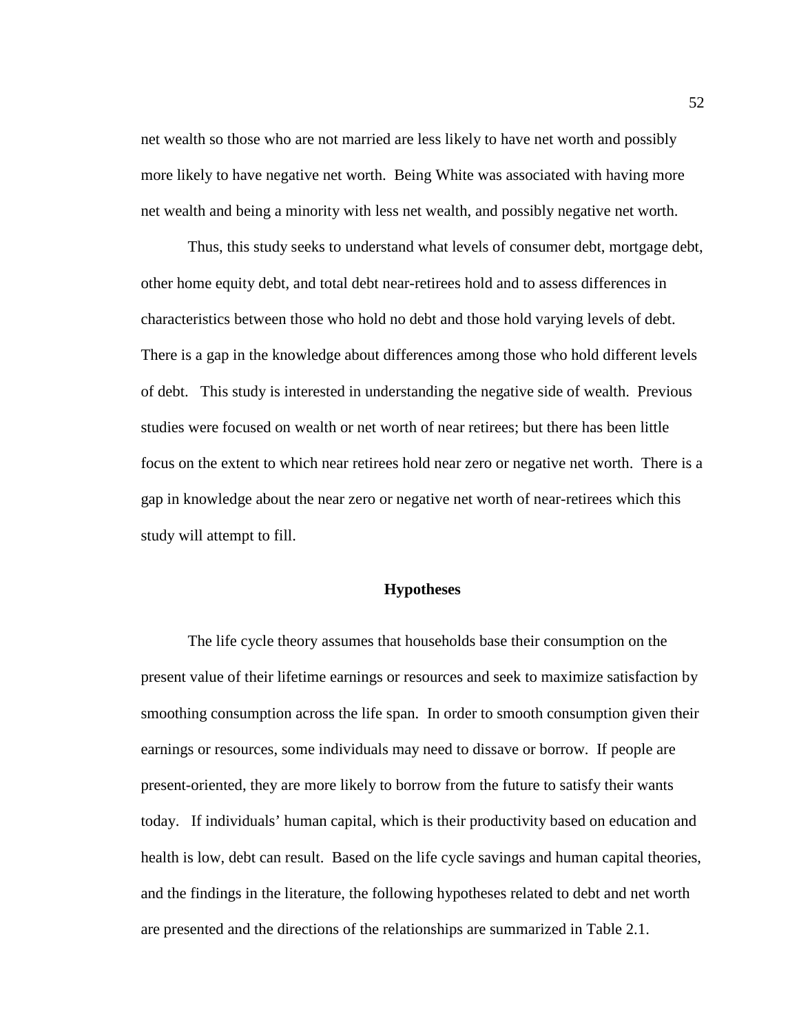net wealth so those who are not married are less likely to have net worth and possibly more likely to have negative net worth. Being White was associated with having more net wealth and being a minority with less net wealth, and possibly negative net worth.

Thus, this study seeks to understand what levels of consumer debt, mortgage debt, other home equity debt, and total debt near-retirees hold and to assess differences in characteristics between those who hold no debt and those hold varying levels of debt. There is a gap in the knowledge about differences among those who hold different levels of debt. This study is interested in understanding the negative side of wealth. Previous studies were focused on wealth or net worth of near retirees; but there has been little focus on the extent to which near retirees hold near zero or negative net worth. There is a gap in knowledge about the near zero or negative net worth of near-retirees which this study will attempt to fill.

## Hypotheses

The life cycle theory assumes that households base their consumption on the present value of their lifetime earnings or resources and seek to maximize satisfaction by smoothing consumption across the life span. In order to smooth consumption given their earnings or resources, some individuals may need to dissave or borrow. If people are present-oriented, they are more likely to borrow from the future to satisfy their wants today. If individuals' human capital, which is their productivity based on education and health is low, debt can result. Based on the life cycle savings and human capital theories, and the findings in the literature, the following hypotheses related to debt and net worth are presented and the directions of the relationships are summarized in Table 2.1.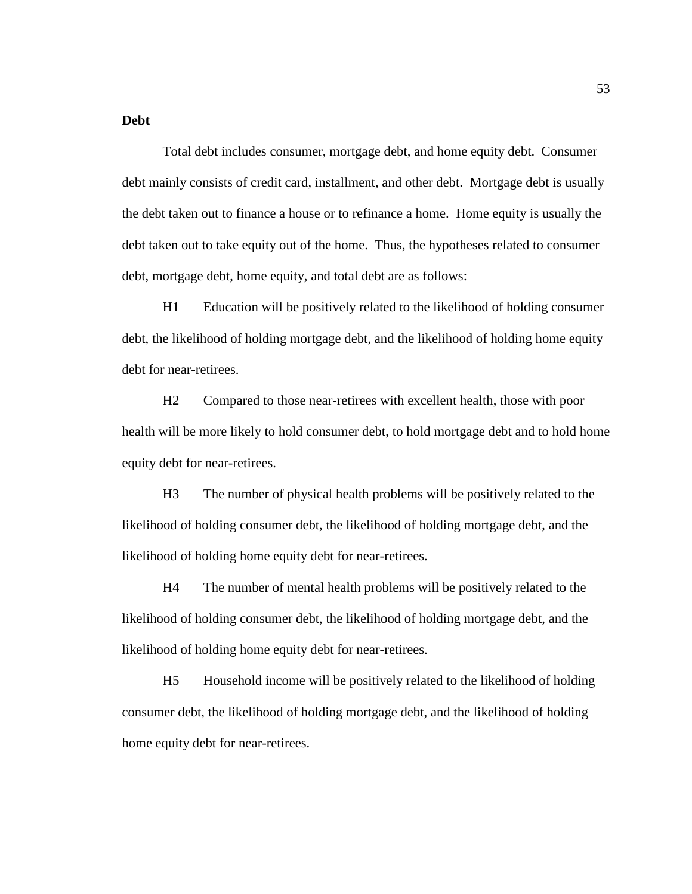**Debt**

Total debt includes consumer, mortgage debt, and home equity debt. Consumer debt mainly consists of credit card, installment, and other debt. Mortgage debt is usually the debt taken out to finance a house or to refinance a home. Home equity is usually the debt taken out to take equity out of the home. Thus, the hypotheses related to consumer debt, mortgage debt, home equity, and total debt are as follows:

H1 Education will be positively related to the likelihood of holding consumer debt, the likelihood of holding mortgage debt, and the likelihood of holding home equity debt for near-retirees.

H2 Compared to those near-retirees with excellent health, those with poor health will be more likely to hold consumer debt, to hold mortgage debt and to hold home equity debt for near-retirees.

H3 The number of physical health problems will be positively related to the likelihood of holding consumer debt, the likelihood of holding mortgage debt, and the likelihood of holding home equity debt for near-retirees.

H4 The number of mental health problems will be positively related to the likelihood of holding consumer debt, the likelihood of holding mortgage debt, and the likelihood of holding home equity debt for near-retirees.

H5 Household income will be positively related to the likelihood of holding consumer debt, the likelihood of holding mortgage debt, and the likelihood of holding home equity debt for near-retirees.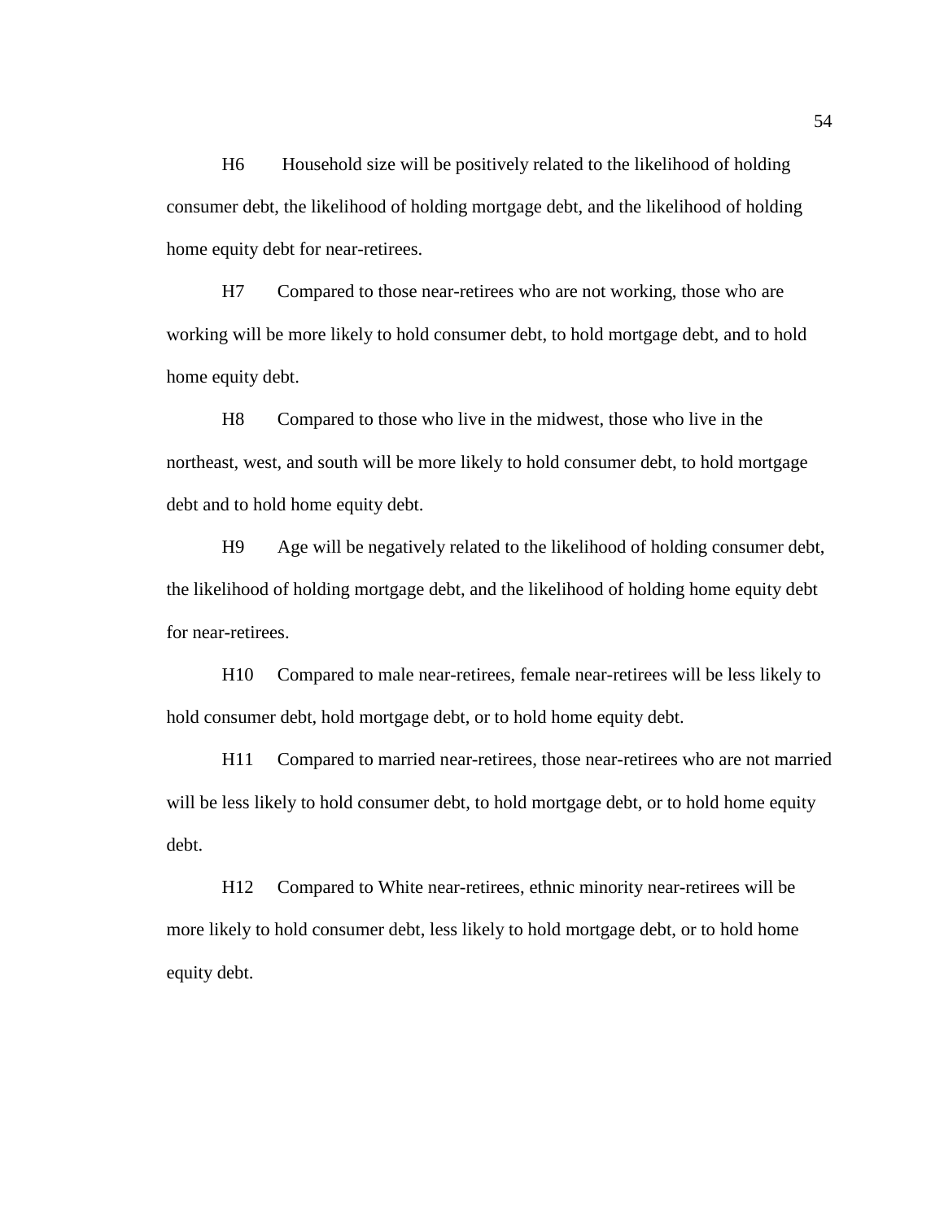H6 Household size will be positively related to the likelihood of holding consumer debt, the likelihood of holding mortgage debt, and the likelihood of holding home equity debt for near-retirees.

H7 Compared to those near-retirees who are not working, those who are working will be more likely to hold consumer debt, to hold mortgage debt, and to hold home equity debt.

H8 Compared to those who live in the midwest, those who live in the northeast, west, and south will be more likely to hold consumer debt, to hold mortgage debt and to hold home equity debt.

H9 Age will be negatively related to the likelihood of holding consumer debt, the likelihood of holding mortgage debt, and the likelihood of holding home equity debt for near-retirees.

H10 Compared to male near-retirees, female near-retirees will be less likely to hold consumer debt, hold mortgage debt, or to hold home equity debt.

H11 Compared to married near-retirees, those near-retirees who are not married will be less likely to hold consumer debt, to hold mortgage debt, or to hold home equity debt.

H12 Compared to White near-retirees, ethnic minority near-retirees will be more likely to hold consumer debt, less likely to hold mortgage debt, or to hold home equity debt.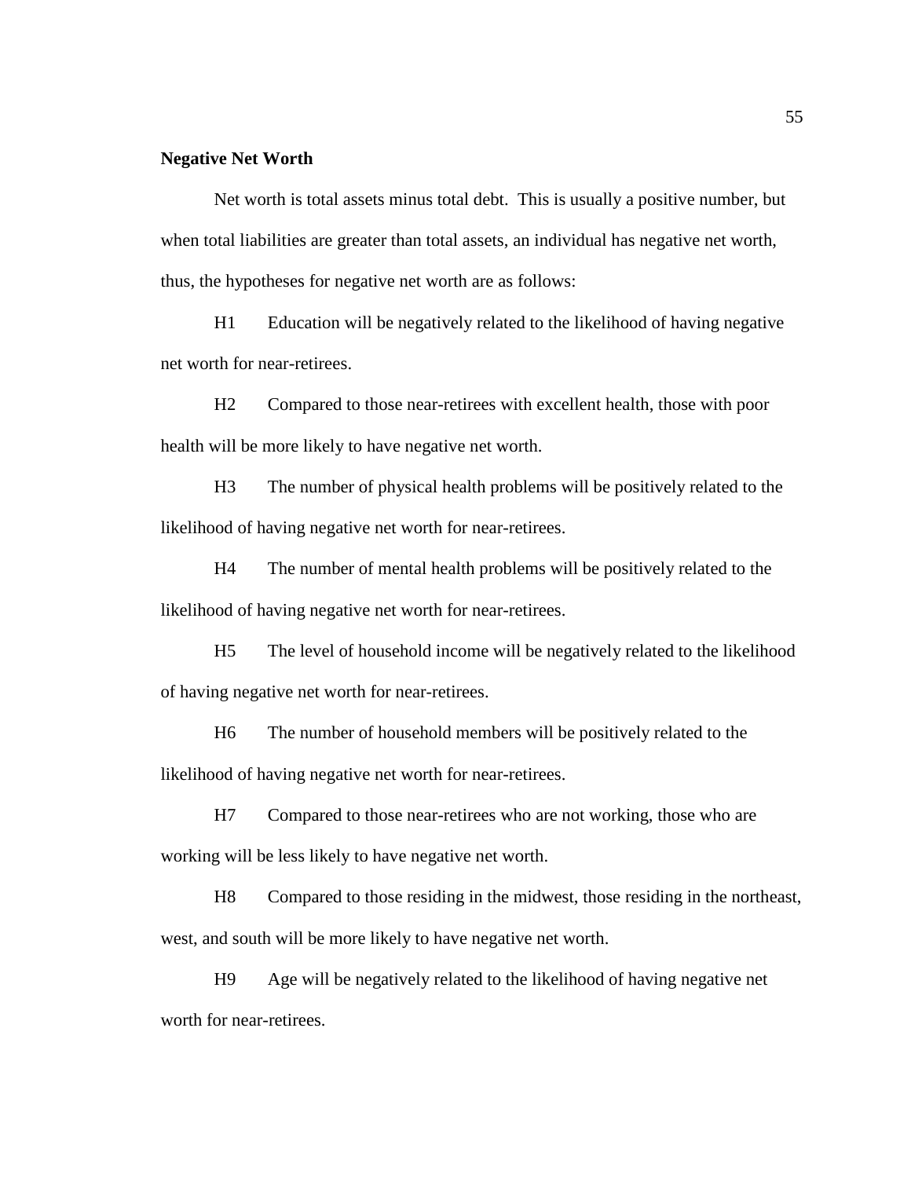**Negative Net Worth**

Net worth is total assets minus total debt. This is usually a positive number, but when total liabilities are greater than total assets, an individual has negative net worth, thus, the hypotheses for negative net worth are as follows:

H1 Education will be negatively related to the likelihood of having negative net worth for near-retirees.

H2 Compared to those near-retirees with excellent health, those with poor health will be more likely to have negative net worth.

H3 The number of physical health problems will be positively related to the likelihood of having negative net worth for near-retirees.

H4 The number of mental health problems will be positively related to the likelihood of having negative net worth for near-retirees.

H5 The level of household income will be negatively related to the likelihood of having negative net worth for near-retirees.

H6 The number of household members will be positively related to the likelihood of having negative net worth for near-retirees.

H7 Compared to those near-retirees who are not working, those who are working will be less likely to have negative net worth.

H8 Compared to those residing in the midwest, those residing in the northeast, west, and south will be more likely to have negative net worth.

H9 Age will be negatively related to the likelihood of having negative net worth for near-retirees.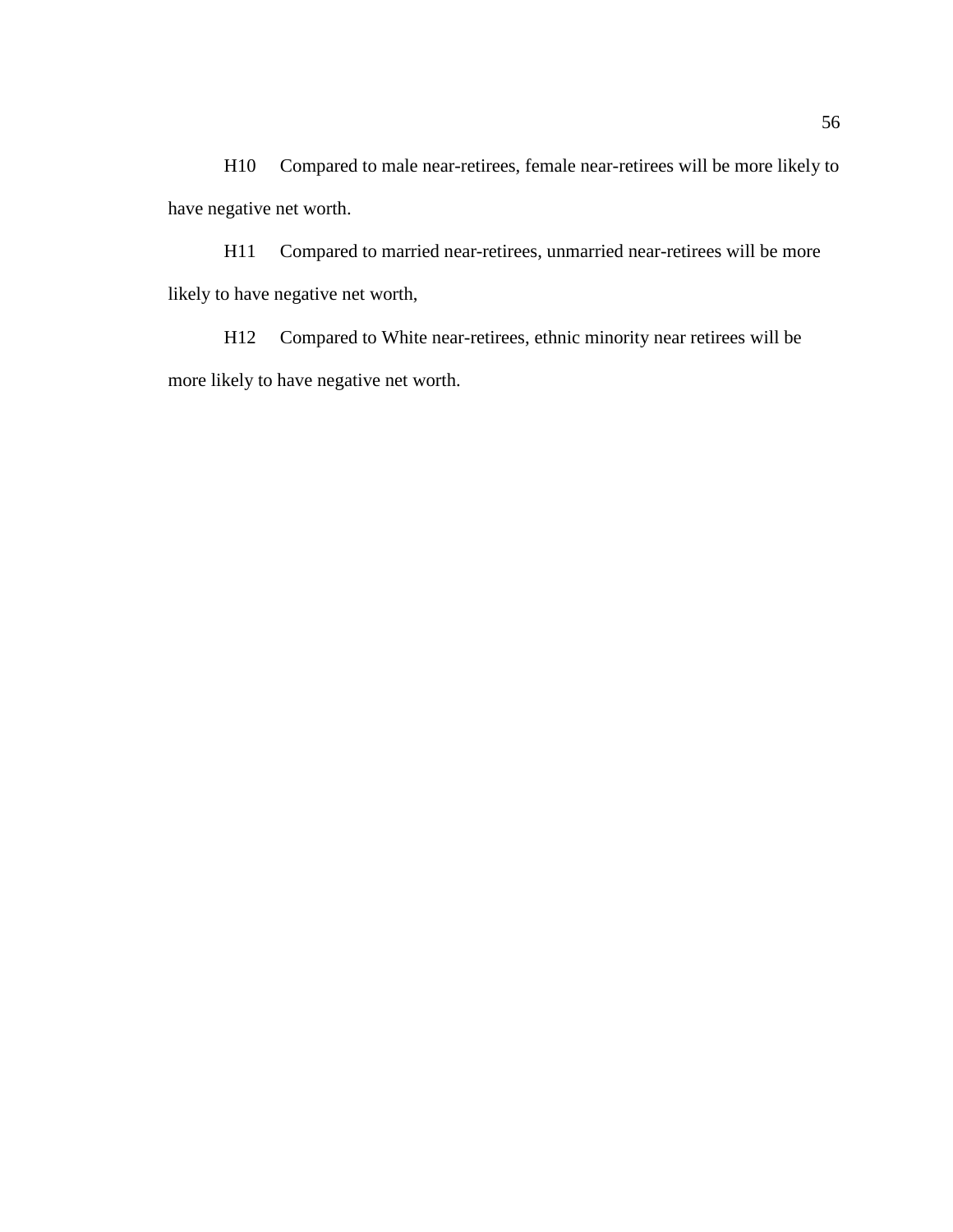H10 Compared to male near-retirees, female near-retirees will be more likely to have negative net worth.

H11 Compared to married near-retirees, unmarried near-retirees will be more likely to have negative net worth,

H12 Compared to White near-retirees, ethnic minority near retirees will be more likely to have negative net worth.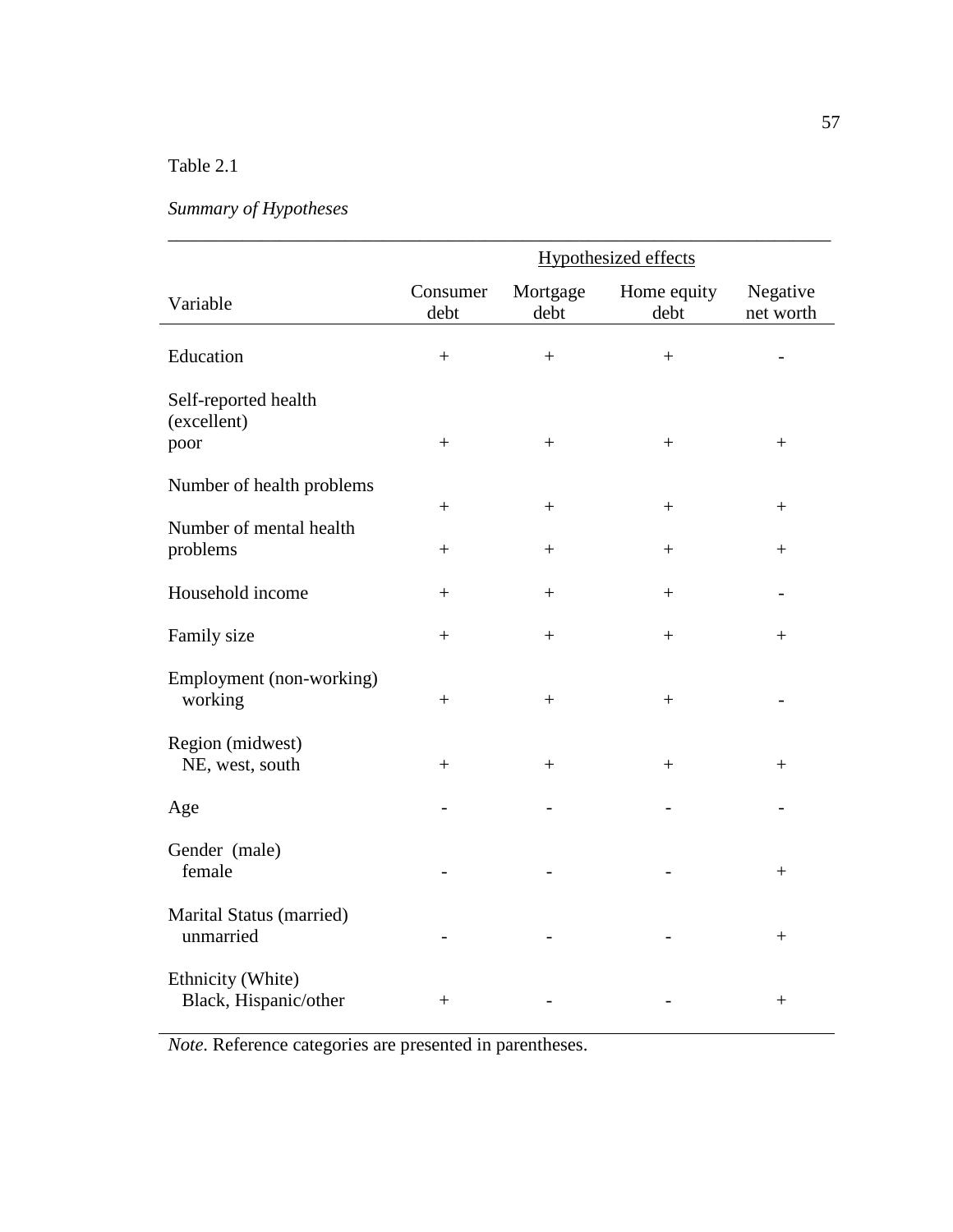Table 2.1

*Summary of Hypotheses*

| | Hypothesized effects | | | |
|---|---|---|---|---|
| Variable | Consumer debt | Mortgage debt | Home equity debt | Negative net worth |
| Education | + | + | + | - |
| Self-reported health (excellent) | | | | |
| poor | + | + | + | + |
| Number of health problems | + | + | + | + |
| Number of mental health problems | + | + | + | + |
| Household income | + | + | + | - |
| Family size | + | + | + | + |
| Employment (non-working) | | | | |
| working | + | + | + | - |
| Region (midwest) | | | | |
| NE, west, south | + | + | + | + |
| Age | - | - | - | - |
| Gender (male) | | | | |
| female | - | - | - | + |
| Marital Status (married) | | | | |
| unmarried | - | - | - | + |
| Ethnicity (White) | | | | |
| Black, Hispanic/other | + | - | - | + |

*Note.* Reference categories are presented in parentheses.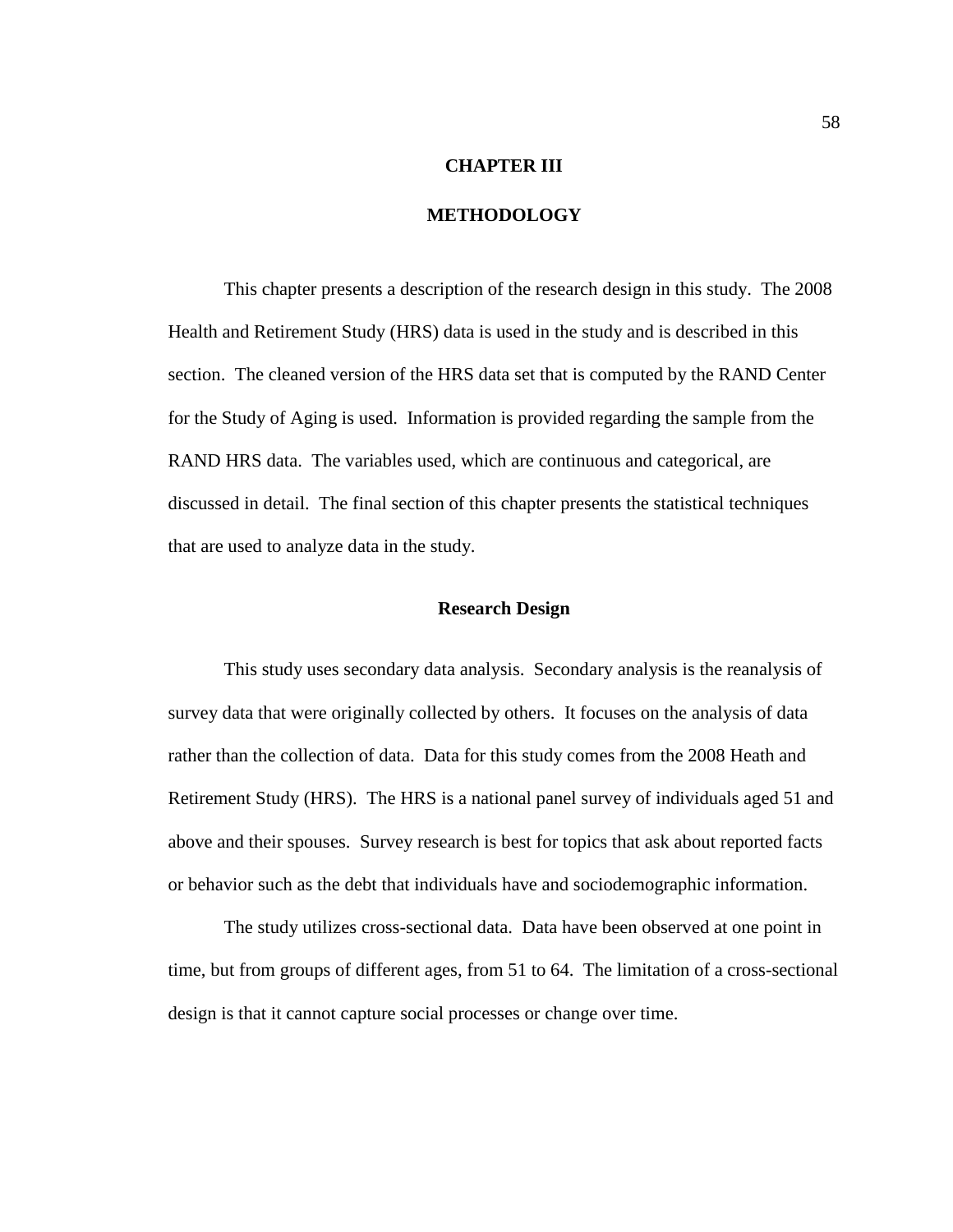# CHAPTER III

# METHODOLOGY

This chapter presents a description of the research design in this study. The 2008 Health and Retirement Study (HRS) data is used in the study and is described in this section. The cleaned version of the HRS data set that is computed by the RAND Center for the Study of Aging is used. Information is provided regarding the sample from the RAND HRS data. The variables used, which are continuous and categorical, are discussed in detail. The final section of this chapter presents the statistical techniques that are used to analyze data in the study.

## Research Design

This study uses secondary data analysis. Secondary analysis is the reanalysis of survey data that were originally collected by others. It focuses on the analysis of data rather than the collection of data. Data for this study comes from the 2008 Heath and Retirement Study (HRS). The HRS is a national panel survey of individuals aged 51 and above and their spouses. Survey research is best for topics that ask about reported facts or behavior such as the debt that individuals have and sociodemographic information.

The study utilizes cross-sectional data. Data have been observed at one point in time, but from groups of different ages, from 51 to 64. The limitation of a cross-sectional design is that it cannot capture social processes or change over time.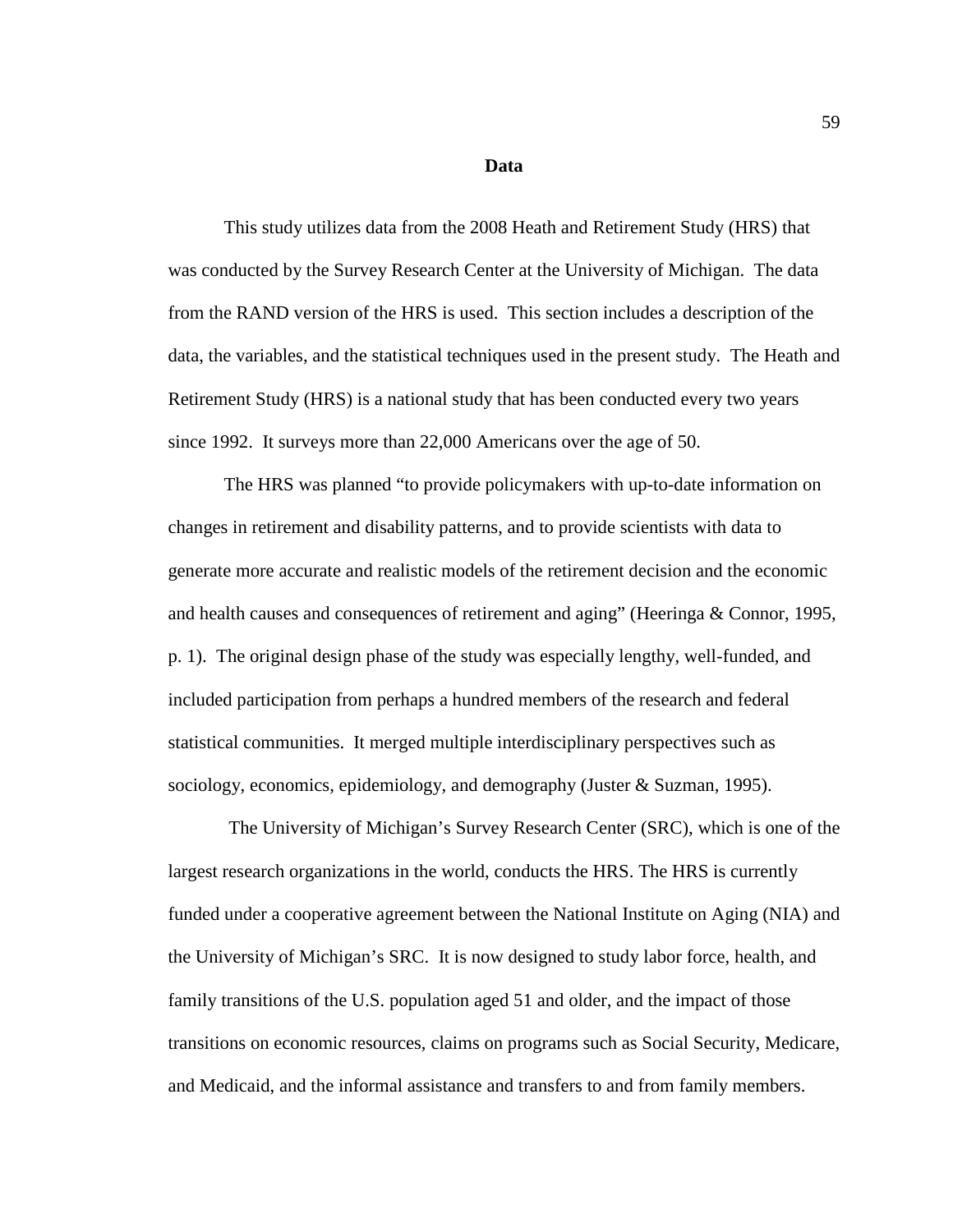## Data

This study utilizes data from the 2008 Heath and Retirement Study (HRS) that was conducted by the Survey Research Center at the University of Michigan. The data from the RAND version of the HRS is used. This section includes a description of the data, the variables, and the statistical techniques used in the present study. The Heath and Retirement Study (HRS) is a national study that has been conducted every two years since 1992. It surveys more than 22,000 Americans over the age of 50.

The HRS was planned "to provide policymakers with up-to-date information on changes in retirement and disability patterns, and to provide scientists with data to generate more accurate and realistic models of the retirement decision and the economic and health causes and consequences of retirement and aging" (Heeringa & Connor, 1995, p. 1). The original design phase of the study was especially lengthy, well-funded, and included participation from perhaps a hundred members of the research and federal statistical communities. It merged multiple interdisciplinary perspectives such as sociology, economics, epidemiology, and demography (Juster & Suzman, 1995).

The University of Michigan's Survey Research Center (SRC), which is one of the largest research organizations in the world, conducts the HRS. The HRS is currently funded under a cooperative agreement between the National Institute on Aging (NIA) and the University of Michigan's SRC. It is now designed to study labor force, health, and family transitions of the U.S. population aged 51 and older, and the impact of those transitions on economic resources, claims on programs such as Social Security, Medicare, and Medicaid, and the informal assistance and transfers to and from family members.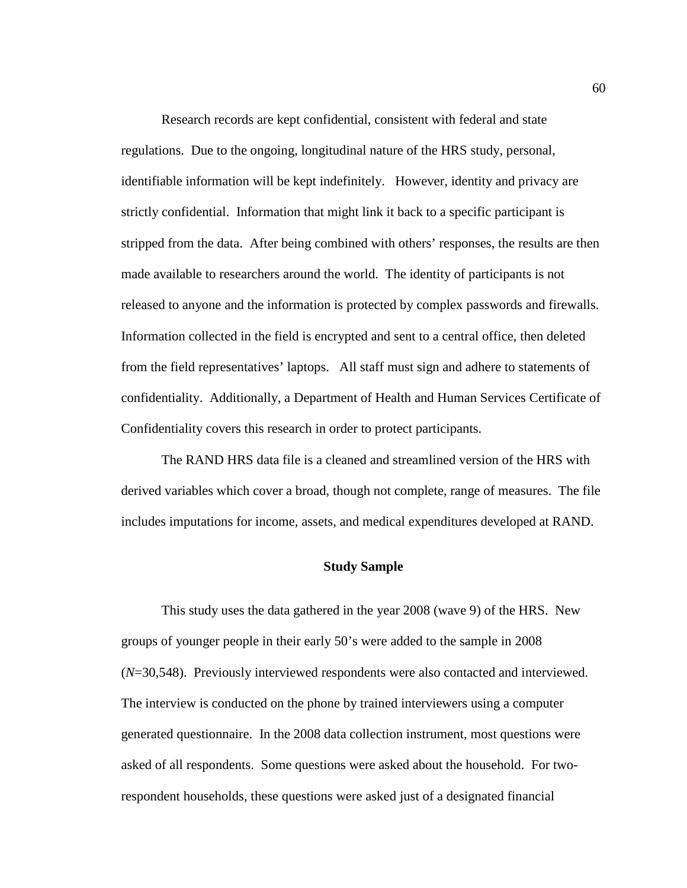Research records are kept confidential, consistent with federal and state regulations. Due to the ongoing, longitudinal nature of the HRS study, personal, identifiable information will be kept indefinitely. However, identity and privacy are strictly confidential. Information that might link it back to a specific participant is stripped from the data. After being combined with others' responses, the results are then made available to researchers around the world. The identity of participants is not released to anyone and the information is protected by complex passwords and firewalls. Information collected in the field is encrypted and sent to a central office, then deleted from the field representatives' laptops. All staff must sign and adhere to statements of confidentiality. Additionally, a Department of Health and Human Services Certificate of Confidentiality covers this research in order to protect participants.

The RAND HRS data file is a cleaned and streamlined version of the HRS with derived variables which cover a broad, though not complete, range of measures. The file includes imputations for income, assets, and medical expenditures developed at RAND.

## Study Sample

This study uses the data gathered in the year 2008 (wave 9) of the HRS. New groups of younger people in their early 50's were added to the sample in 2008 ($N$=30,548). Previously interviewed respondents were also contacted and interviewed. The interview is conducted on the phone by trained interviewers using a computer generated questionnaire. In the 2008 data collection instrument, most questions were asked of all respondents. Some questions were asked about the household. For two-respondent households, these questions were asked just of a designated financial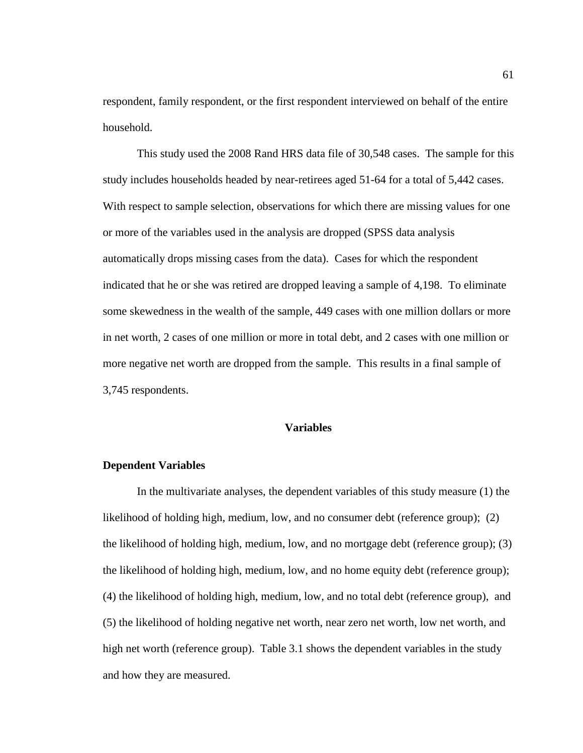respondent, family respondent, or the first respondent interviewed on behalf of the entire household.

This study used the 2008 Rand HRS data file of 30,548 cases. The sample for this study includes households headed by near-retirees aged 51-64 for a total of 5,442 cases. With respect to sample selection, observations for which there are missing values for one or more of the variables used in the analysis are dropped (SPSS data analysis automatically drops missing cases from the data). Cases for which the respondent indicated that he or she was retired are dropped leaving a sample of 4,198. To eliminate some skewedness in the wealth of the sample, 449 cases with one million dollars or more in net worth, 2 cases of one million or more in total debt, and 2 cases with one million or more negative net worth are dropped from the sample. This results in a final sample of 3,745 respondents.

## Variables

### Dependent Variables

In the multivariate analyses, the dependent variables of this study measure (1) the likelihood of holding high, medium, low, and no consumer debt (reference group); (2) the likelihood of holding high, medium, low, and no mortgage debt (reference group); (3) the likelihood of holding high, medium, low, and no home equity debt (reference group); (4) the likelihood of holding high, medium, low, and no total debt (reference group), and (5) the likelihood of holding negative net worth, near zero net worth, low net worth, and high net worth (reference group). Table 3.1 shows the dependent variables in the study and how they are measured.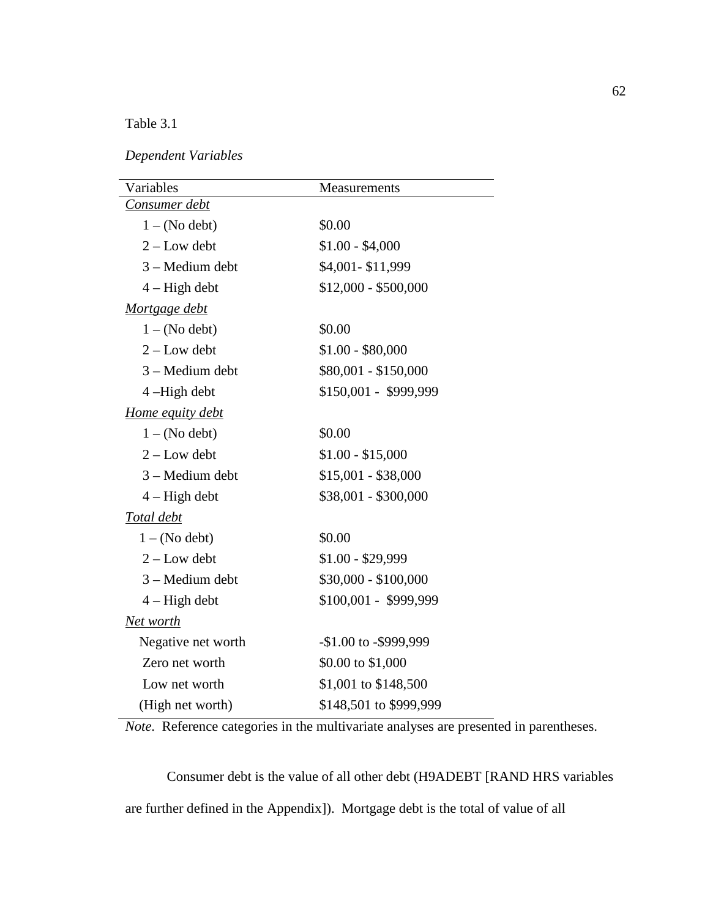Table 3.1

*Dependent Variables*

| Variables | Measurements |
|---|---|
| *Consumer debt* | |
| 1 – (No debt) | $0.00 |
| 2 – Low debt | $1.00 - $4,000 |
| 3 – Medium debt | $4,001- $11,999 |
| 4 – High debt | $12,000 - $500,000 |
| *Mortgage debt* | |
| 1 – (No debt) | $0.00 |
| 2 – Low debt | $1.00 - $80,000 |
| 3 – Medium debt | $80,001 - $150,000 |
| 4 –High debt | $150,001 - $999,999 |
| *Home equity debt* | |
| 1 – (No debt) | $0.00 |
| 2 – Low debt | $1.00 - $15,000 |
| 3 – Medium debt | $15,001 - $38,000 |
| 4 – High debt | $38,001 - $300,000 |
| *Total debt* | |
| 1 – (No debt) | $0.00 |
| 2 – Low debt | $1.00 - $29,999 |
| 3 – Medium debt | $30,000 - $100,000 |
| 4 – High debt | $100,001 - $999,999 |
| *Net worth* | |
| Negative net worth | -$1.00 to -$999,999 |
| Zero net worth | $0.00 to $1,000 |
| Low net worth | $1,001 to $148,500 |
| (High net worth) | $148,501 to $999,999 |

*Note*. Reference categories in the multivariate analyses are presented in parentheses.

Consumer debt is the value of all other debt (H9ADEBT [RAND HRS variables are further defined in the Appendix]). Mortgage debt is the total of value of all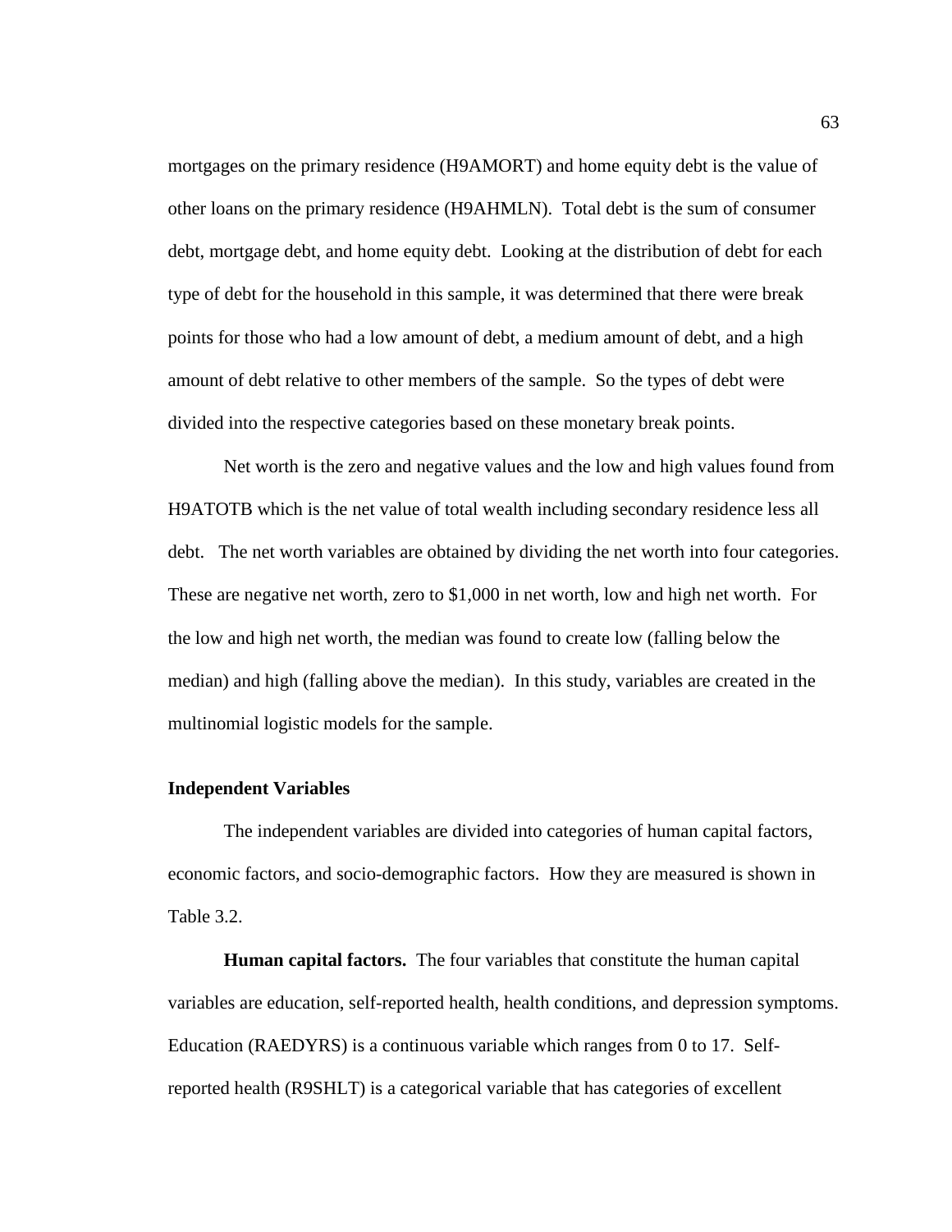mortgages on the primary residence (H9AMORT) and home equity debt is the value of other loans on the primary residence (H9AHMLN). Total debt is the sum of consumer debt, mortgage debt, and home equity debt. Looking at the distribution of debt for each type of debt for the household in this sample, it was determined that there were break points for those who had a low amount of debt, a medium amount of debt, and a high amount of debt relative to other members of the sample. So the types of debt were divided into the respective categories based on these monetary break points.

Net worth is the zero and negative values and the low and high values found from H9ATOTB which is the net value of total wealth including secondary residence less all debt. The net worth variables are obtained by dividing the net worth into four categories. These are negative net worth, zero to $1,000 in net worth, low and high net worth. For the low and high net worth, the median was found to create low (falling below the median) and high (falling above the median). In this study, variables are created in the multinomial logistic models for the sample.

### Independent Variables

The independent variables are divided into categories of human capital factors, economic factors, and socio-demographic factors. How they are measured is shown in Table 3.2.

**Human capital factors.** The four variables that constitute the human capital variables are education, self-reported health, health conditions, and depression symptoms. Education (RAEDYRS) is a continuous variable which ranges from 0 to 17. Self-reported health (R9SHLT) is a categorical variable that has categories of excellent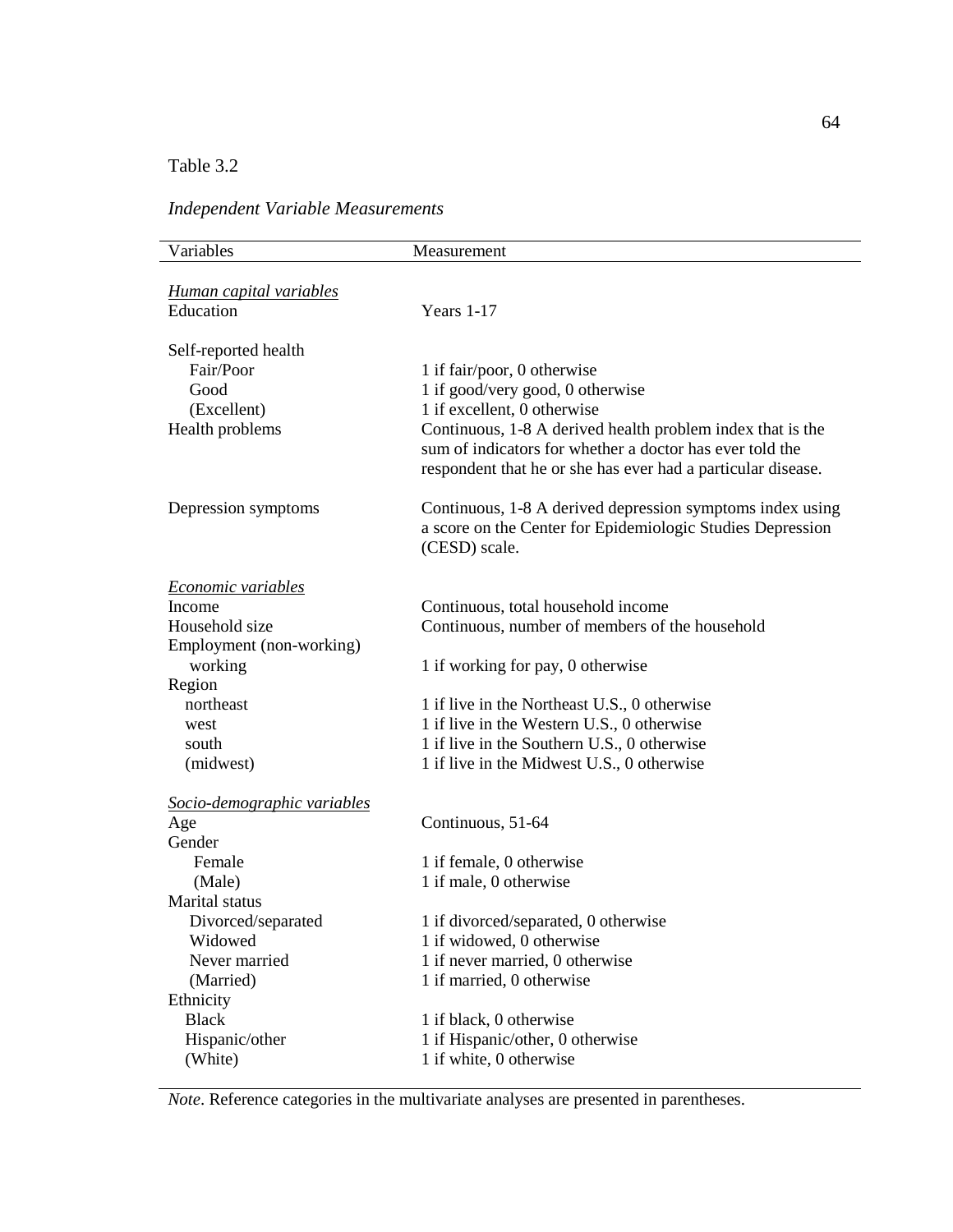Table 3.2

*Independent Variable Measurements*

| Variables | Measurement |
|---|---|
| *Human capital variables* | |
| Education | Years 1-17 |
| Self-reported health | |
| Fair/Poor | 1 if fair/poor, 0 otherwise |
| Good | 1 if good/very good, 0 otherwise |
| (Excellent) | 1 if excellent, 0 otherwise |
| Health problems | Continuous, 1-8 A derived health problem index that is the sum of indicators for whether a doctor has ever told the respondent that he or she has ever had a particular disease. |
| Depression symptoms | Continuous, 1-8 A derived depression symptoms index using a score on the Center for Epidemiologic Studies Depression (CESD) scale. |
| *Economic variables* | |
| Income | Continuous, total household income |
| Household size | Continuous, number of members of the household |
| Employment (non-working) | |
| working | 1 if working for pay, 0 otherwise |
| Region | |
| northeast | 1 if live in the Northeast U.S., 0 otherwise |
| west | 1 if live in the Western U.S., 0 otherwise |
| south | 1 if live in the Southern U.S., 0 otherwise |
| (midwest) | 1 if live in the Midwest U.S., 0 otherwise |
| *Socio-demographic variables* | |
| Age | Continuous, 51-64 |
| Gender | |
| Female | 1 if female, 0 otherwise |
| (Male) | 1 if male, 0 otherwise |
| Marital status | |
| Divorced/separated | 1 if divorced/separated, 0 otherwise |
| Widowed | 1 if widowed, 0 otherwise |
| Never married | 1 if never married, 0 otherwise |
| (Married) | 1 if married, 0 otherwise |
| Ethnicity | |
| Black | 1 if black, 0 otherwise |
| Hispanic/other | 1 if Hispanic/other, 0 otherwise |
| (White) | 1 if white, 0 otherwise |

*Note*. Reference categories in the multivariate analyses are presented in parentheses.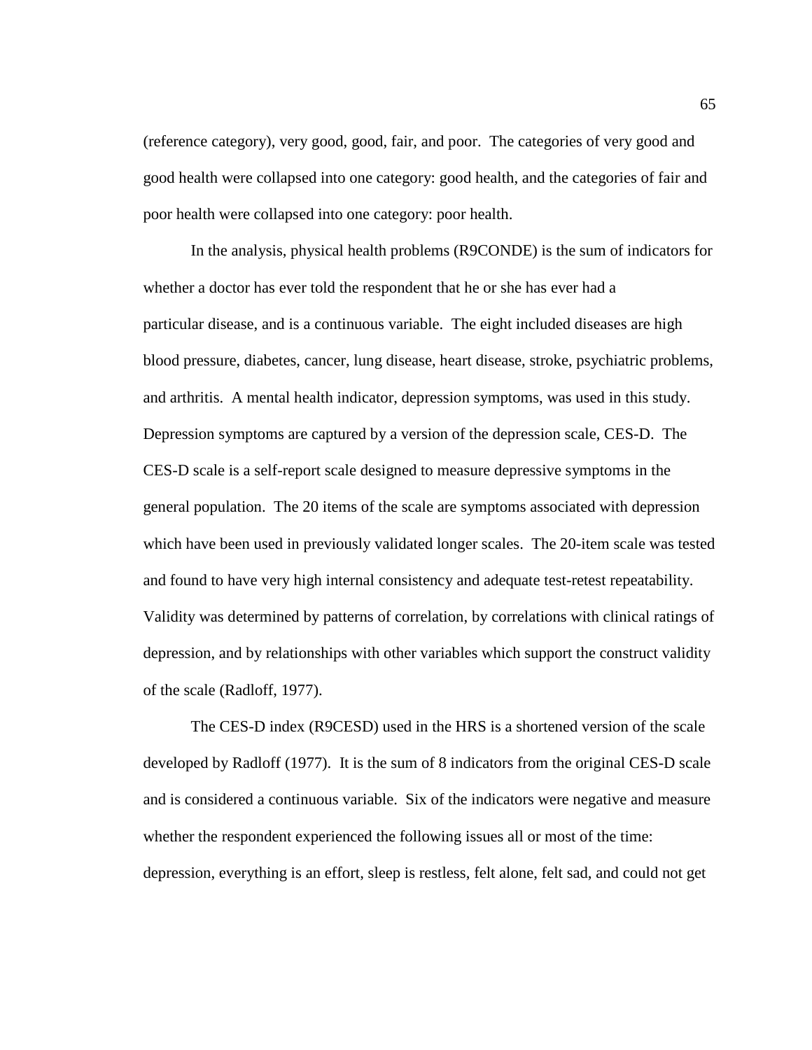(reference category), very good, good, fair, and poor. The categories of very good and good health were collapsed into one category: good health, and the categories of fair and poor health were collapsed into one category: poor health.

In the analysis, physical health problems (R9CONDE) is the sum of indicators for whether a doctor has ever told the respondent that he or she has ever had a particular disease, and is a continuous variable. The eight included diseases are high blood pressure, diabetes, cancer, lung disease, heart disease, stroke, psychiatric problems, and arthritis. A mental health indicator, depression symptoms, was used in this study. Depression symptoms are captured by a version of the depression scale, CES-D. The CES-D scale is a self-report scale designed to measure depressive symptoms in the general population. The 20 items of the scale are symptoms associated with depression which have been used in previously validated longer scales. The 20-item scale was tested and found to have very high internal consistency and adequate test-retest repeatability. Validity was determined by patterns of correlation, by correlations with clinical ratings of depression, and by relationships with other variables which support the construct validity of the scale (Radloff, 1977).

The CES-D index (R9CESD) used in the HRS is a shortened version of the scale developed by Radloff (1977). It is the sum of 8 indicators from the original CES-D scale and is considered a continuous variable. Six of the indicators were negative and measure whether the respondent experienced the following issues all or most of the time: depression, everything is an effort, sleep is restless, felt alone, felt sad, and could not get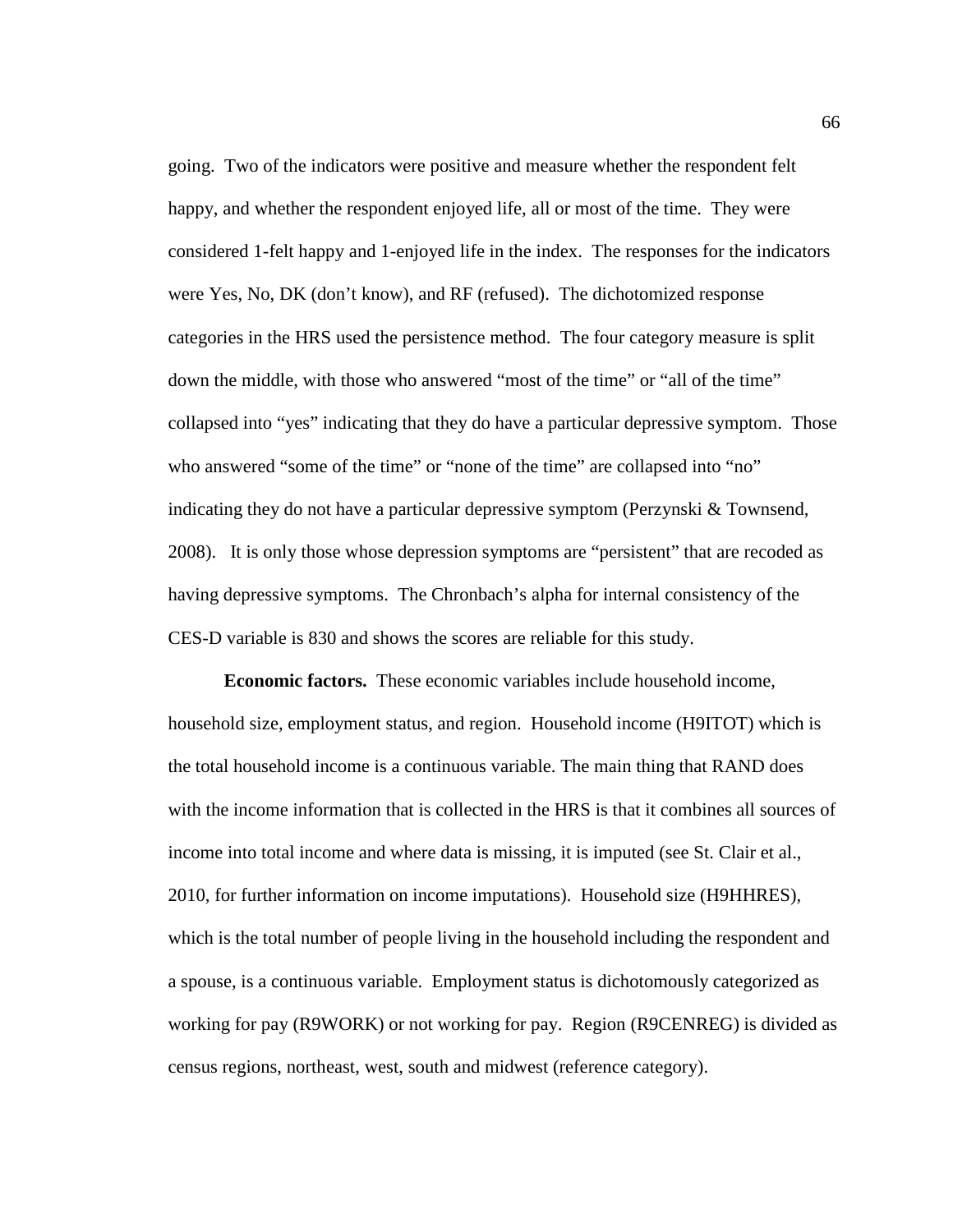going. Two of the indicators were positive and measure whether the respondent felt happy, and whether the respondent enjoyed life, all or most of the time. They were considered 1-felt happy and 1-enjoyed life in the index. The responses for the indicators were Yes, No, DK (don't know), and RF (refused). The dichotomized response categories in the HRS used the persistence method. The four category measure is split down the middle, with those who answered "most of the time" or "all of the time" collapsed into "yes" indicating that they do have a particular depressive symptom. Those who answered "some of the time" or "none of the time" are collapsed into "no" indicating they do not have a particular depressive symptom (Perzynski & Townsend, 2008). It is only those whose depression symptoms are "persistent" that are recoded as having depressive symptoms. The Chronbach's alpha for internal consistency of the CES-D variable is 830 and shows the scores are reliable for this study.

**Economic factors.** These economic variables include household income, household size, employment status, and region. Household income (H9ITOT) which is the total household income is a continuous variable. The main thing that RAND does with the income information that is collected in the HRS is that it combines all sources of income into total income and where data is missing, it is imputed (see St. Clair et al., 2010, for further information on income imputations). Household size (H9HHRES), which is the total number of people living in the household including the respondent and a spouse, is a continuous variable. Employment status is dichotomously categorized as working for pay (R9WORK) or not working for pay. Region (R9CENREG) is divided as census regions, northeast, west, south and midwest (reference category).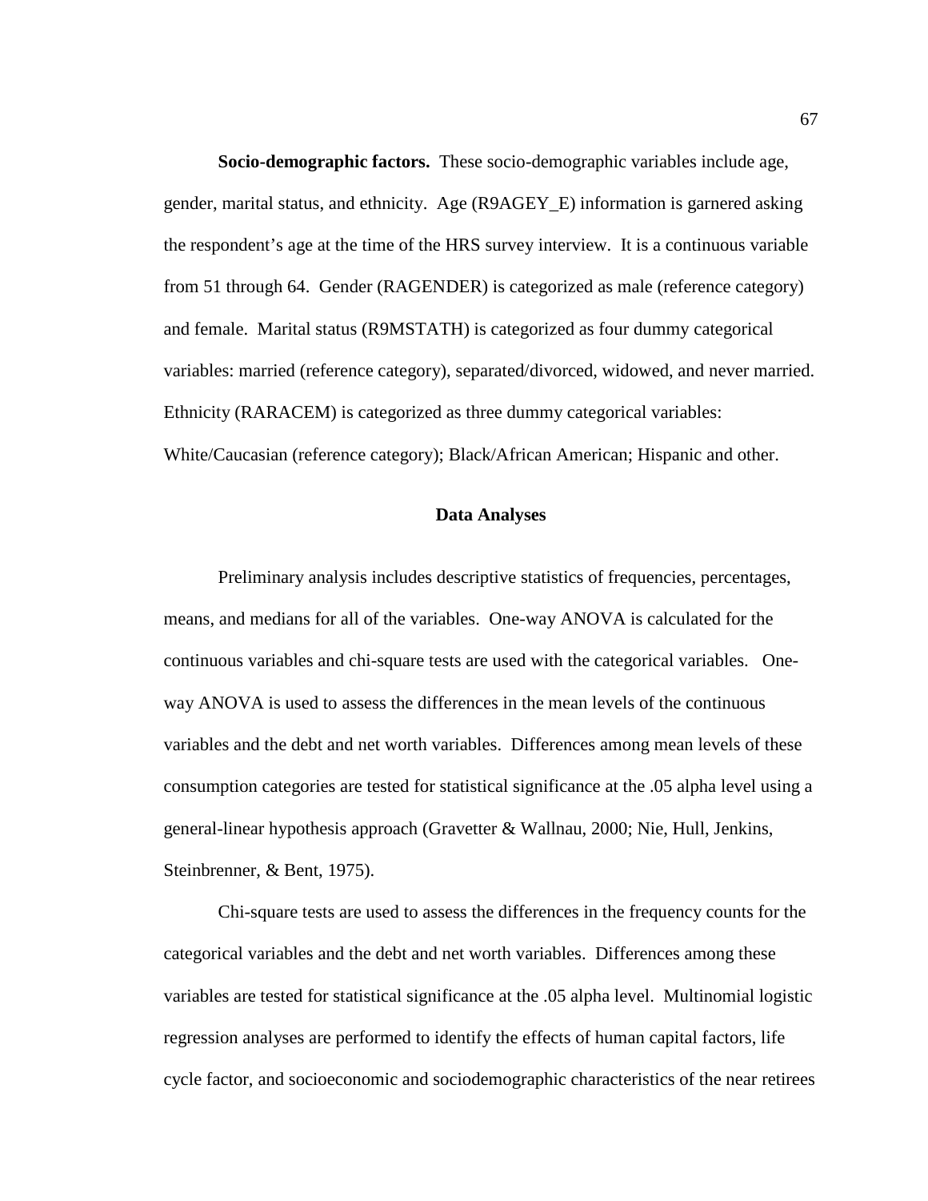**Socio-demographic factors.** These socio-demographic variables include age, gender, marital status, and ethnicity. Age (R9AGEY_E) information is garnered asking the respondent's age at the time of the HRS survey interview. It is a continuous variable from 51 through 64. Gender (RAGENDER) is categorized as male (reference category) and female. Marital status (R9MSTATH) is categorized as four dummy categorical variables: married (reference category), separated/divorced, widowed, and never married. Ethnicity (RARACEM) is categorized as three dummy categorical variables: White/Caucasian (reference category); Black/African American; Hispanic and other.

## Data Analyses

Preliminary analysis includes descriptive statistics of frequencies, percentages, means, and medians for all of the variables. One-way ANOVA is calculated for the continuous variables and chi-square tests are used with the categorical variables. One-way ANOVA is used to assess the differences in the mean levels of the continuous variables and the debt and net worth variables. Differences among mean levels of these consumption categories are tested for statistical significance at the .05 alpha level using a general-linear hypothesis approach (Gravetter & Wallnau, 2000; Nie, Hull, Jenkins, Steinbrenner, & Bent, 1975).

Chi-square tests are used to assess the differences in the frequency counts for the categorical variables and the debt and net worth variables. Differences among these variables are tested for statistical significance at the .05 alpha level. Multinomial logistic regression analyses are performed to identify the effects of human capital factors, life cycle factor, and socioeconomic and sociodemographic characteristics of the near retirees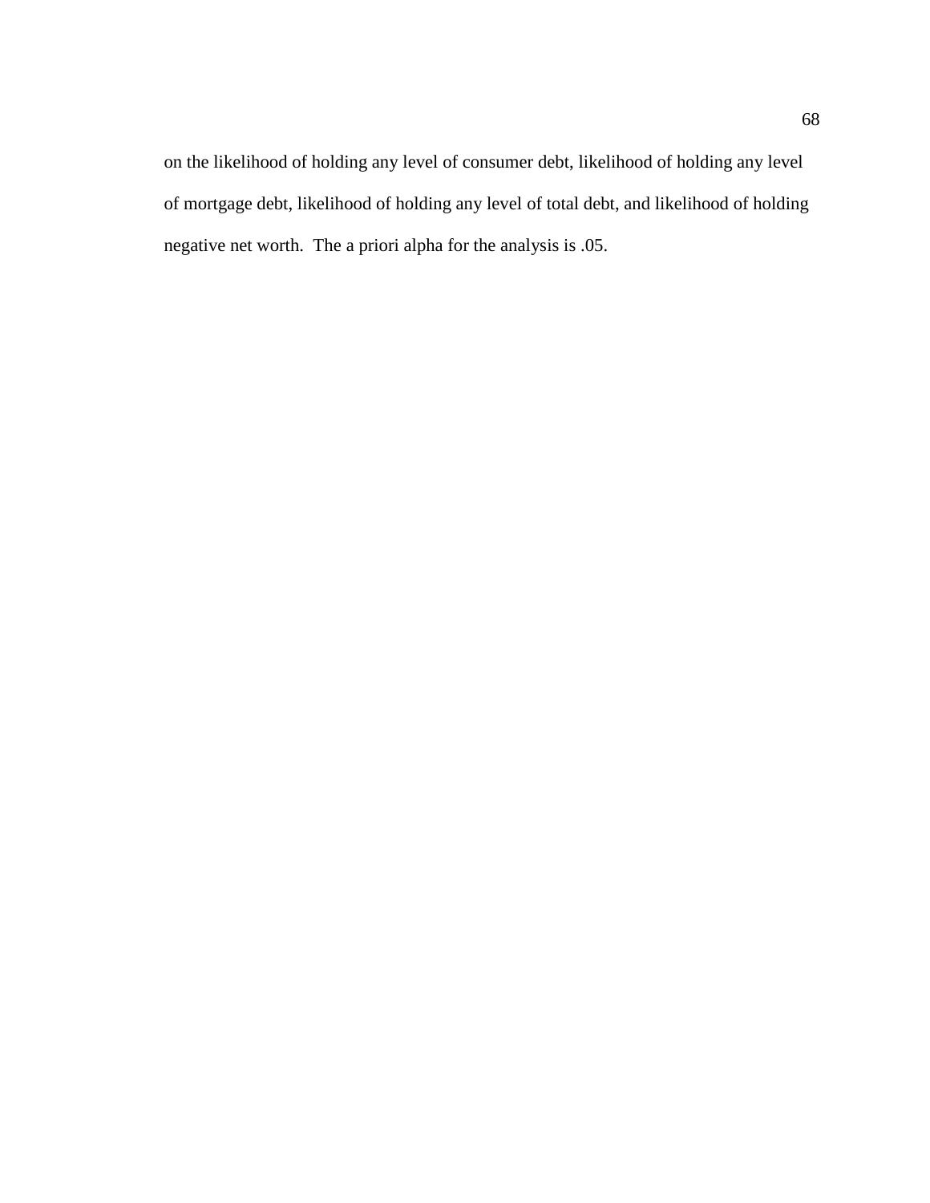on the likelihood of holding any level of consumer debt, likelihood of holding any level of mortgage debt, likelihood of holding any level of total debt, and likelihood of holding negative net worth. The a priori alpha for the analysis is .05.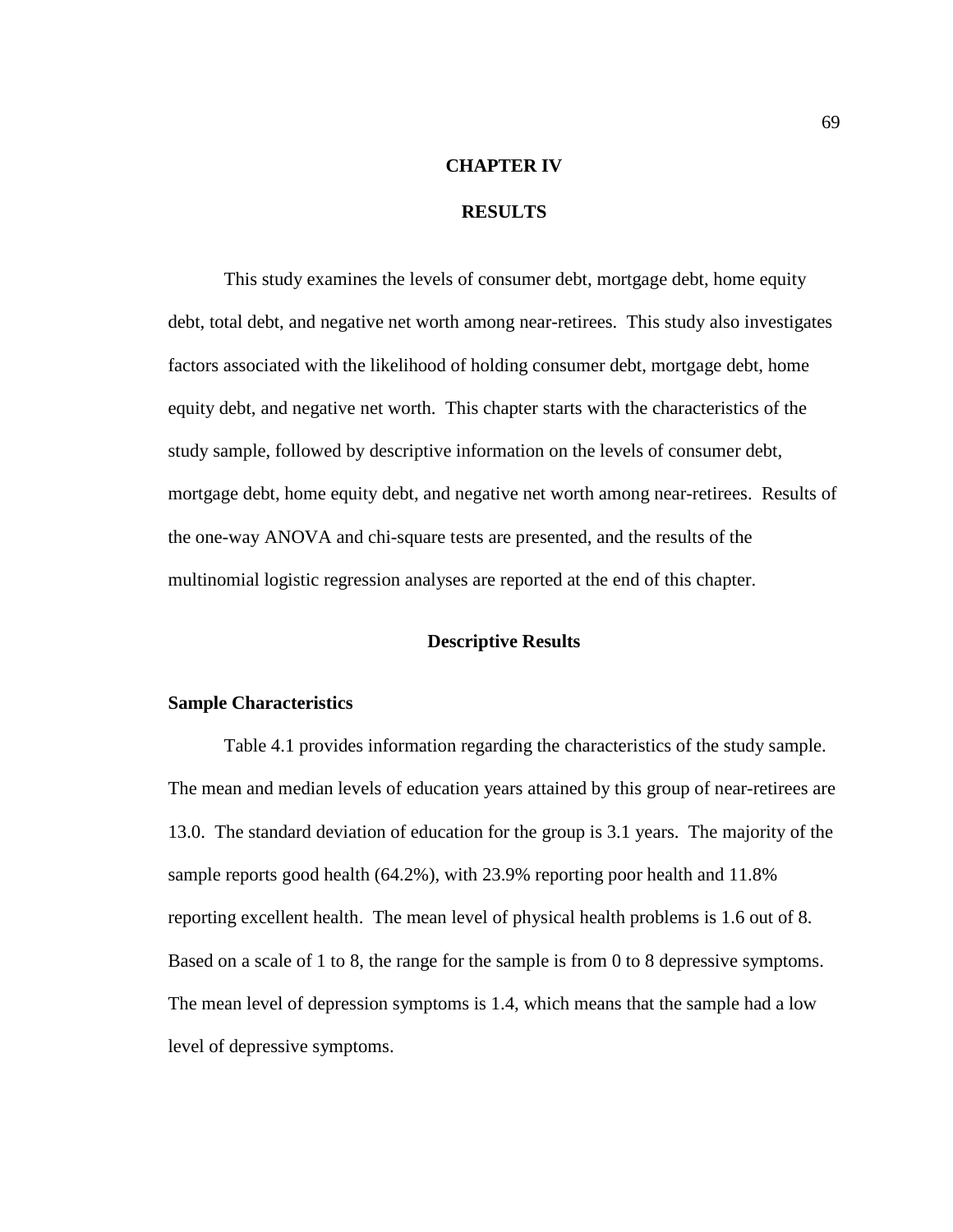# CHAPTER IV

# RESULTS

This study examines the levels of consumer debt, mortgage debt, home equity debt, total debt, and negative net worth among near-retirees. This study also investigates factors associated with the likelihood of holding consumer debt, mortgage debt, home equity debt, and negative net worth. This chapter starts with the characteristics of the study sample, followed by descriptive information on the levels of consumer debt, mortgage debt, home equity debt, and negative net worth among near-retirees. Results of the one-way ANOVA and chi-square tests are presented, and the results of the multinomial logistic regression analyses are reported at the end of this chapter.

## Descriptive Results

### Sample Characteristics

Table 4.1 provides information regarding the characteristics of the study sample. The mean and median levels of education years attained by this group of near-retirees are 13.0. The standard deviation of education for the group is 3.1 years. The majority of the sample reports good health (64.2%), with 23.9% reporting poor health and 11.8% reporting excellent health. The mean level of physical health problems is 1.6 out of 8. Based on a scale of 1 to 8, the range for the sample is from 0 to 8 depressive symptoms. The mean level of depression symptoms is 1.4, which means that the sample had a low level of depressive symptoms.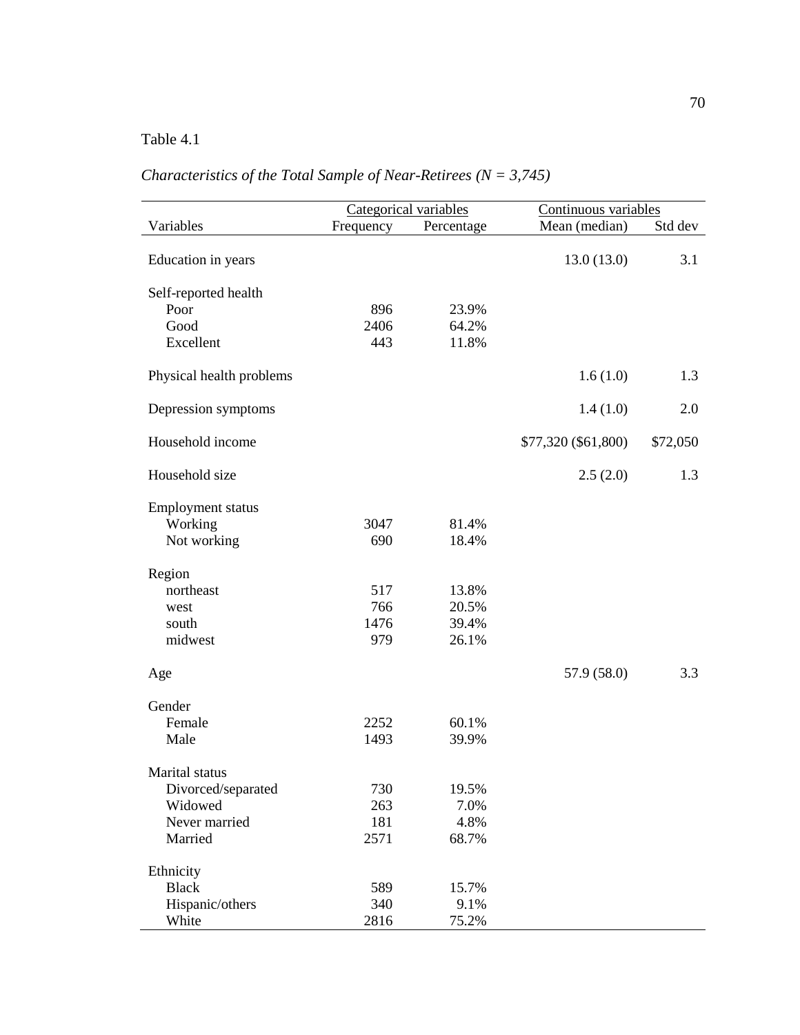Table 4.1

*Characteristics of the Total Sample of Near-Retirees (N = 3,745)*

| | Categorical variables | | Continuous variables | |
|---|---|---|---|---|
| Variables | Frequency | Percentage | Mean (median) | Std dev |
| Education in years | | | 13.0 (13.0) | 3.1 |
| Self-reported health | | | | |
| Poor | 896 | 23.9% | | |
| Good | 2406 | 64.2% | | |
| Excellent | 443 | 11.8% | | |
| Physical health problems | | | 1.6 (1.0) | 1.3 |
| Depression symptoms | | | 1.4 (1.0) | 2.0 |
| Household income | | | $77,320 ($61,800) | $72,050 |
| Household size | | | 2.5 (2.0) | 1.3 |
| Employment status | | | | |
| Working | 3047 | 81.4% | | |
| Not working | 690 | 18.4% | | |
| Region | | | | |
| northeast | 517 | 13.8% | | |
| west | 766 | 20.5% | | |
| south | 1476 | 39.4% | | |
| midwest | 979 | 26.1% | | |
| Age | | | 57.9 (58.0) | 3.3 |
| Gender | | | | |
| Female | 2252 | 60.1% | | |
| Male | 1493 | 39.9% | | |
| Marital status | | | | |
| Divorced/separated | 730 | 19.5% | | |
| Widowed | 263 | 7.0% | | |
| Never married | 181 | 4.8% | | |
| Married | 2571 | 68.7% | | |
| Ethnicity | | | | |
| Black | 589 | 15.7% | | |
| Hispanic/others | 340 | 9.1% | | |
| White | 2816 | 75.2% | | |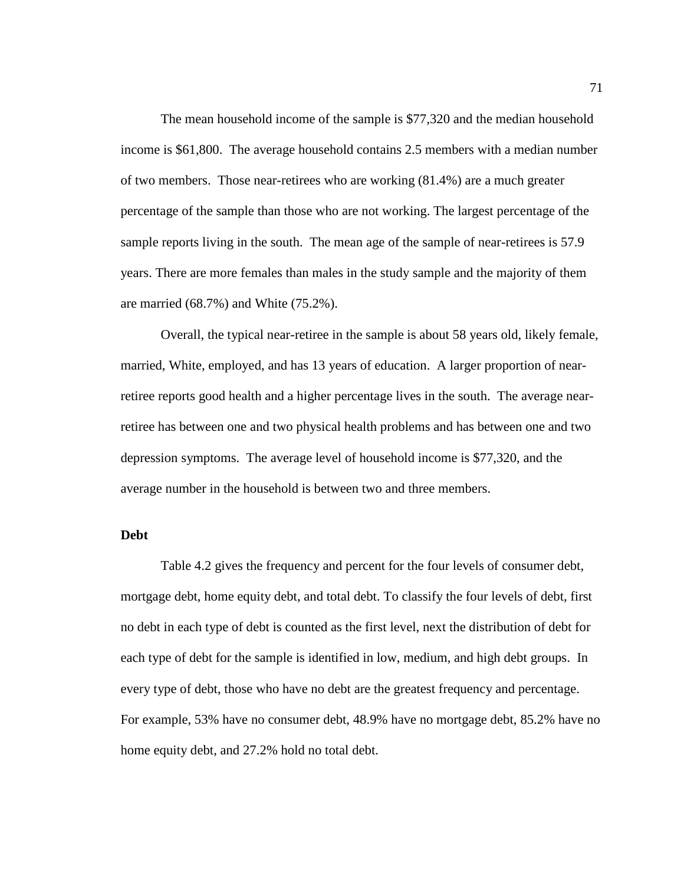The mean household income of the sample is $77,320 and the median household income is $61,800. The average household contains 2.5 members with a median number of two members. Those near-retirees who are working (81.4%) are a much greater percentage of the sample than those who are not working. The largest percentage of the sample reports living in the south. The mean age of the sample of near-retirees is 57.9 years. There are more females than males in the study sample and the majority of them are married (68.7%) and White (75.2%).

Overall, the typical near-retiree in the sample is about 58 years old, likely female, married, White, employed, and has 13 years of education. A larger proportion of near-retiree reports good health and a higher percentage lives in the south. The average near-retiree has between one and two physical health problems and has between one and two depression symptoms. The average level of household income is $77,320, and the average number in the household is between two and three members.

## Debt

Table 4.2 gives the frequency and percent for the four levels of consumer debt, mortgage debt, home equity debt, and total debt. To classify the four levels of debt, first no debt in each type of debt is counted as the first level, next the distribution of debt for each type of debt for the sample is identified in low, medium, and high debt groups. In every type of debt, those who have no debt are the greatest frequency and percentage. For example, 53% have no consumer debt, 48.9% have no mortgage debt, 85.2% have no home equity debt, and 27.2% hold no total debt.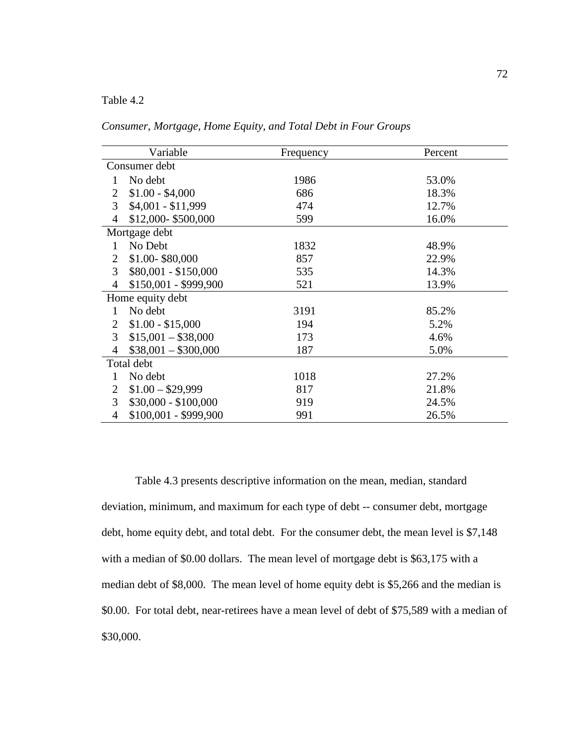Table 4.2

*Consumer, Mortgage, Home Equity, and Total Debt in Four Groups*

| Variable | Frequency | Percent |
|---|---|---|
| Consumer debt | | |
| 1 No debt | 1986 | 53.0% |
| 2 $1.00 - $4,000 | 686 | 18.3% |
| 3 $4,001 - $11,999 | 474 | 12.7% |
| 4 $12,000- $500,000 | 599 | 16.0% |
| Mortgage debt | | |
| 1 No Debt | 1832 | 48.9% |
| 2 $1.00- $80,000 | 857 | 22.9% |
| 3 $80,001 - $150,000 | 535 | 14.3% |
| 4 $150,001 - $999,900 | 521 | 13.9% |
| Home equity debt | | |
| 1 No debt | 3191 | 85.2% |
| 2 $1.00 - $15,000 | 194 | 5.2% |
| 3 $15,001 – $38,000 | 173 | 4.6% |
| 4 $38,001 – $300,000 | 187 | 5.0% |
| Total debt | | |
| 1 No debt | 1018 | 27.2% |
| 2 $1.00 – $29,999 | 817 | 21.8% |
| 3 $30,000 - $100,000 | 919 | 24.5% |
| 4 $100,001 - $999,900 | 991 | 26.5% |

Table 4.3 presents descriptive information on the mean, median, standard deviation, minimum, and maximum for each type of debt -- consumer debt, mortgage debt, home equity debt, and total debt. For the consumer debt, the mean level is $7,148 with a median of $0.00 dollars. The mean level of mortgage debt is $63,175 with a median debt of $8,000. The mean level of home equity debt is $5,266 and the median is $0.00. For total debt, near-retirees have a mean level of debt of $75,589 with a median of $30,000.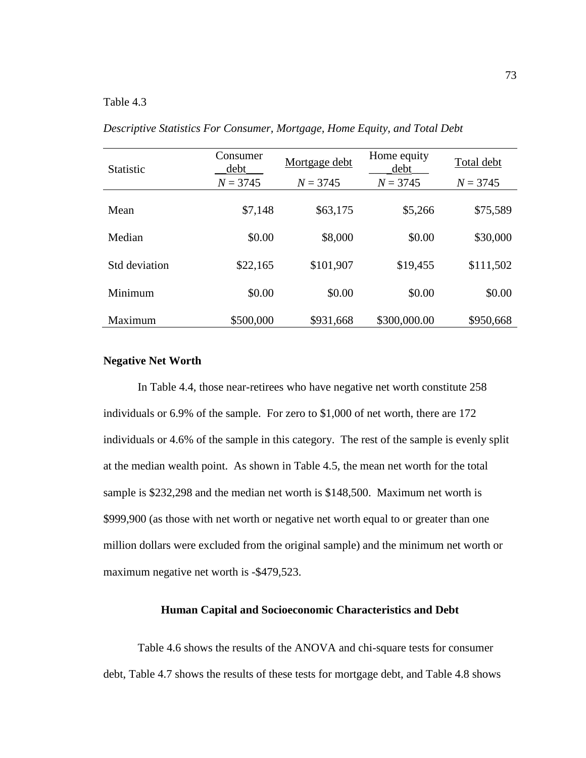Table 4.3

*Descriptive Statistics For Consumer, Mortgage, Home Equity, and Total Debt*

| Statistic | Consumer debt<br>*N* = 3745 | Mortgage debt<br>*N* = 3745 | Home equity debt<br>*N* = 3745 | Total debt<br>*N* = 3745 |
|---|---|---|---|---|
| Mean | $7,148 | $63,175 | $5,266 | $75,589 |
| Median | $0.00 | $8,000 | $0.00 | $30,000 |
| Std deviation | $22,165 | $101,907 | $19,455 | $111,502 |
| Minimum | $0.00 | $0.00 | $0.00 | $0.00 |
| Maximum | $500,000 | $931,668 | $300,000.00 | $950,668 |

**Negative Net Worth**

In Table 4.4, those near-retirees who have negative net worth constitute 258 individuals or 6.9% of the sample. For zero to $1,000 of net worth, there are 172 individuals or 4.6% of the sample in this category. The rest of the sample is evenly split at the median wealth point. As shown in Table 4.5, the mean net worth for the total sample is $232,298 and the median net worth is $148,500. Maximum net worth is $999,900 (as those with net worth or negative net worth equal to or greater than one million dollars were excluded from the original sample) and the minimum net worth or maximum negative net worth is -$479,523.

## Human Capital and Socioeconomic Characteristics and Debt

Table 4.6 shows the results of the ANOVA and chi-square tests for consumer debt, Table 4.7 shows the results of these tests for mortgage debt, and Table 4.8 shows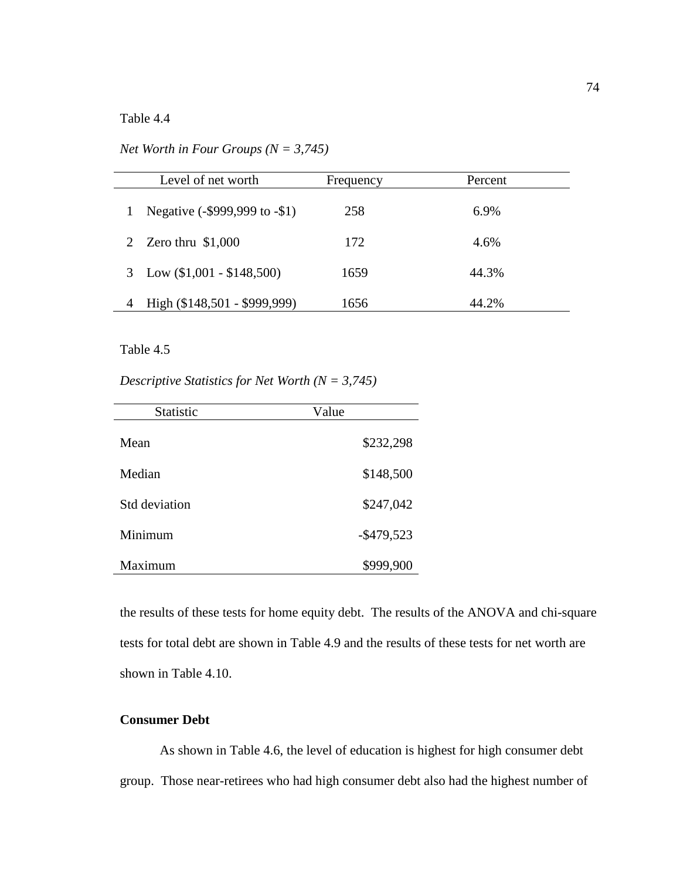Table 4.4

*Net Worth in Four Groups (N = 3,745)*

| | Level of net worth | Frequency | Percent |
|---|---|---|---|
| 1 | Negative (-$999,999 to -$1) | 258 | 6.9% |
| 2 | Zero thru $1,000 | 172 | 4.6% |
| 3 | Low ($1,001 - $148,500) | 1659 | 44.3% |
| 4 | High ($148,501 - $999,999) | 1656 | 44.2% |

Table 4.5

*Descriptive Statistics for Net Worth (N = 3,745)*

| Statistic | Value |
|---|---|
| Mean | $232,298 |
| Median | $148,500 |
| Std deviation | $247,042 |
| Minimum | -$479,523 |
| Maximum | $999,900 |

the results of these tests for home equity debt. The results of the ANOVA and chi-square tests for total debt are shown in Table 4.9 and the results of these tests for net worth are shown in Table 4.10.

**Consumer Debt**

As shown in Table 4.6, the level of education is highest for high consumer debt group. Those near-retirees who had high consumer debt also had the highest number of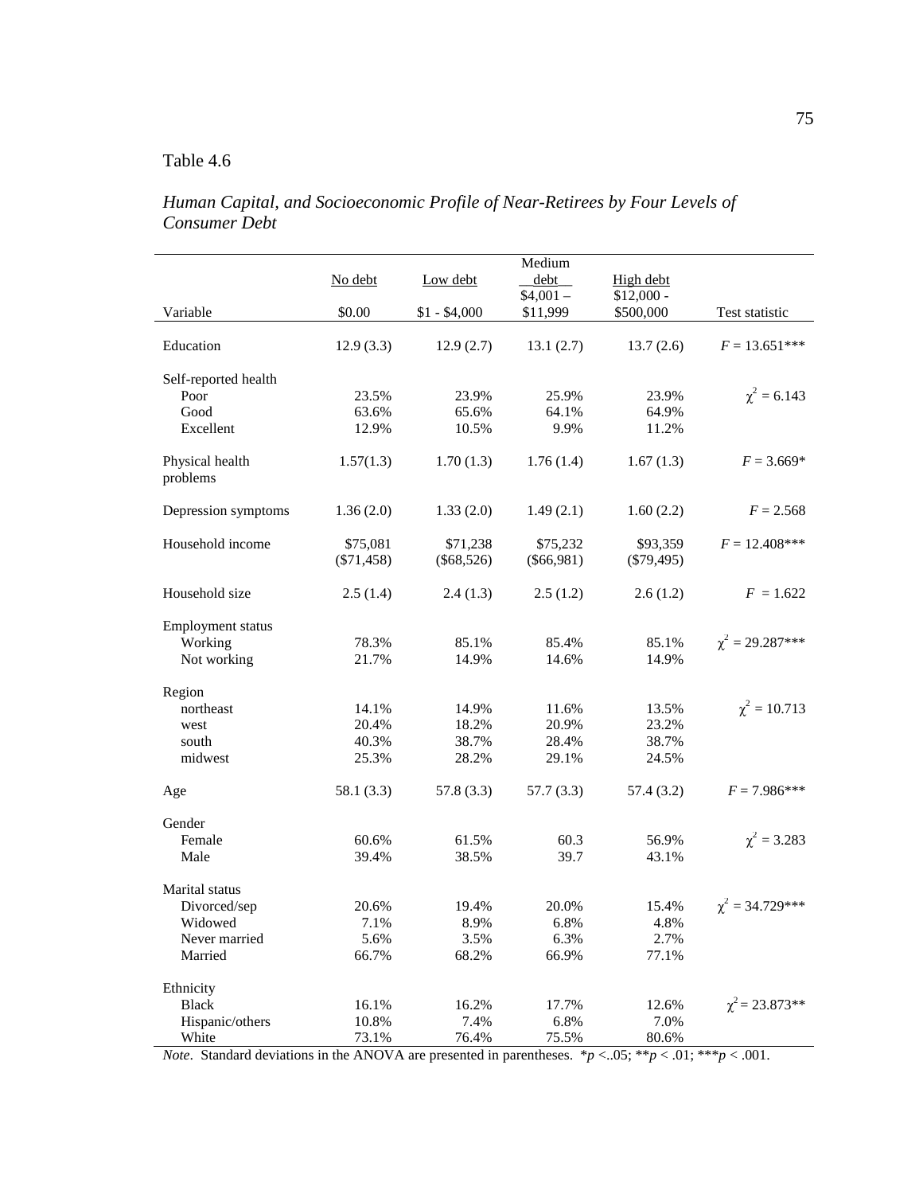Table 4.6

*Human Capital, and Socioeconomic Profile of Near-Retirees by Four Levels of Consumer Debt*

| Variable | No debt $0.00 | Low debt $1 - $4,000 | Medium debt $4,001 – $11,999 | High debt $12,000 - $500,000 | Test statistic |
|---|---|---|---|---|---|
| Education | 12.9 (3.3) | 12.9 (2.7) | 13.1 (2.7) | 13.7 (2.6) | $F = 13.651$*** |
| Self-reported health | | | | | |
| Poor | 23.5% | 23.9% | 25.9% | 23.9% | $\chi^2 = 6.143$ |
| Good | 63.6% | 65.6% | 64.1% | 64.9% | |
| Excellent | 12.9% | 10.5% | 9.9% | 11.2% | |
| Physical health problems | 1.57(1.3) | 1.70 (1.3) | 1.76 (1.4) | 1.67 (1.3) | $F = 3.669$* |
| Depression symptoms | 1.36 (2.0) | 1.33 (2.0) | 1.49 (2.1) | 1.60 (2.2) | $F = 2.568$ |
| Household income | $75,081 ($71,458) | $71,238 ($68,526) | $75,232 ($66,981) | $93,359 ($79,495) | $F = 12.408$*** |
| Household size | 2.5 (1.4) | 2.4 (1.3) | 2.5 (1.2) | 2.6 (1.2) | $F = 1.622$ |
| Employment status | | | | | |
| Working | 78.3% | 85.1% | 85.4% | 85.1% | $\chi^2 = 29.287$*** |
| Not working | 21.7% | 14.9% | 14.6% | 14.9% | |
| Region | | | | | |
| northeast | 14.1% | 14.9% | 11.6% | 13.5% | $\chi^2 = 10.713$ |
| west | 20.4% | 18.2% | 20.9% | 23.2% | |
| south | 40.3% | 38.7% | 28.4% | 38.7% | |
| midwest | 25.3% | 28.2% | 29.1% | 24.5% | |
| Age | 58.1 (3.3) | 57.8 (3.3) | 57.7 (3.3) | 57.4 (3.2) | $F = 7.986$*** |
| Gender | | | | | |
| Female | 60.6% | 61.5% | 60.3 | 56.9% | $\chi^2 = 3.283$ |
| Male | 39.4% | 38.5% | 39.7 | 43.1% | |
| Marital status | | | | | |
| Divorced/sep | 20.6% | 19.4% | 20.0% | 15.4% | $\chi^2 = 34.729$*** |
| Widowed | 7.1% | 8.9% | 6.8% | 4.8% | |
| Never married | 5.6% | 3.5% | 6.3% | 2.7% | |
| Married | 66.7% | 68.2% | 66.9% | 77.1% | |
| Ethnicity | | | | | |
| Black | 16.1% | 16.2% | 17.7% | 12.6% | $\chi^2 = 23.873$** |
| Hispanic/others | 10.8% | 7.4% | 6.8% | 7.0% | |
| White | 73.1% | 76.4% | 75.5% | 80.6% | |

*Note*. Standard deviations in the ANOVA are presented in parentheses. \**p* <..05; \*\**p* < .01; \*\*\**p* < .001.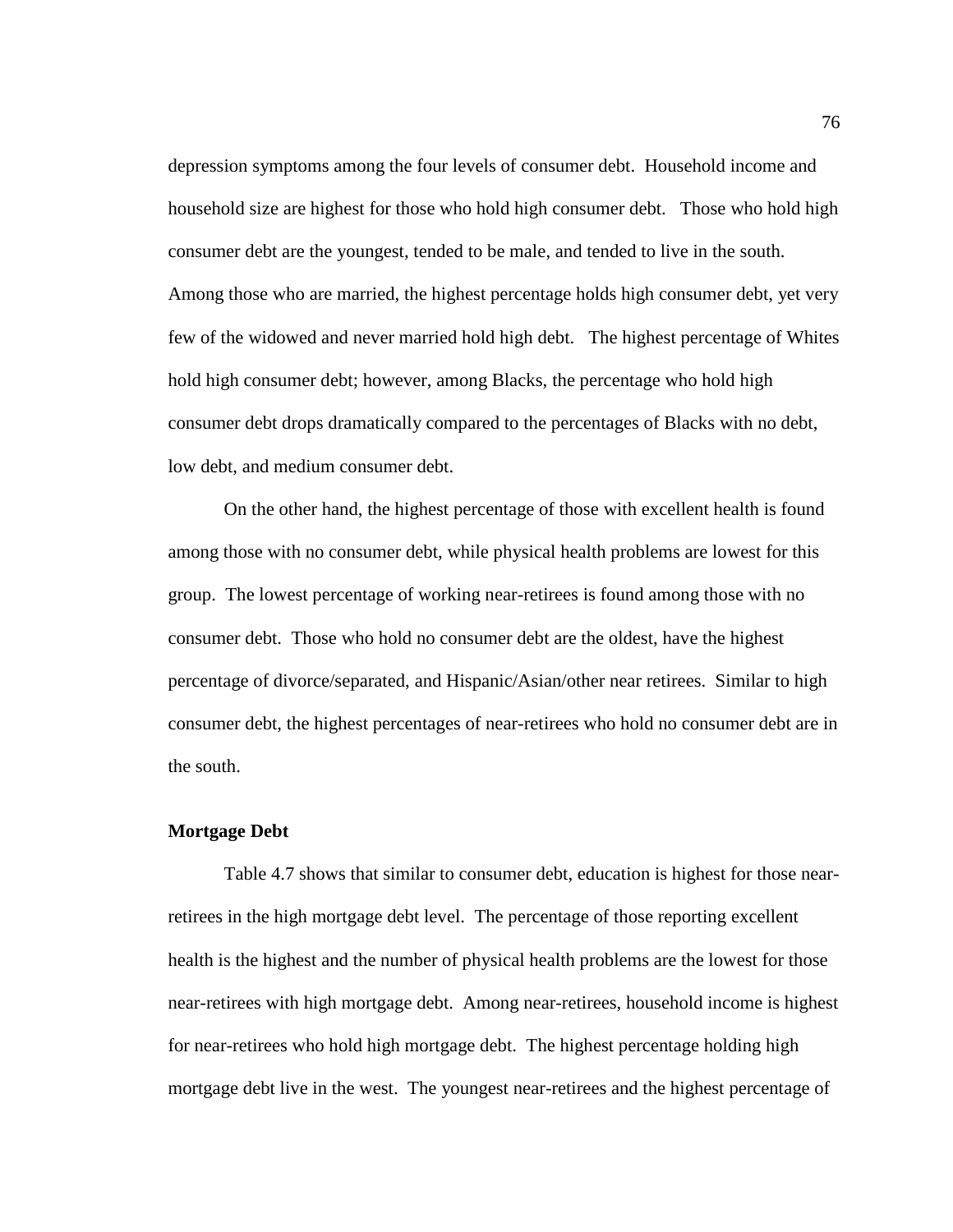depression symptoms among the four levels of consumer debt. Household income and household size are highest for those who hold high consumer debt. Those who hold high consumer debt are the youngest, tended to be male, and tended to live in the south. Among those who are married, the highest percentage holds high consumer debt, yet very few of the widowed and never married hold high debt. The highest percentage of Whites hold high consumer debt; however, among Blacks, the percentage who hold high consumer debt drops dramatically compared to the percentages of Blacks with no debt, low debt, and medium consumer debt.

On the other hand, the highest percentage of those with excellent health is found among those with no consumer debt, while physical health problems are lowest for this group. The lowest percentage of working near-retirees is found among those with no consumer debt. Those who hold no consumer debt are the oldest, have the highest percentage of divorce/separated, and Hispanic/Asian/other near retirees. Similar to high consumer debt, the highest percentages of near-retirees who hold no consumer debt are in the south.

**Mortgage Debt**

Table 4.7 shows that similar to consumer debt, education is highest for those near-retirees in the high mortgage debt level. The percentage of those reporting excellent health is the highest and the number of physical health problems are the lowest for those near-retirees with high mortgage debt. Among near-retirees, household income is highest for near-retirees who hold high mortgage debt. The highest percentage holding high mortgage debt live in the west. The youngest near-retirees and the highest percentage of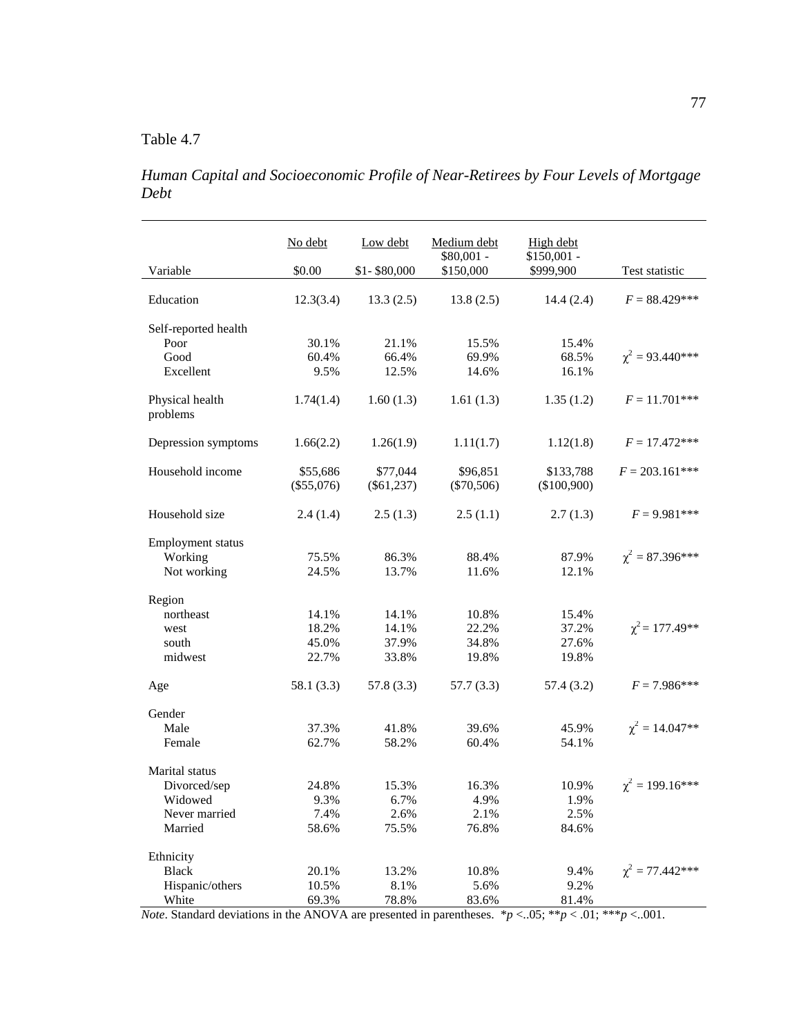Table 4.7

*Human Capital and Socioeconomic Profile of Near-Retirees by Four Levels of Mortgage Debt*

| Variable | No debt<br>$0.00 | Low debt<br>$1- $80,000 | Medium debt<br>$80,001 - $150,000 | High debt<br>$150,001 - $999,900 | Test statistic |
|---|---|---|---|---|---|
| Education | 12.3(3.4) | 13.3 (2.5) | 13.8 (2.5) | 14.4 (2.4) | $F$ = 88.429*** |
| Self-reported health | | | | | |
| Poor | 30.1% | 21.1% | 15.5% | 15.4% | |
| Good | 60.4% | 66.4% | 69.9% | 68.5% | $\chi^2$ = 93.440*** |
| Excellent | 9.5% | 12.5% | 14.6% | 16.1% | |
| Physical health problems | 1.74(1.4) | 1.60 (1.3) | 1.61 (1.3) | 1.35 (1.2) | $F$ = 11.701*** |
| Depression symptoms | 1.66(2.2) | 1.26(1.9) | 1.11(1.7) | 1.12(1.8) | $F$ = 17.472*** |
| Household income | $55,686 ($55,076) | $77,044 ($61,237) | $96,851 ($70,506) | $133,788 ($100,900) | $F$ = 203.161*** |
| Household size | 2.4 (1.4) | 2.5 (1.3) | 2.5 (1.1) | 2.7 (1.3) | $F$ = 9.981*** |
| Employment status | | | | | |
| Working | 75.5% | 86.3% | 88.4% | 87.9% | $\chi^2$ = 87.396*** |
| Not working | 24.5% | 13.7% | 11.6% | 12.1% | |
| Region | | | | | |
| northeast | 14.1% | 14.1% | 10.8% | 15.4% | |
| west | 18.2% | 14.1% | 22.2% | 37.2% | $\chi^2$ = 177.49** |
| south | 45.0% | 37.9% | 34.8% | 27.6% | |
| midwest | 22.7% | 33.8% | 19.8% | 19.8% | |
| Age | 58.1 (3.3) | 57.8 (3.3) | 57.7 (3.3) | 57.4 (3.2) | $F$ = 7.986*** |
| Gender | | | | | |
| Male | 37.3% | 41.8% | 39.6% | 45.9% | $\chi^2$ = 14.047** |
| Female | 62.7% | 58.2% | 60.4% | 54.1% | |
| Marital status | | | | | |
| Divorced/sep | 24.8% | 15.3% | 16.3% | 10.9% | $\chi^2$ = 199.16*** |
| Widowed | 9.3% | 6.7% | 4.9% | 1.9% | |
| Never married | 7.4% | 2.6% | 2.1% | 2.5% | |
| Married | 58.6% | 75.5% | 76.8% | 84.6% | |
| Ethnicity | | | | | |
| Black | 20.1% | 13.2% | 10.8% | 9.4% | $\chi^2$ = 77.442*** |
| Hispanic/others | 10.5% | 8.1% | 5.6% | 9.2% | |
| White | 69.3% | 78.8% | 83.6% | 81.4% | |

*Note*. Standard deviations in the ANOVA are presented in parentheses. \*$p$ <..05; \*\*$p$ < .01; \*\*\*$p$ <..001.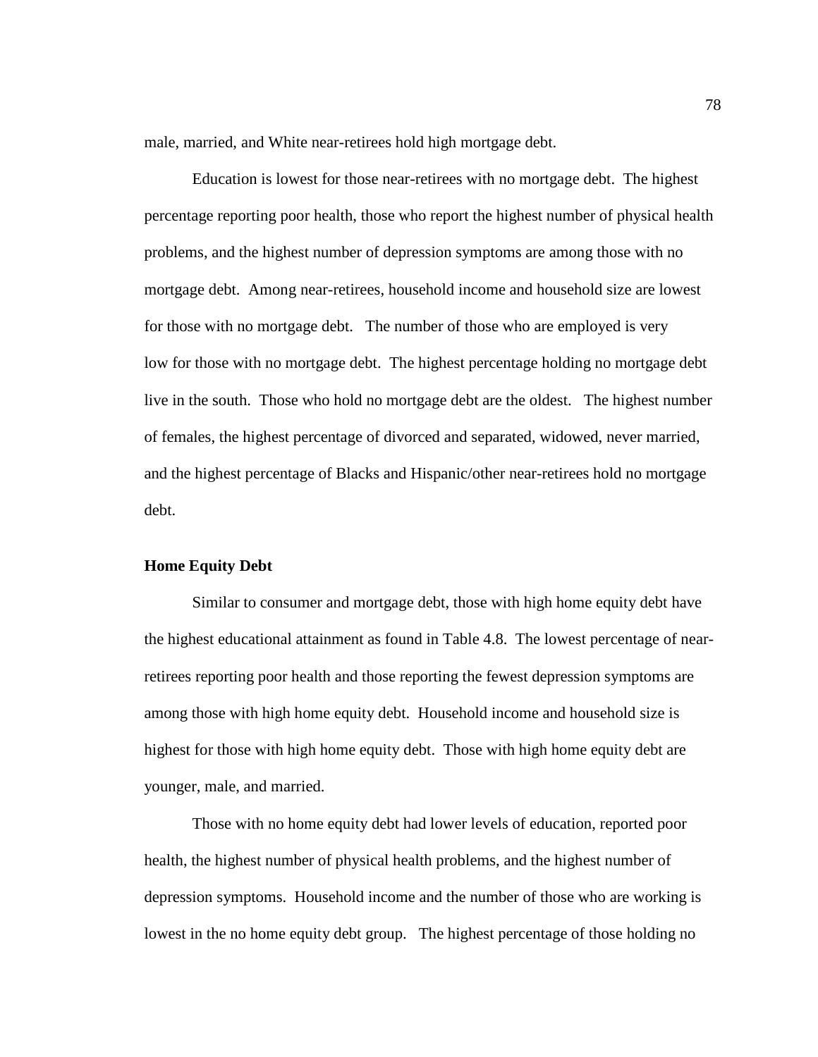male, married, and White near-retirees hold high mortgage debt.

Education is lowest for those near-retirees with no mortgage debt. The highest percentage reporting poor health, those who report the highest number of physical health problems, and the highest number of depression symptoms are among those with no mortgage debt. Among near-retirees, household income and household size are lowest for those with no mortgage debt. The number of those who are employed is very low for those with no mortgage debt. The highest percentage holding no mortgage debt live in the south. Those who hold no mortgage debt are the oldest. The highest number of females, the highest percentage of divorced and separated, widowed, never married, and the highest percentage of Blacks and Hispanic/other near-retirees hold no mortgage debt.

**Home Equity Debt**

Similar to consumer and mortgage debt, those with high home equity debt have the highest educational attainment as found in Table 4.8. The lowest percentage of near-retirees reporting poor health and those reporting the fewest depression symptoms are among those with high home equity debt. Household income and household size is highest for those with high home equity debt. Those with high home equity debt are younger, male, and married.

Those with no home equity debt had lower levels of education, reported poor health, the highest number of physical health problems, and the highest number of depression symptoms. Household income and the number of those who are working is lowest in the no home equity debt group. The highest percentage of those holding no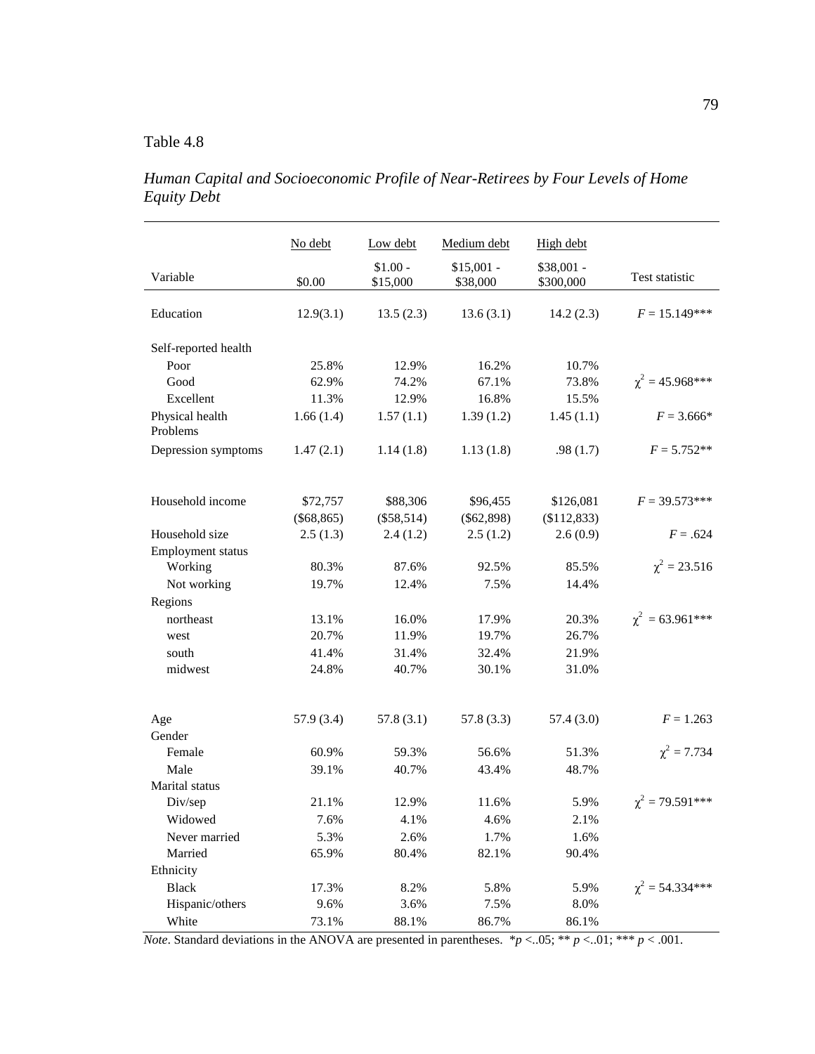Table 4.8

*Human Capital and Socioeconomic Profile of Near-Retirees by Four Levels of Home Equity Debt*

| Variable | No debt<br>$0.00 | Low debt<br>$1.00 - $15,000 | Medium debt<br>$15,001 - $38,000 | High debt<br>$38,001 - $300,000 | Test statistic |
|---|---|---|---|---|---|
| Education | 12.9(3.1) | 13.5 (2.3) | 13.6 (3.1) | 14.2 (2.3) | $F = 15.149$*** |
| Self-reported health | | | | | |
| Poor | 25.8% | 12.9% | 16.2% | 10.7% | |
| Good | 62.9% | 74.2% | 67.1% | 73.8% | $\chi^2 = 45.968$*** |
| Excellent | 11.3% | 12.9% | 16.8% | 15.5% | |
| Physical health Problems | 1.66 (1.4) | 1.57 (1.1) | 1.39 (1.2) | 1.45 (1.1) | $F = 3.666$* |
| Depression symptoms | 1.47 (2.1) | 1.14 (1.8) | 1.13 (1.8) | .98 (1.7) | $F = 5.752$** |
| Household income | $72,757<br>($68,865) | $88,306<br>($58,514) | $96,455<br>($62,898) | $126,081<br>($112,833) | $F = 39.573$*** |
| Household size | 2.5 (1.3) | 2.4 (1.2) | 2.5 (1.2) | 2.6 (0.9) | $F = .624$ |
| Employment status | | | | | |
| Working | 80.3% | 87.6% | 92.5% | 85.5% | $\chi^2 = 23.516$ |
| Not working | 19.7% | 12.4% | 7.5% | 14.4% | |
| Regions | | | | | |
| northeast | 13.1% | 16.0% | 17.9% | 20.3% | $\chi^2 = 63.961$*** |
| west | 20.7% | 11.9% | 19.7% | 26.7% | |
| south | 41.4% | 31.4% | 32.4% | 21.9% | |
| midwest | 24.8% | 40.7% | 30.1% | 31.0% | |
| Age | 57.9 (3.4) | 57.8 (3.1) | 57.8 (3.3) | 57.4 (3.0) | $F = 1.263$ |
| Gender | | | | | |
| Female | 60.9% | 59.3% | 56.6% | 51.3% | $\chi^2 = 7.734$ |
| Male | 39.1% | 40.7% | 43.4% | 48.7% | |
| Marital status | | | | | |
| Div/sep | 21.1% | 12.9% | 11.6% | 5.9% | $\chi^2 = 79.591$*** |
| Widowed | 7.6% | 4.1% | 4.6% | 2.1% | |
| Never married | 5.3% | 2.6% | 1.7% | 1.6% | |
| Married | 65.9% | 80.4% | 82.1% | 90.4% | |
| Ethnicity | | | | | |
| Black | 17.3% | 8.2% | 5.8% | 5.9% | $\chi^2 = 54.334$*** |
| Hispanic/others | 9.6% | 3.6% | 7.5% | 8.0% | |
| White | 73.1% | 88.1% | 86.7% | 86.1% | |

*Note*. Standard deviations in the ANOVA are presented in parentheses. \**p* <..05; \*\* *p* <..01; \*\*\* *p* < .001.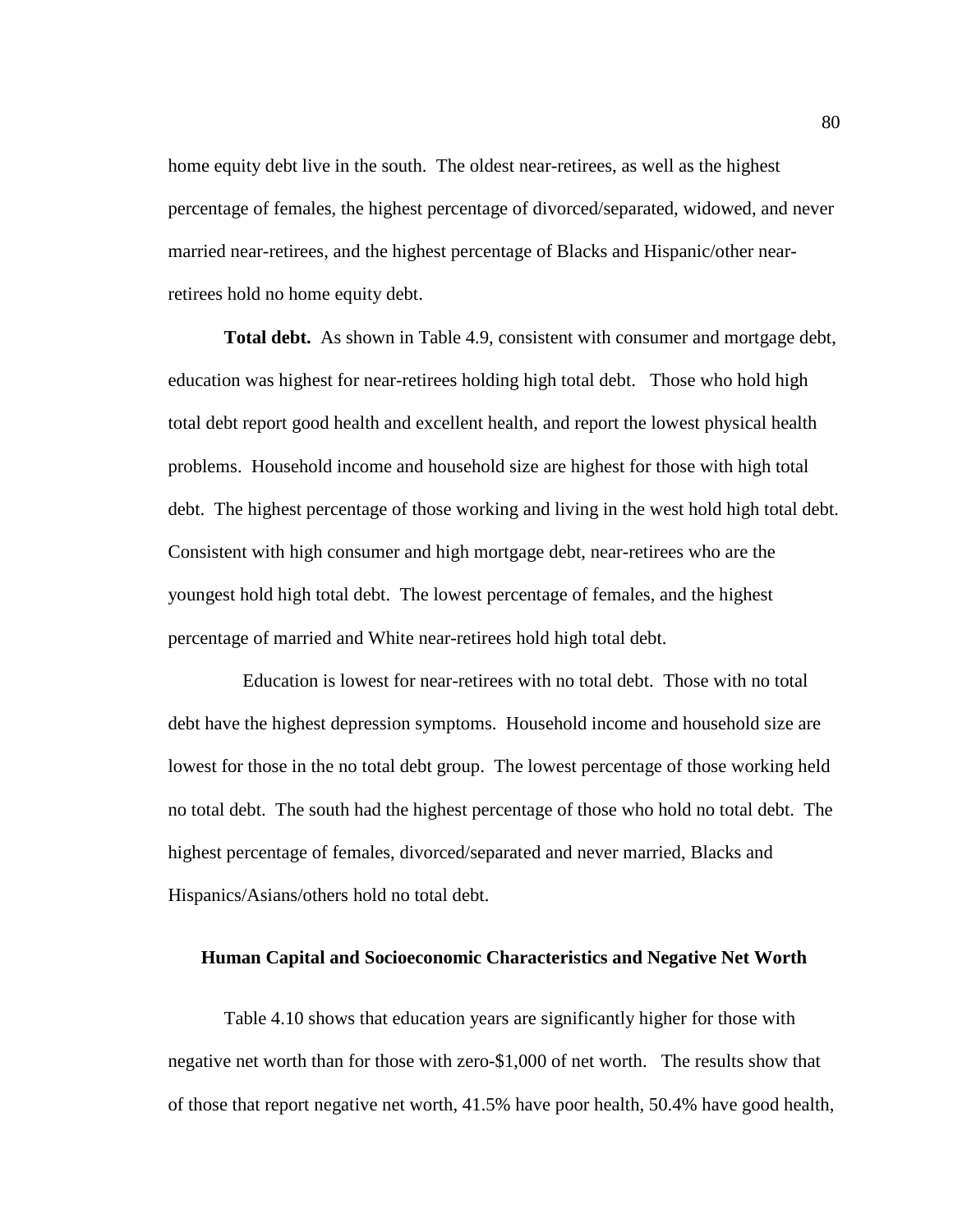home equity debt live in the south. The oldest near-retirees, as well as the highest percentage of females, the highest percentage of divorced/separated, widowed, and never married near-retirees, and the highest percentage of Blacks and Hispanic/other near-retirees hold no home equity debt.

**Total debt.** As shown in Table 4.9, consistent with consumer and mortgage debt, education was highest for near-retirees holding high total debt. Those who hold high total debt report good health and excellent health, and report the lowest physical health problems. Household income and household size are highest for those with high total debt. The highest percentage of those working and living in the west hold high total debt. Consistent with high consumer and high mortgage debt, near-retirees who are the youngest hold high total debt. The lowest percentage of females, and the highest percentage of married and White near-retirees hold high total debt.

Education is lowest for near-retirees with no total debt. Those with no total debt have the highest depression symptoms. Household income and household size are lowest for those in the no total debt group. The lowest percentage of those working held no total debt. The south had the highest percentage of those who hold no total debt. The highest percentage of females, divorced/separated and never married, Blacks and Hispanics/Asians/others hold no total debt.

### Human Capital and Socioeconomic Characteristics and Negative Net Worth

Table 4.10 shows that education years are significantly higher for those with negative net worth than for those with zero-$1,000 of net worth. The results show that of those that report negative net worth, 41.5% have poor health, 50.4% have good health,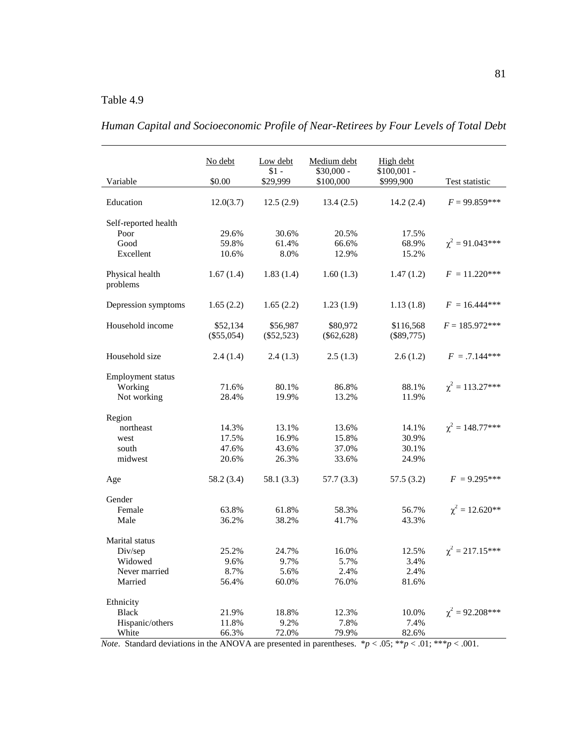Table 4.9

*Human Capital and Socioeconomic Profile of Near-Retirees by Four Levels of Total Debt*

| Variable | No debt $0.00 | Low debt $1 - $29,999 | Medium debt $30,000 - $100,000 | High debt $100,001 - $999,900 | Test statistic |
|---|---|---|---|---|---|
| Education | 12.0(3.7) | 12.5 (2.9) | 13.4 (2.5) | 14.2 (2.4) | $F$ = 99.859*** |
| Self-reported health | | | | | |
| Poor | 29.6% | 30.6% | 20.5% | 17.5% | |
| Good | 59.8% | 61.4% | 66.6% | 68.9% | $\chi^2$ = 91.043*** |
| Excellent | 10.6% | 8.0% | 12.9% | 15.2% | |
| Physical health problems | 1.67 (1.4) | 1.83 (1.4) | 1.60 (1.3) | 1.47 (1.2) | $F$ = 11.220*** |
| Depression symptoms | 1.65 (2.2) | 1.65 (2.2) | 1.23 (1.9) | 1.13 (1.8) | $F$ = 16.444*** |
| Household income | $52,134 ($55,054) | $56,987 ($52,523) | $80,972 ($62,628) | $116,568 ($89,775) | $F$ = 185.972*** |
| Household size | 2.4 (1.4) | 2.4 (1.3) | 2.5 (1.3) | 2.6 (1.2) | $F$ = .7.144*** |
| Employment status | | | | | |
| Working | 71.6% | 80.1% | 86.8% | 88.1% | $\chi^2$ = 113.27*** |
| Not working | 28.4% | 19.9% | 13.2% | 11.9% | |
| Region | | | | | |
| northeast | 14.3% | 13.1% | 13.6% | 14.1% | $\chi^2$ = 148.77*** |
| west | 17.5% | 16.9% | 15.8% | 30.9% | |
| south | 47.6% | 43.6% | 37.0% | 30.1% | |
| midwest | 20.6% | 26.3% | 33.6% | 24.9% | |
| Age | 58.2 (3.4) | 58.1 (3.3) | 57.7 (3.3) | 57.5 (3.2) | $F$ = 9.295*** |
| Gender | | | | | |
| Female | 63.8% | 61.8% | 58.3% | 56.7% | $\chi^2$ = 12.620** |
| Male | 36.2% | 38.2% | 41.7% | 43.3% | |
| Marital status | | | | | |
| Div/sep | 25.2% | 24.7% | 16.0% | 12.5% | $\chi^2$ = 217.15*** |
| Widowed | 9.6% | 9.7% | 5.7% | 3.4% | |
| Never married | 8.7% | 5.6% | 2.4% | 2.4% | |
| Married | 56.4% | 60.0% | 76.0% | 81.6% | |
| Ethnicity | | | | | |
| Black | 21.9% | 18.8% | 12.3% | 10.0% | $\chi^2$ = 92.208*** |
| Hispanic/others | 11.8% | 9.2% | 7.8% | 7.4% | |
| White | 66.3% | 72.0% | 79.9% | 82.6% | |

*Note*. Standard deviations in the ANOVA are presented in parentheses. \*$p$ < .05; \*\*$p$ < .01; \*\*\*$p$ < .001.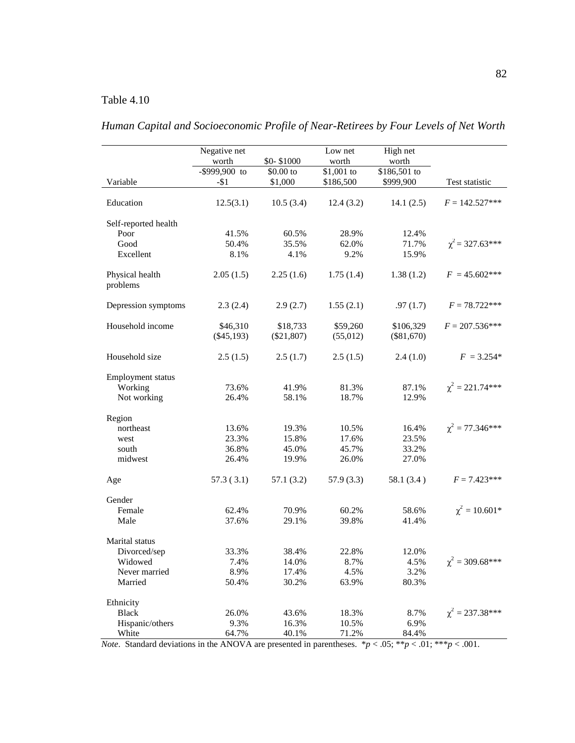Table 4.10

*Human Capital and Socioeconomic Profile of Near-Retirees by Four Levels of Net Worth*

| Variable | Negative net worth -$999,900 to -$1 | $0- $1000 $0.00 to $1,000 | Low net worth $1,001 to $186,500 | High net worth $186,501 to $999,900 | Test statistic |
|---|---|---|---|---|---|
| Education | 12.5(3.1) | 10.5 (3.4) | 12.4 (3.2) | 14.1 (2.5) | $F$ = 142.527*** |
| Self-reported health | | | | | |
| Poor | 41.5% | 60.5% | 28.9% | 12.4% | |
| Good | 50.4% | 35.5% | 62.0% | 71.7% | $\chi^2$ = 327.63*** |
| Excellent | 8.1% | 4.1% | 9.2% | 15.9% | |
| Physical health problems | 2.05 (1.5) | 2.25 (1.6) | 1.75 (1.4) | 1.38 (1.2) | $F$ = 45.602*** |
| Depression symptoms | 2.3 (2.4) | 2.9 (2.7) | 1.55 (2.1) | .97 (1.7) | $F$ = 78.722*** |
| Household income | $46,310 ($45,193) | $18,733 ($21,807) | $59,260 (55,012) | $106,329 ($81,670) | $F$ = 207.536*** |
| Household size | 2.5 (1.5) | 2.5 (1.7) | 2.5 (1.5) | 2.4 (1.0) | $F$ = 3.254* |
| Employment status | | | | | |
| Working | 73.6% | 41.9% | 81.3% | 87.1% | $\chi^2$ = 221.74*** |
| Not working | 26.4% | 58.1% | 18.7% | 12.9% | |
| Region | | | | | |
| northeast | 13.6% | 19.3% | 10.5% | 16.4% | $\chi^2$ = 77.346*** |
| west | 23.3% | 15.8% | 17.6% | 23.5% | |
| south | 36.8% | 45.0% | 45.7% | 33.2% | |
| midwest | 26.4% | 19.9% | 26.0% | 27.0% | |
| Age | 57.3 ( 3.1) | 57.1 (3.2) | 57.9 (3.3) | 58.1 (3.4 ) | $F$ = 7.423*** |
| Gender | | | | | |
| Female | 62.4% | 70.9% | 60.2% | 58.6% | $\chi^2$ = 10.601* |
| Male | 37.6% | 29.1% | 39.8% | 41.4% | |
| Marital status | | | | | |
| Divorced/sep | 33.3% | 38.4% | 22.8% | 12.0% | |
| Widowed | 7.4% | 14.0% | 8.7% | 4.5% | $\chi^2$ = 309.68*** |
| Never married | 8.9% | 17.4% | 4.5% | 3.2% | |
| Married | 50.4% | 30.2% | 63.9% | 80.3% | |
| Ethnicity | | | | | |
| Black | 26.0% | 43.6% | 18.3% | 8.7% | $\chi^2$ = 237.38*** |
| Hispanic/others | 9.3% | 16.3% | 10.5% | 6.9% | |
| White | 64.7% | 40.1% | 71.2% | 84.4% | |

*Note*. Standard deviations in the ANOVA are presented in parentheses. *$p < .05$; **$p < .01$; ***$p < .001$.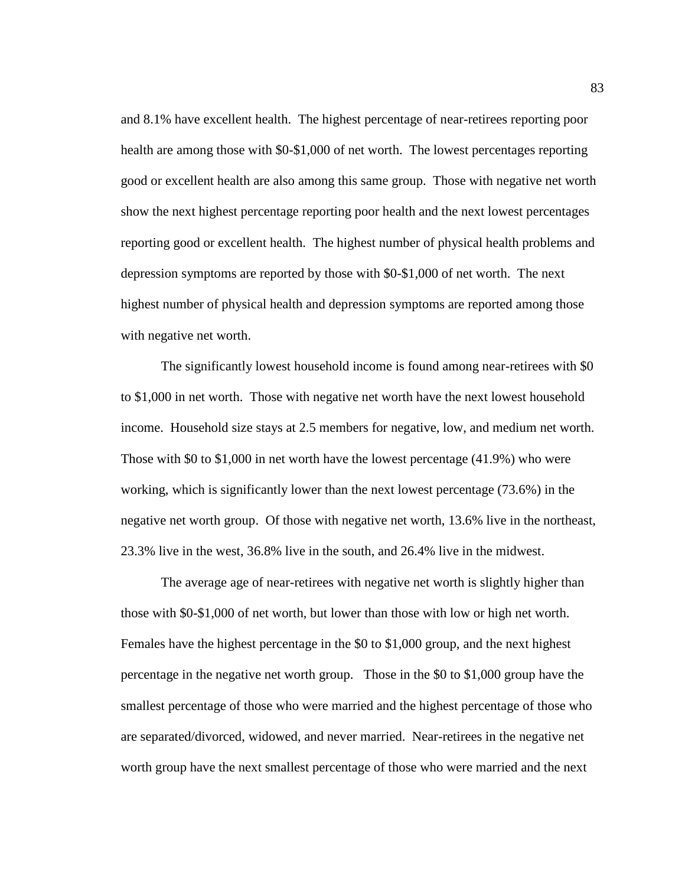and 8.1% have excellent health. The highest percentage of near-retirees reporting poor health are among those with $0-$1,000 of net worth. The lowest percentages reporting good or excellent health are also among this same group. Those with negative net worth show the next highest percentage reporting poor health and the next lowest percentages reporting good or excellent health. The highest number of physical health problems and depression symptoms are reported by those with $0-$1,000 of net worth. The next highest number of physical health and depression symptoms are reported among those with negative net worth.

The significantly lowest household income is found among near-retirees with $0 to $1,000 in net worth. Those with negative net worth have the next lowest household income. Household size stays at 2.5 members for negative, low, and medium net worth. Those with $0 to $1,000 in net worth have the lowest percentage (41.9%) who were working, which is significantly lower than the next lowest percentage (73.6%) in the negative net worth group. Of those with negative net worth, 13.6% live in the northeast, 23.3% live in the west, 36.8% live in the south, and 26.4% live in the midwest.

The average age of near-retirees with negative net worth is slightly higher than those with $0-$1,000 of net worth, but lower than those with low or high net worth. Females have the highest percentage in the $0 to $1,000 group, and the next highest percentage in the negative net worth group. Those in the $0 to $1,000 group have the smallest percentage of those who were married and the highest percentage of those who are separated/divorced, widowed, and never married. Near-retirees in the negative net worth group have the next smallest percentage of those who were married and the next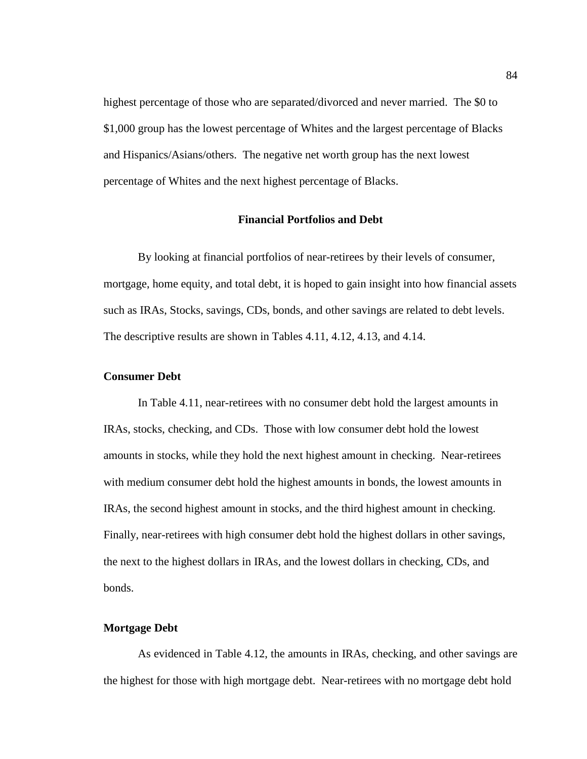highest percentage of those who are separated/divorced and never married. The $0 to $1,000 group has the lowest percentage of Whites and the largest percentage of Blacks and Hispanics/Asians/others. The negative net worth group has the next lowest percentage of Whites and the next highest percentage of Blacks.

## Financial Portfolios and Debt

By looking at financial portfolios of near-retirees by their levels of consumer, mortgage, home equity, and total debt, it is hoped to gain insight into how financial assets such as IRAs, Stocks, savings, CDs, bonds, and other savings are related to debt levels. The descriptive results are shown in Tables 4.11, 4.12, 4.13, and 4.14.

### Consumer Debt

In Table 4.11, near-retirees with no consumer debt hold the largest amounts in IRAs, stocks, checking, and CDs. Those with low consumer debt hold the lowest amounts in stocks, while they hold the next highest amount in checking. Near-retirees with medium consumer debt hold the highest amounts in bonds, the lowest amounts in IRAs, the second highest amount in stocks, and the third highest amount in checking. Finally, near-retirees with high consumer debt hold the highest dollars in other savings, the next to the highest dollars in IRAs, and the lowest dollars in checking, CDs, and bonds.

### Mortgage Debt

As evidenced in Table 4.12, the amounts in IRAs, checking, and other savings are the highest for those with high mortgage debt. Near-retirees with no mortgage debt hold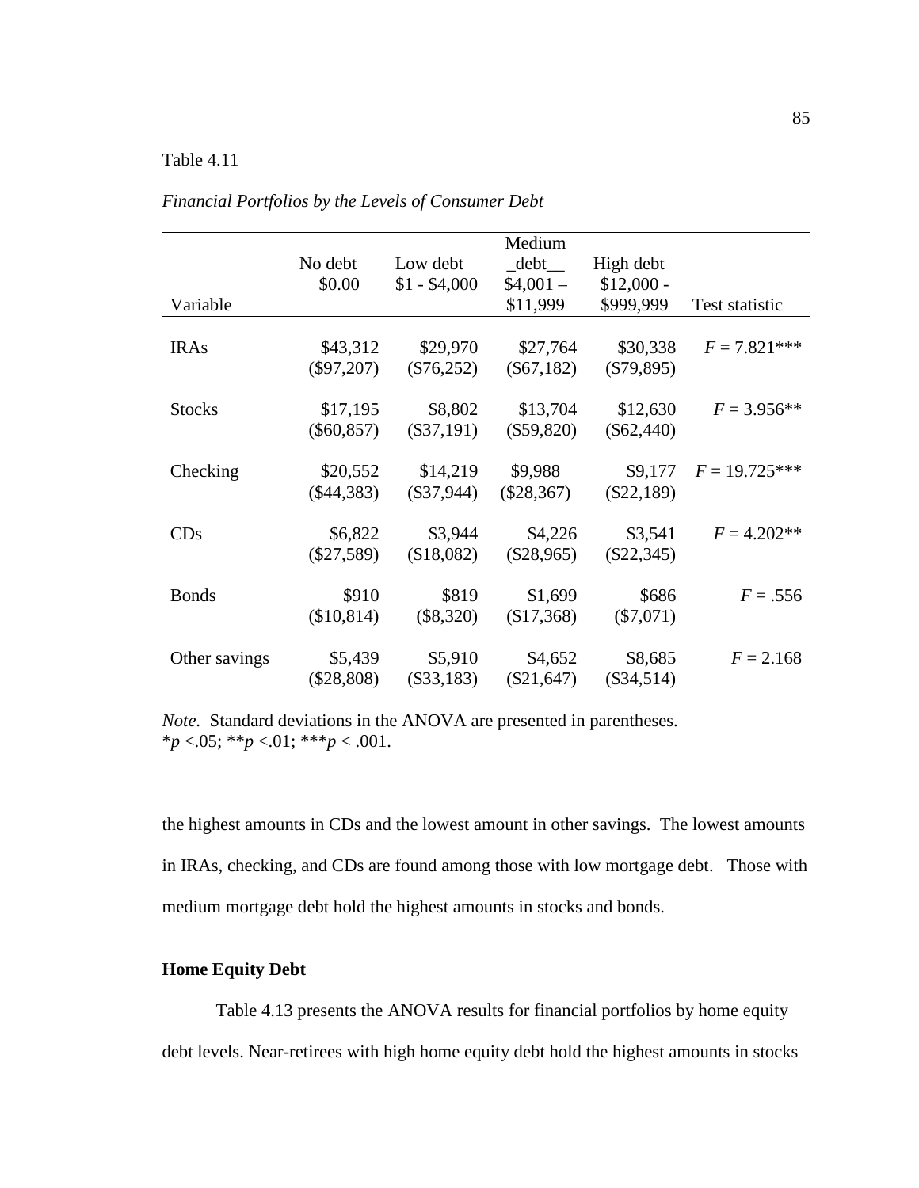Table 4.11

*Financial Portfolios by the Levels of Consumer Debt*

| Variable | No debt $0.00 | Low debt $1 - $4,000 | Medium debt $4,001 – $11,999 | High debt $12,000 - $999,999 | Test statistic |
|---|---|---|---|---|---|
| IRAs | $43,312 ($97,207) | $29,970 ($76,252) | $27,764 ($67,182) | $30,338 ($79,895) | *F* = 7.821*** |
| Stocks | $17,195 ($60,857) | $8,802 ($37,191) | $13,704 ($59,820) | $12,630 ($62,440) | *F* = 3.956** |
| Checking | $20,552 ($44,383) | $14,219 ($37,944) | $9,988 ($28,367) | $9,177 ($22,189) | *F* = 19.725*** |
| CDs | $6,822 ($27,589) | $3,944 ($18,082) | $4,226 ($28,965) | $3,541 ($22,345) | *F* = 4.202** |
| Bonds | $910 ($10,814) | $819 ($8,320) | $1,699 ($17,368) | $686 ($7,071) | *F* = .556 |
| Other savings | $5,439 ($28,808) | $5,910 ($33,183) | $4,652 ($21,647) | $8,685 ($34,514) | *F* = 2.168 |

*Note*. Standard deviations in the ANOVA are presented in parentheses.
*$p$ <.05; **$p$ <.01; ***$p$ < .001.

the highest amounts in CDs and the lowest amount in other savings. The lowest amounts in IRAs, checking, and CDs are found among those with low mortgage debt. Those with medium mortgage debt hold the highest amounts in stocks and bonds.

**Home Equity Debt**

Table 4.13 presents the ANOVA results for financial portfolios by home equity debt levels. Near-retirees with high home equity debt hold the highest amounts in stocks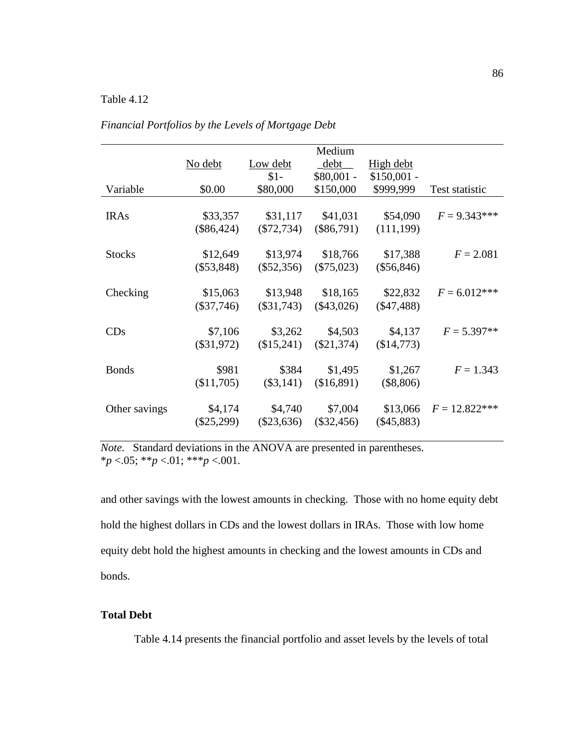Table 4.12

*Financial Portfolios by the Levels of Mortgage Debt*

| Variable | No debt<br>$0.00 | Low debt<br>$1-<br>$80,000 | Medium debt<br>$80,001 -<br>$150,000 | High debt<br>$150,001 -<br>$999,999 | Test statistic |
|---|---|---|---|---|---|
| IRAs | $33,357<br>($86,424) | $31,117<br>($72,734) | $41,031<br>($86,791) | $54,090<br>(111,199) | $F = 9.343$*** |
| Stocks | $12,649<br>($53,848) | $13,974<br>($52,356) | $18,766<br>($75,023) | $17,388<br>($56,846) | $F = 2.081$ |
| Checking | $15,063<br>($37,746) | $13,948<br>($31,743) | $18,165<br>($43,026) | $22,832<br>($47,488) | $F = 6.012$*** |
| CDs | $7,106<br>($31,972) | $3,262<br>($15,241) | $4,503<br>($21,374) | $4,137<br>($14,773) | $F = 5.397$** |
| Bonds | $981<br>($11,705) | $384<br>($3,141) | $1,495<br>($16,891) | $1,267<br>($8,806) | $F = 1.343$ |
| Other savings | $4,174<br>($25,299) | $4,740<br>($23,636) | $7,004<br>($32,456) | $13,066<br>($45,883) | $F = 12.822$*** |

*Note*. Standard deviations in the ANOVA are presented in parentheses.
\**p* <.05; \*\**p* <.01; \*\*\**p* <.001.

and other savings with the lowest amounts in checking. Those with no home equity debt hold the highest dollars in CDs and the lowest dollars in IRAs. Those with low home equity debt hold the highest amounts in checking and the lowest amounts in CDs and bonds.

**Total Debt**

Table 4.14 presents the financial portfolio and asset levels by the levels of total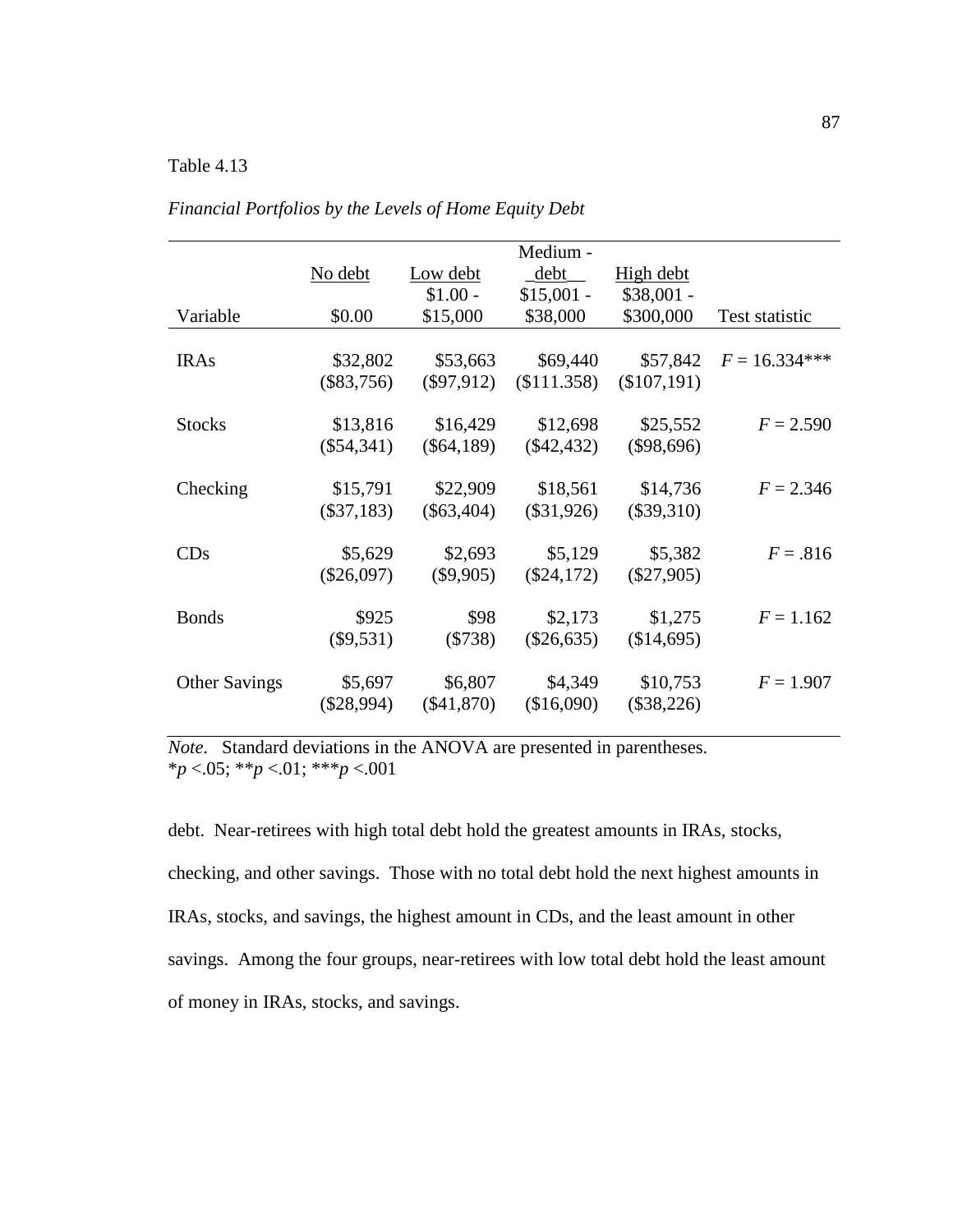Table 4.13

*Financial Portfolios by the Levels of Home Equity Debt*

| Variable | No debt<br>$0.00 | Low debt<br>$1.00 - $15,000 | Medium - debt<br>$15,001 - $38,000 | High debt<br>$38,001 - $300,000 | Test statistic |
|---|---|---|---|---|---|
| IRAs | $32,802<br>($83,756) | $53,663<br>($97,912) | $69,440<br>($111.358) | $57,842<br>($107,191) | *F* = 16.334*** |
| Stocks | $13,816<br>($54,341) | $16,429<br>($64,189) | $12,698<br>($42,432) | $25,552<br>($98,696) | *F* = 2.590 |
| Checking | $15,791<br>($37,183) | $22,909<br>($63,404) | $18,561<br>($31,926) | $14,736<br>($39,310) | *F* = 2.346 |
| CDs | $5,629<br>($26,097) | $2,693<br>($9,905) | $5,129<br>($24,172) | $5,382<br>($27,905) | *F* = .816 |
| Bonds | $925<br>($9,531) | $98<br>($738) | $2,173<br>($26,635) | $1,275<br>($14,695) | *F* = 1.162 |
| Other Savings | $5,697<br>($28,994) | $6,807<br>($41,870) | $4,349<br>($16,090) | $10,753<br>($38,226) | *F* = 1.907 |

*Note.* Standard deviations in the ANOVA are presented in parentheses.
\**p* <.05; \*\**p* <.01; \*\*\**p* <.001

debt. Near-retirees with high total debt hold the greatest amounts in IRAs, stocks, checking, and other savings. Those with no total debt hold the next highest amounts in IRAs, stocks, and savings, the highest amount in CDs, and the least amount in other savings. Among the four groups, near-retirees with low total debt hold the least amount of money in IRAs, stocks, and savings.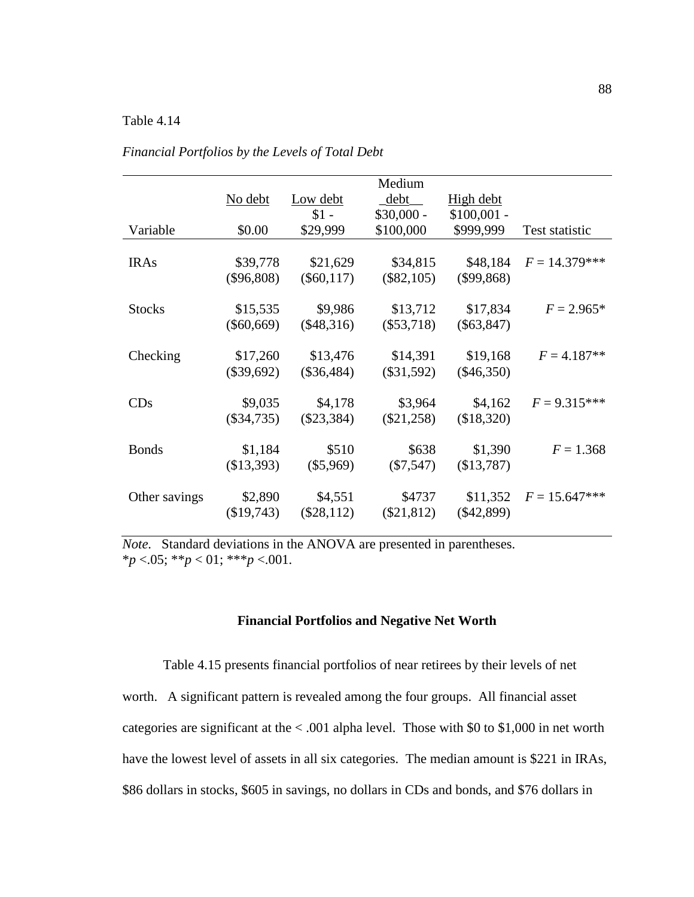Table 4.14

*Financial Portfolios by the Levels of Total Debt*

| Variable | No debt<br>$0.00 | Low debt<br>$1 - $29,999 | Medium debt<br>$30,000 - $100,000 | High debt<br>$100,001 - $999,999 | Test statistic |
|---|---|---|---|---|---|
| IRAs | $39,778<br>($96,808) | $21,629<br>($60,117) | $34,815<br>($82,105) | $48,184<br>($99,868) | $F = 14.379$*** |
| Stocks | $15,535<br>($60,669) | $9,986<br>($48,316) | $13,712<br>($53,718) | $17,834<br>($63,847) | $F = 2.965$* |
| Checking | $17,260<br>($39,692) | $13,476<br>($36,484) | $14,391<br>($31,592) | $19,168<br>($46,350) | $F = 4.187$** |
| CDs | $9,035<br>($34,735) | $4,178<br>($23,384) | $3,964<br>($21,258) | $4,162<br>($18,320) | $F = 9.315$*** |
| Bonds | $1,184<br>($13,393) | $510<br>($5,969) | $638<br>($7,547) | $1,390<br>($13,787) | $F = 1.368$ |
| Other savings | $2,890<br>($19,743) | $4,551<br>($28,112) | $4737<br>($21,812) | $11,352<br>($42,899) | $F = 15.647$*** |

*Note*. Standard deviations in the ANOVA are presented in parentheses.
\**p* <.05; \*\**p* < 01; \*\*\**p* <.001.

### Financial Portfolios and Negative Net Worth

Table 4.15 presents financial portfolios of near retirees by their levels of net worth. A significant pattern is revealed among the four groups. All financial asset categories are significant at the < .001 alpha level. Those with $0 to $1,000 in net worth have the lowest level of assets in all six categories. The median amount is $221 in IRAs, $86 dollars in stocks, $605 in savings, no dollars in CDs and bonds, and $76 dollars in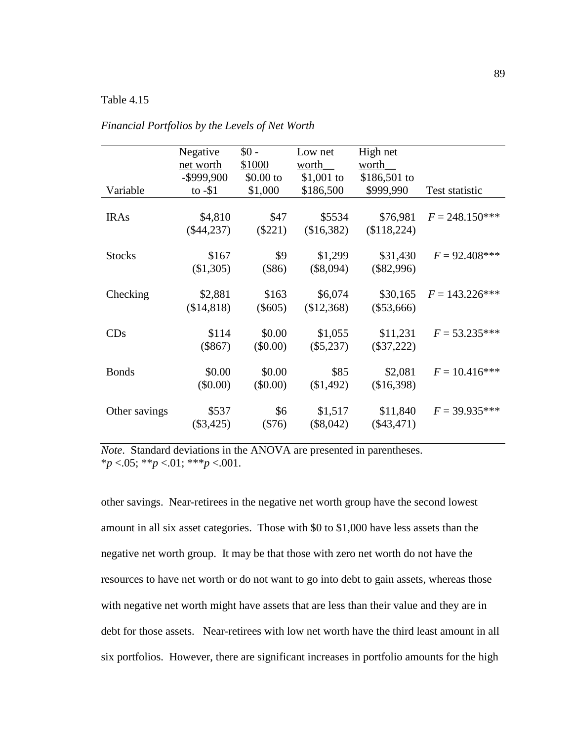Table 4.15

*Financial Portfolios by the Levels of Net Worth*

| Variable | Negative net worth -$999,900 to -$1 | $0 - $1000 $0.00 to $1,000 | Low net worth $1,001 to $186,500 | High net worth $186,501 to $999,990 | Test statistic |
|---|---|---|---|---|---|
| IRAs | $4,810 ($44,237) | $47 ($221) | $5534 ($16,382) | $76,981 ($118,224) | $F$ = 248.150*** |
| Stocks | $167 ($1,305) | $9 ($86) | $1,299 ($8,094) | $31,430 ($82,996) | $F$ = 92.408*** |
| Checking | $2,881 ($14,818) | $163 ($605) | $6,074 ($12,368) | $30,165 ($53,666) | $F$ = 143.226*** |
| CDs | $114 ($867) | $0.00 ($0.00) | $1,055 ($5,237) | $11,231 ($37,222) | $F$ = 53.235*** |
| Bonds | $0.00 ($0.00) | $0.00 ($0.00) | $85 ($1,492) | $2,081 ($16,398) | $F$ = 10.416*** |
| Other savings | $537 ($3,425) | $6 ($76) | $1,517 ($8,042) | $11,840 ($43,471) | $F$ = 39.935*** |

*Note*. Standard deviations in the ANOVA are presented in parentheses.
\**p* <.05; \*\**p* <.01; \*\*\**p* <.001.

other savings. Near-retirees in the negative net worth group have the second lowest amount in all six asset categories. Those with $0 to $1,000 have less assets than the negative net worth group. It may be that those with zero net worth do not have the resources to have net worth or do not want to go into debt to gain assets, whereas those with negative net worth might have assets that are less than their value and they are in debt for those assets. Near-retirees with low net worth have the third least amount in all six portfolios. However, there are significant increases in portfolio amounts for the high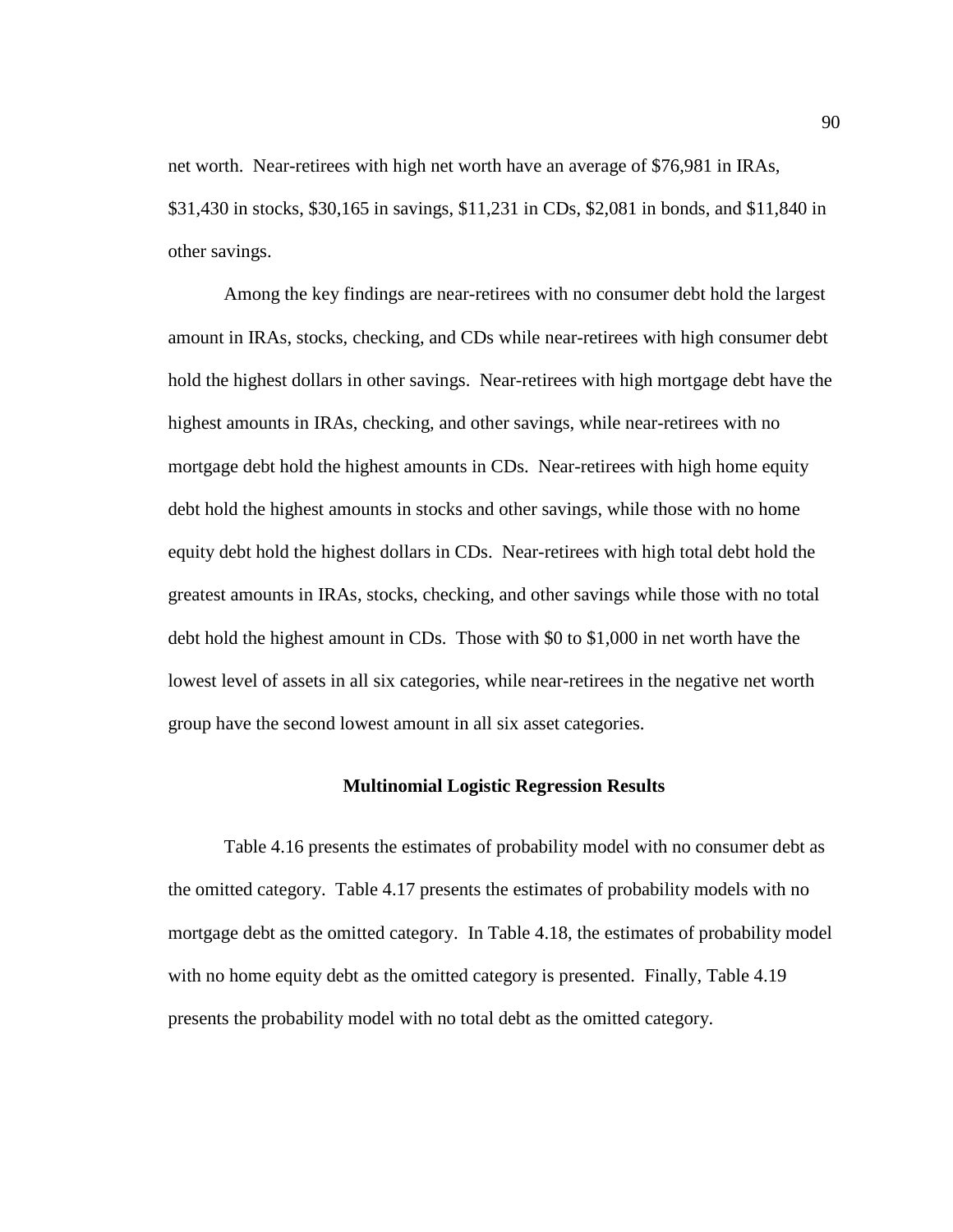net worth. Near-retirees with high net worth have an average of $76,981 in IRAs, $31,430 in stocks, $30,165 in savings, $11,231 in CDs, $2,081 in bonds, and $11,840 in other savings.

Among the key findings are near-retirees with no consumer debt hold the largest amount in IRAs, stocks, checking, and CDs while near-retirees with high consumer debt hold the highest dollars in other savings. Near-retirees with high mortgage debt have the highest amounts in IRAs, checking, and other savings, while near-retirees with no mortgage debt hold the highest amounts in CDs. Near-retirees with high home equity debt hold the highest amounts in stocks and other savings, while those with no home equity debt hold the highest dollars in CDs. Near-retirees with high total debt hold the greatest amounts in IRAs, stocks, checking, and other savings while those with no total debt hold the highest amount in CDs. Those with $0 to $1,000 in net worth have the lowest level of assets in all six categories, while near-retirees in the negative net worth group have the second lowest amount in all six asset categories.

## Multinomial Logistic Regression Results

Table 4.16 presents the estimates of probability model with no consumer debt as the omitted category. Table 4.17 presents the estimates of probability models with no mortgage debt as the omitted category. In Table 4.18, the estimates of probability model with no home equity debt as the omitted category is presented. Finally, Table 4.19 presents the probability model with no total debt as the omitted category.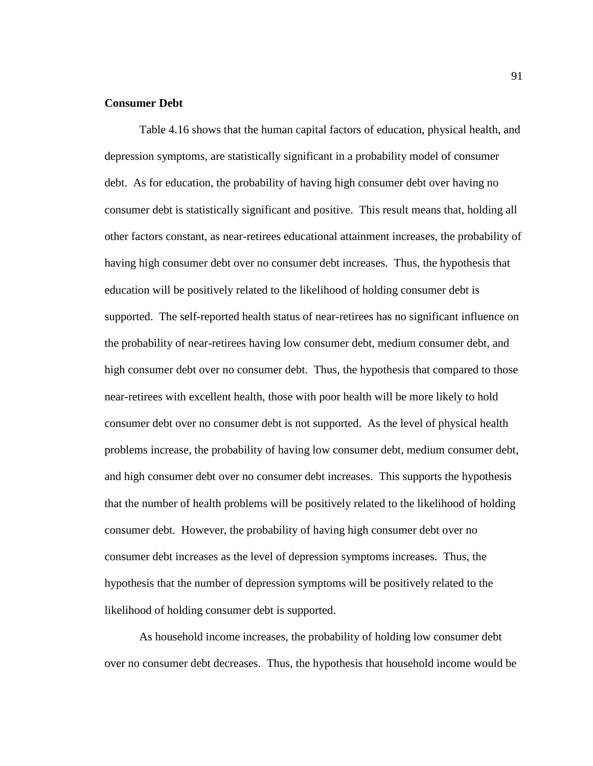**Consumer Debt**

Table 4.16 shows that the human capital factors of education, physical health, and depression symptoms, are statistically significant in a probability model of consumer debt. As for education, the probability of having high consumer debt over having no consumer debt is statistically significant and positive. This result means that, holding all other factors constant, as near-retirees educational attainment increases, the probability of having high consumer debt over no consumer debt increases. Thus, the hypothesis that education will be positively related to the likelihood of holding consumer debt is supported. The self-reported health status of near-retirees has no significant influence on the probability of near-retirees having low consumer debt, medium consumer debt, and high consumer debt over no consumer debt. Thus, the hypothesis that compared to those near-retirees with excellent health, those with poor health will be more likely to hold consumer debt over no consumer debt is not supported. As the level of physical health problems increase, the probability of having low consumer debt, medium consumer debt, and high consumer debt over no consumer debt increases. This supports the hypothesis that the number of health problems will be positively related to the likelihood of holding consumer debt. However, the probability of having high consumer debt over no consumer debt increases as the level of depression symptoms increases. Thus, the hypothesis that the number of depression symptoms will be positively related to the likelihood of holding consumer debt is supported.

As household income increases, the probability of holding low consumer debt over no consumer debt decreases. Thus, the hypothesis that household income would be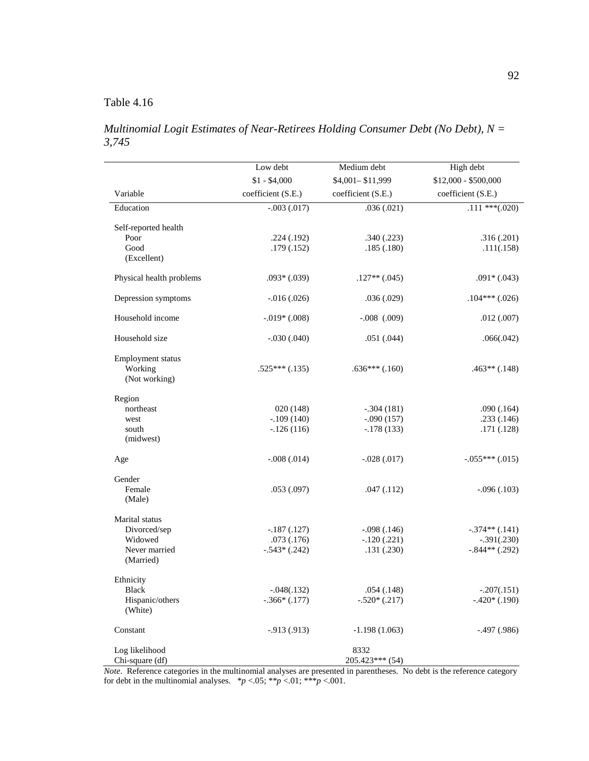Table 4.16

*Multinomial Logit Estimates of Near-Retirees Holding Consumer Debt (No Debt), N = 3,745*

| Variable | Low debt<br>$1 - $4,000<br>coefficient (S.E.) | Medium debt<br>$4,001– $11,999<br>coefficient (S.E.) | High debt<br>$12,000 - $500,000<br>coefficient (S.E.) |
|---|---|---|---|
| Education | -.003 (.017) | .036 (.021) | .111 ***(.020) |
| Self-reported health | | | |
| Poor | .224 (.192) | .340 (.223) | .316 (.201) |
| Good | .179 (.152) | .185 (.180) | .111(.158) |
| (Excellent) | | | |
| Physical health problems | .093* (.039) | .127** (.045) | .091* (.043) |
| Depression symptoms | -.016 (.026) | .036 (.029) | .104*** (.026) |
| Household income | -.019* (.008) | -.008 (.009) | .012 (.007) |
| Household size | -.030 (.040) | .051 (.044) | .066(.042) |
| Employment status | | | |
| Working | .525*** (.135) | .636*** (.160) | .463** (.148) |
| (Not working) | | | |
| Region | | | |
| northeast | 020 (148) | -.304 (181) | .090 (.164) |
| west | -.109 (140) | -.090 (157) | .233 (.146) |
| south | -.126 (116) | -.178 (133) | .171 (.128) |
| (midwest) | | | |
| Age | -.008 (.014) | -.028 (.017) | -.055*** (.015) |
| Gender | | | |
| Female | .053 (.097) | .047 (.112) | -.096 (.103) |
| (Male) | | | |
| Marital status | | | |
| Divorced/sep | -.187 (.127) | -.098 (.146) | -.374** (.141) |
| Widowed | .073 (.176) | -.120 (.221) | -.391(.230) |
| Never married | -.543* (.242) | .131 (.230) | -.844** (.292) |
| (Married) | | | |
| Ethnicity | | | |
| Black | -.048(.132) | .054 (.148) | -.207(.151) |
| Hispanic/others | -.366* (.177) | -.520* (.217) | -.420* (.190) |
| (White) | | | |
| Constant | -.913 (.913) | -1.198 (1.063) | -.497 (.986) |
| Log likelihood | | 8332 | |
| Chi-square (df) | | 205.423*** (54) | |

*Note*. Reference categories in the multinomial analyses are presented in parentheses. No debt is the reference category for debt in the multinomial analyses. \*$p$ <.05; \*\*$p$ <.01; \*\*\*$p$ <.001.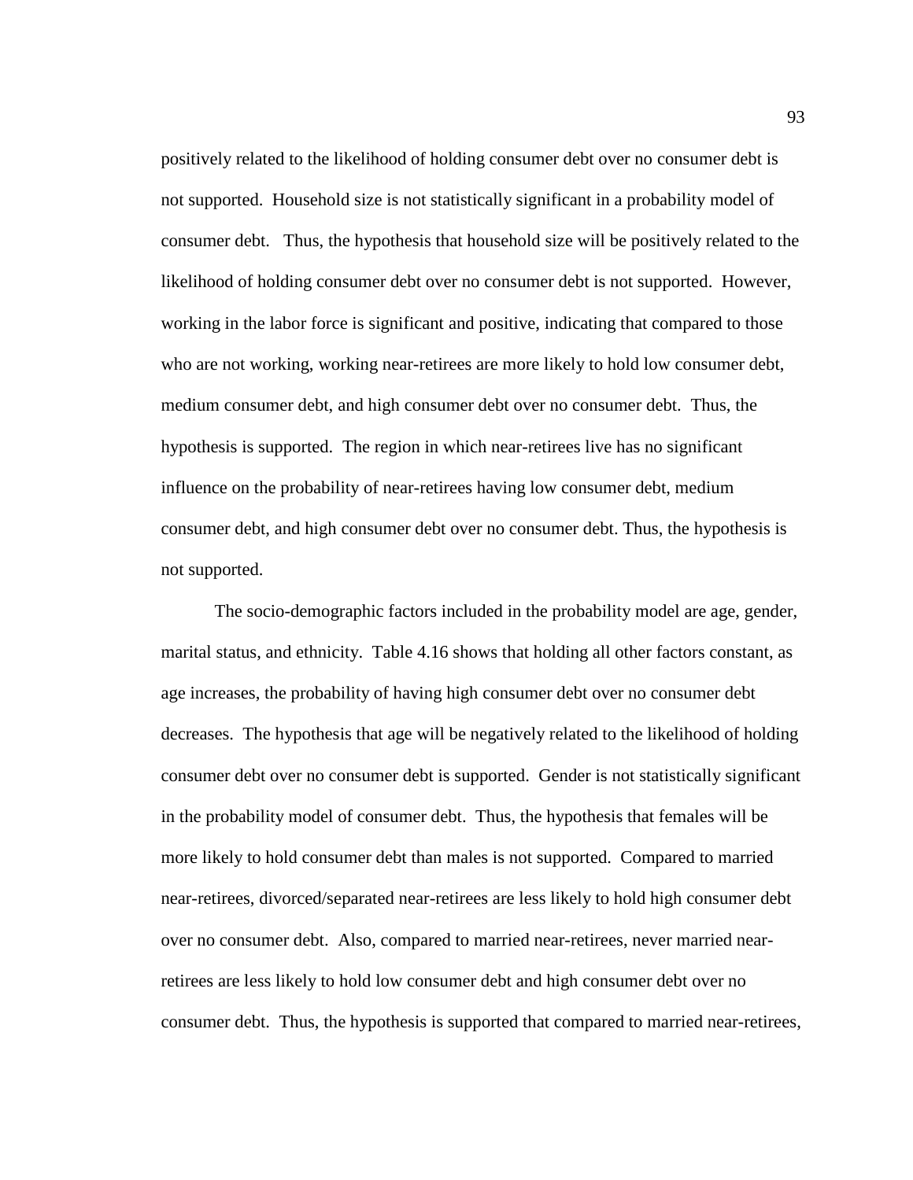positively related to the likelihood of holding consumer debt over no consumer debt is not supported. Household size is not statistically significant in a probability model of consumer debt. Thus, the hypothesis that household size will be positively related to the likelihood of holding consumer debt over no consumer debt is not supported. However, working in the labor force is significant and positive, indicating that compared to those who are not working, working near-retirees are more likely to hold low consumer debt, medium consumer debt, and high consumer debt over no consumer debt. Thus, the hypothesis is supported. The region in which near-retirees live has no significant influence on the probability of near-retirees having low consumer debt, medium consumer debt, and high consumer debt over no consumer debt. Thus, the hypothesis is not supported.

The socio-demographic factors included in the probability model are age, gender, marital status, and ethnicity. Table 4.16 shows that holding all other factors constant, as age increases, the probability of having high consumer debt over no consumer debt decreases. The hypothesis that age will be negatively related to the likelihood of holding consumer debt over no consumer debt is supported. Gender is not statistically significant in the probability model of consumer debt. Thus, the hypothesis that females will be more likely to hold consumer debt than males is not supported. Compared to married near-retirees, divorced/separated near-retirees are less likely to hold high consumer debt over no consumer debt. Also, compared to married near-retirees, never married near-retirees are less likely to hold low consumer debt and high consumer debt over no consumer debt. Thus, the hypothesis is supported that compared to married near-retirees,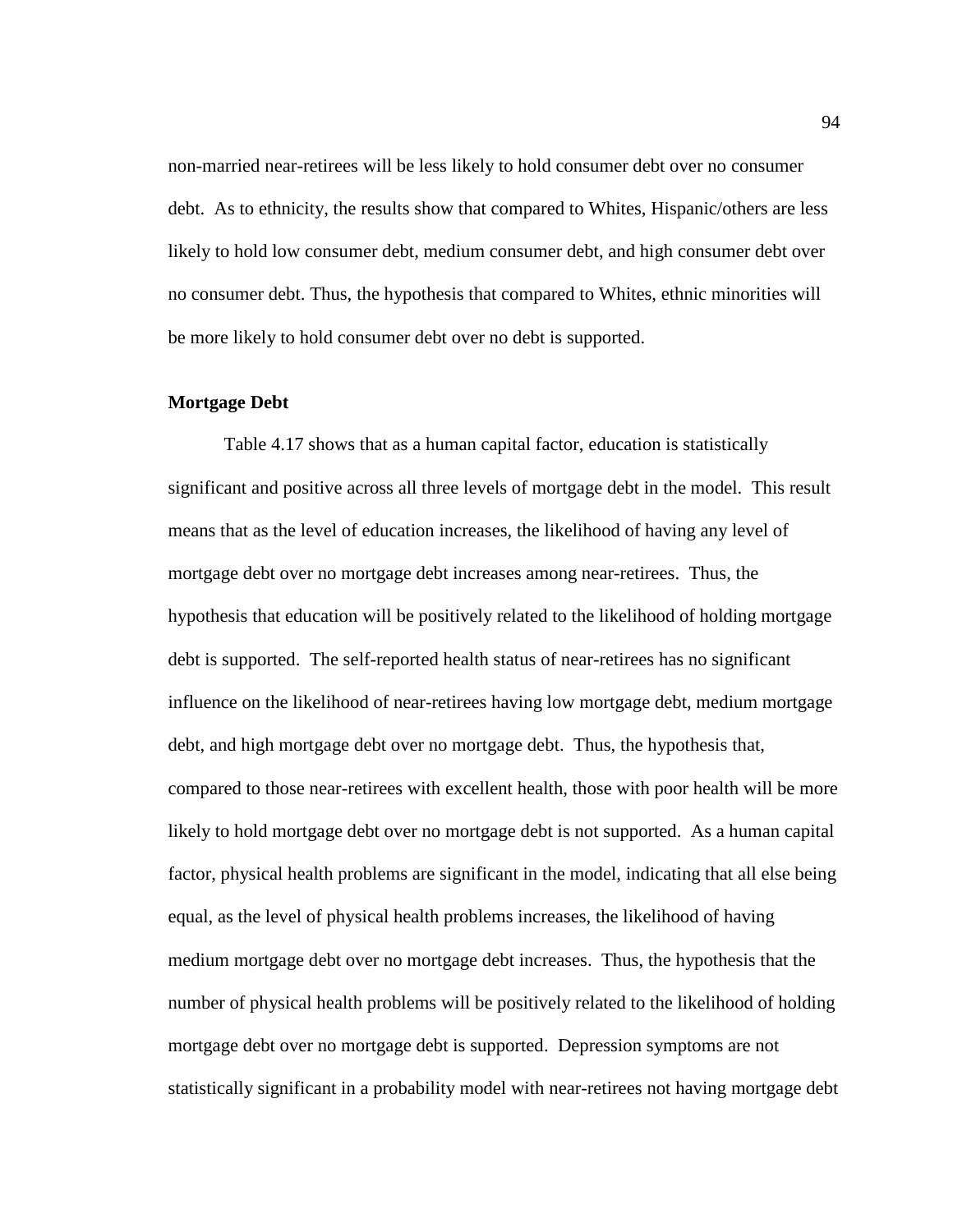non-married near-retirees will be less likely to hold consumer debt over no consumer debt. As to ethnicity, the results show that compared to Whites, Hispanic/others are less likely to hold low consumer debt, medium consumer debt, and high consumer debt over no consumer debt. Thus, the hypothesis that compared to Whites, ethnic minorities will be more likely to hold consumer debt over no debt is supported.

**Mortgage Debt**

Table 4.17 shows that as a human capital factor, education is statistically significant and positive across all three levels of mortgage debt in the model. This result means that as the level of education increases, the likelihood of having any level of mortgage debt over no mortgage debt increases among near-retirees. Thus, the hypothesis that education will be positively related to the likelihood of holding mortgage debt is supported. The self-reported health status of near-retirees has no significant influence on the likelihood of near-retirees having low mortgage debt, medium mortgage debt, and high mortgage debt over no mortgage debt. Thus, the hypothesis that, compared to those near-retirees with excellent health, those with poor health will be more likely to hold mortgage debt over no mortgage debt is not supported. As a human capital factor, physical health problems are significant in the model, indicating that all else being equal, as the level of physical health problems increases, the likelihood of having medium mortgage debt over no mortgage debt increases. Thus, the hypothesis that the number of physical health problems will be positively related to the likelihood of holding mortgage debt over no mortgage debt is supported. Depression symptoms are not statistically significant in a probability model with near-retirees not having mortgage debt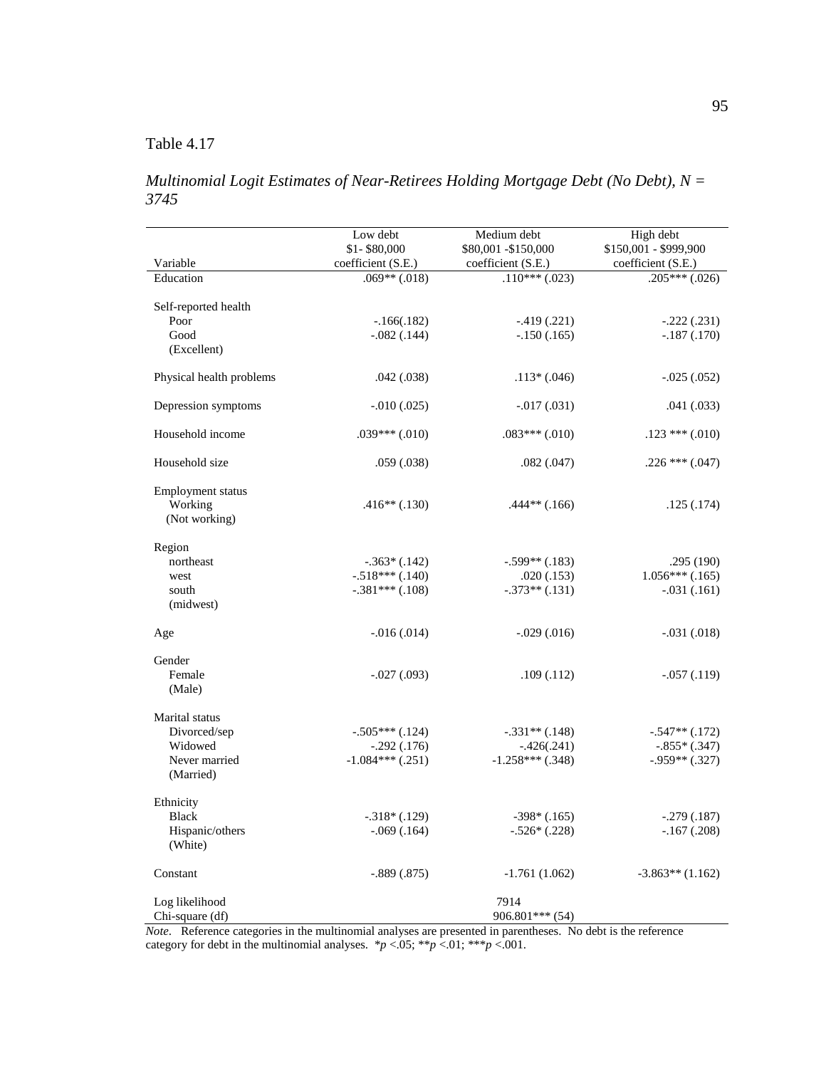Table 4.17

*Multinomial Logit Estimates of Near-Retirees Holding Mortgage Debt (No Debt), N = 3745*

| Variable | Low debt<br>\$1- \$80,000<br>coefficient (S.E.) | Medium debt<br>\$80,001 -\$150,000<br>coefficient (S.E.) | High debt<br>\$150,001 - \$999,900<br>coefficient (S.E.) |
|---|---|---|---|
| Education | .069** (.018) | .110*** (.023) | .205*** (.026) |
| Self-reported health | | | |
| Poor | -.166(.182) | -.419 (.221) | -.222 (.231) |
| Good | -.082 (.144) | -.150 (.165) | -.187 (.170) |
| (Excellent) | | | |
| Physical health problems | .042 (.038) | .113* (.046) | -.025 (.052) |
| Depression symptoms | -.010 (.025) | -.017 (.031) | .041 (.033) |
| Household income | .039*** (.010) | .083*** (.010) | .123 *** (.010) |
| Household size | .059 (.038) | .082 (.047) | .226 *** (.047) |
| Employment status | | | |
| Working | .416** (.130) | .444** (.166) | .125 (.174) |
| (Not working) | | | |
| Region | | | |
| northeast | -.363* (.142) | -.599** (.183) | .295 (190) |
| west | -.518*** (.140) | .020 (.153) | 1.056*** (.165) |
| south | -.381*** (.108) | -.373** (.131) | -.031 (.161) |
| (midwest) | | | |
| Age | -.016 (.014) | -.029 (.016) | -.031 (.018) |
| Gender | | | |
| Female | -.027 (.093) | .109 (.112) | -.057 (.119) |
| (Male) | | | |
| Marital status | | | |
| Divorced/sep | -.505*** (.124) | -.331** (.148) | -.547** (.172) |
| Widowed | -.292 (.176) | -.426(.241) | -.855* (.347) |
| Never married | -1.084*** (.251) | -1.258*** (.348) | -.959** (.327) |
| (Married) | | | |
| Ethnicity | | | |
| Black | -.318* (.129) | -398* (.165) | -.279 (.187) |
| Hispanic/others | -.069 (.164) | -.526* (.228) | -.167 (.208) |
| (White) | | | |
| Constant | -.889 (.875) | -1.761 (1.062) | -3.863** (1.162) |
| Log likelihood | | 7914 | |
| Chi-square (df) | | 906.801*** (54) | |

*Note*. Reference categories in the multinomial analyses are presented in parentheses. No debt is the reference category for debt in the multinomial analyses. \**p* <.05; \*\**p* <.01; \*\*\**p* <.001.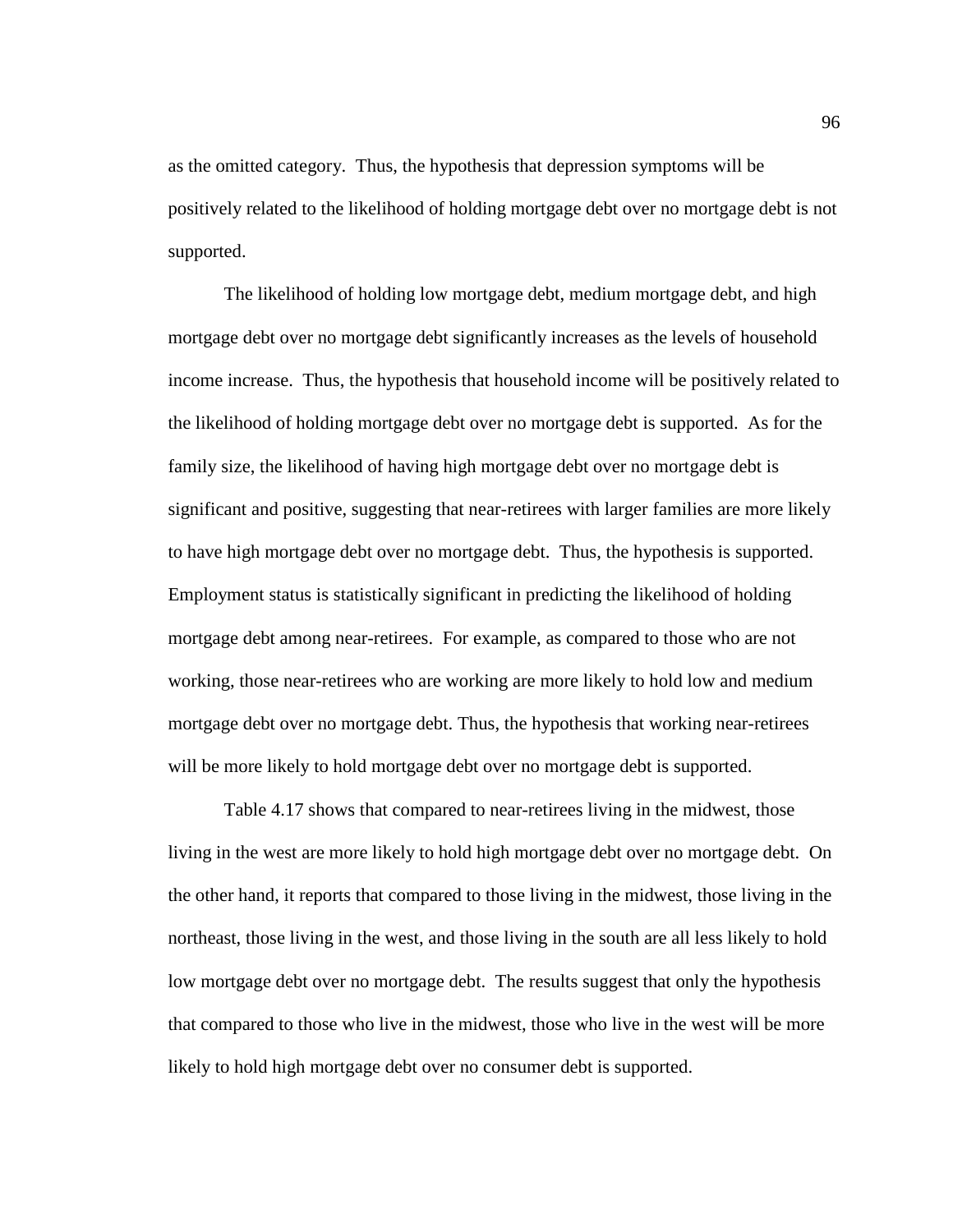as the omitted category. Thus, the hypothesis that depression symptoms will be positively related to the likelihood of holding mortgage debt over no mortgage debt is not supported.

The likelihood of holding low mortgage debt, medium mortgage debt, and high mortgage debt over no mortgage debt significantly increases as the levels of household income increase. Thus, the hypothesis that household income will be positively related to the likelihood of holding mortgage debt over no mortgage debt is supported. As for the family size, the likelihood of having high mortgage debt over no mortgage debt is significant and positive, suggesting that near-retirees with larger families are more likely to have high mortgage debt over no mortgage debt. Thus, the hypothesis is supported. Employment status is statistically significant in predicting the likelihood of holding mortgage debt among near-retirees. For example, as compared to those who are not working, those near-retirees who are working are more likely to hold low and medium mortgage debt over no mortgage debt. Thus, the hypothesis that working near-retirees will be more likely to hold mortgage debt over no mortgage debt is supported.

Table 4.17 shows that compared to near-retirees living in the midwest, those living in the west are more likely to hold high mortgage debt over no mortgage debt. On the other hand, it reports that compared to those living in the midwest, those living in the northeast, those living in the west, and those living in the south are all less likely to hold low mortgage debt over no mortgage debt. The results suggest that only the hypothesis that compared to those who live in the midwest, those who live in the west will be more likely to hold high mortgage debt over no consumer debt is supported.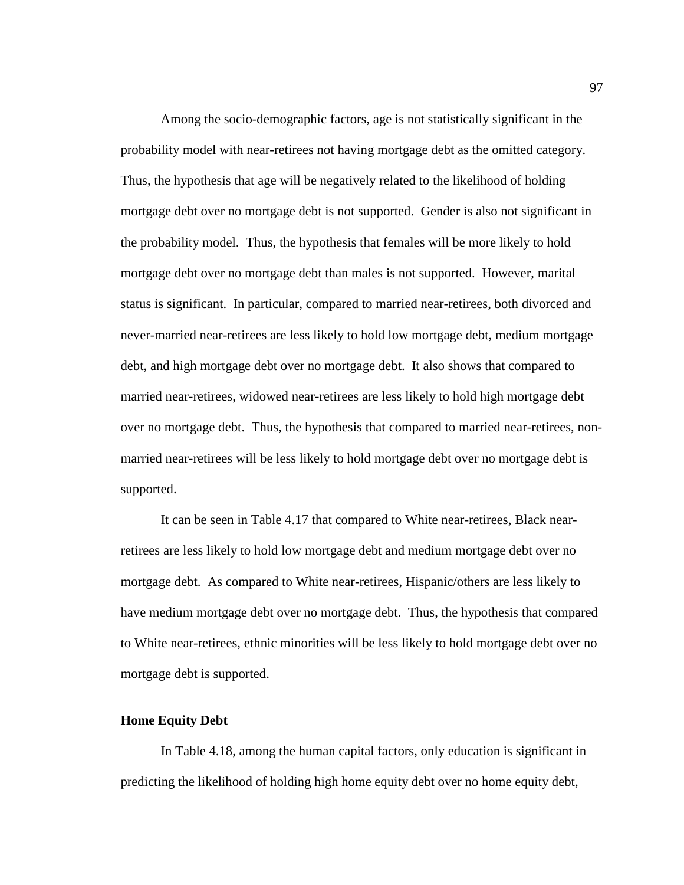Among the socio-demographic factors, age is not statistically significant in the probability model with near-retirees not having mortgage debt as the omitted category. Thus, the hypothesis that age will be negatively related to the likelihood of holding mortgage debt over no mortgage debt is not supported. Gender is also not significant in the probability model. Thus, the hypothesis that females will be more likely to hold mortgage debt over no mortgage debt than males is not supported. However, marital status is significant. In particular, compared to married near-retirees, both divorced and never-married near-retirees are less likely to hold low mortgage debt, medium mortgage debt, and high mortgage debt over no mortgage debt. It also shows that compared to married near-retirees, widowed near-retirees are less likely to hold high mortgage debt over no mortgage debt. Thus, the hypothesis that compared to married near-retirees, non-married near-retirees will be less likely to hold mortgage debt over no mortgage debt is supported.

It can be seen in Table 4.17 that compared to White near-retirees, Black near-retirees are less likely to hold low mortgage debt and medium mortgage debt over no mortgage debt. As compared to White near-retirees, Hispanic/others are less likely to have medium mortgage debt over no mortgage debt. Thus, the hypothesis that compared to White near-retirees, ethnic minorities will be less likely to hold mortgage debt over no mortgage debt is supported.

**Home Equity Debt**

In Table 4.18, among the human capital factors, only education is significant in predicting the likelihood of holding high home equity debt over no home equity debt,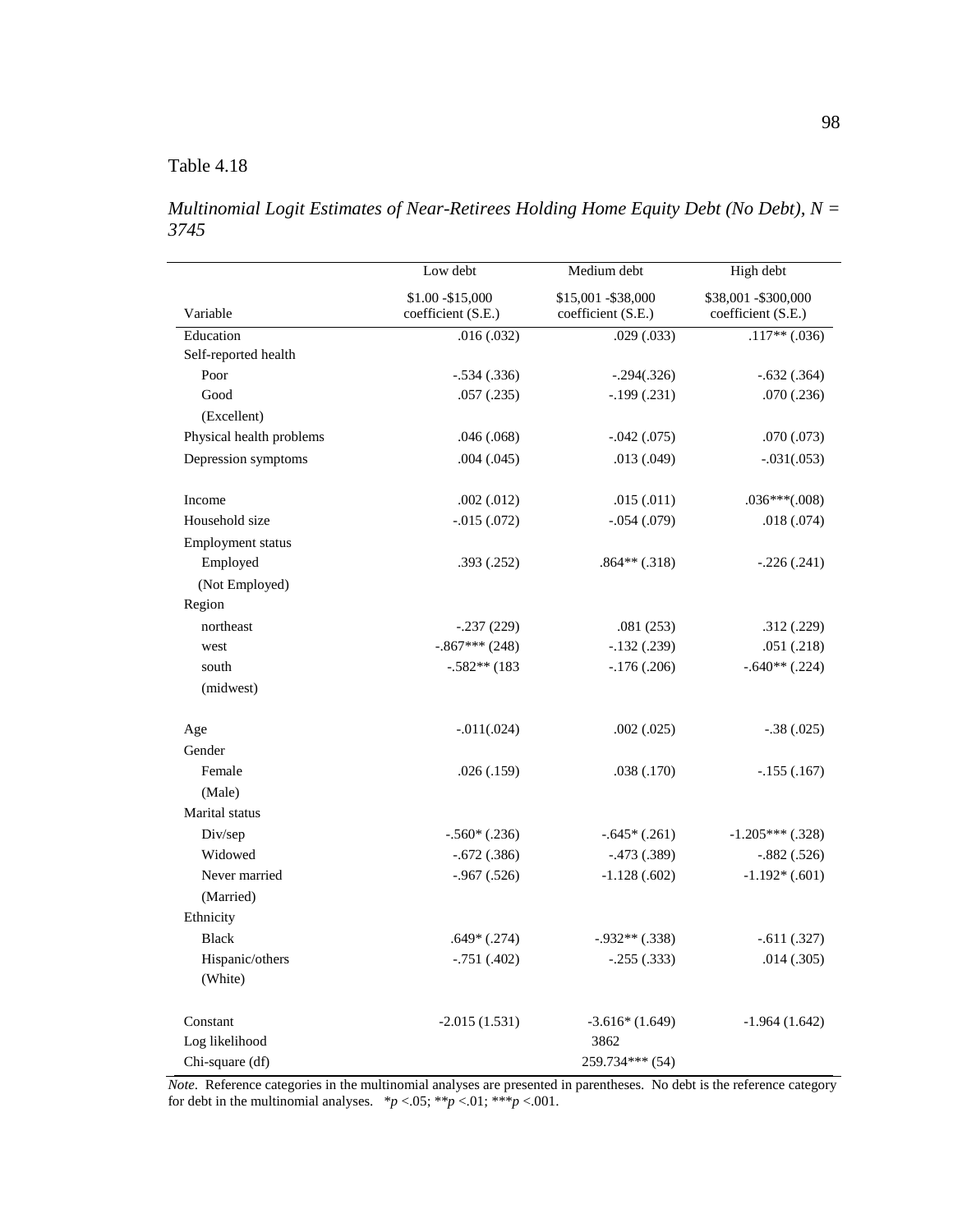Table 4.18

*Multinomial Logit Estimates of Near-Retirees Holding Home Equity Debt (No Debt), N = 3745*

| Variable | Low debt<br>$1.00 -$15,000<br>coefficient (S.E.) | Medium debt<br>$15,001 -$38,000<br>coefficient (S.E.) | High debt<br>$38,001 -$300,000<br>coefficient (S.E.) |
|---|---|---|---|
| Education | .016 (.032) | .029 (.033) | .117** (.036) |
| Self-reported health | | | |
| Poor | -.534 (.336) | -.294(.326) | -.632 (.364) |
| Good | .057 (.235) | -.199 (.231) | .070 (.236) |
| (Excellent) | | | |
| Physical health problems | .046 (.068) | -.042 (.075) | .070 (.073) |
| Depression symptoms | .004 (.045) | .013 (.049) | -.031(.053) |
| Income | .002 (.012) | .015 (.011) | .036***(.008) |
| Household size | -.015 (.072) | -.054 (.079) | .018 (.074) |
| Employment status | | | |
| Employed | .393 (.252) | .864** (.318) | -.226 (.241) |
| (Not Employed) | | | |
| Region | | | |
| northeast | -.237 (229) | .081 (253) | .312 (.229) |
| west | -.867*** (248) | -.132 (.239) | .051 (.218) |
| south | -.582** (183 | -.176 (.206) | -.640** (.224) |
| (midwest) | | | |
| Age | -.011(.024) | .002 (.025) | -.38 (.025) |
| Gender | | | |
| Female | .026 (.159) | .038 (.170) | -.155 (.167) |
| (Male) | | | |
| Marital status | | | |
| Div/sep | -.560* (.236) | -.645* (.261) | -1.205*** (.328) |
| Widowed | -.672 (.386) | -.473 (.389) | -.882 (.526) |
| Never married | -.967 (.526) | -1.128 (.602) | -1.192* (.601) |
| (Married) | | | |
| Ethnicity | | | |
| Black | .649* (.274) | -.932** (.338) | -.611 (.327) |
| Hispanic/others | -.751 (.402) | -.255 (.333) | .014 (.305) |
| (White) | | | |
| Constant | -2.015 (1.531) | -3.616* (1.649) | -1.964 (1.642) |
| Log likelihood | | 3862 | |
| Chi-square (df) | | 259.734*** (54) | |

*Note*. Reference categories in the multinomial analyses are presented in parentheses. No debt is the reference category for debt in the multinomial analyses. *$p$ <.05; **$p$ <.01; ***$p$ <.001.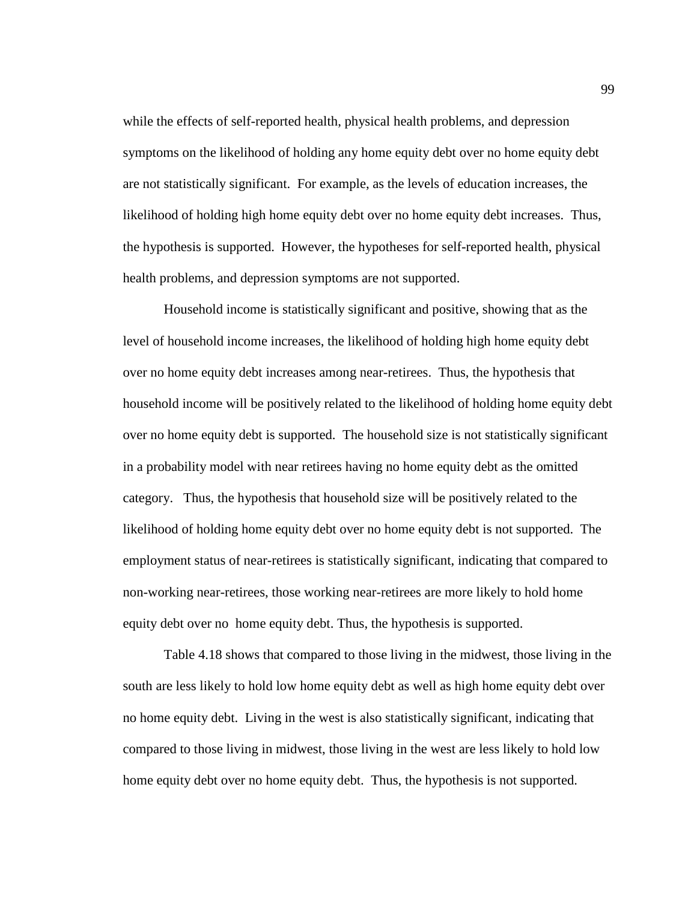while the effects of self-reported health, physical health problems, and depression symptoms on the likelihood of holding any home equity debt over no home equity debt are not statistically significant. For example, as the levels of education increases, the likelihood of holding high home equity debt over no home equity debt increases. Thus, the hypothesis is supported. However, the hypotheses for self-reported health, physical health problems, and depression symptoms are not supported.

Household income is statistically significant and positive, showing that as the level of household income increases, the likelihood of holding high home equity debt over no home equity debt increases among near-retirees. Thus, the hypothesis that household income will be positively related to the likelihood of holding home equity debt over no home equity debt is supported. The household size is not statistically significant in a probability model with near retirees having no home equity debt as the omitted category. Thus, the hypothesis that household size will be positively related to the likelihood of holding home equity debt over no home equity debt is not supported. The employment status of near-retirees is statistically significant, indicating that compared to non-working near-retirees, those working near-retirees are more likely to hold home equity debt over no home equity debt. Thus, the hypothesis is supported.

Table 4.18 shows that compared to those living in the midwest, those living in the south are less likely to hold low home equity debt as well as high home equity debt over no home equity debt. Living in the west is also statistically significant, indicating that compared to those living in midwest, those living in the west are less likely to hold low home equity debt over no home equity debt. Thus, the hypothesis is not supported.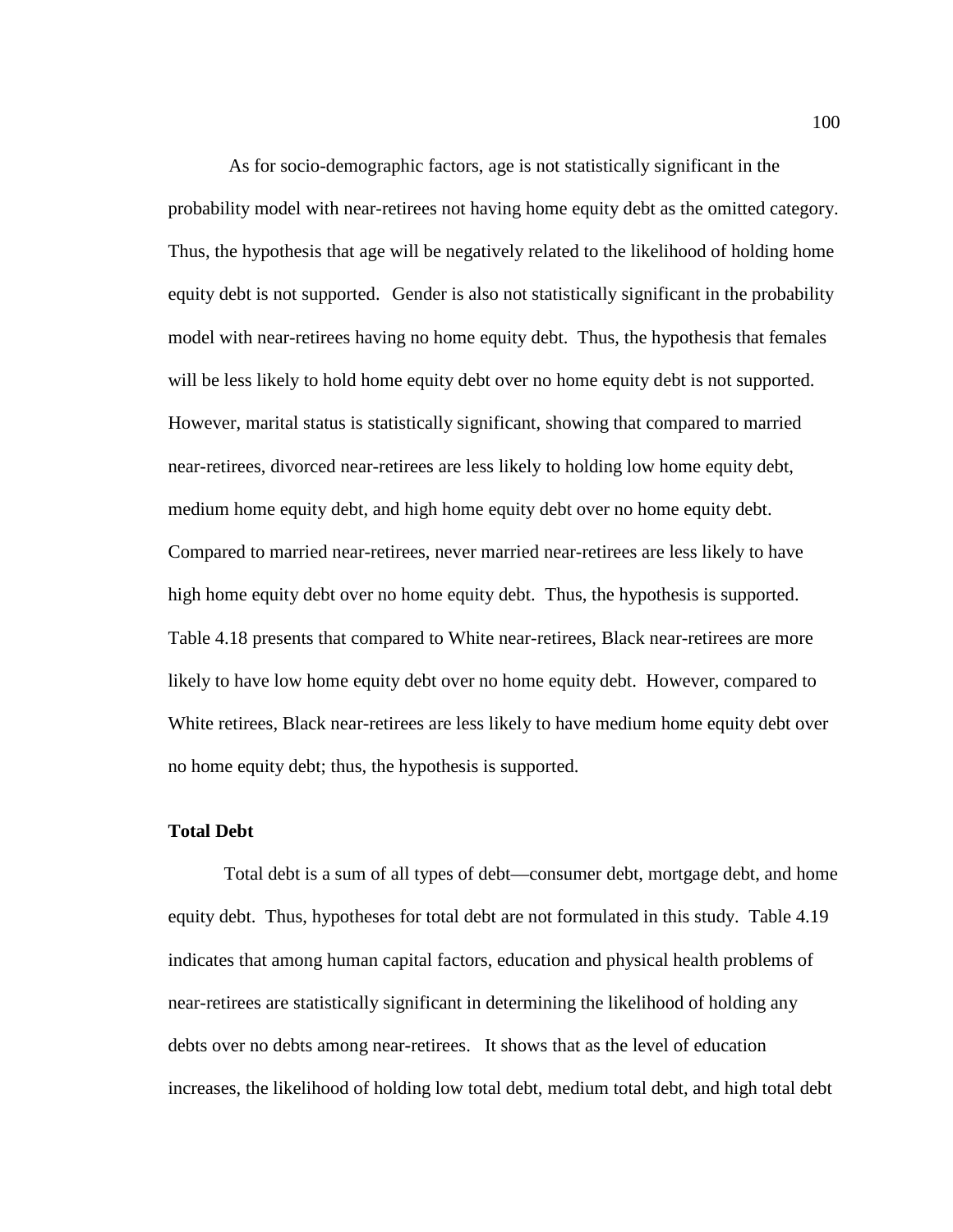As for socio-demographic factors, age is not statistically significant in the probability model with near-retirees not having home equity debt as the omitted category. Thus, the hypothesis that age will be negatively related to the likelihood of holding home equity debt is not supported. Gender is also not statistically significant in the probability model with near-retirees having no home equity debt. Thus, the hypothesis that females will be less likely to hold home equity debt over no home equity debt is not supported. However, marital status is statistically significant, showing that compared to married near-retirees, divorced near-retirees are less likely to holding low home equity debt, medium home equity debt, and high home equity debt over no home equity debt. Compared to married near-retirees, never married near-retirees are less likely to have high home equity debt over no home equity debt. Thus, the hypothesis is supported. Table 4.18 presents that compared to White near-retirees, Black near-retirees are more likely to have low home equity debt over no home equity debt. However, compared to White retirees, Black near-retirees are less likely to have medium home equity debt over no home equity debt; thus, the hypothesis is supported.

**Total Debt**

Total debt is a sum of all types of debt—consumer debt, mortgage debt, and home equity debt. Thus, hypotheses for total debt are not formulated in this study. Table 4.19 indicates that among human capital factors, education and physical health problems of near-retirees are statistically significant in determining the likelihood of holding any debts over no debts among near-retirees. It shows that as the level of education increases, the likelihood of holding low total debt, medium total debt, and high total debt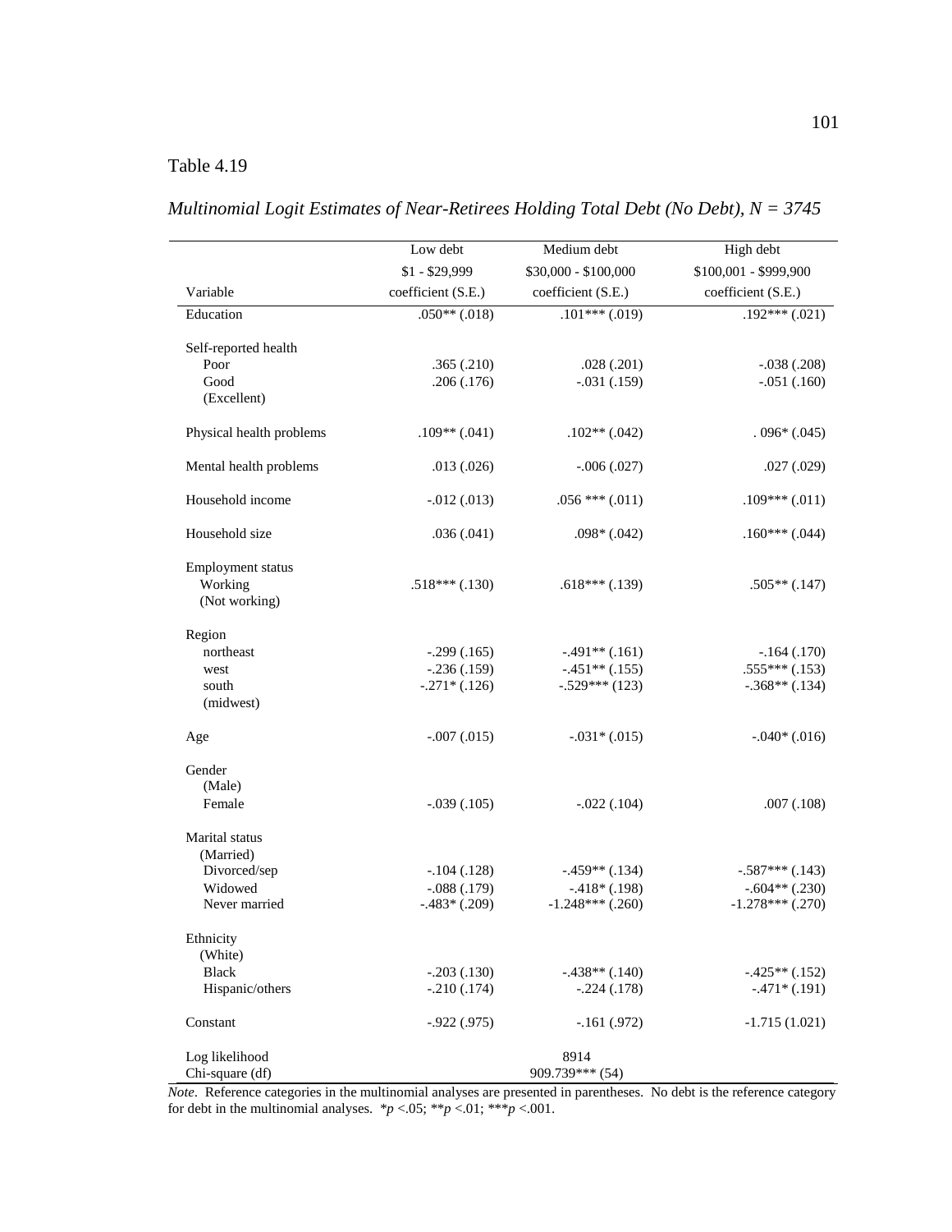Table 4.19

*Multinomial Logit Estimates of Near-Retirees Holding Total Debt (No Debt), N = 3745*

| Variable | Low debt<br>$1 - $29,999<br>coefficient (S.E.) | Medium debt<br>$30,000 - $100,000<br>coefficient (S.E.) | High debt<br>$100,001 - $999,900<br>coefficient (S.E.) |
|---|---|---|---|
| Education | .050** (.018) | .101*** (.019) | .192*** (.021) |
| Self-reported health | | | |
| Poor | .365 (.210) | .028 (.201) | -.038 (.208) |
| Good | .206 (.176) | -.031 (.159) | -.051 (.160) |
| (Excellent) | | | |
| Physical health problems | .109** (.041) | .102** (.042) | . 096* (.045) |
| Mental health problems | .013 (.026) | -.006 (.027) | .027 (.029) |
| Household income | -.012 (.013) | .056 *** (.011) | .109*** (.011) |
| Household size | .036 (.041) | .098* (.042) | .160*** (.044) |
| Employment status | | | |
| Working | .518*** (.130) | .618*** (.139) | .505** (.147) |
| (Not working) | | | |
| Region | | | |
| northeast | -.299 (.165) | -.491** (.161) | -.164 (.170) |
| west | -.236 (.159) | -.451** (.155) | .555*** (.153) |
| south | -.271* (.126) | -.529*** (123) | -.368** (.134) |
| (midwest) | | | |
| Age | -.007 (.015) | -.031* (.015) | -.040* (.016) |
| Gender | | | |
| (Male) | | | |
| Female | -.039 (.105) | -.022 (.104) | .007 (.108) |
| Marital status | | | |
| (Married) | | | |
| Divorced/sep | -.104 (.128) | -.459** (.134) | -.587*** (.143) |
| Widowed | -.088 (.179) | -.418* (.198) | -.604** (.230) |
| Never married | -.483* (.209) | -1.248*** (.260) | -1.278*** (.270) |
| Ethnicity | | | |
| (White) | | | |
| Black | -.203 (.130) | -.438** (.140) | -.425** (.152) |
| Hispanic/others | -.210 (.174) | -.224 (.178) | -.471* (.191) |
| Constant | -.922 (.975) | -.161 (.972) | -1.715 (1.021) |
| Log likelihood | | 8914 | |
| Chi-square (df) | | 909.739*** (54) | |

*Note*. Reference categories in the multinomial analyses are presented in parentheses. No debt is the reference category for debt in the multinomial analyses. \**p* <.05; \*\**p* <.01; \*\*\**p* <.001.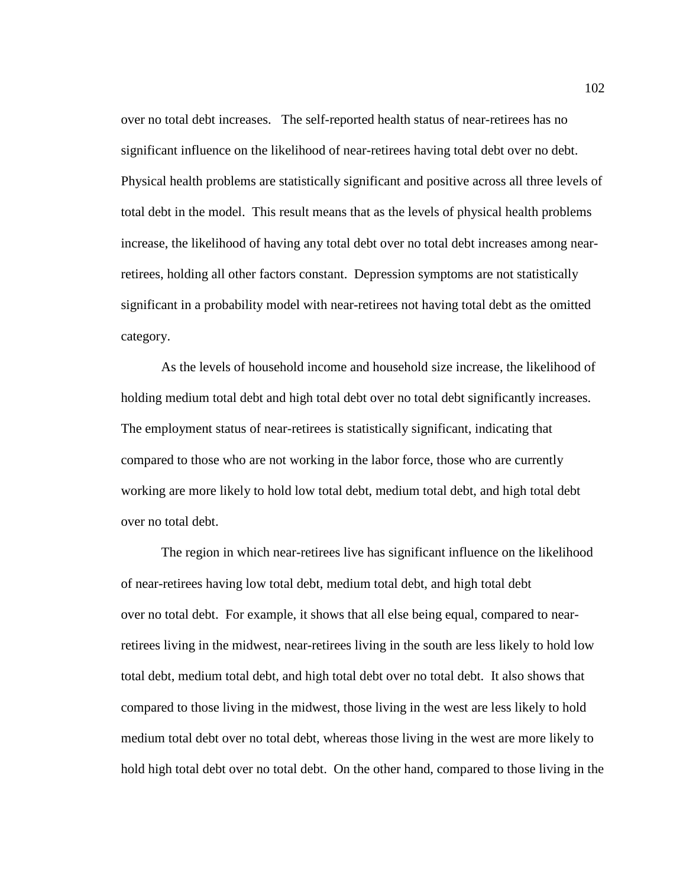over no total debt increases. The self-reported health status of near-retirees has no significant influence on the likelihood of near-retirees having total debt over no debt. Physical health problems are statistically significant and positive across all three levels of total debt in the model. This result means that as the levels of physical health problems increase, the likelihood of having any total debt over no total debt increases among near-retirees, holding all other factors constant. Depression symptoms are not statistically significant in a probability model with near-retirees not having total debt as the omitted category.

As the levels of household income and household size increase, the likelihood of holding medium total debt and high total debt over no total debt significantly increases. The employment status of near-retirees is statistically significant, indicating that compared to those who are not working in the labor force, those who are currently working are more likely to hold low total debt, medium total debt, and high total debt over no total debt.

The region in which near-retirees live has significant influence on the likelihood of near-retirees having low total debt, medium total debt, and high total debt over no total debt. For example, it shows that all else being equal, compared to near-retirees living in the midwest, near-retirees living in the south are less likely to hold low total debt, medium total debt, and high total debt over no total debt. It also shows that compared to those living in the midwest, those living in the west are less likely to hold medium total debt over no total debt, whereas those living in the west are more likely to hold high total debt over no total debt. On the other hand, compared to those living in the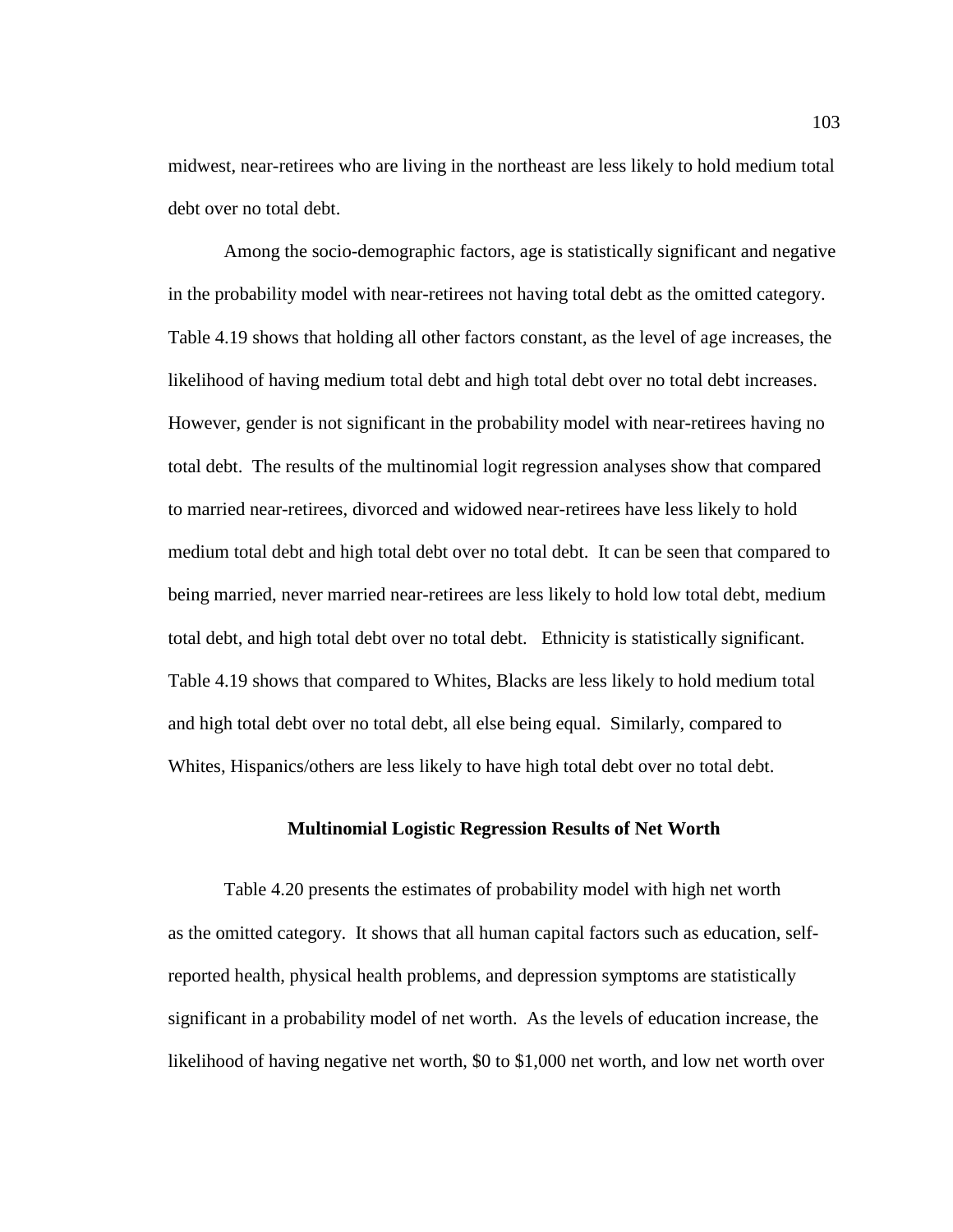midwest, near-retirees who are living in the northeast are less likely to hold medium total debt over no total debt.

Among the socio-demographic factors, age is statistically significant and negative in the probability model with near-retirees not having total debt as the omitted category. Table 4.19 shows that holding all other factors constant, as the level of age increases, the likelihood of having medium total debt and high total debt over no total debt increases. However, gender is not significant in the probability model with near-retirees having no total debt. The results of the multinomial logit regression analyses show that compared to married near-retirees, divorced and widowed near-retirees have less likely to hold medium total debt and high total debt over no total debt. It can be seen that compared to being married, never married near-retirees are less likely to hold low total debt, medium total debt, and high total debt over no total debt. Ethnicity is statistically significant. Table 4.19 shows that compared to Whites, Blacks are less likely to hold medium total and high total debt over no total debt, all else being equal. Similarly, compared to Whites, Hispanics/others are less likely to have high total debt over no total debt.

## Multinomial Logistic Regression Results of Net Worth

Table 4.20 presents the estimates of probability model with high net worth as the omitted category. It shows that all human capital factors such as education, self-reported health, physical health problems, and depression symptoms are statistically significant in a probability model of net worth. As the levels of education increase, the likelihood of having negative net worth, $0 to $1,000 net worth, and low net worth over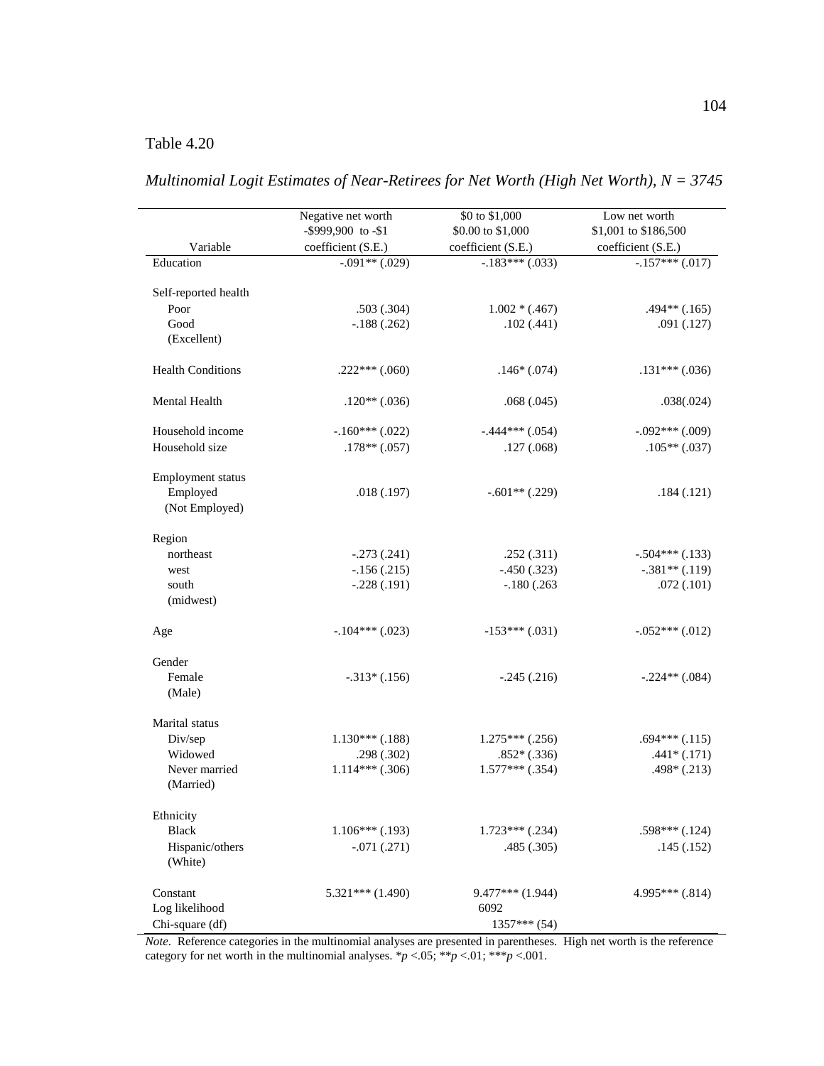Table 4.20

*Multinomial Logit Estimates of Near-Retirees for Net Worth (High Net Worth), N = 3745*

| Variable | Negative net worth<br>-$999,900 to -$1<br>coefficient (S.E.) | $0 to $1,000<br>$0.00 to $1,000<br>coefficient (S.E.) | Low net worth<br>$1,001 to $186,500<br>coefficient (S.E.) |
|---|---|---|---|
| Education | -.091** (.029) | -.183*** (.033) | -.157*** (.017) |
| Self-reported health | | | |
| Poor | .503 (.304) | 1.002 * (.467) | .494** (.165) |
| Good | -.188 (.262) | .102 (.441) | .091 (.127) |
| (Excellent) | | | |
| Health Conditions | .222*** (.060) | .146* (.074) | .131*** (.036) |
| Mental Health | .120** (.036) | .068 (.045) | .038(.024) |
| Household income | -.160*** (.022) | -.444*** (.054) | -.092*** (.009) |
| Household size | .178** (.057) | .127 (.068) | .105** (.037) |
| Employment status | | | |
| Employed | .018 (.197) | -.601** (.229) | .184 (.121) |
| (Not Employed) | | | |
| Region | | | |
| northeast | -.273 (.241) | .252 (.311) | -.504*** (.133) |
| west | -.156 (.215) | -.450 (.323) | -.381** (.119) |
| south | -.228 (.191) | -.180 (.263 | .072 (.101) |
| (midwest) | | | |
| Age | -.104*** (.023) | -153*** (.031) | -.052*** (.012) |
| Gender | | | |
| Female | -.313* (.156) | -.245 (.216) | -.224** (.084) |
| (Male) | | | |
| Marital status | | | |
| Div/sep | 1.130*** (.188) | 1.275*** (.256) | .694*** (.115) |
| Widowed | .298 (.302) | .852* (.336) | .441* (.171) |
| Never married | 1.114*** (.306) | 1.577*** (.354) | .498* (.213) |
| (Married) | | | |
| Ethnicity | | | |
| Black | 1.106*** (.193) | 1.723*** (.234) | .598*** (.124) |
| Hispanic/others | -.071 (.271) | .485 (.305) | .145 (.152) |
| (White) | | | |
| Constant | 5.321*** (1.490) | 9.477*** (1.944) | 4.995*** (.814) |
| Log likelihood | | 6092 | |
| Chi-square (df) | | 1357*** (54) | |

*Note*. Reference categories in the multinomial analyses are presented in parentheses. High net worth is the reference category for net worth in the multinomial analyses. *$p$ <.05; **$p$ <.01; ***$p$ <.001.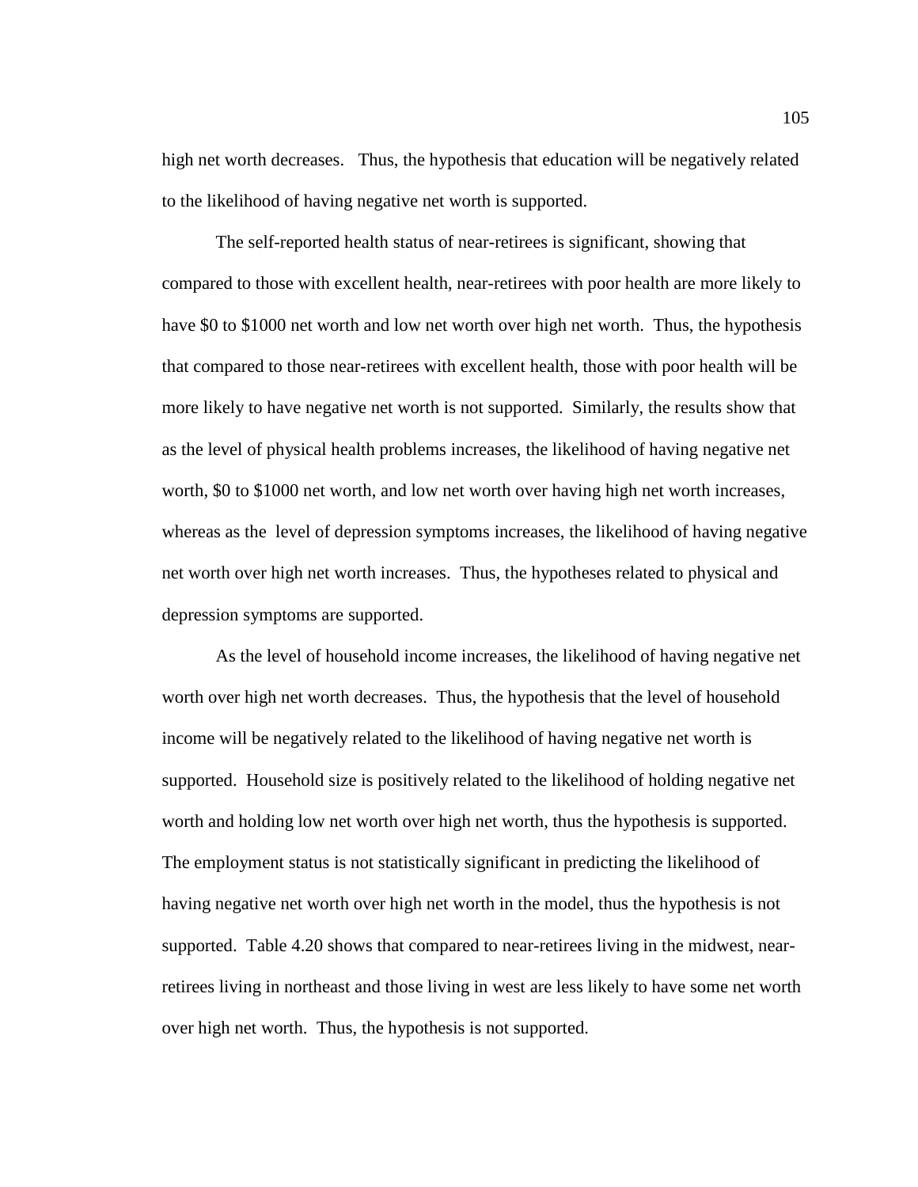high net worth decreases.   Thus, the hypothesis that education will be negatively related to the likelihood of having negative net worth is supported.

The self-reported health status of near-retirees is significant, showing that compared to those with excellent health, near-retirees with poor health are more likely to have $0 to $1000 net worth and low net worth over high net worth.  Thus, the hypothesis that compared to those near-retirees with excellent health, those with poor health will be more likely to have negative net worth is not supported.  Similarly, the results show that as the level of physical health problems increases, the likelihood of having negative net worth, $0 to $1000 net worth, and low net worth over having high net worth increases, whereas as the  level of depression symptoms increases, the likelihood of having negative net worth over high net worth increases.  Thus, the hypotheses related to physical and depression symptoms are supported.

As the level of household income increases, the likelihood of having negative net worth over high net worth decreases.  Thus, the hypothesis that the level of household income will be negatively related to the likelihood of having negative net worth is supported.  Household size is positively related to the likelihood of holding negative net worth and holding low net worth over high net worth, thus the hypothesis is supported. The employment status is not statistically significant in predicting the likelihood of having negative net worth over high net worth in the model, thus the hypothesis is not supported.  Table 4.20 shows that compared to near-retirees living in the midwest, near-retirees living in northeast and those living in west are less likely to have some net worth over high net worth.  Thus, the hypothesis is not supported.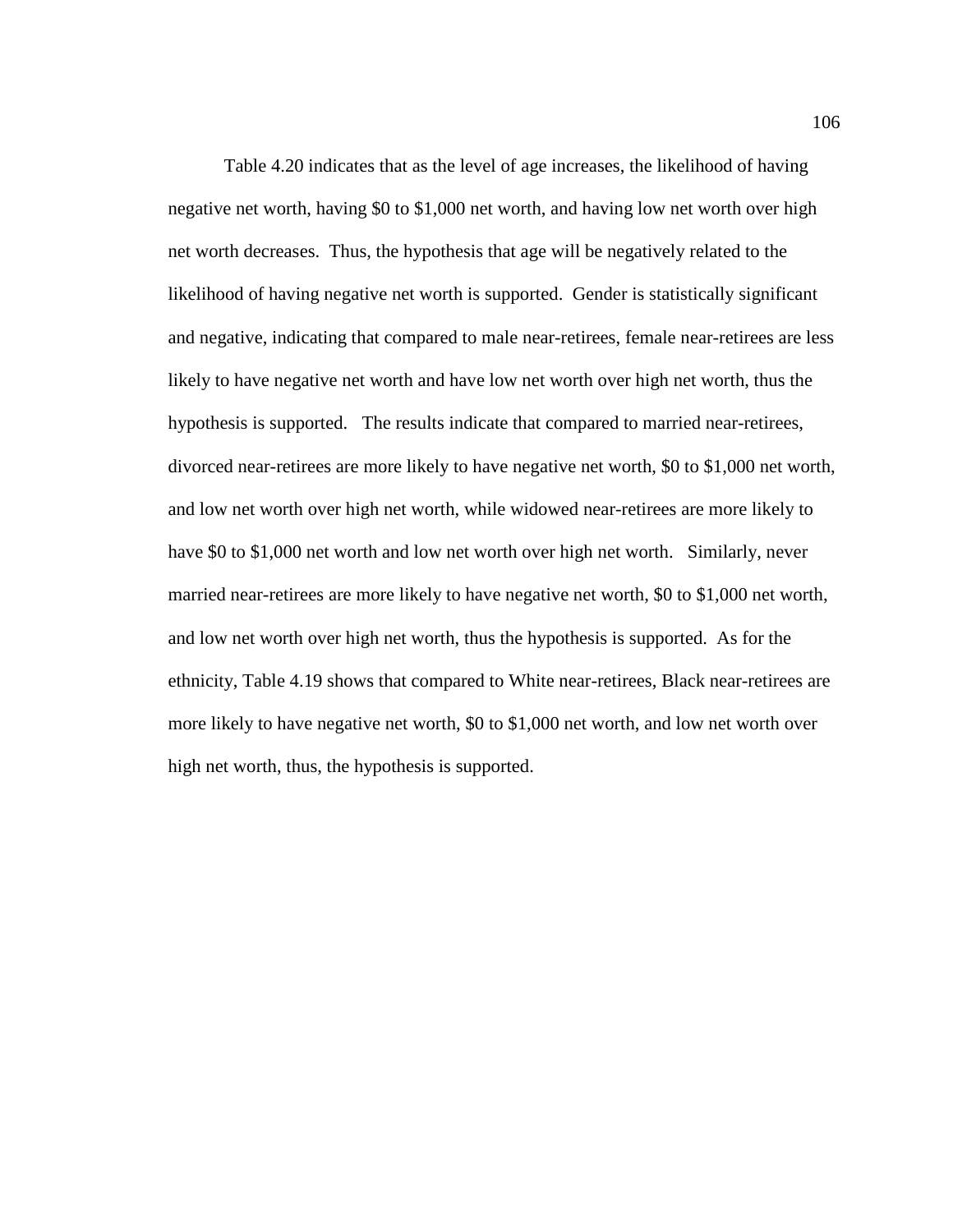Table 4.20 indicates that as the level of age increases, the likelihood of having negative net worth, having $0 to $1,000 net worth, and having low net worth over high net worth decreases. Thus, the hypothesis that age will be negatively related to the likelihood of having negative net worth is supported. Gender is statistically significant and negative, indicating that compared to male near-retirees, female near-retirees are less likely to have negative net worth and have low net worth over high net worth, thus the hypothesis is supported. The results indicate that compared to married near-retirees, divorced near-retirees are more likely to have negative net worth, $0 to $1,000 net worth, and low net worth over high net worth, while widowed near-retirees are more likely to have $0 to $1,000 net worth and low net worth over high net worth. Similarly, never married near-retirees are more likely to have negative net worth, $0 to $1,000 net worth, and low net worth over high net worth, thus the hypothesis is supported. As for the ethnicity, Table 4.19 shows that compared to White near-retirees, Black near-retirees are more likely to have negative net worth, $0 to $1,000 net worth, and low net worth over high net worth, thus, the hypothesis is supported.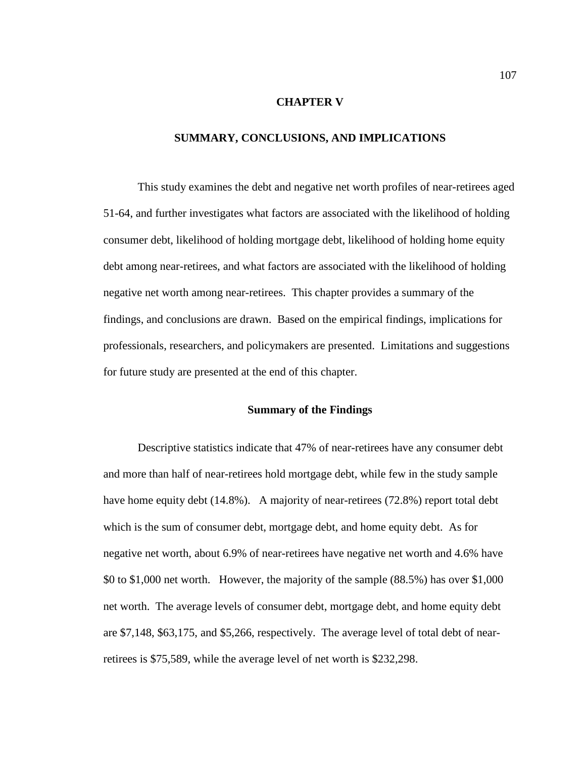# CHAPTER V

# SUMMARY, CONCLUSIONS, AND IMPLICATIONS

This study examines the debt and negative net worth profiles of near-retirees aged 51-64, and further investigates what factors are associated with the likelihood of holding consumer debt, likelihood of holding mortgage debt, likelihood of holding home equity debt among near-retirees, and what factors are associated with the likelihood of holding negative net worth among near-retirees. This chapter provides a summary of the findings, and conclusions are drawn. Based on the empirical findings, implications for professionals, researchers, and policymakers are presented. Limitations and suggestions for future study are presented at the end of this chapter.

## Summary of the Findings

Descriptive statistics indicate that 47% of near-retirees have any consumer debt and more than half of near-retirees hold mortgage debt, while few in the study sample have home equity debt (14.8%). A majority of near-retirees (72.8%) report total debt which is the sum of consumer debt, mortgage debt, and home equity debt. As for negative net worth, about 6.9% of near-retirees have negative net worth and 4.6% have $0 to $1,000 net worth. However, the majority of the sample (88.5%) has over $1,000 net worth. The average levels of consumer debt, mortgage debt, and home equity debt are $7,148, $63,175, and $5,266, respectively. The average level of total debt of near-retirees is $75,589, while the average level of net worth is $232,298.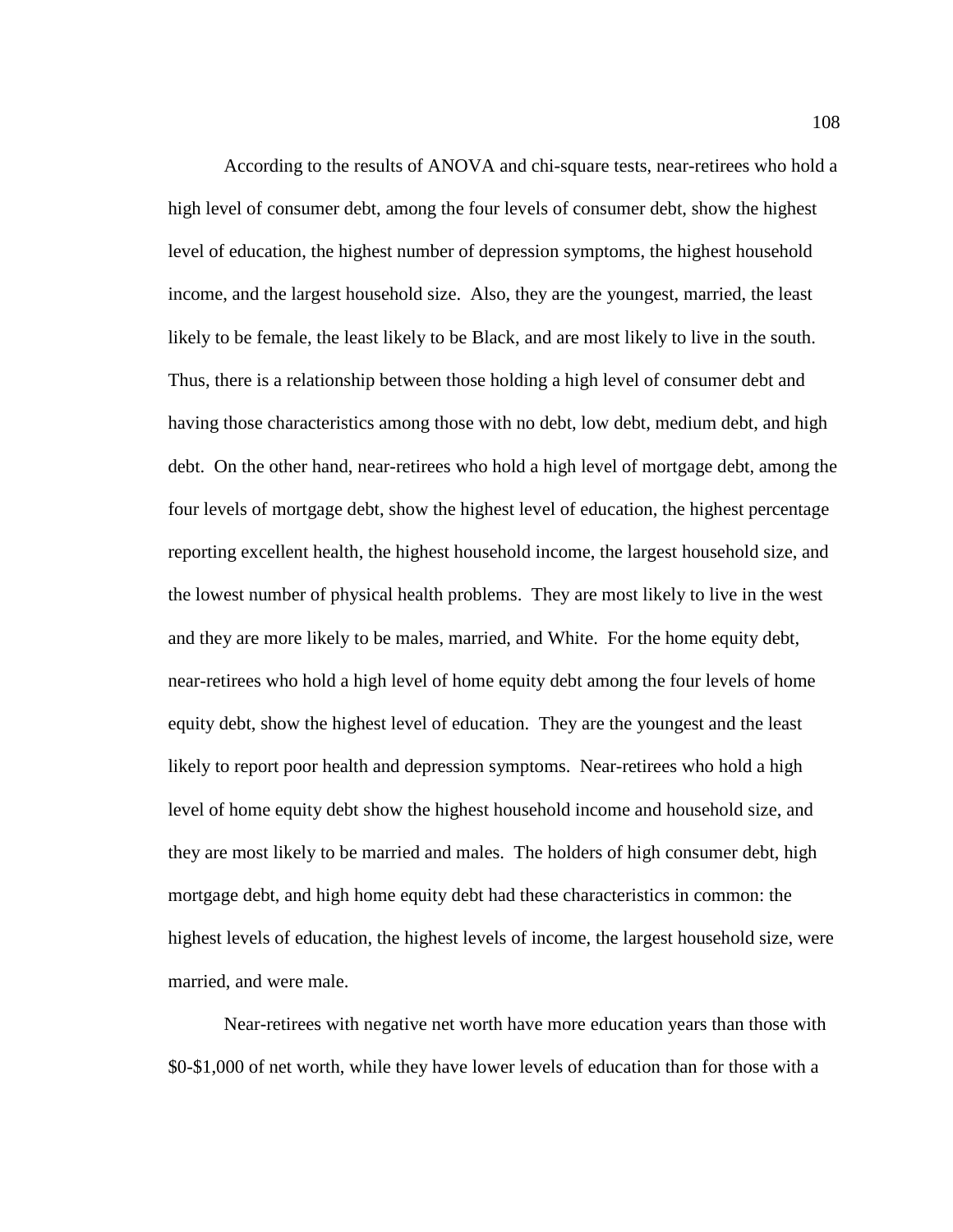According to the results of ANOVA and chi-square tests, near-retirees who hold a high level of consumer debt, among the four levels of consumer debt, show the highest level of education, the highest number of depression symptoms, the highest household income, and the largest household size. Also, they are the youngest, married, the least likely to be female, the least likely to be Black, and are most likely to live in the south. Thus, there is a relationship between those holding a high level of consumer debt and having those characteristics among those with no debt, low debt, medium debt, and high debt. On the other hand, near-retirees who hold a high level of mortgage debt, among the four levels of mortgage debt, show the highest level of education, the highest percentage reporting excellent health, the highest household income, the largest household size, and the lowest number of physical health problems. They are most likely to live in the west and they are more likely to be males, married, and White. For the home equity debt, near-retirees who hold a high level of home equity debt among the four levels of home equity debt, show the highest level of education. They are the youngest and the least likely to report poor health and depression symptoms. Near-retirees who hold a high level of home equity debt show the highest household income and household size, and they are most likely to be married and males. The holders of high consumer debt, high mortgage debt, and high home equity debt had these characteristics in common: the highest levels of education, the highest levels of income, the largest household size, were married, and were male.

Near-retirees with negative net worth have more education years than those with $0-$1,000 of net worth, while they have lower levels of education than for those with a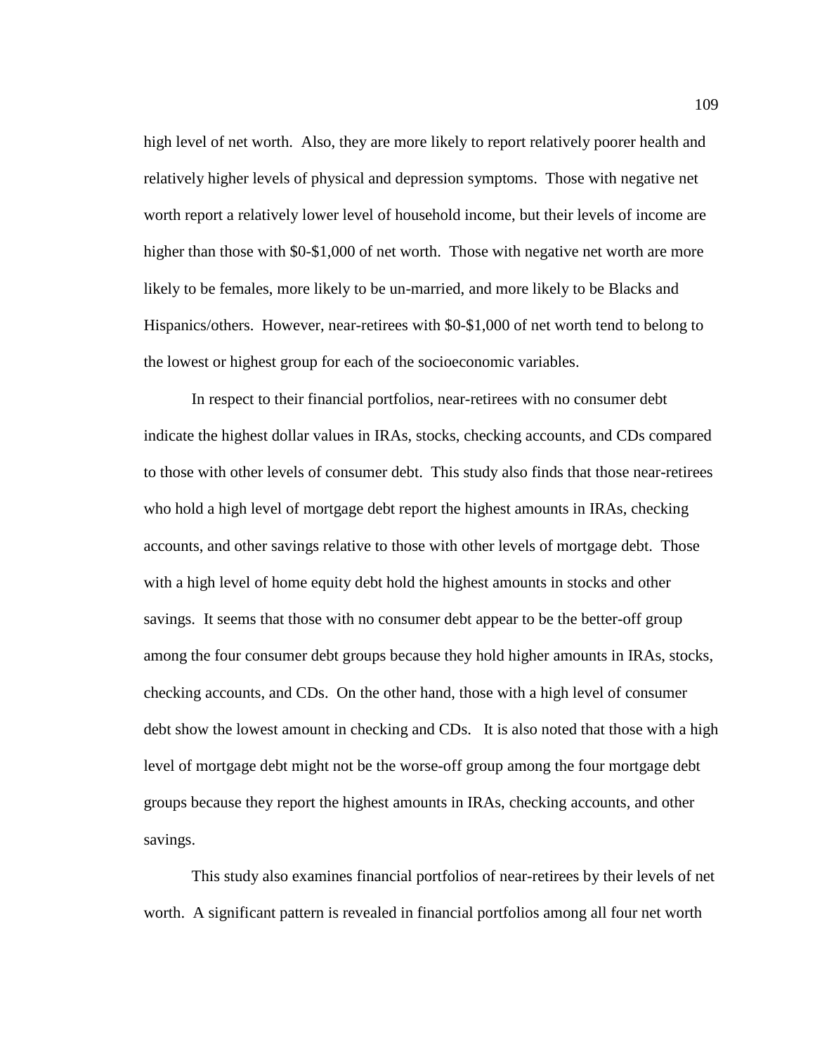high level of net worth. Also, they are more likely to report relatively poorer health and relatively higher levels of physical and depression symptoms. Those with negative net worth report a relatively lower level of household income, but their levels of income are higher than those with $0-$1,000 of net worth. Those with negative net worth are more likely to be females, more likely to be un-married, and more likely to be Blacks and Hispanics/others. However, near-retirees with $0-$1,000 of net worth tend to belong to the lowest or highest group for each of the socioeconomic variables.

In respect to their financial portfolios, near-retirees with no consumer debt indicate the highest dollar values in IRAs, stocks, checking accounts, and CDs compared to those with other levels of consumer debt. This study also finds that those near-retirees who hold a high level of mortgage debt report the highest amounts in IRAs, checking accounts, and other savings relative to those with other levels of mortgage debt. Those with a high level of home equity debt hold the highest amounts in stocks and other savings. It seems that those with no consumer debt appear to be the better-off group among the four consumer debt groups because they hold higher amounts in IRAs, stocks, checking accounts, and CDs. On the other hand, those with a high level of consumer debt show the lowest amount in checking and CDs. It is also noted that those with a high level of mortgage debt might not be the worse-off group among the four mortgage debt groups because they report the highest amounts in IRAs, checking accounts, and other savings.

This study also examines financial portfolios of near-retirees by their levels of net worth. A significant pattern is revealed in financial portfolios among all four net worth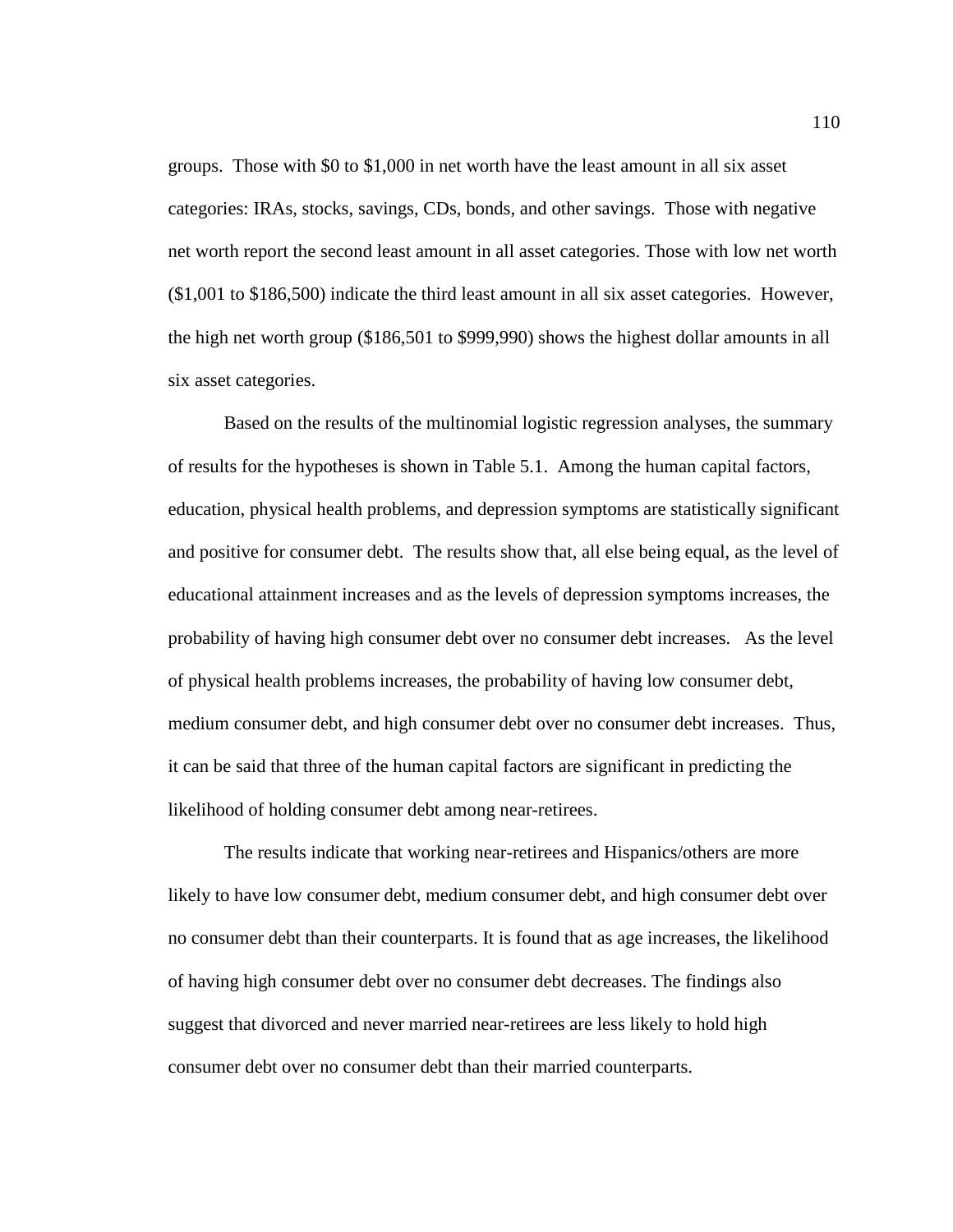groups. Those with $0 to $1,000 in net worth have the least amount in all six asset categories: IRAs, stocks, savings, CDs, bonds, and other savings. Those with negative net worth report the second least amount in all asset categories. Those with low net worth ($1,001 to $186,500) indicate the third least amount in all six asset categories. However, the high net worth group ($186,501 to $999,990) shows the highest dollar amounts in all six asset categories.

Based on the results of the multinomial logistic regression analyses, the summary of results for the hypotheses is shown in Table 5.1. Among the human capital factors, education, physical health problems, and depression symptoms are statistically significant and positive for consumer debt. The results show that, all else being equal, as the level of educational attainment increases and as the levels of depression symptoms increases, the probability of having high consumer debt over no consumer debt increases. As the level of physical health problems increases, the probability of having low consumer debt, medium consumer debt, and high consumer debt over no consumer debt increases. Thus, it can be said that three of the human capital factors are significant in predicting the likelihood of holding consumer debt among near-retirees.

The results indicate that working near-retirees and Hispanics/others are more likely to have low consumer debt, medium consumer debt, and high consumer debt over no consumer debt than their counterparts. It is found that as age increases, the likelihood of having high consumer debt over no consumer debt decreases. The findings also suggest that divorced and never married near-retirees are less likely to hold high consumer debt over no consumer debt than their married counterparts.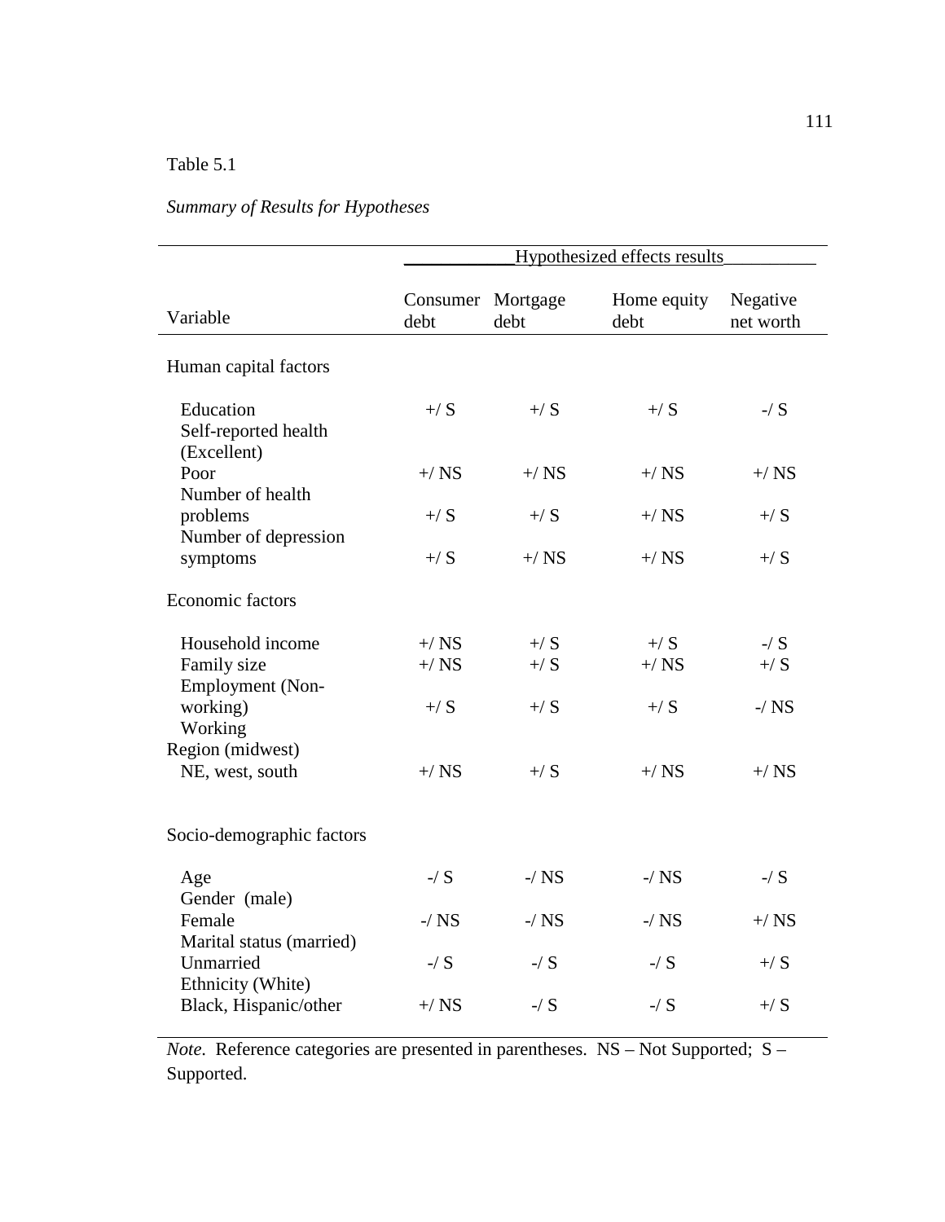Table 5.1

*Summary of Results for Hypotheses*

| | Hypothesized effects results | | | |
|---|---|---|---|---|
| Variable | Consumer debt | Mortgage debt | Home equity debt | Negative net worth |
| Human capital factors | | | | |
| Education | +/ S | +/ S | +/ S | -/ S |
| Self-reported health (Excellent) | | | | |
| Poor | +/ NS | +/ NS | +/ NS | +/ NS |
| Number of health problems | +/ S | +/ S | +/ NS | +/ S |
| Number of depression symptoms | +/ S | +/ NS | +/ NS | +/ S |
| Economic factors | | | | |
| Household income | +/ NS | +/ S | +/ S | -/ S |
| Family size | +/ NS | +/ S | +/ NS | +/ S |
| Employment (Non-working) | +/ S | +/ S | +/ S | -/ NS |
| Working | | | | |
| Region (midwest) | | | | |
| NE, west, south | +/ NS | +/ S | +/ NS | +/ NS |
| Socio-demographic factors | | | | |
| Age | -/ S | -/ NS | -/ NS | -/ S |
| Gender (male) | | | | |
| Female | -/ NS | -/ NS | -/ NS | +/ NS |
| Marital status (married) | | | | |
| Unmarried | -/ S | -/ S | -/ S | +/ S |
| Ethnicity (White) | | | | |
| Black, Hispanic/other | +/ NS | -/ S | -/ S | +/ S |

*Note.* Reference categories are presented in parentheses. NS – Not Supported; S – Supported.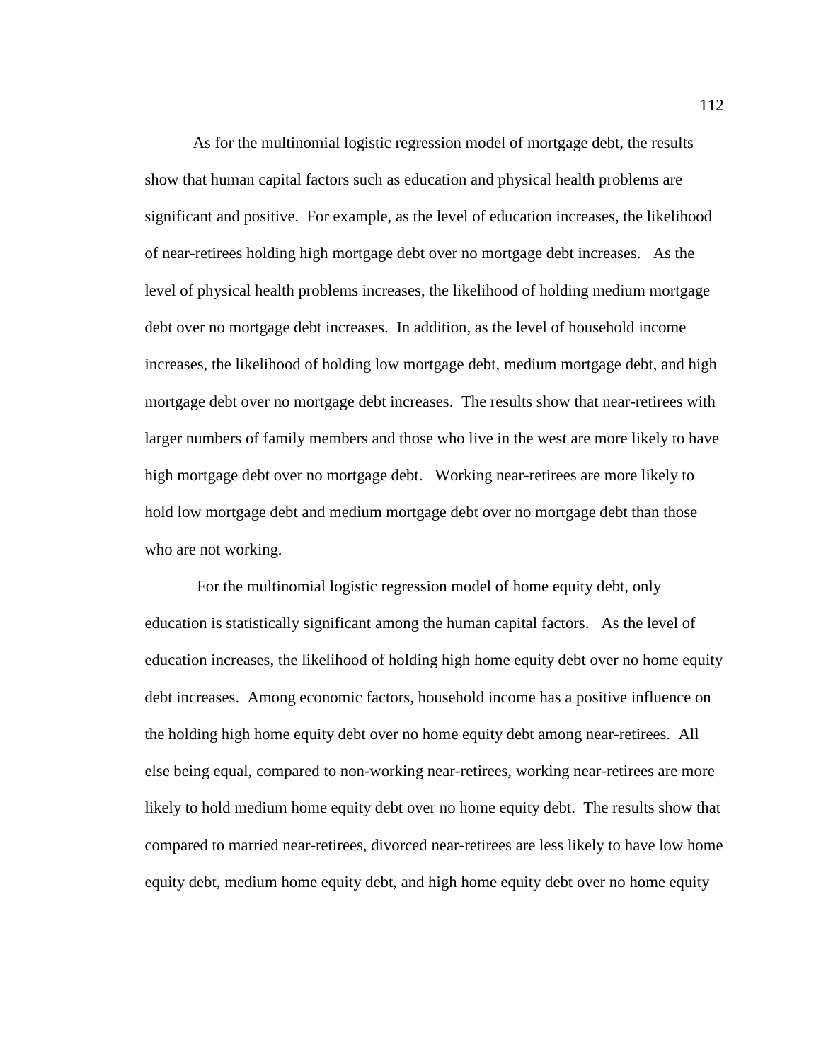As for the multinomial logistic regression model of mortgage debt, the results show that human capital factors such as education and physical health problems are significant and positive. For example, as the level of education increases, the likelihood of near-retirees holding high mortgage debt over no mortgage debt increases. As the level of physical health problems increases, the likelihood of holding medium mortgage debt over no mortgage debt increases. In addition, as the level of household income increases, the likelihood of holding low mortgage debt, medium mortgage debt, and high mortgage debt over no mortgage debt increases. The results show that near-retirees with larger numbers of family members and those who live in the west are more likely to have high mortgage debt over no mortgage debt. Working near-retirees are more likely to hold low mortgage debt and medium mortgage debt over no mortgage debt than those who are not working.

For the multinomial logistic regression model of home equity debt, only education is statistically significant among the human capital factors. As the level of education increases, the likelihood of holding high home equity debt over no home equity debt increases. Among economic factors, household income has a positive influence on the holding high home equity debt over no home equity debt among near-retirees. All else being equal, compared to non-working near-retirees, working near-retirees are more likely to hold medium home equity debt over no home equity debt. The results show that compared to married near-retirees, divorced near-retirees are less likely to have low home equity debt, medium home equity debt, and high home equity debt over no home equity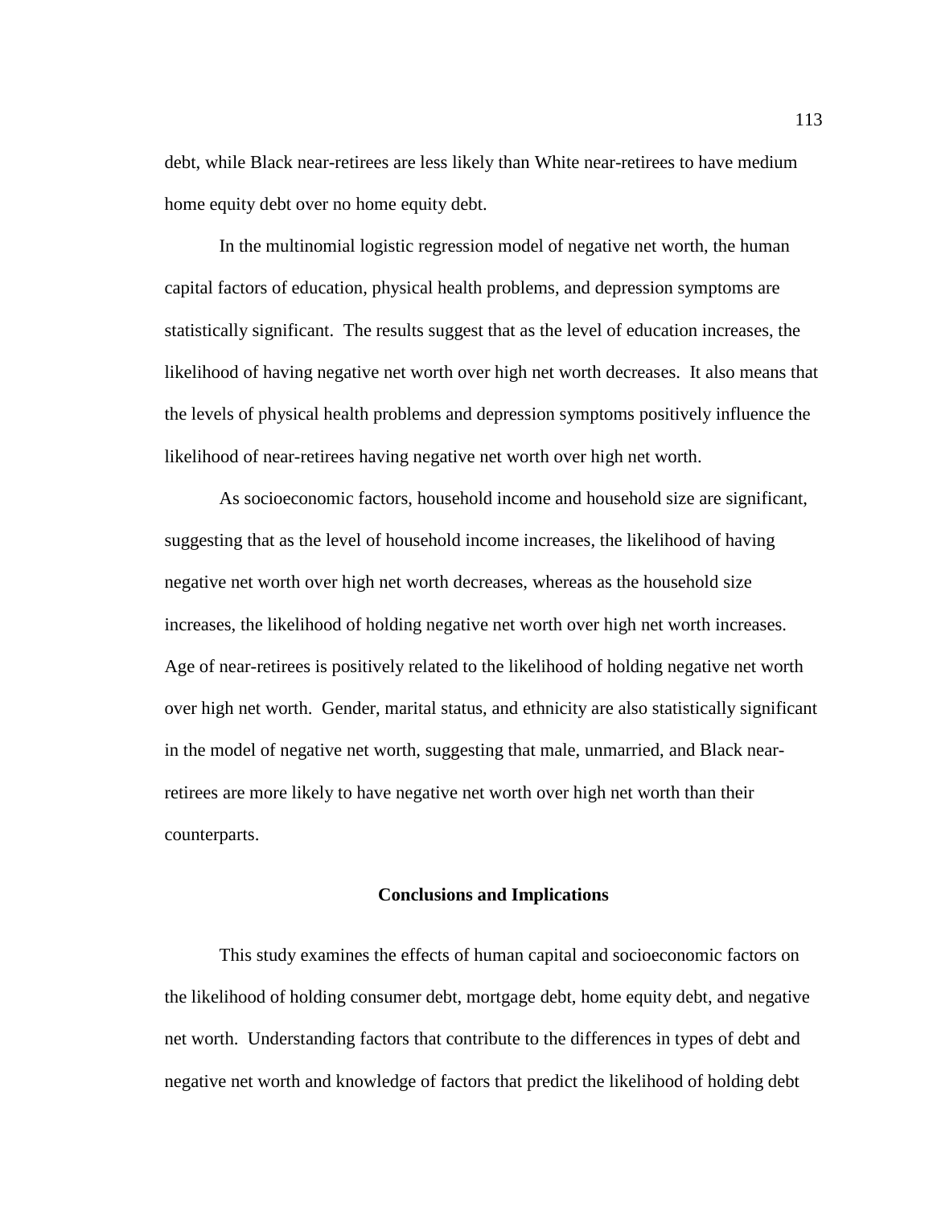debt, while Black near-retirees are less likely than White near-retirees to have medium home equity debt over no home equity debt.

In the multinomial logistic regression model of negative net worth, the human capital factors of education, physical health problems, and depression symptoms are statistically significant. The results suggest that as the level of education increases, the likelihood of having negative net worth over high net worth decreases. It also means that the levels of physical health problems and depression symptoms positively influence the likelihood of near-retirees having negative net worth over high net worth.

As socioeconomic factors, household income and household size are significant, suggesting that as the level of household income increases, the likelihood of having negative net worth over high net worth decreases, whereas as the household size increases, the likelihood of holding negative net worth over high net worth increases. Age of near-retirees is positively related to the likelihood of holding negative net worth over high net worth. Gender, marital status, and ethnicity are also statistically significant in the model of negative net worth, suggesting that male, unmarried, and Black near-retirees are more likely to have negative net worth over high net worth than their counterparts.

## Conclusions and Implications

This study examines the effects of human capital and socioeconomic factors on the likelihood of holding consumer debt, mortgage debt, home equity debt, and negative net worth. Understanding factors that contribute to the differences in types of debt and negative net worth and knowledge of factors that predict the likelihood of holding debt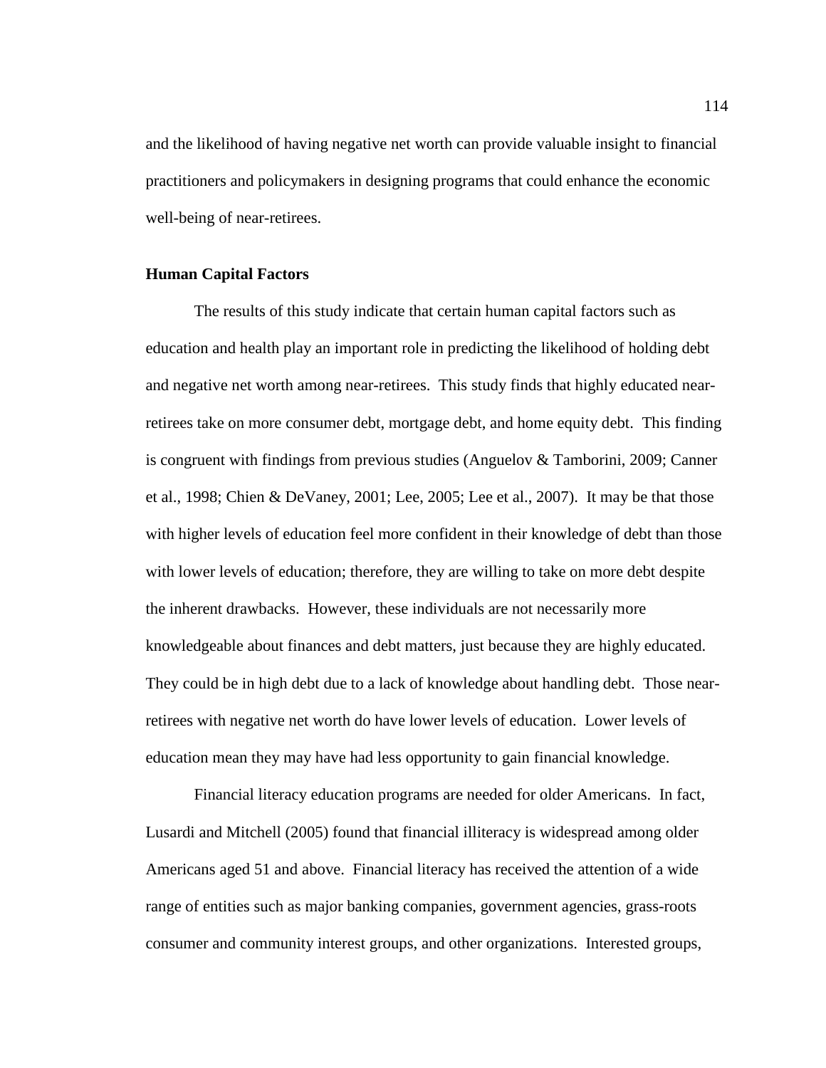and the likelihood of having negative net worth can provide valuable insight to financial practitioners and policymakers in designing programs that could enhance the economic well-being of near-retirees.

### Human Capital Factors

The results of this study indicate that certain human capital factors such as education and health play an important role in predicting the likelihood of holding debt and negative net worth among near-retirees. This study finds that highly educated near-retirees take on more consumer debt, mortgage debt, and home equity debt. This finding is congruent with findings from previous studies (Anguelov & Tamborini, 2009; Canner et al., 1998; Chien & DeVaney, 2001; Lee, 2005; Lee et al., 2007). It may be that those with higher levels of education feel more confident in their knowledge of debt than those with lower levels of education; therefore, they are willing to take on more debt despite the inherent drawbacks. However, these individuals are not necessarily more knowledgeable about finances and debt matters, just because they are highly educated. They could be in high debt due to a lack of knowledge about handling debt. Those near-retirees with negative net worth do have lower levels of education. Lower levels of education mean they may have had less opportunity to gain financial knowledge.

Financial literacy education programs are needed for older Americans. In fact, Lusardi and Mitchell (2005) found that financial illiteracy is widespread among older Americans aged 51 and above. Financial literacy has received the attention of a wide range of entities such as major banking companies, government agencies, grass-roots consumer and community interest groups, and other organizations. Interested groups,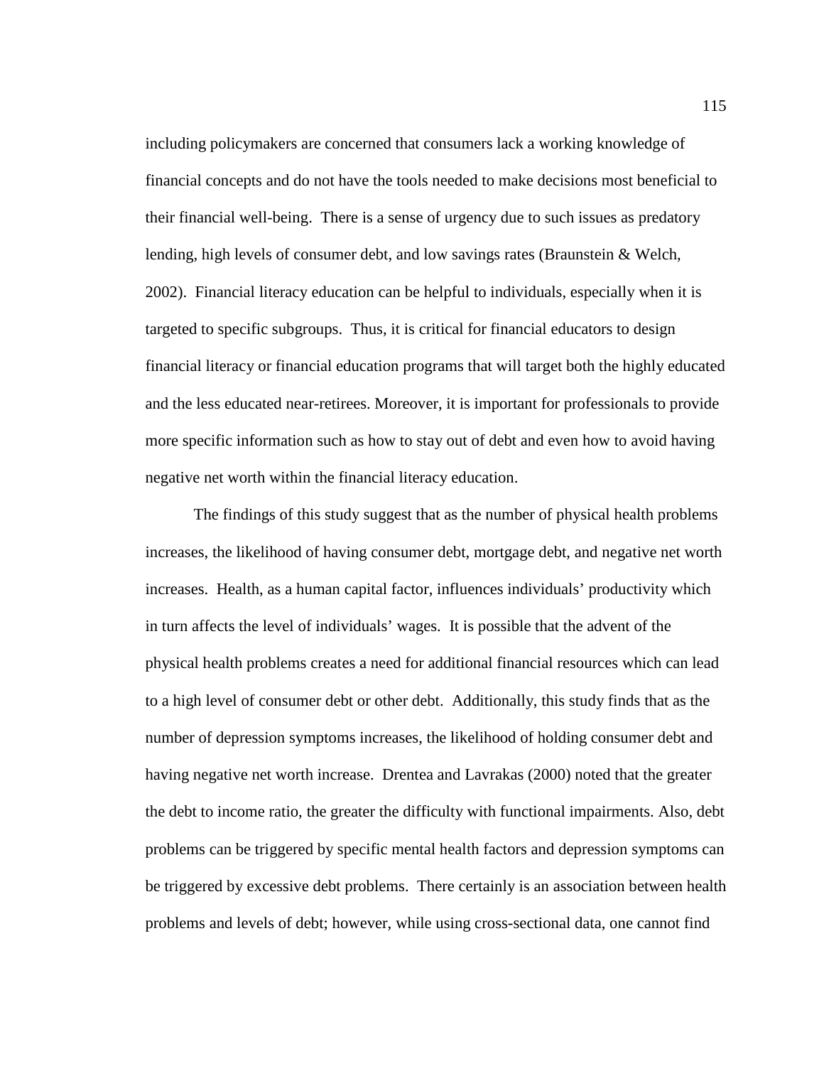including policymakers are concerned that consumers lack a working knowledge of financial concepts and do not have the tools needed to make decisions most beneficial to their financial well-being. There is a sense of urgency due to such issues as predatory lending, high levels of consumer debt, and low savings rates (Braunstein & Welch, 2002). Financial literacy education can be helpful to individuals, especially when it is targeted to specific subgroups. Thus, it is critical for financial educators to design financial literacy or financial education programs that will target both the highly educated and the less educated near-retirees. Moreover, it is important for professionals to provide more specific information such as how to stay out of debt and even how to avoid having negative net worth within the financial literacy education.

The findings of this study suggest that as the number of physical health problems increases, the likelihood of having consumer debt, mortgage debt, and negative net worth increases. Health, as a human capital factor, influences individuals' productivity which in turn affects the level of individuals' wages. It is possible that the advent of the physical health problems creates a need for additional financial resources which can lead to a high level of consumer debt or other debt. Additionally, this study finds that as the number of depression symptoms increases, the likelihood of holding consumer debt and having negative net worth increase. Drentea and Lavrakas (2000) noted that the greater the debt to income ratio, the greater the difficulty with functional impairments. Also, debt problems can be triggered by specific mental health factors and depression symptoms can be triggered by excessive debt problems. There certainly is an association between health problems and levels of debt; however, while using cross-sectional data, one cannot find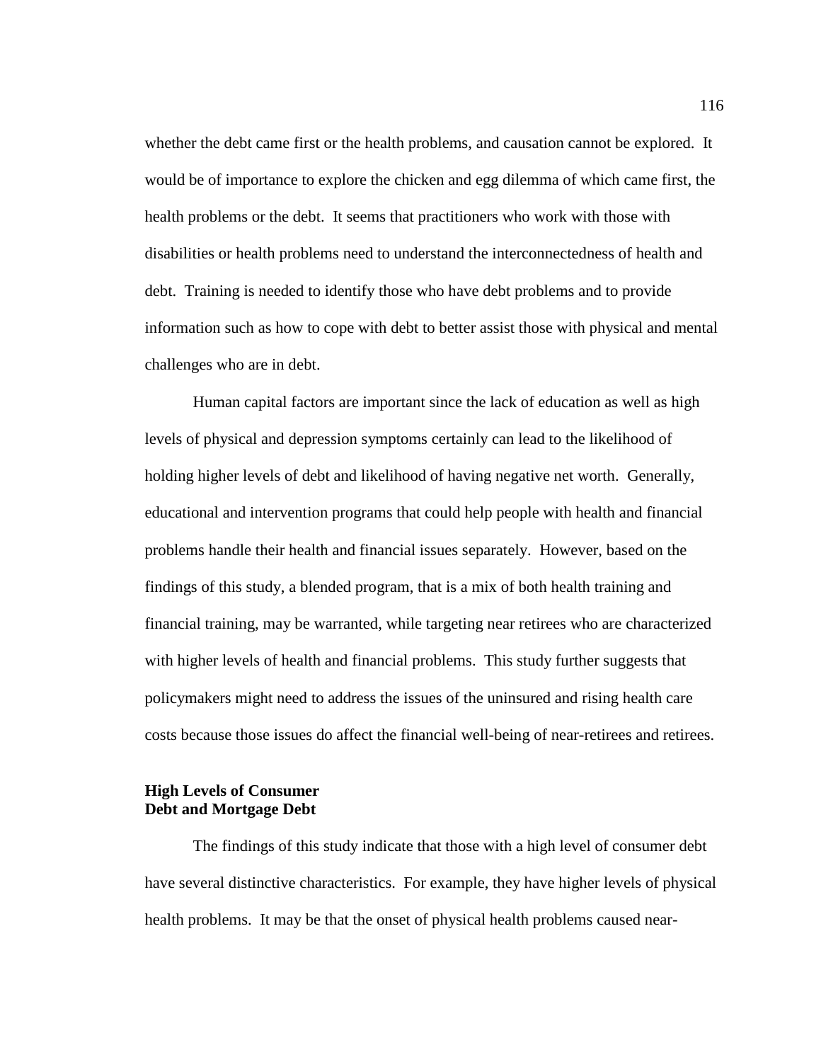whether the debt came first or the health problems, and causation cannot be explored. It would be of importance to explore the chicken and egg dilemma of which came first, the health problems or the debt. It seems that practitioners who work with those with disabilities or health problems need to understand the interconnectedness of health and debt. Training is needed to identify those who have debt problems and to provide information such as how to cope with debt to better assist those with physical and mental challenges who are in debt.

Human capital factors are important since the lack of education as well as high levels of physical and depression symptoms certainly can lead to the likelihood of holding higher levels of debt and likelihood of having negative net worth. Generally, educational and intervention programs that could help people with health and financial problems handle their health and financial issues separately. However, based on the findings of this study, a blended program, that is a mix of both health training and financial training, may be warranted, while targeting near retirees who are characterized with higher levels of health and financial problems. This study further suggests that policymakers might need to address the issues of the uninsured and rising health care costs because those issues do affect the financial well-being of near-retirees and retirees.

### High Levels of Consumer Debt and Mortgage Debt

The findings of this study indicate that those with a high level of consumer debt have several distinctive characteristics. For example, they have higher levels of physical health problems. It may be that the onset of physical health problems caused near-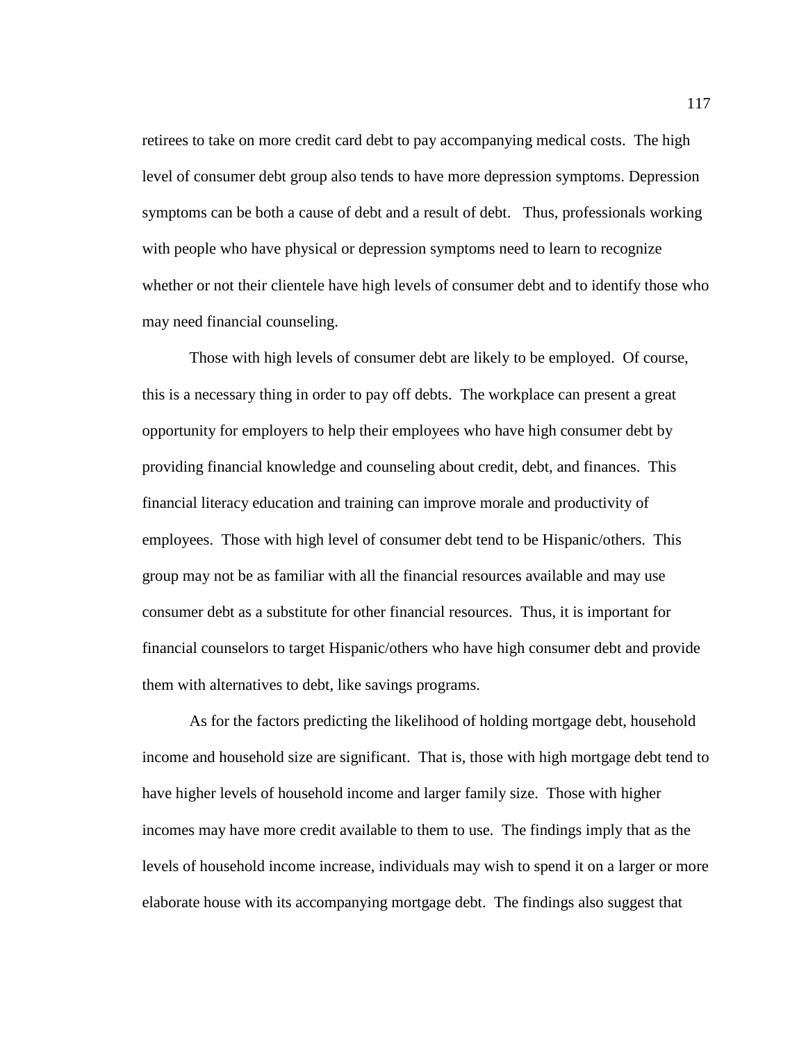retirees to take on more credit card debt to pay accompanying medical costs. The high level of consumer debt group also tends to have more depression symptoms. Depression symptoms can be both a cause of debt and a result of debt. Thus, professionals working with people who have physical or depression symptoms need to learn to recognize whether or not their clientele have high levels of consumer debt and to identify those who may need financial counseling.

Those with high levels of consumer debt are likely to be employed. Of course, this is a necessary thing in order to pay off debts. The workplace can present a great opportunity for employers to help their employees who have high consumer debt by providing financial knowledge and counseling about credit, debt, and finances. This financial literacy education and training can improve morale and productivity of employees. Those with high level of consumer debt tend to be Hispanic/others. This group may not be as familiar with all the financial resources available and may use consumer debt as a substitute for other financial resources. Thus, it is important for financial counselors to target Hispanic/others who have high consumer debt and provide them with alternatives to debt, like savings programs.

As for the factors predicting the likelihood of holding mortgage debt, household income and household size are significant. That is, those with high mortgage debt tend to have higher levels of household income and larger family size. Those with higher incomes may have more credit available to them to use. The findings imply that as the levels of household income increase, individuals may wish to spend it on a larger or more elaborate house with its accompanying mortgage debt. The findings also suggest that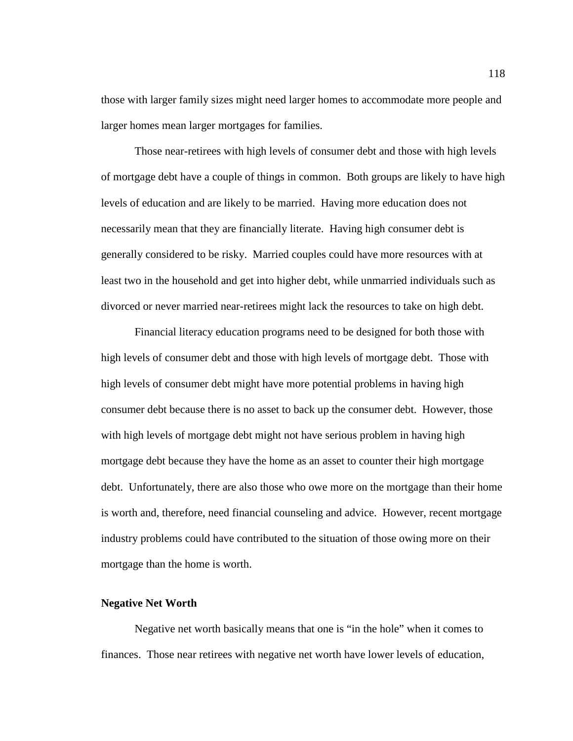those with larger family sizes might need larger homes to accommodate more people and larger homes mean larger mortgages for families.

Those near-retirees with high levels of consumer debt and those with high levels of mortgage debt have a couple of things in common. Both groups are likely to have high levels of education and are likely to be married. Having more education does not necessarily mean that they are financially literate. Having high consumer debt is generally considered to be risky. Married couples could have more resources with at least two in the household and get into higher debt, while unmarried individuals such as divorced or never married near-retirees might lack the resources to take on high debt.

Financial literacy education programs need to be designed for both those with high levels of consumer debt and those with high levels of mortgage debt. Those with high levels of consumer debt might have more potential problems in having high consumer debt because there is no asset to back up the consumer debt. However, those with high levels of mortgage debt might not have serious problem in having high mortgage debt because they have the home as an asset to counter their high mortgage debt. Unfortunately, there are also those who owe more on the mortgage than their home is worth and, therefore, need financial counseling and advice. However, recent mortgage industry problems could have contributed to the situation of those owing more on their mortgage than the home is worth.

**Negative Net Worth**

Negative net worth basically means that one is "in the hole" when it comes to finances. Those near retirees with negative net worth have lower levels of education,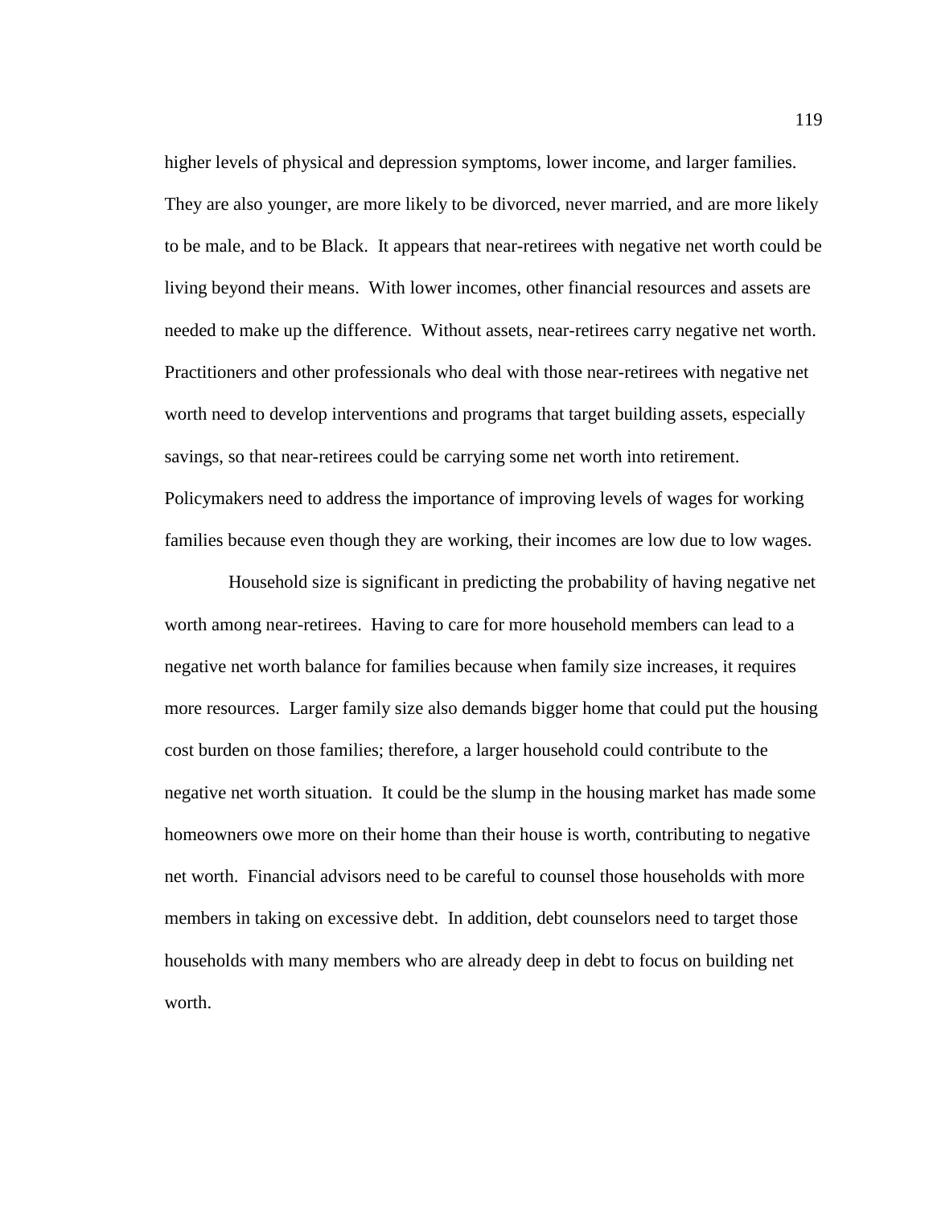higher levels of physical and depression symptoms, lower income, and larger families. They are also younger, are more likely to be divorced, never married, and are more likely to be male, and to be Black. It appears that near-retirees with negative net worth could be living beyond their means. With lower incomes, other financial resources and assets are needed to make up the difference. Without assets, near-retirees carry negative net worth. Practitioners and other professionals who deal with those near-retirees with negative net worth need to develop interventions and programs that target building assets, especially savings, so that near-retirees could be carrying some net worth into retirement. Policymakers need to address the importance of improving levels of wages for working families because even though they are working, their incomes are low due to low wages.

Household size is significant in predicting the probability of having negative net worth among near-retirees. Having to care for more household members can lead to a negative net worth balance for families because when family size increases, it requires more resources. Larger family size also demands bigger home that could put the housing cost burden on those families; therefore, a larger household could contribute to the negative net worth situation. It could be the slump in the housing market has made some homeowners owe more on their home than their house is worth, contributing to negative net worth. Financial advisors need to be careful to counsel those households with more members in taking on excessive debt. In addition, debt counselors need to target those households with many members who are already deep in debt to focus on building net worth.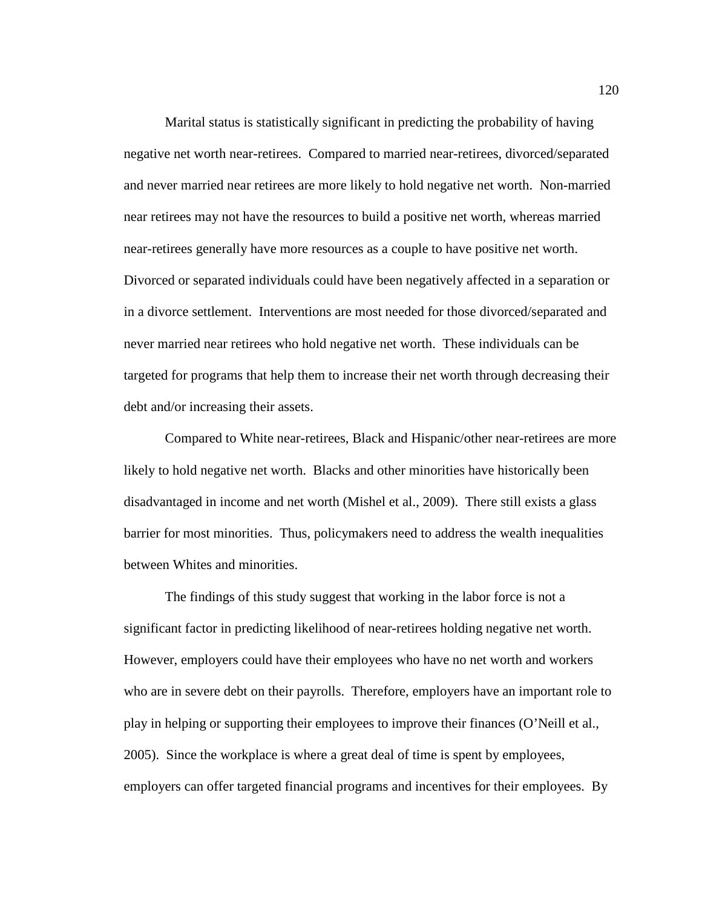Marital status is statistically significant in predicting the probability of having negative net worth near-retirees. Compared to married near-retirees, divorced/separated and never married near retirees are more likely to hold negative net worth. Non-married near retirees may not have the resources to build a positive net worth, whereas married near-retirees generally have more resources as a couple to have positive net worth. Divorced or separated individuals could have been negatively affected in a separation or in a divorce settlement. Interventions are most needed for those divorced/separated and never married near retirees who hold negative net worth. These individuals can be targeted for programs that help them to increase their net worth through decreasing their debt and/or increasing their assets.

Compared to White near-retirees, Black and Hispanic/other near-retirees are more likely to hold negative net worth. Blacks and other minorities have historically been disadvantaged in income and net worth (Mishel et al., 2009). There still exists a glass barrier for most minorities. Thus, policymakers need to address the wealth inequalities between Whites and minorities.

The findings of this study suggest that working in the labor force is not a significant factor in predicting likelihood of near-retirees holding negative net worth. However, employers could have their employees who have no net worth and workers who are in severe debt on their payrolls. Therefore, employers have an important role to play in helping or supporting their employees to improve their finances (O'Neill et al., 2005). Since the workplace is where a great deal of time is spent by employees, employers can offer targeted financial programs and incentives for their employees. By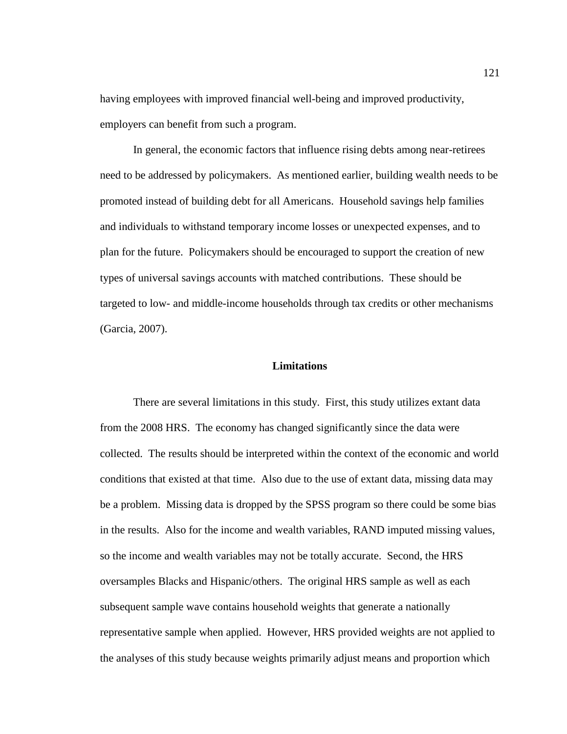having employees with improved financial well-being and improved productivity, employers can benefit from such a program.

In general, the economic factors that influence rising debts among near-retirees need to be addressed by policymakers. As mentioned earlier, building wealth needs to be promoted instead of building debt for all Americans. Household savings help families and individuals to withstand temporary income losses or unexpected expenses, and to plan for the future. Policymakers should be encouraged to support the creation of new types of universal savings accounts with matched contributions. These should be targeted to low- and middle-income households through tax credits or other mechanisms (Garcia, 2007).

## Limitations

There are several limitations in this study. First, this study utilizes extant data from the 2008 HRS. The economy has changed significantly since the data were collected. The results should be interpreted within the context of the economic and world conditions that existed at that time. Also due to the use of extant data, missing data may be a problem. Missing data is dropped by the SPSS program so there could be some bias in the results. Also for the income and wealth variables, RAND imputed missing values, so the income and wealth variables may not be totally accurate. Second, the HRS oversamples Blacks and Hispanic/others. The original HRS sample as well as each subsequent sample wave contains household weights that generate a nationally representative sample when applied. However, HRS provided weights are not applied to the analyses of this study because weights primarily adjust means and proportion which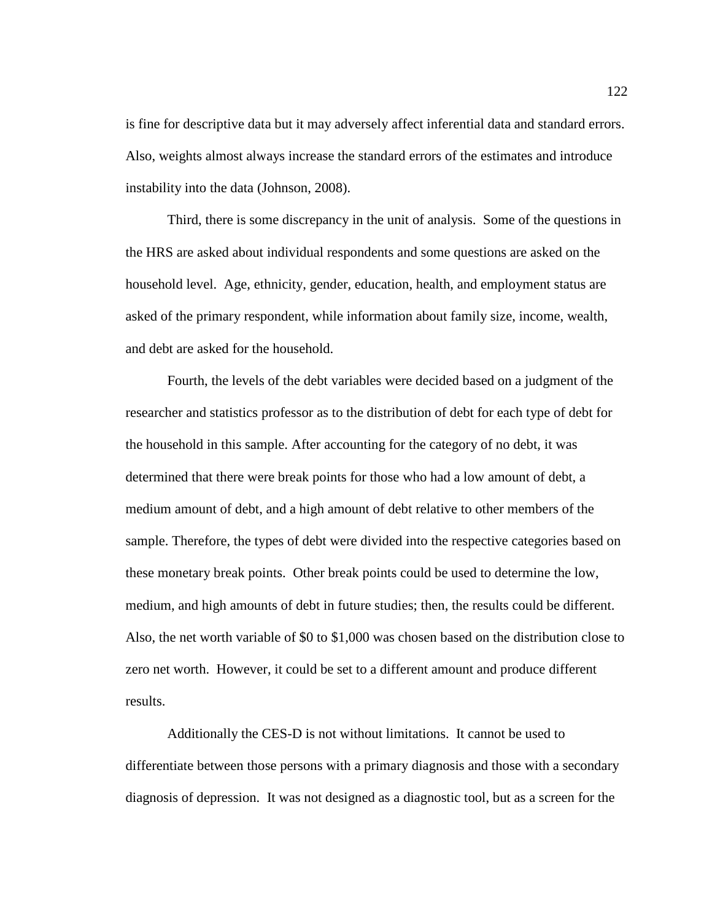is fine for descriptive data but it may adversely affect inferential data and standard errors. Also, weights almost always increase the standard errors of the estimates and introduce instability into the data (Johnson, 2008).

Third, there is some discrepancy in the unit of analysis. Some of the questions in the HRS are asked about individual respondents and some questions are asked on the household level. Age, ethnicity, gender, education, health, and employment status are asked of the primary respondent, while information about family size, income, wealth, and debt are asked for the household.

Fourth, the levels of the debt variables were decided based on a judgment of the researcher and statistics professor as to the distribution of debt for each type of debt for the household in this sample. After accounting for the category of no debt, it was determined that there were break points for those who had a low amount of debt, a medium amount of debt, and a high amount of debt relative to other members of the sample. Therefore, the types of debt were divided into the respective categories based on these monetary break points. Other break points could be used to determine the low, medium, and high amounts of debt in future studies; then, the results could be different. Also, the net worth variable of $0 to $1,000 was chosen based on the distribution close to zero net worth. However, it could be set to a different amount and produce different results.

Additionally the CES-D is not without limitations. It cannot be used to differentiate between those persons with a primary diagnosis and those with a secondary diagnosis of depression. It was not designed as a diagnostic tool, but as a screen for the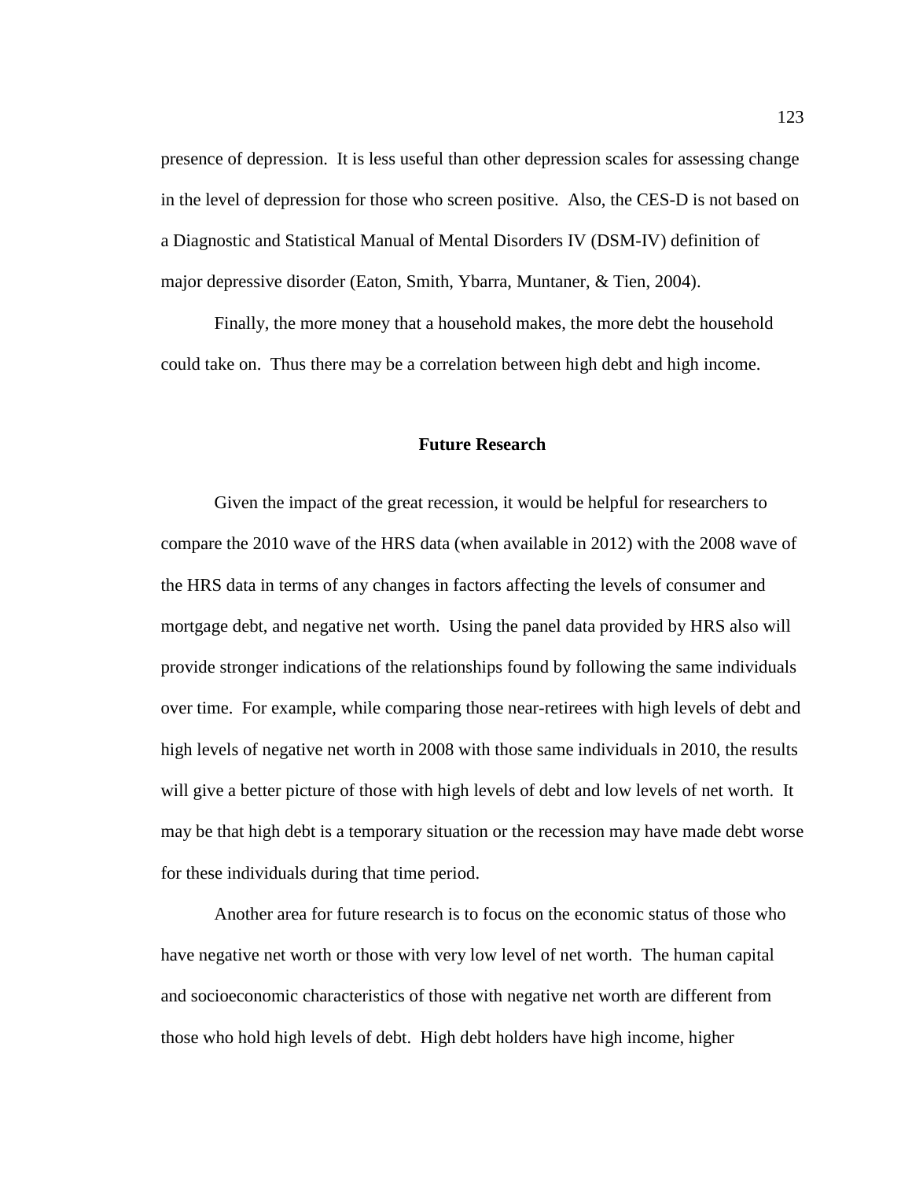presence of depression. It is less useful than other depression scales for assessing change in the level of depression for those who screen positive. Also, the CES-D is not based on a Diagnostic and Statistical Manual of Mental Disorders IV (DSM-IV) definition of major depressive disorder (Eaton, Smith, Ybarra, Muntaner, & Tien, 2004).

Finally, the more money that a household makes, the more debt the household could take on. Thus there may be a correlation between high debt and high income.

## Future Research

Given the impact of the great recession, it would be helpful for researchers to compare the 2010 wave of the HRS data (when available in 2012) with the 2008 wave of the HRS data in terms of any changes in factors affecting the levels of consumer and mortgage debt, and negative net worth. Using the panel data provided by HRS also will provide stronger indications of the relationships found by following the same individuals over time. For example, while comparing those near-retirees with high levels of debt and high levels of negative net worth in 2008 with those same individuals in 2010, the results will give a better picture of those with high levels of debt and low levels of net worth. It may be that high debt is a temporary situation or the recession may have made debt worse for these individuals during that time period.

Another area for future research is to focus on the economic status of those who have negative net worth or those with very low level of net worth. The human capital and socioeconomic characteristics of those with negative net worth are different from those who hold high levels of debt. High debt holders have high income, higher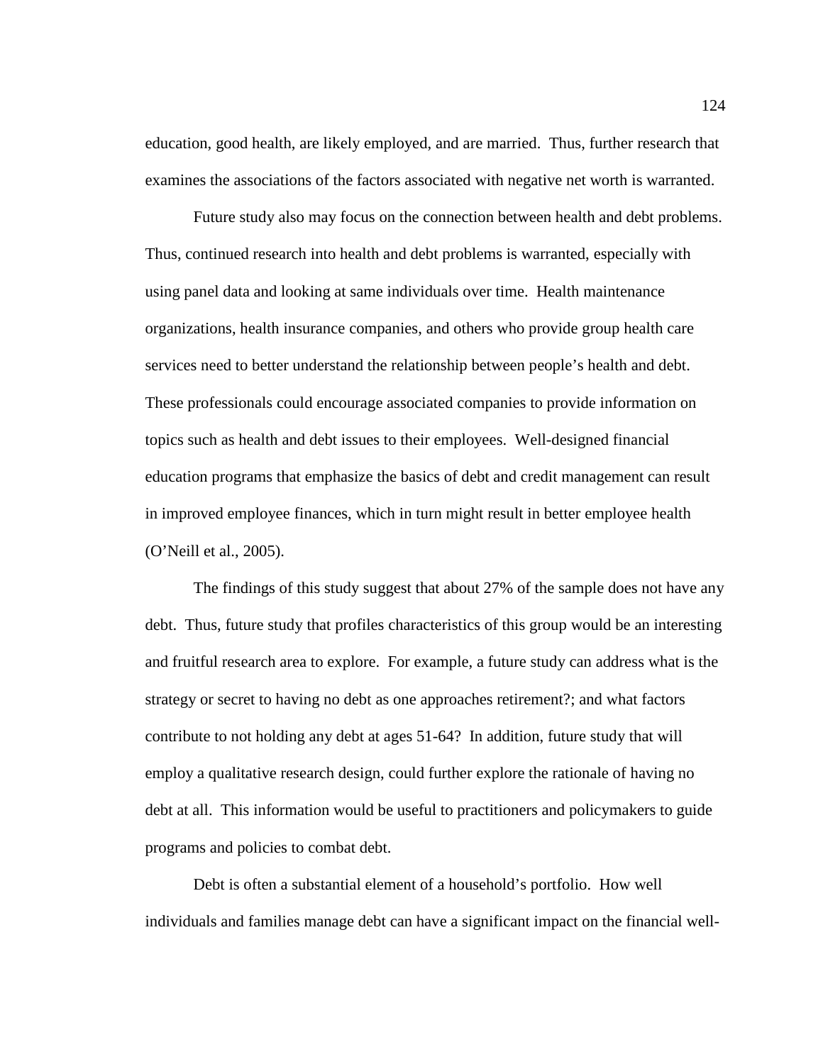education, good health, are likely employed, and are married. Thus, further research that examines the associations of the factors associated with negative net worth is warranted.

Future study also may focus on the connection between health and debt problems. Thus, continued research into health and debt problems is warranted, especially with using panel data and looking at same individuals over time. Health maintenance organizations, health insurance companies, and others who provide group health care services need to better understand the relationship between people's health and debt. These professionals could encourage associated companies to provide information on topics such as health and debt issues to their employees. Well-designed financial education programs that emphasize the basics of debt and credit management can result in improved employee finances, which in turn might result in better employee health (O'Neill et al., 2005).

The findings of this study suggest that about 27% of the sample does not have any debt. Thus, future study that profiles characteristics of this group would be an interesting and fruitful research area to explore. For example, a future study can address what is the strategy or secret to having no debt as one approaches retirement?; and what factors contribute to not holding any debt at ages 51-64? In addition, future study that will employ a qualitative research design, could further explore the rationale of having no debt at all. This information would be useful to practitioners and policymakers to guide programs and policies to combat debt.

Debt is often a substantial element of a household's portfolio. How well individuals and families manage debt can have a significant impact on the financial well-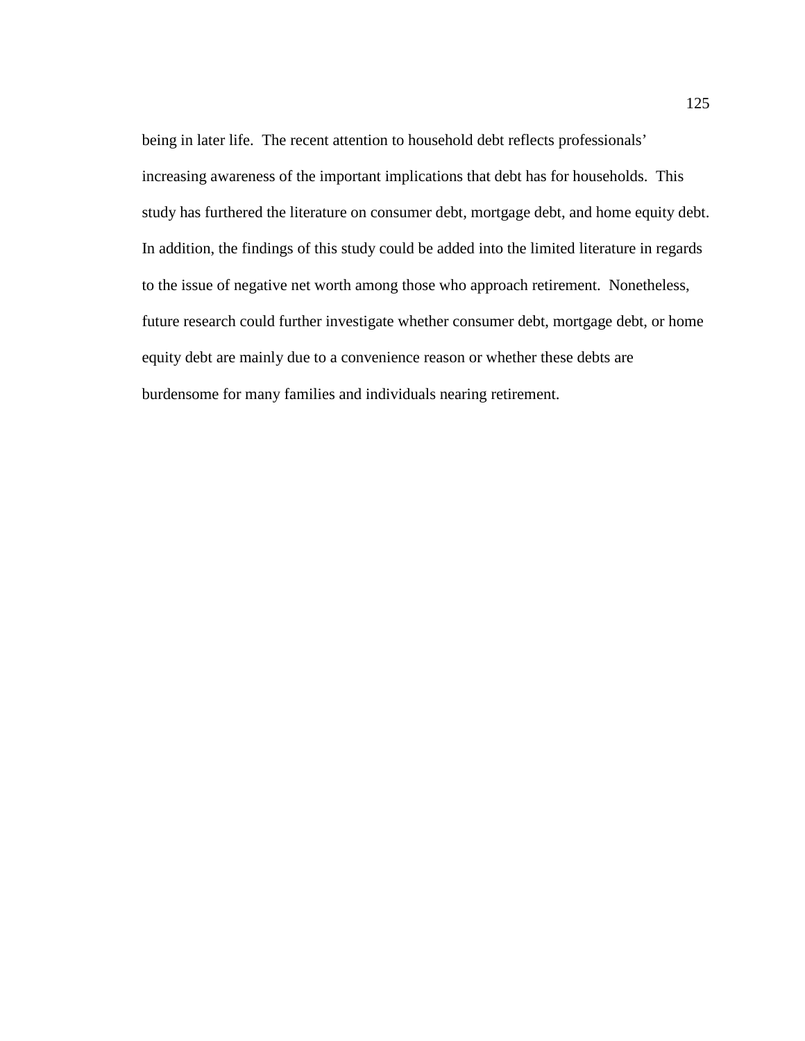being in later life. The recent attention to household debt reflects professionals' increasing awareness of the important implications that debt has for households. This study has furthered the literature on consumer debt, mortgage debt, and home equity debt. In addition, the findings of this study could be added into the limited literature in regards to the issue of negative net worth among those who approach retirement. Nonetheless, future research could further investigate whether consumer debt, mortgage debt, or home equity debt are mainly due to a convenience reason or whether these debts are burdensome for many families and individuals nearing retirement.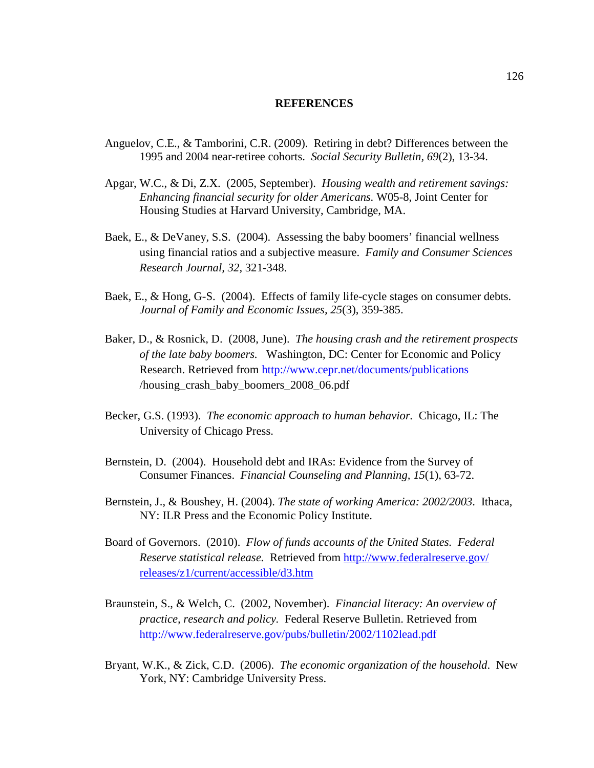# REFERENCES

Anguelov, C.E., & Tamborini, C.R. (2009). Retiring in debt? Differences between the 1995 and 2004 near-retiree cohorts. *Social Security Bulletin, 69*(2), 13-34.

Apgar, W.C., & Di, Z.X. (2005, September). *Housing wealth and retirement savings: Enhancing financial security for older Americans.* W05-8, Joint Center for Housing Studies at Harvard University, Cambridge, MA.

Baek, E., & DeVaney, S.S. (2004). Assessing the baby boomers' financial wellness using financial ratios and a subjective measure. *Family and Consumer Sciences Research Journal, 32*, 321-348.

Baek, E., & Hong, G-S. (2004). Effects of family life-cycle stages on consumer debts. *Journal of Family and Economic Issues, 25*(3), 359-385.

Baker, D., & Rosnick, D. (2008, June). *The housing crash and the retirement prospects of the late baby boomers.* Washington, DC: Center for Economic and Policy Research. Retrieved from http://www.cepr.net/documents/publications /housing_crash_baby_boomers_2008_06.pdf

Becker, G.S. (1993). *The economic approach to human behavior.* Chicago, IL: The University of Chicago Press.

Bernstein, D. (2004). Household debt and IRAs: Evidence from the Survey of Consumer Finances. *Financial Counseling and Planning, 15*(1), 63-72.

Bernstein, J., & Boushey, H. (2004). *The state of working America: 2002/2003*. Ithaca, NY: ILR Press and the Economic Policy Institute.

Board of Governors. (2010). *Flow of funds accounts of the United States. Federal Reserve statistical release.* Retrieved from http://www.federalreserve.gov/ releases/z1/current/accessible/d3.htm

Braunstein, S., & Welch, C. (2002, November). *Financial literacy: An overview of practice, research and policy.* Federal Reserve Bulletin. Retrieved from http://www.federalreserve.gov/pubs/bulletin/2002/1102lead.pdf

Bryant, W.K., & Zick, C.D. (2006). *The economic organization of the household*. New York, NY: Cambridge University Press.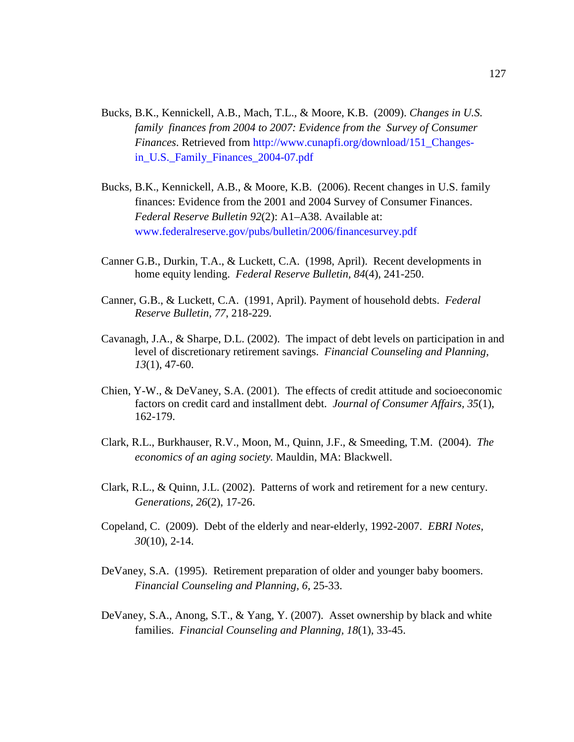Bucks, B.K., Kennickell, A.B., Mach, T.L., & Moore, K.B. (2009). *Changes in U.S. family finances from 2004 to 2007: Evidence from the Survey of Consumer Finances*. Retrieved from http://www.cunapfi.org/download/151_Changes-in_U.S._Family_Finances_2004-07.pdf

Bucks, B.K., Kennickell, A.B., & Moore, K.B. (2006). Recent changes in U.S. family finances: Evidence from the 2001 and 2004 Survey of Consumer Finances. *Federal Reserve Bulletin 92*(2): A1–A38. Available at: www.federalreserve.gov/pubs/bulletin/2006/financesurvey.pdf

Canner G.B., Durkin, T.A., & Luckett, C.A. (1998, April). Recent developments in home equity lending. *Federal Reserve Bulletin, 84*(4), 241-250.

Canner, G.B., & Luckett, C.A. (1991, April). Payment of household debts. *Federal Reserve Bulletin, 77*, 218-229.

Cavanagh, J.A., & Sharpe, D.L. (2002). The impact of debt levels on participation in and level of discretionary retirement savings. *Financial Counseling and Planning, 13*(1), 47-60.

Chien, Y-W., & DeVaney, S.A. (2001). The effects of credit attitude and socioeconomic factors on credit card and installment debt. *Journal of Consumer Affairs, 35*(1), 162-179.

Clark, R.L., Burkhauser, R.V., Moon, M., Quinn, J.F., & Smeeding, T.M. (2004). *The economics of an aging society.* Mauldin, MA: Blackwell.

Clark, R.L., & Quinn, J.L. (2002). Patterns of work and retirement for a new century. *Generations, 26*(2), 17-26.

Copeland, C. (2009). Debt of the elderly and near-elderly, 1992-2007. *EBRI Notes, 30*(10), 2-14.

DeVaney, S.A. (1995). Retirement preparation of older and younger baby boomers. *Financial Counseling and Planning, 6,* 25-33.

DeVaney, S.A., Anong, S.T., & Yang, Y. (2007). Asset ownership by black and white families. *Financial Counseling and Planning*, *18*(1), 33-45.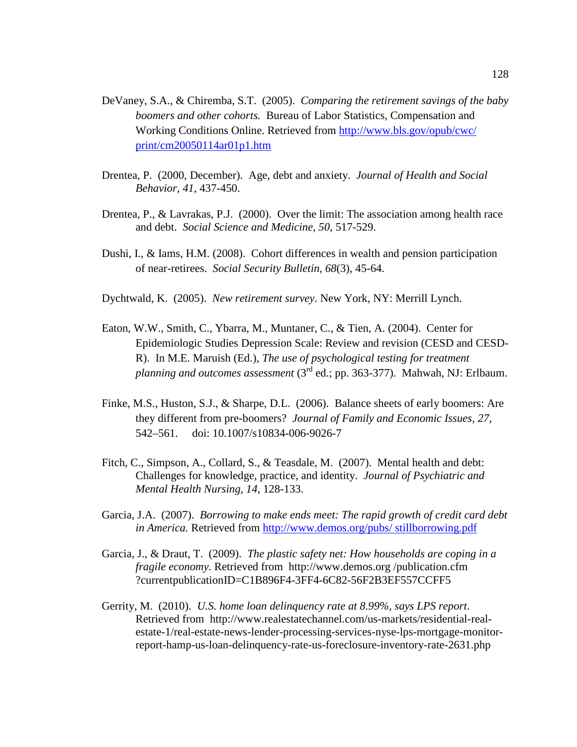DeVaney, S.A., & Chiremba, S.T. (2005). *Comparing the retirement savings of the baby boomers and other cohorts.* Bureau of Labor Statistics, Compensation and Working Conditions Online. Retrieved from http://www.bls.gov/opub/cwc/print/cm20050114ar01p1.htm

Drentea, P. (2000, December). Age, debt and anxiety. *Journal of Health and Social Behavior, 41*, 437-450.

Drentea, P., & Lavrakas, P.J. (2000). Over the limit: The association among health race and debt. *Social Science and Medicine, 50*, 517-529.

Dushi, I., & Iams, H.M. (2008). Cohort differences in wealth and pension participation of near-retirees. *Social Security Bulletin, 68*(3), 45-64.

Dychtwald, K. (2005). *New retirement survey*. New York, NY: Merrill Lynch.

Eaton, W.W., Smith, C., Ybarra, M., Muntaner, C., & Tien, A. (2004). Center for Epidemiologic Studies Depression Scale: Review and revision (CESD and CESD-R). In M.E. Maruish (Ed.), *The use of psychological testing for treatment planning and outcomes assessment* (3rd ed.; pp. 363-377). Mahwah, NJ: Erlbaum.

Finke, M.S., Huston, S.J., & Sharpe, D.L. (2006). Balance sheets of early boomers: Are they different from pre-boomers? *Journal of Family and Economic Issues, 27*, 542–561. doi: 10.1007/s10834-006-9026-7

Fitch, C., Simpson, A., Collard, S., & Teasdale, M. (2007). Mental health and debt: Challenges for knowledge, practice, and identity. *Journal of Psychiatric and Mental Health Nursing, 14*, 128-133.

Garcia, J.A. (2007). *Borrowing to make ends meet: The rapid growth of credit card debt in America.* Retrieved from http://www.demos.org/pubs/ stillborrowing.pdf

Garcia, J., & Draut, T. (2009). *The plastic safety net: How households are coping in a fragile economy.* Retrieved from http://www.demos.org /publication.cfm ?currentpublicationID=C1B896F4-3FF4-6C82-56F2B3EF557CCFF5

Gerrity, M. (2010). *U.S. home loan delinquency rate at 8.99%, says LPS report*. Retrieved from http://www.realestatechannel.com/us-markets/residential-real-estate-1/real-estate-news-lender-processing-services-nyse-lps-mortgage-monitor-report-hamp-us-loan-delinquency-rate-us-foreclosure-inventory-rate-2631.php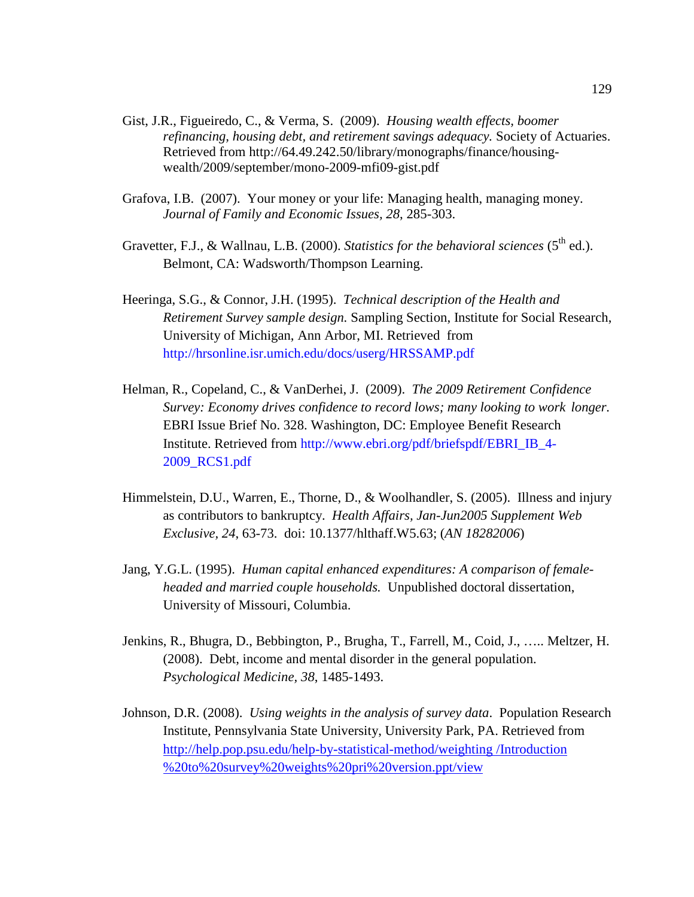Gist, J.R., Figueiredo, C., & Verma, S. (2009). *Housing wealth effects, boomer refinancing, housing debt, and retirement savings adequacy.* Society of Actuaries. Retrieved from http://64.49.242.50/library/monographs/finance/housing-wealth/2009/september/mono-2009-mfi09-gist.pdf

Grafova, I.B. (2007). Your money or your life: Managing health, managing money. *Journal of Family and Economic Issues, 28*, 285-303.

Gravetter, F.J., & Wallnau, L.B. (2000). *Statistics for the behavioral sciences* (5th ed.). Belmont, CA: Wadsworth/Thompson Learning.

Heeringa, S.G., & Connor, J.H. (1995). *Technical description of the Health and Retirement Survey sample design.* Sampling Section, Institute for Social Research, University of Michigan, Ann Arbor, MI. Retrieved from http://hrsonline.isr.umich.edu/docs/userg/HRSSAMP.pdf

Helman, R., Copeland, C., & VanDerhei, J. (2009). *The 2009 Retirement Confidence Survey: Economy drives confidence to record lows; many looking to work longer.* EBRI Issue Brief No. 328. Washington, DC: Employee Benefit Research Institute. Retrieved from http://www.ebri.org/pdf/briefspdf/EBRI_IB_4-2009_RCS1.pdf

Himmelstein, D.U., Warren, E., Thorne, D., & Woolhandler, S. (2005). Illness and injury as contributors to bankruptcy. *Health Affairs, Jan-Jun2005 Supplement Web Exclusive, 24*, 63-73. doi: 10.1377/hlthaff.W5.63; (*AN 18282006*)

Jang, Y.G.L. (1995). *Human capital enhanced expenditures: A comparison of female-headed and married couple households.* Unpublished doctoral dissertation, University of Missouri, Columbia.

Jenkins, R., Bhugra, D., Bebbington, P., Brugha, T., Farrell, M., Coid, J., ….. Meltzer, H. (2008). Debt, income and mental disorder in the general population. *Psychological Medicine, 38*, 1485-1493.

Johnson, D.R. (2008). *Using weights in the analysis of survey data*. Population Research Institute, Pennsylvania State University, University Park, PA. Retrieved from http://help.pop.psu.edu/help-by-statistical-method/weighting /Introduction %20to%20survey%20weights%20pri%20version.ppt/view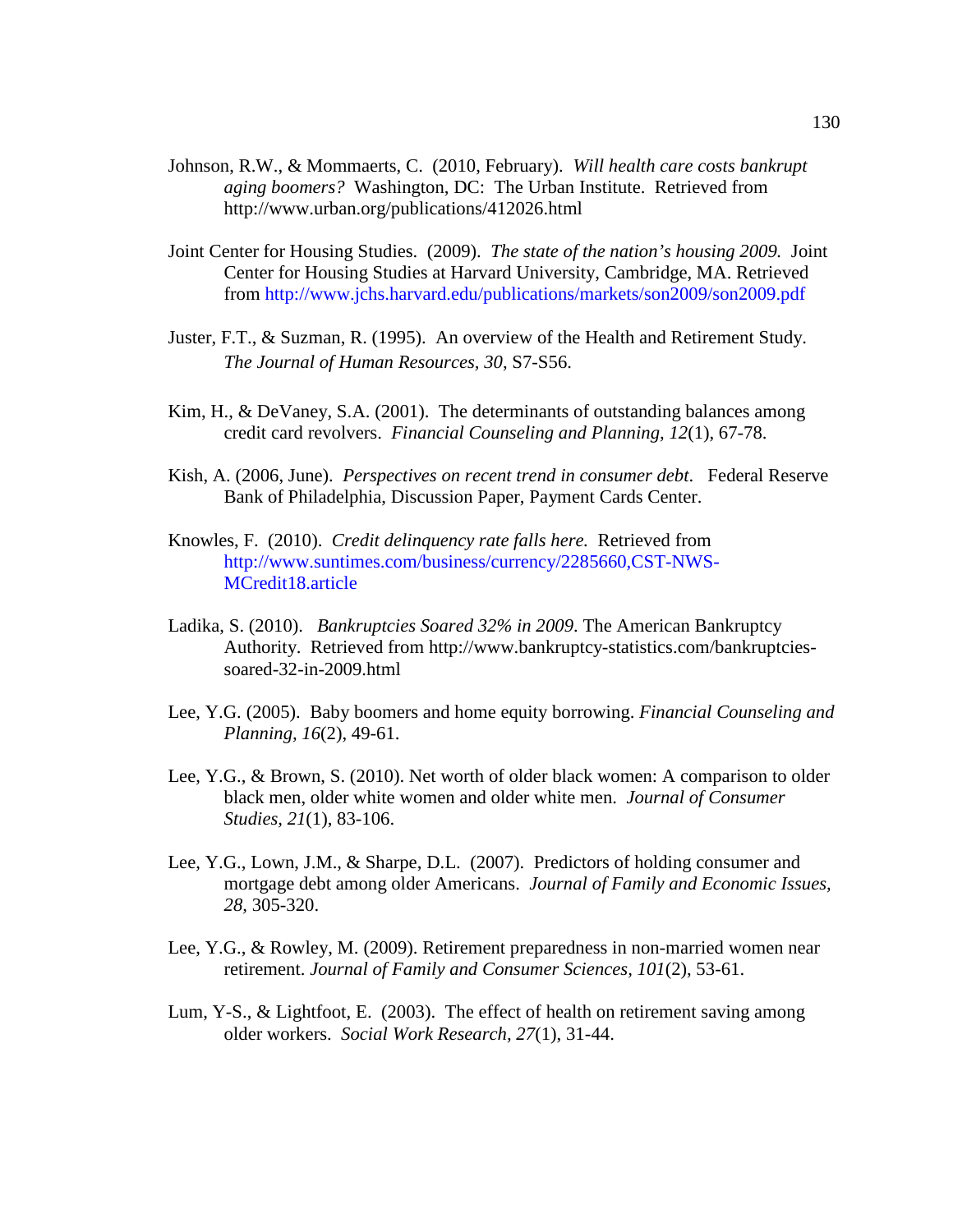Johnson, R.W., & Mommaerts, C. (2010, February). *Will health care costs bankrupt aging boomers?* Washington, DC: The Urban Institute. Retrieved from http://www.urban.org/publications/412026.html

Joint Center for Housing Studies. (2009). *The state of the nation's housing 2009.* Joint Center for Housing Studies at Harvard University, Cambridge, MA. Retrieved from http://www.jchs.harvard.edu/publications/markets/son2009/son2009.pdf

Juster, F.T., & Suzman, R. (1995). An overview of the Health and Retirement Study. *The Journal of Human Resources, 30*, S7-S56.

Kim, H., & DeVaney, S.A. (2001). The determinants of outstanding balances among credit card revolvers. *Financial Counseling and Planning, 12*(1), 67-78.

Kish, A. (2006, June). *Perspectives on recent trend in consumer debt*. Federal Reserve Bank of Philadelphia, Discussion Paper, Payment Cards Center.

Knowles, F. (2010). *Credit delinquency rate falls here.* Retrieved from http://www.suntimes.com/business/currency/2285660,CST-NWS-MCredit18.article

Ladika, S. (2010). *Bankruptcies Soared 32% in 2009*. The American Bankruptcy Authority. Retrieved from http://www.bankruptcy-statistics.com/bankruptcies-soared-32-in-2009.html

Lee, Y.G. (2005). Baby boomers and home equity borrowing. *Financial Counseling and Planning, 16*(2), 49-61.

Lee, Y.G., & Brown, S. (2010). Net worth of older black women: A comparison to older black men, older white women and older white men. *Journal of Consumer Studies, 21*(1), 83-106.

Lee, Y.G., Lown, J.M., & Sharpe, D.L. (2007). Predictors of holding consumer and mortgage debt among older Americans. *Journal of Family and Economic Issues, 28*, 305-320.

Lee, Y.G., & Rowley, M. (2009). Retirement preparedness in non-married women near retirement. *Journal of Family and Consumer Sciences, 101*(2), 53-61.

Lum, Y-S., & Lightfoot, E. (2003). The effect of health on retirement saving among older workers. *Social Work Research, 27*(1), 31-44.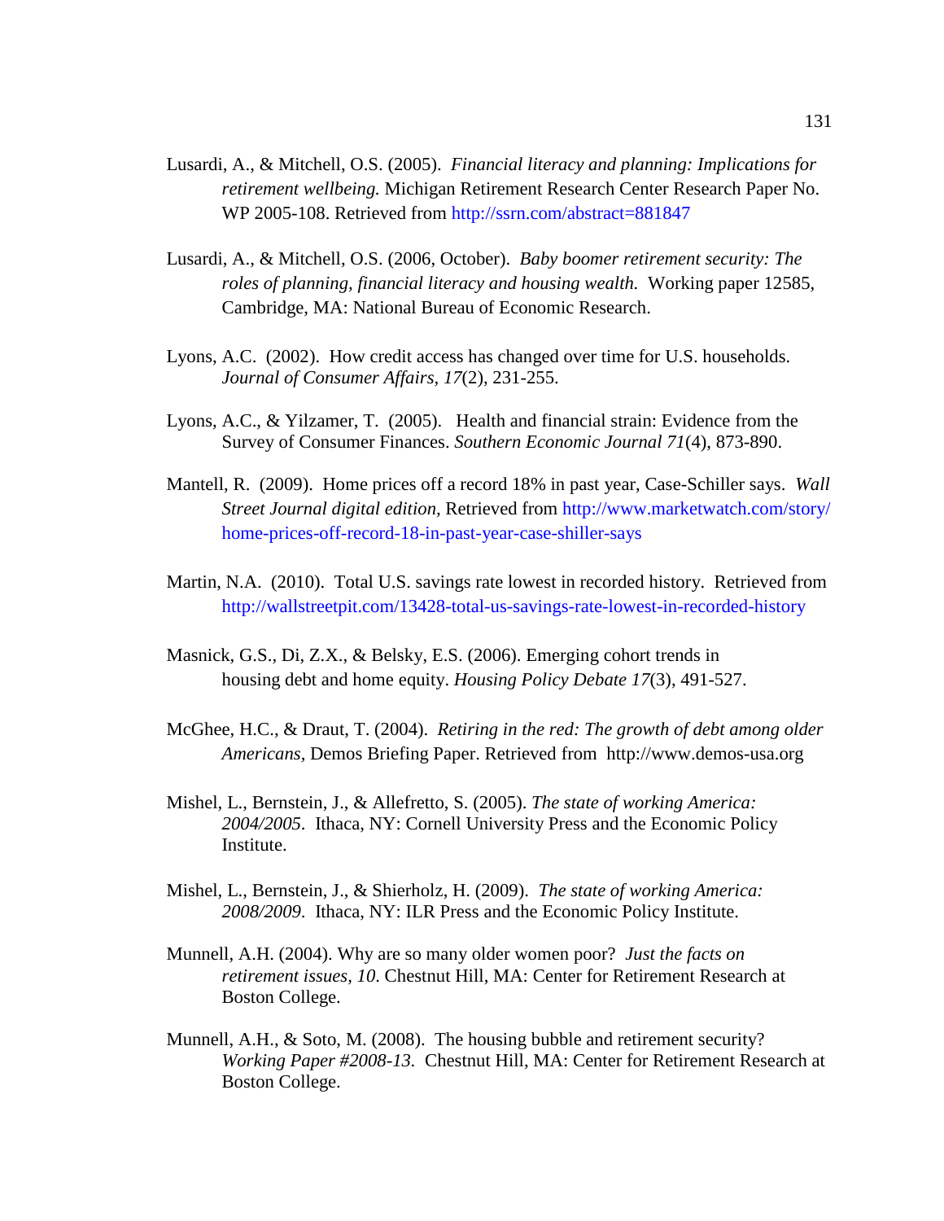Lusardi, A., & Mitchell, O.S. (2005). *Financial literacy and planning: Implications for retirement wellbeing.* Michigan Retirement Research Center Research Paper No. WP 2005-108. Retrieved from http://ssrn.com/abstract=881847

Lusardi, A., & Mitchell, O.S. (2006, October). *Baby boomer retirement security: The roles of planning, financial literacy and housing wealth.* Working paper 12585, Cambridge, MA: National Bureau of Economic Research.

Lyons, A.C. (2002). How credit access has changed over time for U.S. households. *Journal of Consumer Affairs, 17*(2), 231-255.

Lyons, A.C., & Yilzamer, T. (2005). Health and financial strain: Evidence from the Survey of Consumer Finances. *Southern Economic Journal 71*(4), 873-890.

Mantell, R. (2009). Home prices off a record 18% in past year, Case-Schiller says. *Wall Street Journal digital edition,* Retrieved from http://www.marketwatch.com/story/home-prices-off-record-18-in-past-year-case-shiller-says

Martin, N.A. (2010). Total U.S. savings rate lowest in recorded history. Retrieved from http://wallstreetpit.com/13428-total-us-savings-rate-lowest-in-recorded-history

Masnick, G.S., Di, Z.X., & Belsky, E.S. (2006). Emerging cohort trends in housing debt and home equity. *Housing Policy Debate 17*(3), 491-527.

McGhee, H.C., & Draut, T. (2004). *Retiring in the red: The growth of debt among older Americans*, Demos Briefing Paper. Retrieved from http://www.demos-usa.org

Mishel, L., Bernstein, J., & Allefretto, S. (2005). *The state of working America: 2004/2005*. Ithaca, NY: Cornell University Press and the Economic Policy Institute.

Mishel, L., Bernstein, J., & Shierholz, H. (2009). *The state of working America: 2008/2009*. Ithaca, NY: ILR Press and the Economic Policy Institute.

Munnell, A.H. (2004). Why are so many older women poor? *Just the facts on retirement issues, 10*. Chestnut Hill, MA: Center for Retirement Research at Boston College.

Munnell, A.H., & Soto, M. (2008). The housing bubble and retirement security? *Working Paper #2008-13*. Chestnut Hill, MA: Center for Retirement Research at Boston College.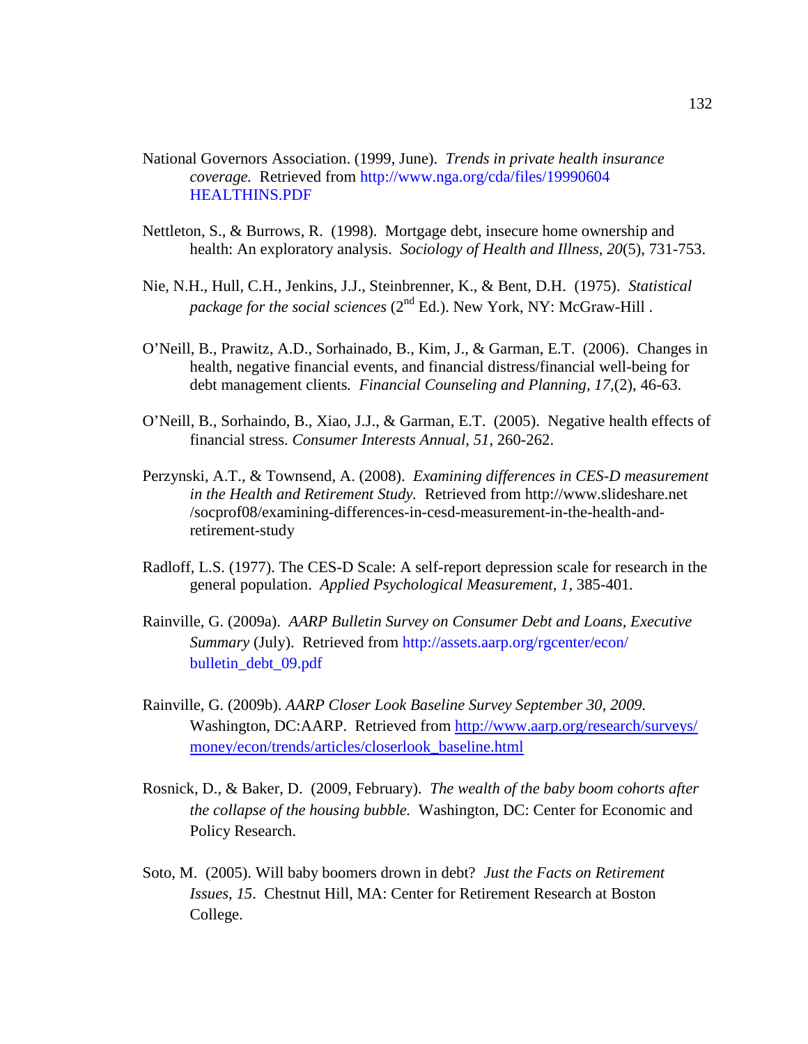National Governors Association. (1999, June). *Trends in private health insurance coverage.* Retrieved from http://www.nga.org/cda/files/19990604 HEALTHINS.PDF

Nettleton, S., & Burrows, R. (1998). Mortgage debt, insecure home ownership and health: An exploratory analysis. *Sociology of Health and Illness, 20*(5), 731-753.

Nie, N.H., Hull, C.H., Jenkins, J.J., Steinbrenner, K., & Bent, D.H. (1975). *Statistical package for the social sciences* ($2^{nd}$ Ed.). New York, NY: McGraw-Hill .

O'Neill, B., Prawitz, A.D., Sorhainado, B., Kim, J., & Garman, E.T. (2006). Changes in health, negative financial events, and financial distress/financial well-being for debt management clients*.* *Financial Counseling and Planning, 17*,(2), 46-63.

O'Neill, B., Sorhaindo, B., Xiao, J.J., & Garman, E.T. (2005). Negative health effects of financial stress. *Consumer Interests Annual, 51*, 260-262.

Perzynski, A.T., & Townsend, A. (2008). *Examining differences in CES-D measurement in the Health and Retirement Study.* Retrieved from http://www.slideshare.net /socprof08/examining-differences-in-cesd-measurement-in-the-health-and-retirement-study

Radloff, L.S. (1977). The CES-D Scale: A self-report depression scale for research in the general population. *Applied Psychological Measurement, 1,* 385-401*.*

Rainville, G. (2009a). *AARP Bulletin Survey on Consumer Debt and Loans, Executive Summary* (July). Retrieved from http://assets.aarp.org/rgcenter/econ/ bulletin_debt_09.pdf

Rainville, G. (2009b). *AARP Closer Look Baseline Survey September 30, 2009.* Washington, DC:AARP. Retrieved from http://www.aarp.org/research/surveys/ money/econ/trends/articles/closerlook_baseline.html

Rosnick, D., & Baker, D. (2009, February). *The wealth of the baby boom cohorts after the collapse of the housing bubble.* Washington, DC: Center for Economic and Policy Research.

Soto, M. (2005). Will baby boomers drown in debt? *Just the Facts on Retirement Issues, 15*. Chestnut Hill, MA: Center for Retirement Research at Boston College.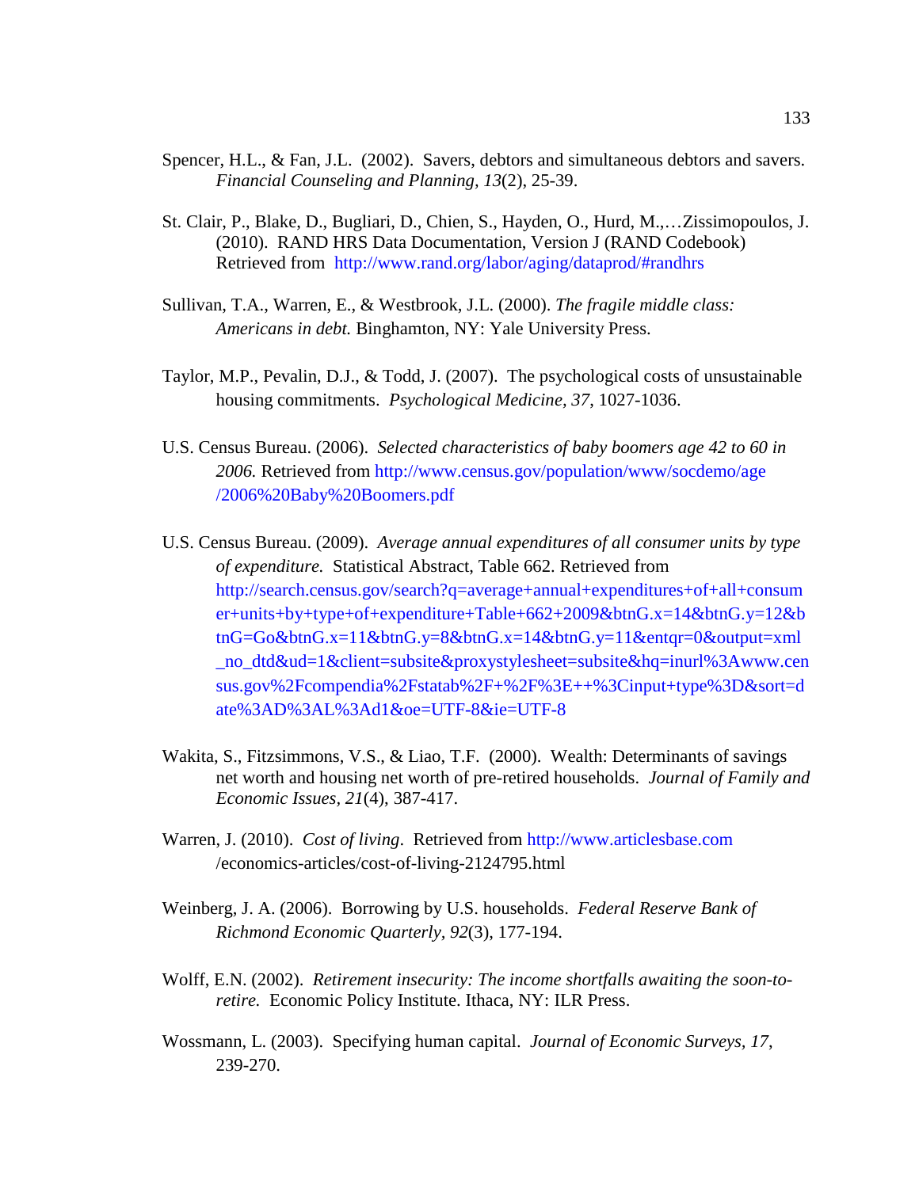Spencer, H.L., & Fan, J.L. (2002). Savers, debtors and simultaneous debtors and savers. *Financial Counseling and Planning, 13*(2), 25-39.

St. Clair, P., Blake, D., Bugliari, D., Chien, S., Hayden, O., Hurd, M.,…Zissimopoulos, J. (2010). RAND HRS Data Documentation, Version J (RAND Codebook) Retrieved from http://www.rand.org/labor/aging/dataprod/#randhrs

Sullivan, T.A., Warren, E., & Westbrook, J.L. (2000). *The fragile middle class: Americans in debt.* Binghamton, NY: Yale University Press.

Taylor, M.P., Pevalin, D.J., & Todd, J. (2007). The psychological costs of unsustainable housing commitments. *Psychological Medicine, 37*, 1027-1036.

U.S. Census Bureau. (2006). *Selected characteristics of baby boomers age 42 to 60 in 2006.* Retrieved from http://www.census.gov/population/www/socdemo/age/2006%20Baby%20Boomers.pdf

U.S. Census Bureau. (2009). *Average annual expenditures of all consumer units by type of expenditure.* Statistical Abstract, Table 662. Retrieved from http://search.census.gov/search?q=average+annual+expenditures+of+all+consumer+units+by+type+of+expenditure+Table+662+2009&btnG.x=14&btnG.y=12&btnG=Go&btnG.x=11&btnG.y=8&btnG.x=14&btnG.y=11&entqr=0&output=xml_no_dtd&ud=1&client=subsite&proxystylesheet=subsite&hq=inurl%3Awww.census.gov%2Fcompendia%2Fstatab%2F+%2F%3E++%3Cinput+type%3D&sort=date%3AD%3AL%3Ad1&oe=UTF-8&ie=UTF-8

Wakita, S., Fitzsimmons, V.S., & Liao, T.F. (2000). Wealth: Determinants of savings net worth and housing net worth of pre-retired households. *Journal of Family and Economic Issues, 21*(4), 387-417.

Warren, J. (2010). *Cost of living*. Retrieved from http://www.articlesbase.com/economics-articles/cost-of-living-2124795.html

Weinberg, J. A. (2006). Borrowing by U.S. households. *Federal Reserve Bank of Richmond Economic Quarterly, 92*(3), 177-194.

Wolff, E.N. (2002). *Retirement insecurity: The income shortfalls awaiting the soon-to-retire.* Economic Policy Institute. Ithaca, NY: ILR Press.

Wossmann, L. (2003). Specifying human capital. *Journal of Economic Surveys, 17*, 239-270.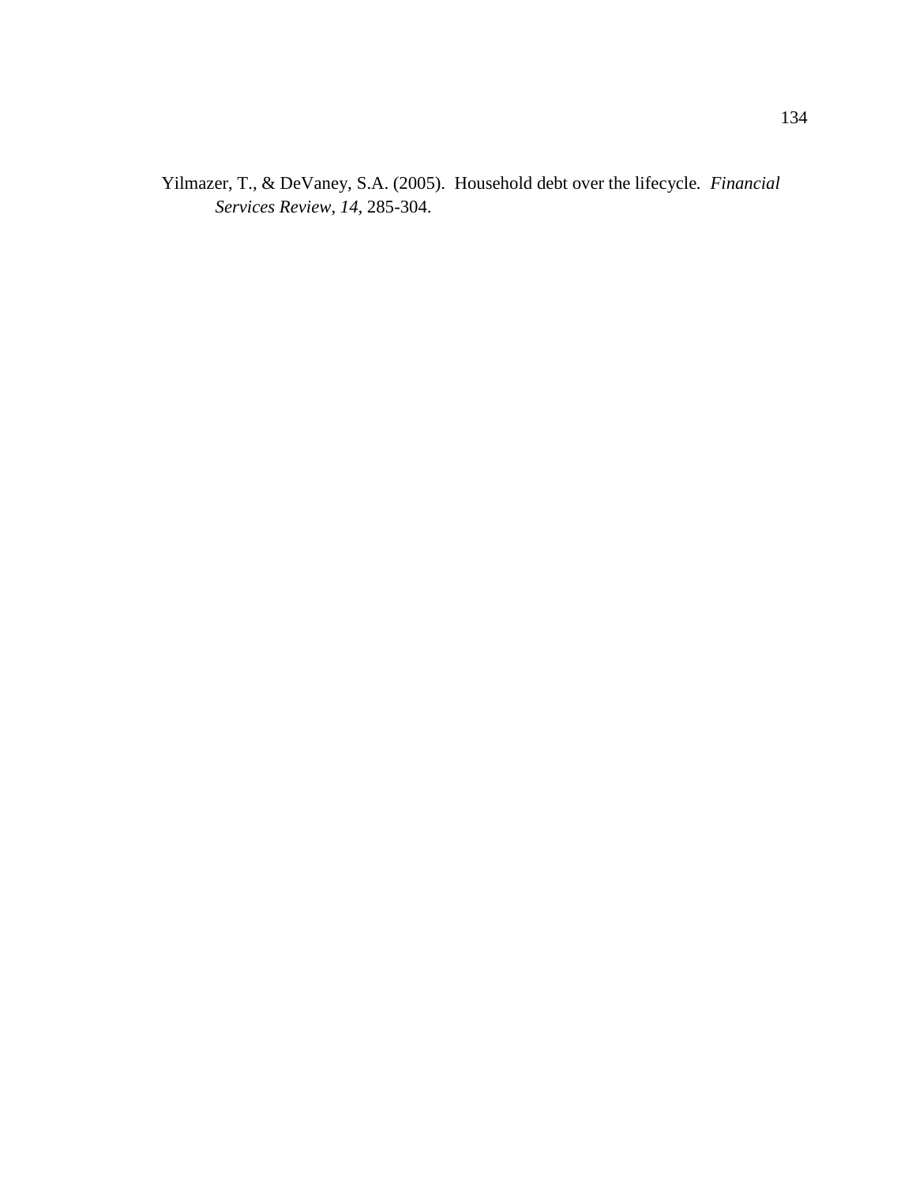Yilmazer, T., & DeVaney, S.A. (2005). Household debt over the lifecycle. *Financial Services Review*, *14*, 285-304.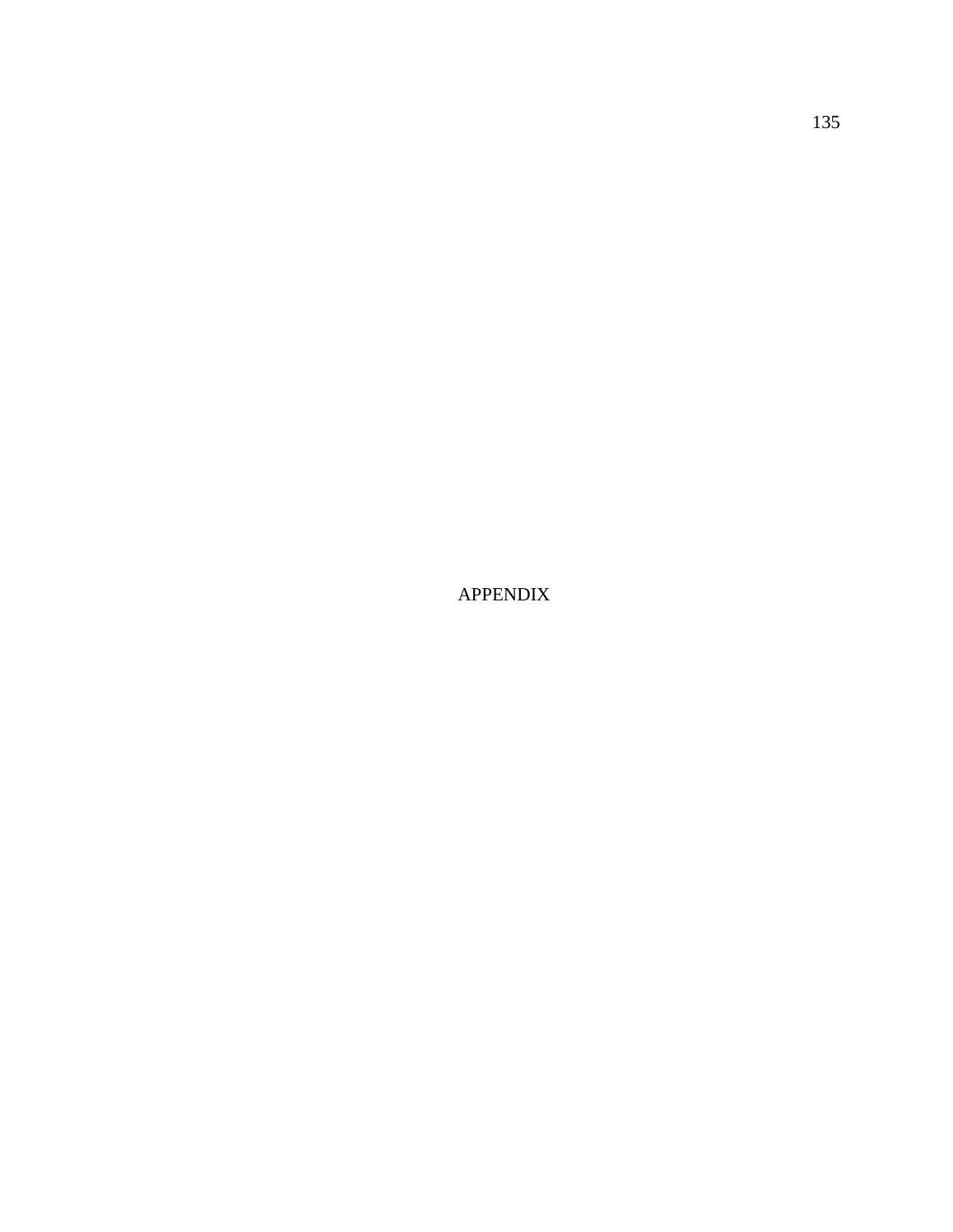# APPENDIX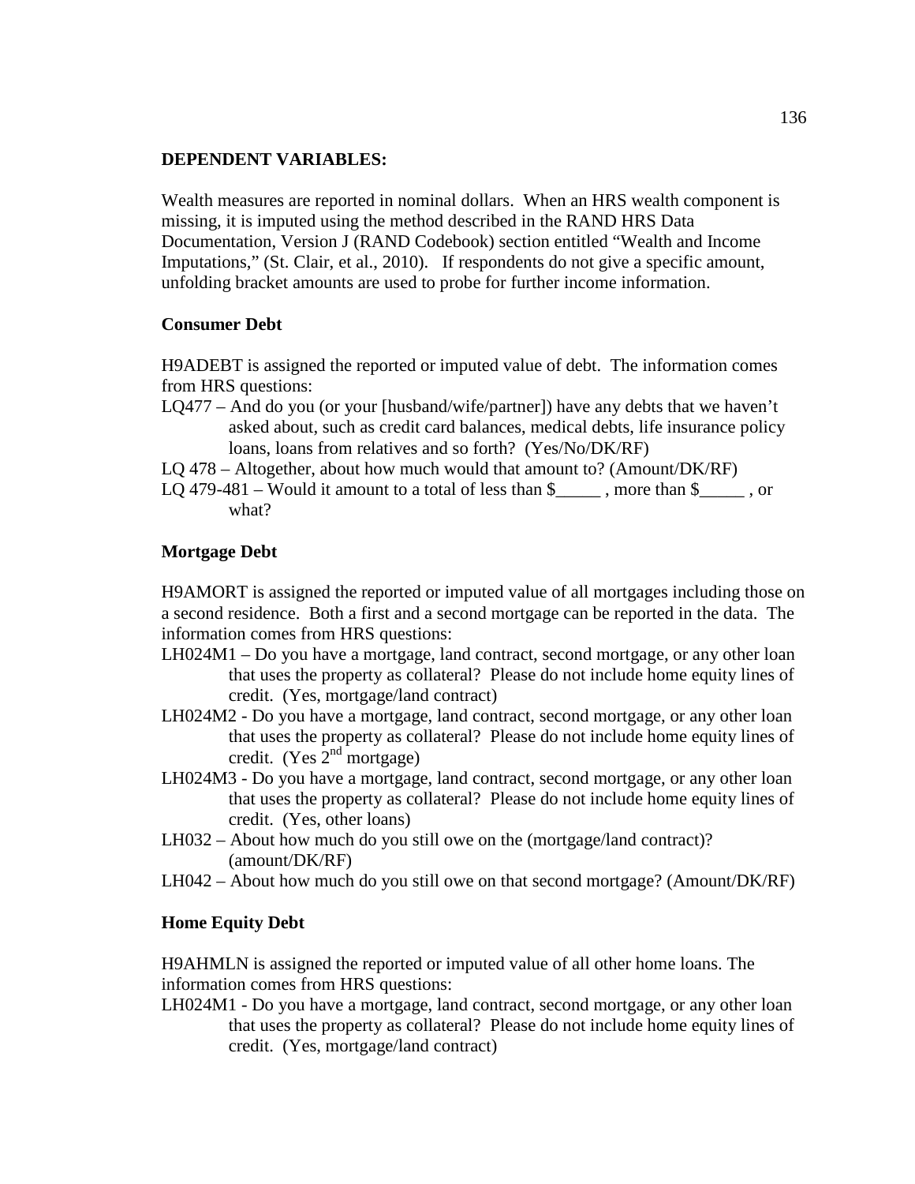**DEPENDENT VARIABLES:**

Wealth measures are reported in nominal dollars. When an HRS wealth component is missing, it is imputed using the method described in the RAND HRS Data Documentation, Version J (RAND Codebook) section entitled "Wealth and Income Imputations," (St. Clair, et al., 2010). If respondents do not give a specific amount, unfolding bracket amounts are used to probe for further income information.

**Consumer Debt**

H9ADEBT is assigned the reported or imputed value of debt. The information comes from HRS questions:

LQ477 – And do you (or your [husband/wife/partner]) have any debts that we haven't asked about, such as credit card balances, medical debts, life insurance policy loans, loans from relatives and so forth? (Yes/No/DK/RF)

LQ 478 – Altogether, about how much would that amount to? (Amount/DK/RF)

LQ 479-481 – Would it amount to a total of less than $_____ , more than $_____ , or what?

**Mortgage Debt**

H9AMORT is assigned the reported or imputed value of all mortgages including those on a second residence. Both a first and a second mortgage can be reported in the data. The information comes from HRS questions:

LH024M1 – Do you have a mortgage, land contract, second mortgage, or any other loan that uses the property as collateral? Please do not include home equity lines of credit. (Yes, mortgage/land contract)

LH024M2 - Do you have a mortgage, land contract, second mortgage, or any other loan that uses the property as collateral? Please do not include home equity lines of credit. (Yes 2nd mortgage)

LH024M3 - Do you have a mortgage, land contract, second mortgage, or any other loan that uses the property as collateral? Please do not include home equity lines of credit. (Yes, other loans)

LH032 – About how much do you still owe on the (mortgage/land contract)? (amount/DK/RF)

LH042 – About how much do you still owe on that second mortgage? (Amount/DK/RF)

**Home Equity Debt**

H9AHMLN is assigned the reported or imputed value of all other home loans. The information comes from HRS questions:

LH024M1 - Do you have a mortgage, land contract, second mortgage, or any other loan that uses the property as collateral? Please do not include home equity lines of credit. (Yes, mortgage/land contract)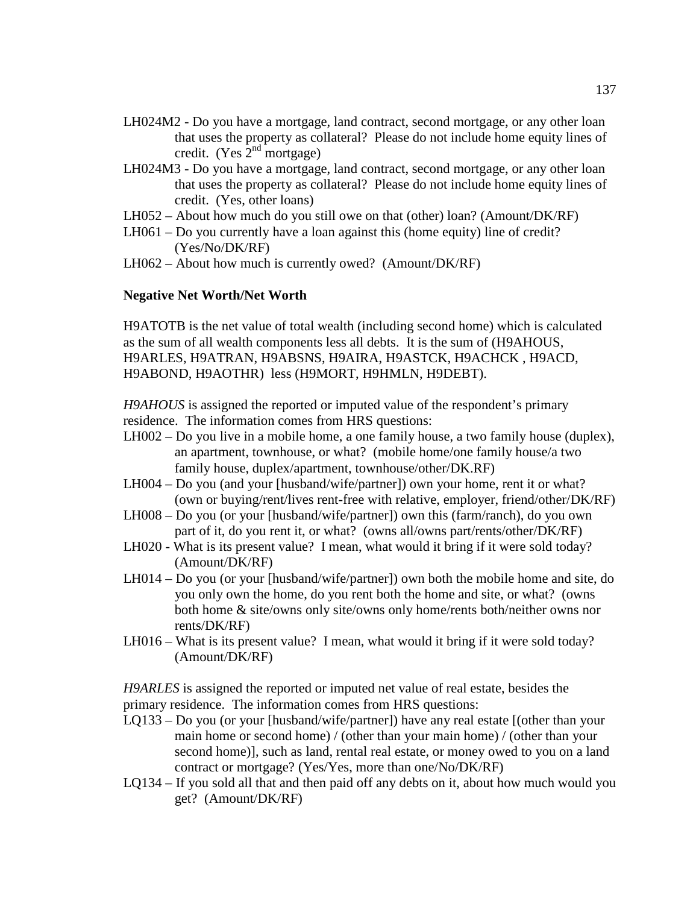LH024M2 - Do you have a mortgage, land contract, second mortgage, or any other loan that uses the property as collateral? Please do not include home equity lines of credit. (Yes 2nd mortgage)

LH024M3 - Do you have a mortgage, land contract, second mortgage, or any other loan that uses the property as collateral? Please do not include home equity lines of credit. (Yes, other loans)

LH052 – About how much do you still owe on that (other) loan? (Amount/DK/RF)

LH061 – Do you currently have a loan against this (home equity) line of credit? (Yes/No/DK/RF)

LH062 – About how much is currently owed? (Amount/DK/RF)

**Negative Net Worth/Net Worth**

H9ATOTB is the net value of total wealth (including second home) which is calculated as the sum of all wealth components less all debts. It is the sum of (H9AHOUS, H9ARLES, H9ATRAN, H9ABSNS, H9AIRA, H9ASTCK, H9ACHCK , H9ACD, H9ABOND, H9AOTHR) less (H9MORT, H9HMLN, H9DEBT).

*H9AHOUS* is assigned the reported or imputed value of the respondent's primary residence. The information comes from HRS questions:

LH002 – Do you live in a mobile home, a one family house, a two family house (duplex), an apartment, townhouse, or what? (mobile home/one family house/a two family house, duplex/apartment, townhouse/other/DK.RF)

LH004 – Do you (and your [husband/wife/partner]) own your home, rent it or what? (own or buying/rent/lives rent-free with relative, employer, friend/other/DK/RF)

LH008 – Do you (or your [husband/wife/partner]) own this (farm/ranch), do you own part of it, do you rent it, or what? (owns all/owns part/rents/other/DK/RF)

LH020 - What is its present value? I mean, what would it bring if it were sold today? (Amount/DK/RF)

LH014 – Do you (or your [husband/wife/partner]) own both the mobile home and site, do you only own the home, do you rent both the home and site, or what? (owns both home & site/owns only site/owns only home/rents both/neither owns nor rents/DK/RF)

LH016 – What is its present value? I mean, what would it bring if it were sold today? (Amount/DK/RF)

*H9ARLES* is assigned the reported or imputed net value of real estate, besides the primary residence. The information comes from HRS questions:

LQ133 – Do you (or your [husband/wife/partner]) have any real estate [(other than your main home or second home) / (other than your main home) / (other than your second home)], such as land, rental real estate, or money owed to you on a land contract or mortgage? (Yes/Yes, more than one/No/DK/RF)

LQ134 – If you sold all that and then paid off any debts on it, about how much would you get? (Amount/DK/RF)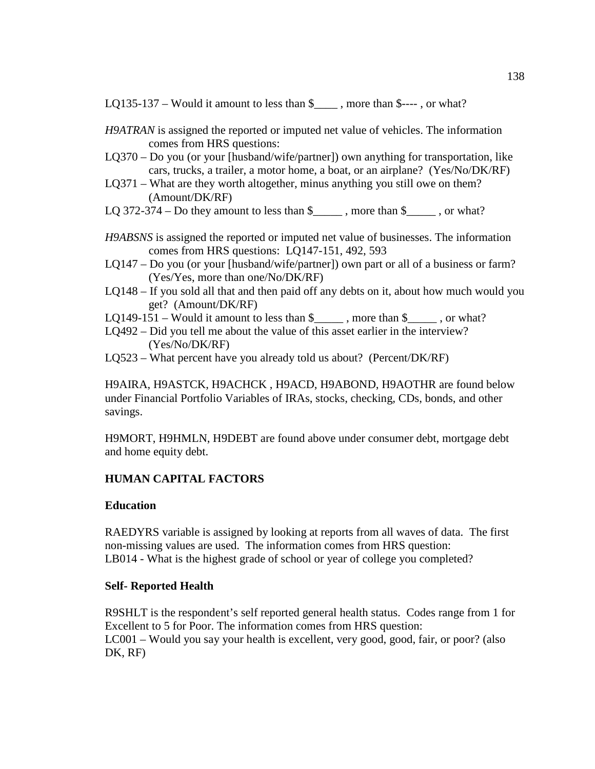LQ135-137 – Would it amount to less than $____ , more than $---- , or what?

*H9ATRAN* is assigned the reported or imputed net value of vehicles. The information comes from HRS questions:

LQ370 – Do you (or your [husband/wife/partner]) own anything for transportation, like cars, trucks, a trailer, a motor home, a boat, or an airplane? (Yes/No/DK/RF)

LQ371 – What are they worth altogether, minus anything you still owe on them? (Amount/DK/RF)

LQ 372-374 – Do they amount to less than $_____ , more than $_____ , or what?

*H9ABSNS* is assigned the reported or imputed net value of businesses. The information comes from HRS questions: LQ147-151, 492, 593

LQ147 – Do you (or your [husband/wife/partner]) own part or all of a business or farm? (Yes/Yes, more than one/No/DK/RF)

LQ148 – If you sold all that and then paid off any debts on it, about how much would you get? (Amount/DK/RF)

LQ149-151 – Would it amount to less than $_____ , more than $_____ , or what?

LQ492 – Did you tell me about the value of this asset earlier in the interview? (Yes/No/DK/RF)

LQ523 – What percent have you already told us about? (Percent/DK/RF)

H9AIRA, H9ASTCK, H9ACHCK , H9ACD, H9ABOND, H9AOTHR are found below under Financial Portfolio Variables of IRAs, stocks, checking, CDs, bonds, and other savings.

H9MORT, H9HMLN, H9DEBT are found above under consumer debt, mortgage debt and home equity debt.

## HUMAN CAPITAL FACTORS

### Education

RAEDYRS variable is assigned by looking at reports from all waves of data. The first non-missing values are used. The information comes from HRS question:
LB014 - What is the highest grade of school or year of college you completed?

### Self- Reported Health

R9SHLT is the respondent's self reported general health status. Codes range from 1 for Excellent to 5 for Poor. The information comes from HRS question:
LC001 – Would you say your health is excellent, very good, good, fair, or poor? (also DK, RF)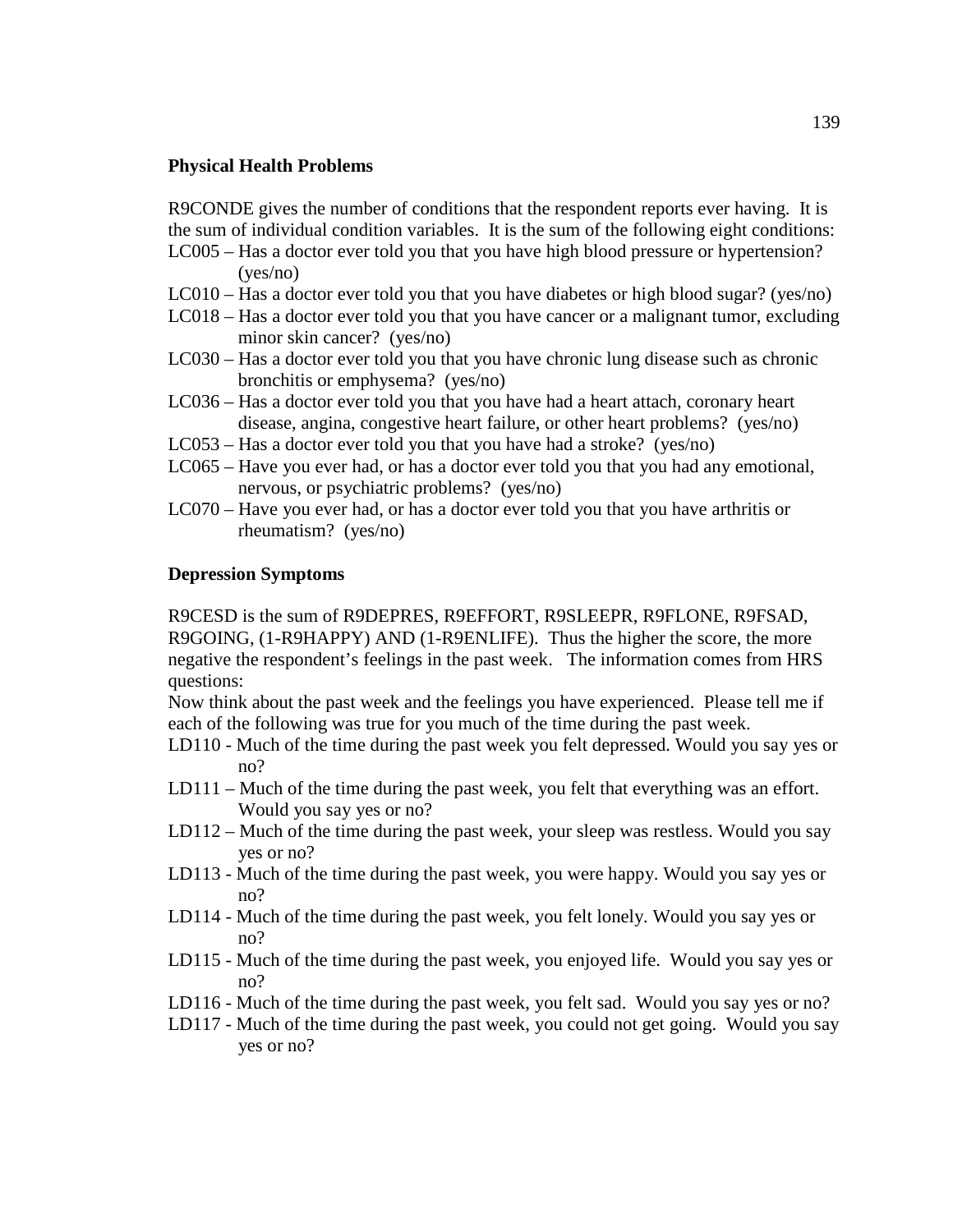**Physical Health Problems**

R9CONDE gives the number of conditions that the respondent reports ever having. It is the sum of individual condition variables. It is the sum of the following eight conditions:

- LC005 – Has a doctor ever told you that you have high blood pressure or hypertension? (yes/no)
- LC010 – Has a doctor ever told you that you have diabetes or high blood sugar? (yes/no)
- LC018 – Has a doctor ever told you that you have cancer or a malignant tumor, excluding minor skin cancer? (yes/no)
- LC030 – Has a doctor ever told you that you have chronic lung disease such as chronic bronchitis or emphysema? (yes/no)
- LC036 – Has a doctor ever told you that you have had a heart attach, coronary heart disease, angina, congestive heart failure, or other heart problems? (yes/no)
- LC053 – Has a doctor ever told you that you have had a stroke? (yes/no)
- LC065 – Have you ever had, or has a doctor ever told you that you had any emotional, nervous, or psychiatric problems? (yes/no)
- LC070 – Have you ever had, or has a doctor ever told you that you have arthritis or rheumatism? (yes/no)

**Depression Symptoms**

R9CESD is the sum of R9DEPRES, R9EFFORT, R9SLEEPR, R9FLONE, R9FSAD, R9GOING, (1-R9HAPPY) AND (1-R9ENLIFE). Thus the higher the score, the more negative the respondent's feelings in the past week. The information comes from HRS questions:

Now think about the past week and the feelings you have experienced. Please tell me if each of the following was true for you much of the time during the past week.

- LD110 - Much of the time during the past week you felt depressed. Would you say yes or no?
- LD111 – Much of the time during the past week, you felt that everything was an effort. Would you say yes or no?
- LD112 – Much of the time during the past week, your sleep was restless. Would you say yes or no?
- LD113 - Much of the time during the past week, you were happy. Would you say yes or no?
- LD114 - Much of the time during the past week, you felt lonely. Would you say yes or no?
- LD115 - Much of the time during the past week, you enjoyed life. Would you say yes or no?
- LD116 - Much of the time during the past week, you felt sad. Would you say yes or no?
- LD117 - Much of the time during the past week, you could not get going. Would you say yes or no?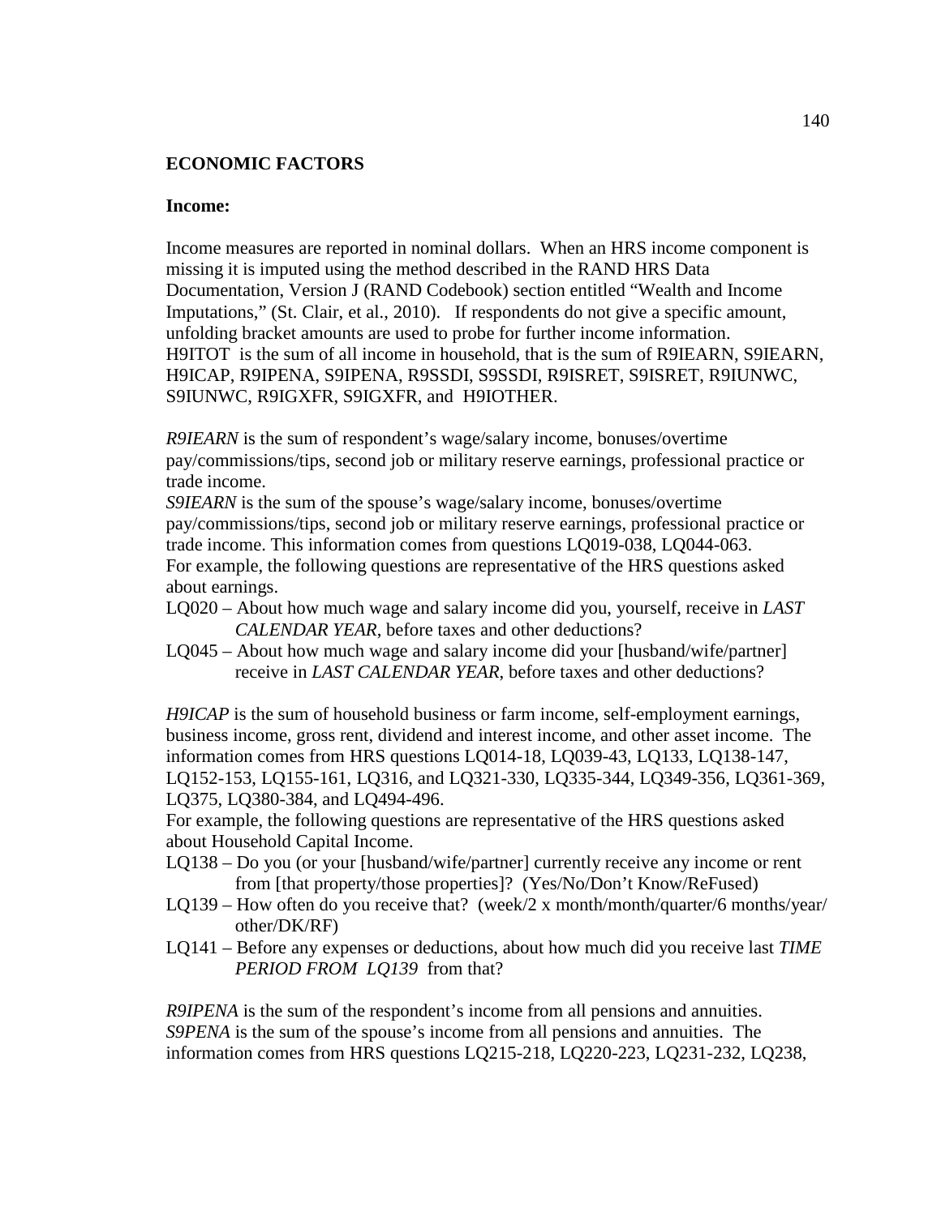**ECONOMIC FACTORS**

**Income:**

Income measures are reported in nominal dollars. When an HRS income component is missing it is imputed using the method described in the RAND HRS Data Documentation, Version J (RAND Codebook) section entitled "Wealth and Income Imputations," (St. Clair, et al., 2010). If respondents do not give a specific amount, unfolding bracket amounts are used to probe for further income information. H9ITOT is the sum of all income in household, that is the sum of R9IEARN, S9IEARN, H9ICAP, R9IPENA, S9IPENA, R9SSDI, S9SSDI, R9ISRET, S9ISRET, R9IUNWC, S9IUNWC, R9IGXFR, S9IGXFR, and H9IOTHER.

*R9IEARN* is the sum of respondent's wage/salary income, bonuses/overtime pay/commissions/tips, second job or military reserve earnings, professional practice or trade income.
*S9IEARN* is the sum of the spouse's wage/salary income, bonuses/overtime pay/commissions/tips, second job or military reserve earnings, professional practice or trade income. This information comes from questions LQ019-038, LQ044-063.
For example, the following questions are representative of the HRS questions asked about earnings.

- LQ020 – About how much wage and salary income did you, yourself, receive in *LAST CALENDAR YEAR*, before taxes and other deductions?
- LQ045 – About how much wage and salary income did your [husband/wife/partner] receive in *LAST CALENDAR YEAR*, before taxes and other deductions?

*H9ICAP* is the sum of household business or farm income, self-employment earnings, business income, gross rent, dividend and interest income, and other asset income. The information comes from HRS questions LQ014-18, LQ039-43, LQ133, LQ138-147, LQ152-153, LQ155-161, LQ316, and LQ321-330, LQ335-344, LQ349-356, LQ361-369, LQ375, LQ380-384, and LQ494-496.
For example, the following questions are representative of the HRS questions asked about Household Capital Income.

- LQ138 – Do you (or your [husband/wife/partner] currently receive any income or rent from [that property/those properties]? (Yes/No/Don't Know/ReFused)
- LQ139 – How often do you receive that? (week/2 x month/month/quarter/6 months/year/ other/DK/RF)
- LQ141 – Before any expenses or deductions, about how much did you receive last *TIME PERIOD FROM LQ139* from that?

*R9IPENA* is the sum of the respondent's income from all pensions and annuities.
*S9PENA* is the sum of the spouse's income from all pensions and annuities. The information comes from HRS questions LQ215-218, LQ220-223, LQ231-232, LQ238,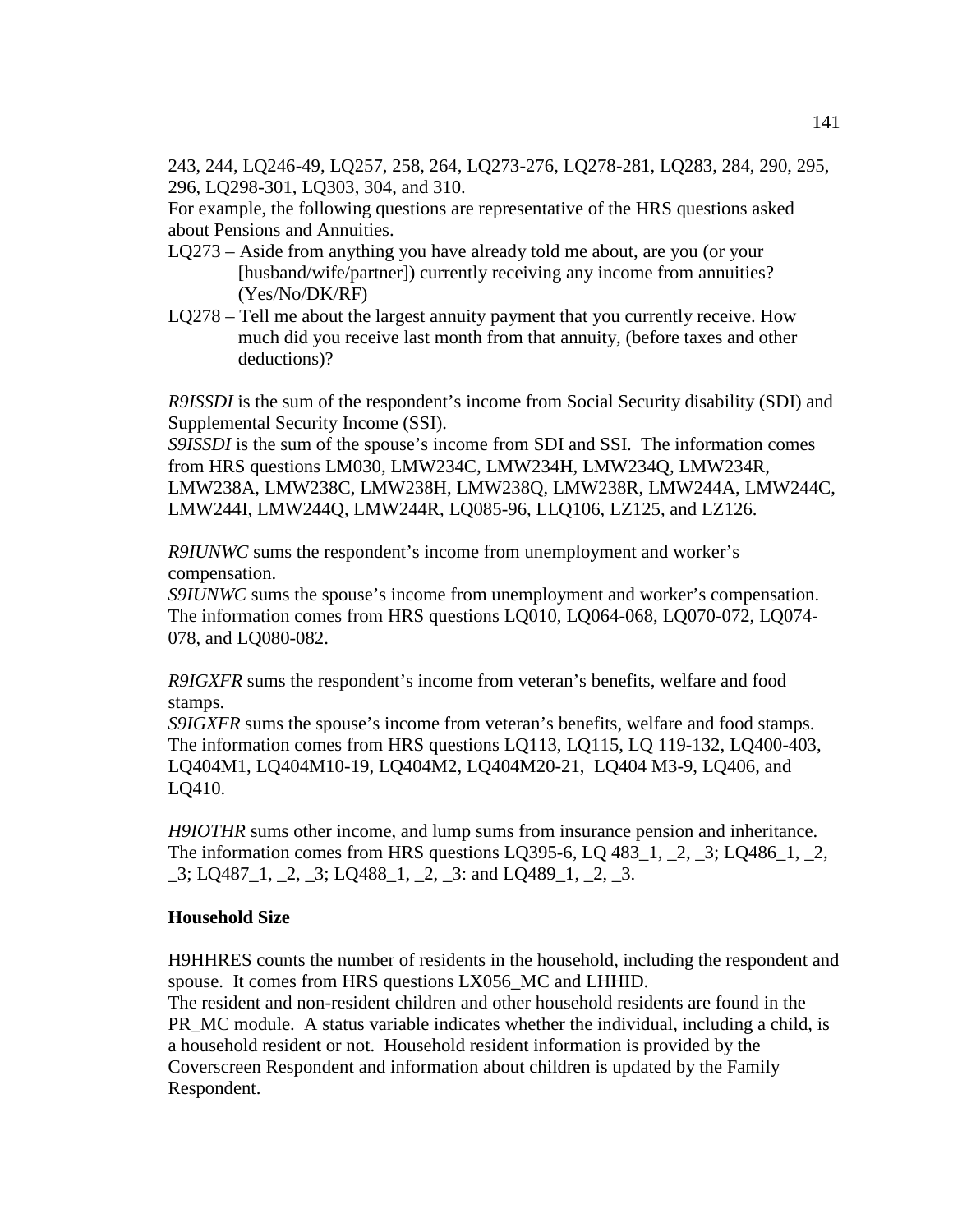243, 244, LQ246-49, LQ257, 258, 264, LQ273-276, LQ278-281, LQ283, 284, 290, 295, 296, LQ298-301, LQ303, 304, and 310.
For example, the following questions are representative of the HRS questions asked about Pensions and Annuities.

LQ273 – Aside from anything you have already told me about, are you (or your [husband/wife/partner]) currently receiving any income from annuities? (Yes/No/DK/RF)

LQ278 – Tell me about the largest annuity payment that you currently receive. How much did you receive last month from that annuity, (before taxes and other deductions)?

*R9ISSDI* is the sum of the respondent's income from Social Security disability (SDI) and Supplemental Security Income (SSI).
*S9ISSDI* is the sum of the spouse's income from SDI and SSI. The information comes from HRS questions LM030, LMW234C, LMW234H, LMW234Q, LMW234R, LMW238A, LMW238C, LMW238H, LMW238Q, LMW238R, LMW244A, LMW244C, LMW244I, LMW244Q, LMW244R, LQ085-96, LLQ106, LZ125, and LZ126.

*R9IUNWC* sums the respondent's income from unemployment and worker's compensation.
*S9IUNWC* sums the spouse's income from unemployment and worker's compensation. The information comes from HRS questions LQ010, LQ064-068, LQ070-072, LQ074-078, and LQ080-082.

*R9IGXFR* sums the respondent's income from veteran's benefits, welfare and food stamps.
*S9IGXFR* sums the spouse's income from veteran's benefits, welfare and food stamps. The information comes from HRS questions LQ113, LQ115, LQ 119-132, LQ400-403, LQ404M1, LQ404M10-19, LQ404M2, LQ404M20-21, LQ404 M3-9, LQ406, and LQ410.

*H9IOTHR* sums other income, and lump sums from insurance pension and inheritance. The information comes from HRS questions LQ395-6, LQ 483_1, _2, _3; LQ486_1, _2, _3; LQ487_1, _2, _3; LQ488_1, _2, _3: and LQ489_1, _2, _3.

**Household Size**

H9HHRES counts the number of residents in the household, including the respondent and spouse. It comes from HRS questions LX056_MC and LHHID.
The resident and non-resident children and other household residents are found in the PR_MC module. A status variable indicates whether the individual, including a child, is a household resident or not. Household resident information is provided by the Coverscreen Respondent and information about children is updated by the Family Respondent.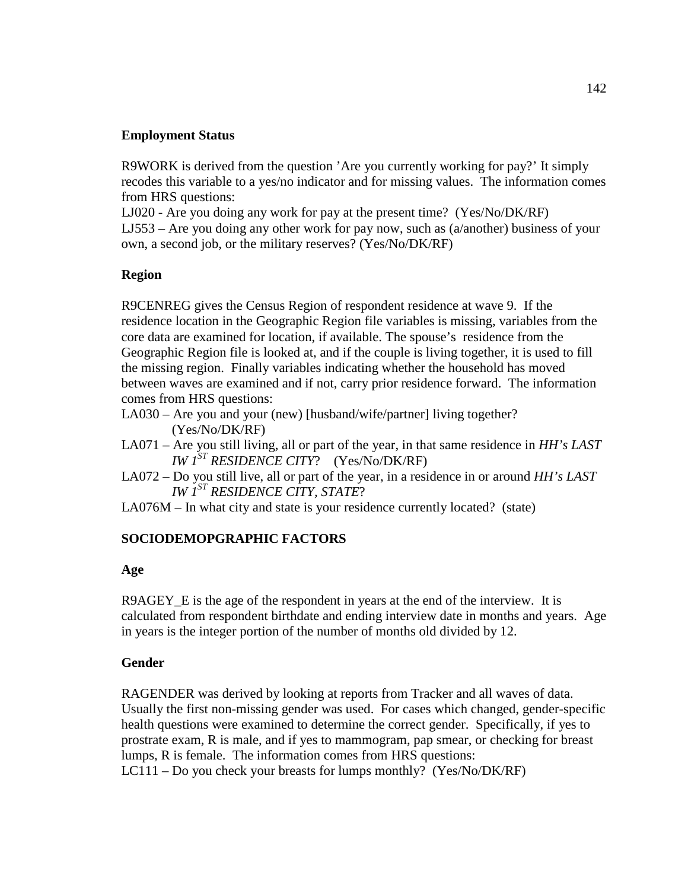**Employment Status**

R9WORK is derived from the question 'Are you currently working for pay?' It simply recodes this variable to a yes/no indicator and for missing values. The information comes from HRS questions:

LJ020 - Are you doing any work for pay at the present time? (Yes/No/DK/RF)

LJ553 – Are you doing any other work for pay now, such as (a/another) business of your own, a second job, or the military reserves? (Yes/No/DK/RF)

**Region**

R9CENREG gives the Census Region of respondent residence at wave 9. If the residence location in the Geographic Region file variables is missing, variables from the core data are examined for location, if available. The spouse's residence from the Geographic Region file is looked at, and if the couple is living together, it is used to fill the missing region. Finally variables indicating whether the household has moved between waves are examined and if not, carry prior residence forward. The information comes from HRS questions:

LA030 – Are you and your (new) [husband/wife/partner] living together? (Yes/No/DK/RF)

LA071 – Are you still living, all or part of the year, in that same residence in *HH's LAST IW 1ST RESIDENCE CITY*? (Yes/No/DK/RF)

LA072 – Do you still live, all or part of the year, in a residence in or around *HH's LAST IW 1ST RESIDENCE CITY, STATE*?

LA076M – In what city and state is your residence currently located? (state)

**SOCIODEMOPGRAPHIC FACTORS**

**Age**

R9AGEY_E is the age of the respondent in years at the end of the interview. It is calculated from respondent birthdate and ending interview date in months and years. Age in years is the integer portion of the number of months old divided by 12.

**Gender**

RAGENDER was derived by looking at reports from Tracker and all waves of data. Usually the first non-missing gender was used. For cases which changed, gender-specific health questions were examined to determine the correct gender. Specifically, if yes to prostrate exam, R is male, and if yes to mammogram, pap smear, or checking for breast lumps, R is female. The information comes from HRS questions:

LC111 – Do you check your breasts for lumps monthly? (Yes/No/DK/RF)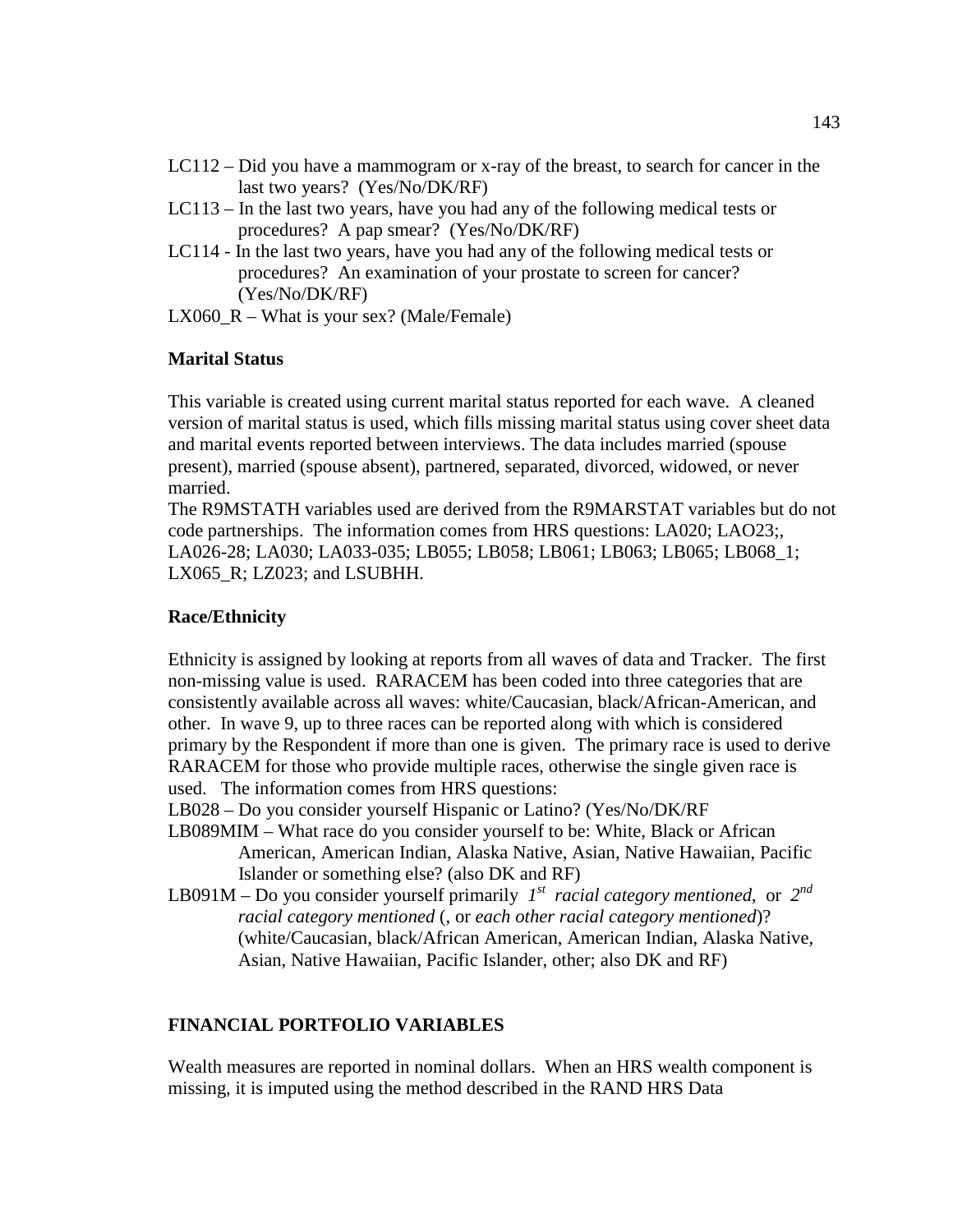LC112 – Did you have a mammogram or x-ray of the breast, to search for cancer in the last two years? (Yes/No/DK/RF)

LC113 – In the last two years, have you had any of the following medical tests or procedures? A pap smear? (Yes/No/DK/RF)

LC114 - In the last two years, have you had any of the following medical tests or procedures? An examination of your prostate to screen for cancer? (Yes/No/DK/RF)

LX060_R – What is your sex? (Male/Female)

**Marital Status**

This variable is created using current marital status reported for each wave. A cleaned version of marital status is used, which fills missing marital status using cover sheet data and marital events reported between interviews. The data includes married (spouse present), married (spouse absent), partnered, separated, divorced, widowed, or never married.

The R9MSTATH variables used are derived from the R9MARSTAT variables but do not code partnerships. The information comes from HRS questions: LA020; LAO23;, LA026-28; LA030; LA033-035; LB055; LB058; LB061; LB063; LB065; LB068_1; LX065_R; LZ023; and LSUBHH.

**Race/Ethnicity**

Ethnicity is assigned by looking at reports from all waves of data and Tracker. The first non-missing value is used. RARACEM has been coded into three categories that are consistently available across all waves: white/Caucasian, black/African-American, and other. In wave 9, up to three races can be reported along with which is considered primary by the Respondent if more than one is given. The primary race is used to derive RARACEM for those who provide multiple races, otherwise the single given race is used. The information comes from HRS questions:

LB028 – Do you consider yourself Hispanic or Latino? (Yes/No/DK/RF

LB089MIM – What race do you consider yourself to be: White, Black or African American, American Indian, Alaska Native, Asian, Native Hawaiian, Pacific Islander or something else? (also DK and RF)

LB091M – Do you consider yourself primarily *1st racial category mentioned*, or *2nd racial category mentioned* (, or *each other racial category mentioned*)? (white/Caucasian, black/African American, American Indian, Alaska Native, Asian, Native Hawaiian, Pacific Islander, other; also DK and RF)

**FINANCIAL PORTFOLIO VARIABLES**

Wealth measures are reported in nominal dollars. When an HRS wealth component is missing, it is imputed using the method described in the RAND HRS Data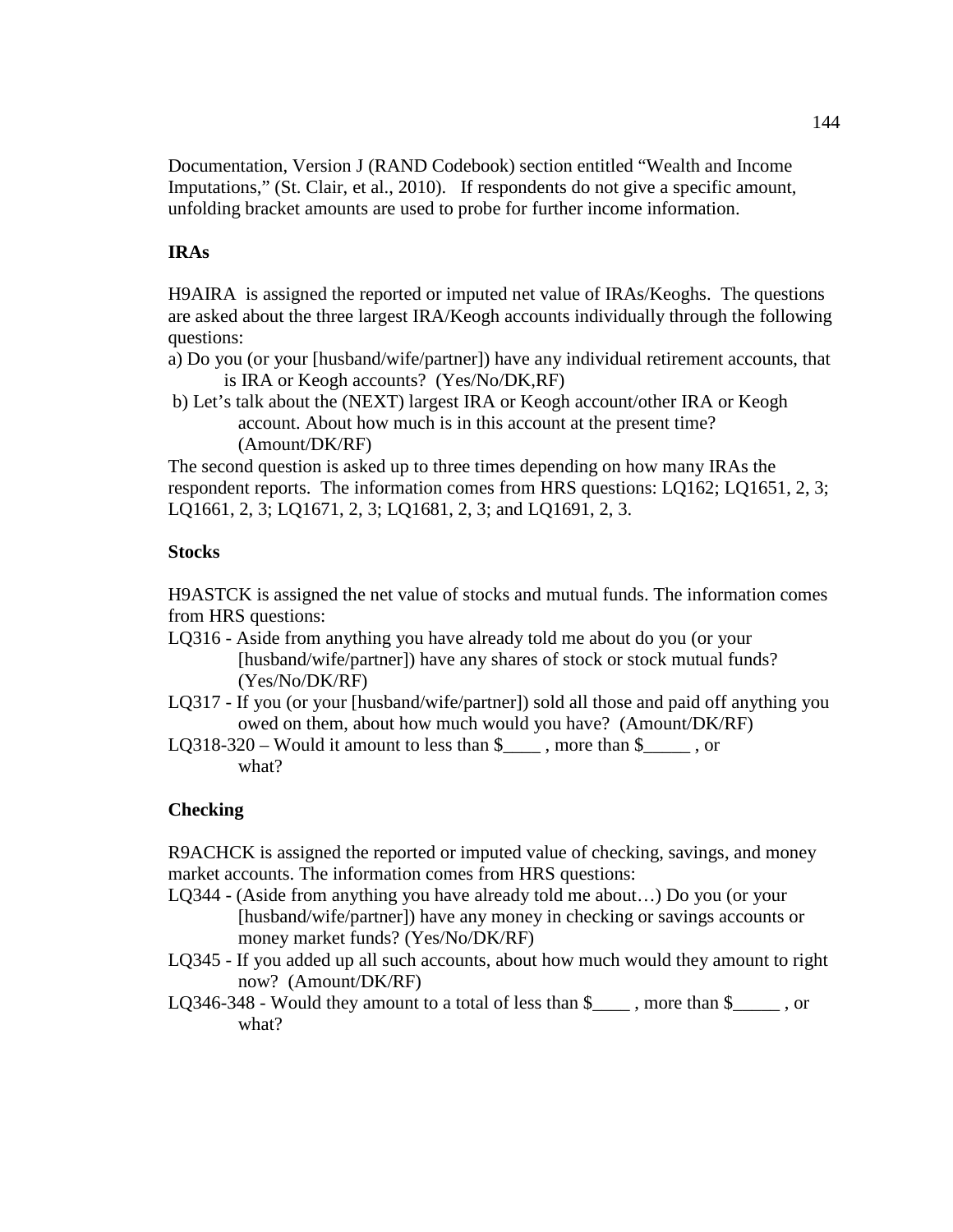Documentation, Version J (RAND Codebook) section entitled “Wealth and Income Imputations,” (St. Clair, et al., 2010). If respondents do not give a specific amount, unfolding bracket amounts are used to probe for further income information.

**IRAs**

H9AIRA is assigned the reported or imputed net value of IRAs/Keoghs. The questions are asked about the three largest IRA/Keogh accounts individually through the following questions:

a) Do you (or your [husband/wife/partner]) have any individual retirement accounts, that is IRA or Keogh accounts? (Yes/No/DK,RF)

b) Let’s talk about the (NEXT) largest IRA or Keogh account/other IRA or Keogh account. About how much is in this account at the present time? (Amount/DK/RF)

The second question is asked up to three times depending on how many IRAs the respondent reports. The information comes from HRS questions: LQ162; LQ1651, 2, 3; LQ1661, 2, 3; LQ1671, 2, 3; LQ1681, 2, 3; and LQ1691, 2, 3.

**Stocks**

H9ASTCK is assigned the net value of stocks and mutual funds. The information comes from HRS questions:

LQ316 - Aside from anything you have already told me about do you (or your [husband/wife/partner]) have any shares of stock or stock mutual funds? (Yes/No/DK/RF)

LQ317 - If you (or your [husband/wife/partner]) sold all those and paid off anything you owed on them, about how much would you have? (Amount/DK/RF)

LQ318-320 – Would it amount to less than $____ , more than $_____ , or what?

**Checking**

R9ACHCK is assigned the reported or imputed value of checking, savings, and money market accounts. The information comes from HRS questions:

LQ344 - (Aside from anything you have already told me about…) Do you (or your [husband/wife/partner]) have any money in checking or savings accounts or money market funds? (Yes/No/DK/RF)

LQ345 - If you added up all such accounts, about how much would they amount to right now? (Amount/DK/RF)

LQ346-348 - Would they amount to a total of less than $____ , more than $_____ , or what?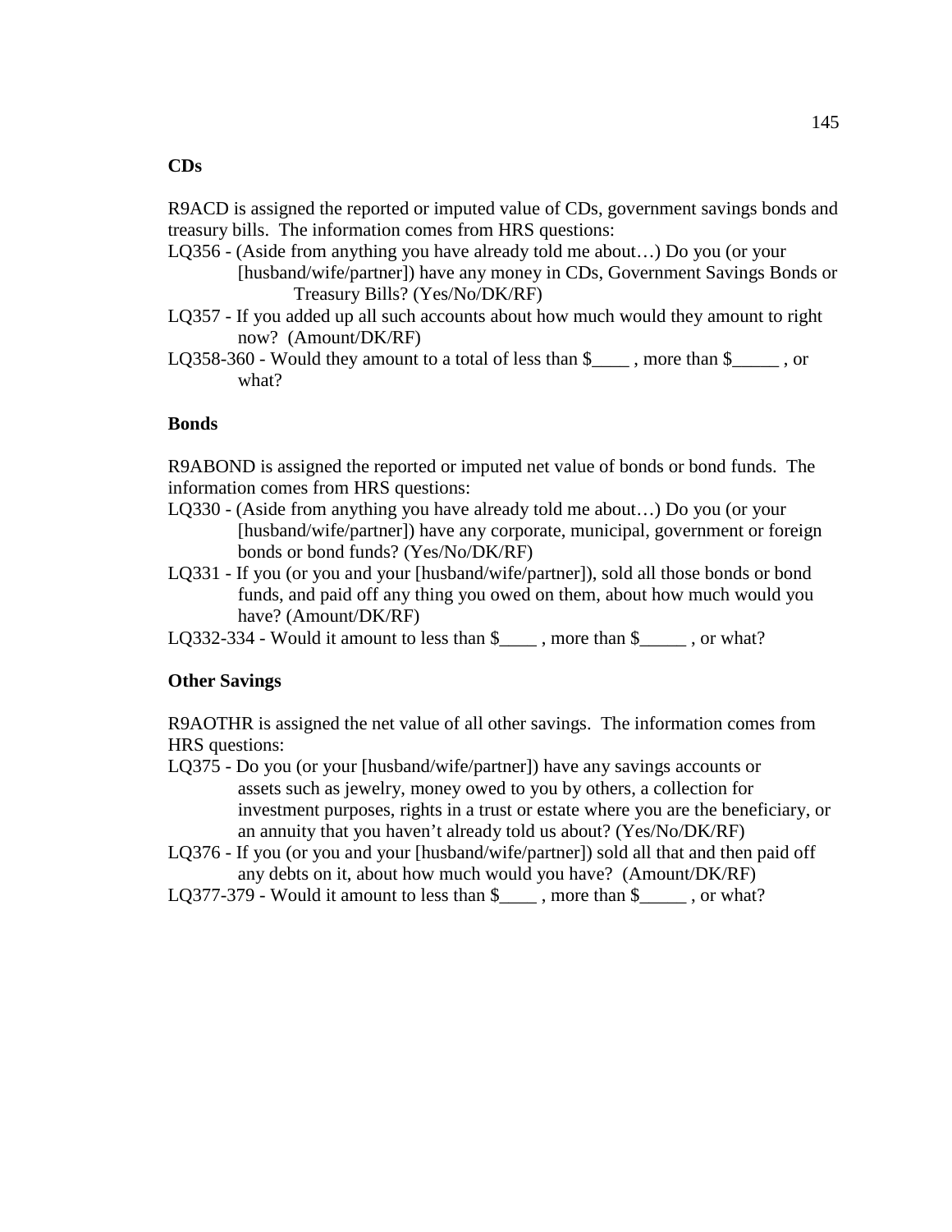**CDs**

R9ACD is assigned the reported or imputed value of CDs, government savings bonds and treasury bills. The information comes from HRS questions:

LQ356 - (Aside from anything you have already told me about…) Do you (or your [husband/wife/partner]) have any money in CDs, Government Savings Bonds or Treasury Bills? (Yes/No/DK/RF)

LQ357 - If you added up all such accounts about how much would they amount to right now? (Amount/DK/RF)

LQ358-360 - Would they amount to a total of less than $____ , more than $_____ , or what?

**Bonds**

R9ABOND is assigned the reported or imputed net value of bonds or bond funds. The information comes from HRS questions:

LQ330 - (Aside from anything you have already told me about…) Do you (or your [husband/wife/partner]) have any corporate, municipal, government or foreign bonds or bond funds? (Yes/No/DK/RF)

LQ331 - If you (or you and your [husband/wife/partner]), sold all those bonds or bond funds, and paid off any thing you owed on them, about how much would you have? (Amount/DK/RF)

LQ332-334 - Would it amount to less than $____ , more than $_____ , or what?

**Other Savings**

R9AOTHR is assigned the net value of all other savings. The information comes from HRS questions:

LQ375 - Do you (or your [husband/wife/partner]) have any savings accounts or assets such as jewelry, money owed to you by others, a collection for investment purposes, rights in a trust or estate where you are the beneficiary, or an annuity that you haven't already told us about? (Yes/No/DK/RF)

LQ376 - If you (or you and your [husband/wife/partner]) sold all that and then paid off any debts on it, about how much would you have? (Amount/DK/RF)

LQ377-379 - Would it amount to less than $____ , more than $_____ , or what?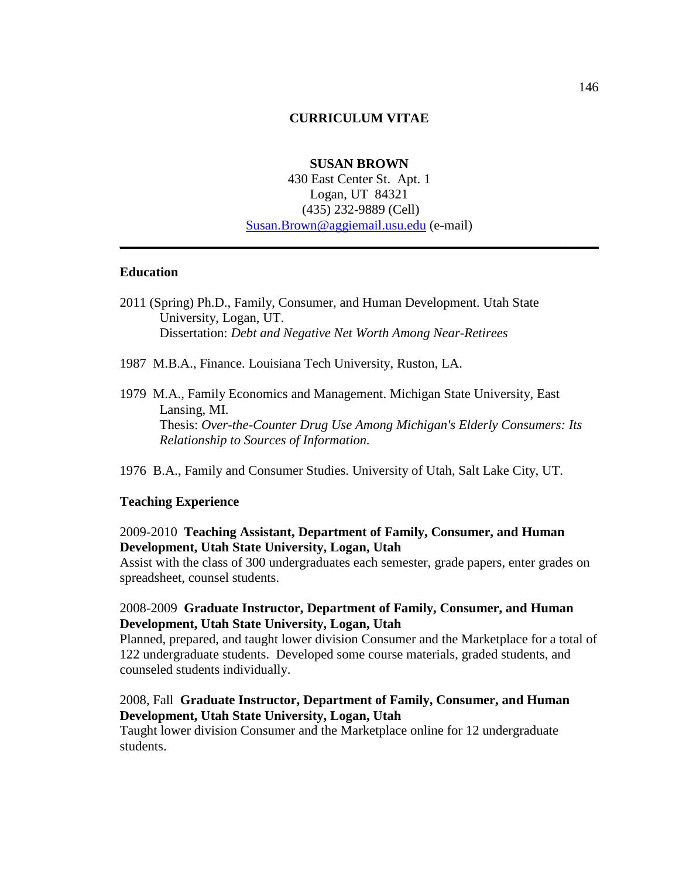# CURRICULUM VITAE

**SUSAN BROWN**
430 East Center St. Apt. 1
Logan, UT 84321
(435) 232-9889 (Cell)
Susan.Brown@aggiemail.usu.edu (e-mail)

---

## Education

2011 (Spring) Ph.D., Family, Consumer, and Human Development. Utah State University, Logan, UT.
Dissertation: *Debt and Negative Net Worth Among Near-Retirees*

1987 M.B.A., Finance. Louisiana Tech University, Ruston, LA.

1979 M.A., Family Economics and Management. Michigan State University, East Lansing, MI.
Thesis: *Over-the-Counter Drug Use Among Michigan's Elderly Consumers: Its Relationship to Sources of Information.*

1976 B.A., Family and Consumer Studies. University of Utah, Salt Lake City, UT.

## Teaching Experience

2009-2010 **Teaching Assistant, Department of Family, Consumer, and Human Development, Utah State University, Logan, Utah**
Assist with the class of 300 undergraduates each semester, grade papers, enter grades on spreadsheet, counsel students.

2008-2009 **Graduate Instructor, Department of Family, Consumer, and Human Development, Utah State University, Logan, Utah**
Planned, prepared, and taught lower division Consumer and the Marketplace for a total of 122 undergraduate students. Developed some course materials, graded students, and counseled students individually.

2008, Fall **Graduate Instructor, Department of Family, Consumer, and Human Development, Utah State University, Logan, Utah**
Taught lower division Consumer and the Marketplace online for 12 undergraduate students.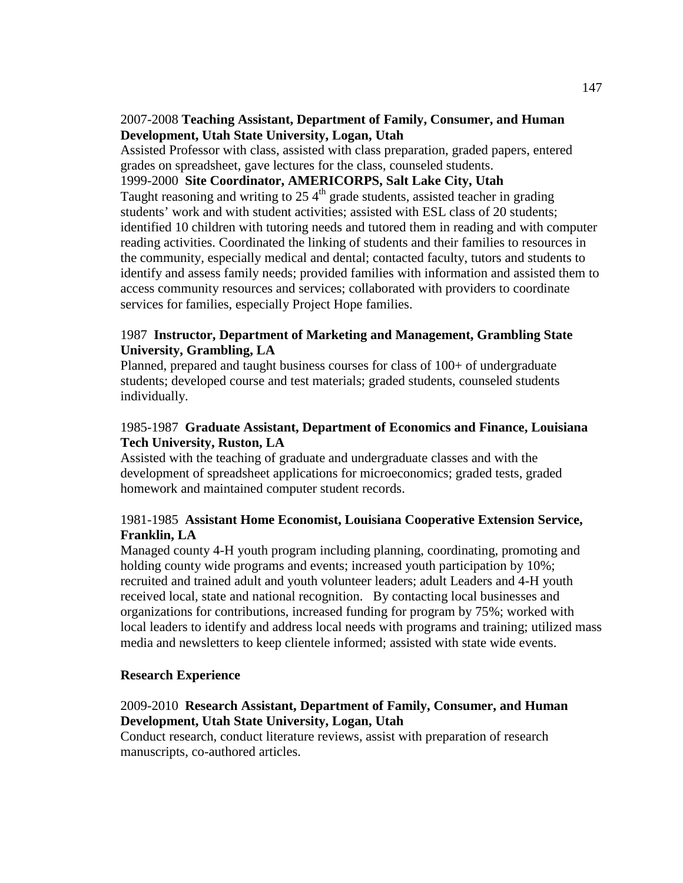2007-2008 **Teaching Assistant, Department of Family, Consumer, and Human Development, Utah State University, Logan, Utah**
Assisted Professor with class, assisted with class preparation, graded papers, entered grades on spreadsheet, gave lectures for the class, counseled students.
1999-2000 **Site Coordinator, AMERICORPS, Salt Lake City, Utah**
Taught reasoning and writing to 25 4th grade students, assisted teacher in grading students' work and with student activities; assisted with ESL class of 20 students; identified 10 children with tutoring needs and tutored them in reading and with computer reading activities. Coordinated the linking of students and their families to resources in the community, especially medical and dental; contacted faculty, tutors and students to identify and assess family needs; provided families with information and assisted them to access community resources and services; collaborated with providers to coordinate services for families, especially Project Hope families.

1987 **Instructor, Department of Marketing and Management, Grambling State University, Grambling, LA**
Planned, prepared and taught business courses for class of 100+ of undergraduate students; developed course and test materials; graded students, counseled students individually.

1985-1987 **Graduate Assistant, Department of Economics and Finance, Louisiana Tech University, Ruston, LA**
Assisted with the teaching of graduate and undergraduate classes and with the development of spreadsheet applications for microeconomics; graded tests, graded homework and maintained computer student records.

1981-1985 **Assistant Home Economist, Louisiana Cooperative Extension Service, Franklin, LA**
Managed county 4-H youth program including planning, coordinating, promoting and holding county wide programs and events; increased youth participation by 10%; recruited and trained adult and youth volunteer leaders; adult Leaders and 4-H youth received local, state and national recognition. By contacting local businesses and organizations for contributions, increased funding for program by 75%; worked with local leaders to identify and address local needs with programs and training; utilized mass media and newsletters to keep clientele informed; assisted with state wide events.

**Research Experience**

2009-2010 **Research Assistant, Department of Family, Consumer, and Human Development, Utah State University, Logan, Utah**
Conduct research, conduct literature reviews, assist with preparation of research manuscripts, co-authored articles.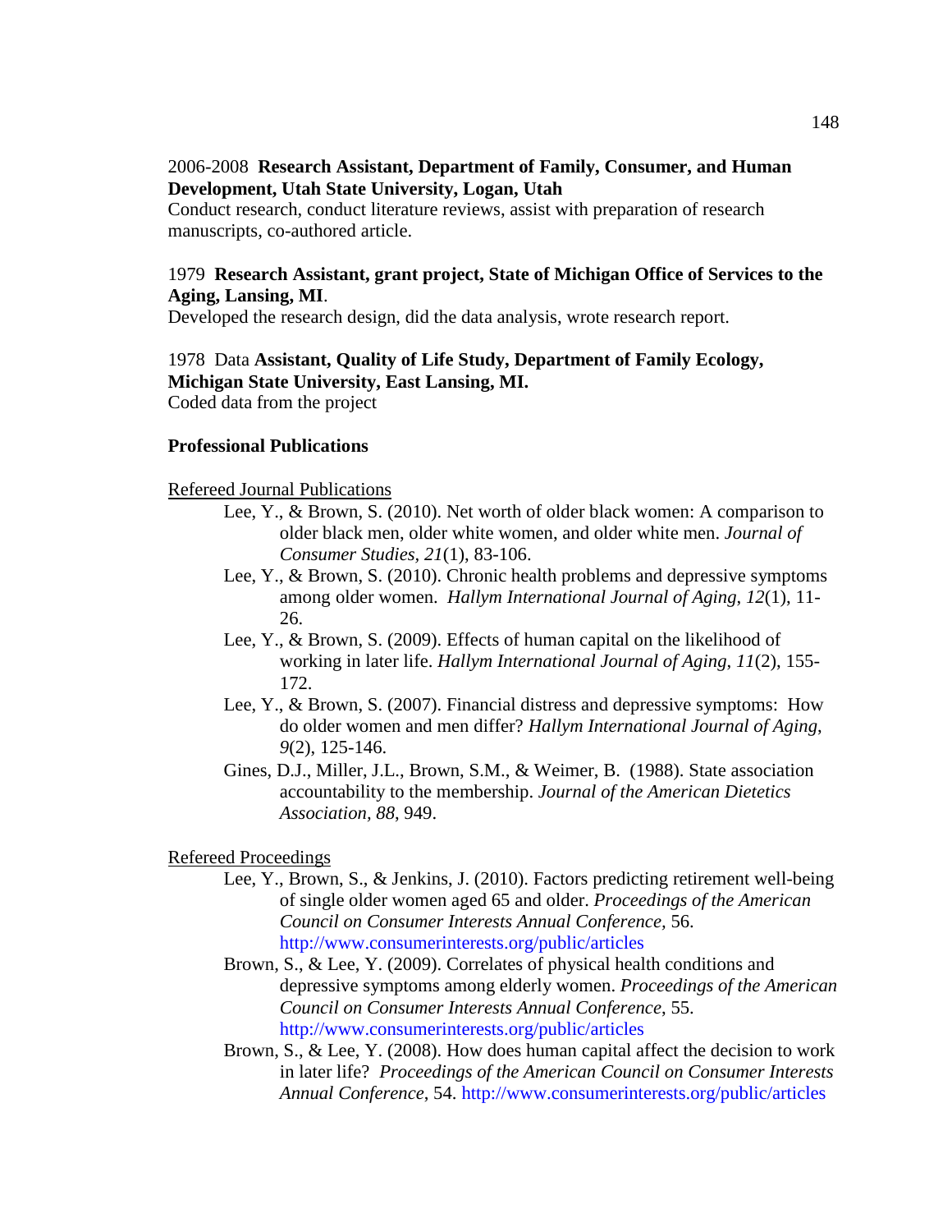2006-2008 **Research Assistant, Department of Family, Consumer, and Human Development, Utah State University, Logan, Utah**
Conduct research, conduct literature reviews, assist with preparation of research manuscripts, co-authored article.

1979 **Research Assistant, grant project, State of Michigan Office of Services to the Aging, Lansing, MI**.
Developed the research design, did the data analysis, wrote research report.

1978 Data **Assistant, Quality of Life Study, Department of Family Ecology, Michigan State University, East Lansing, MI.**
Coded data from the project

**Professional Publications**

<u>Refereed Journal Publications</u>

Lee, Y., & Brown, S. (2010). Net worth of older black women: A comparison to older black men, older white women, and older white men. *Journal of Consumer Studies*, *21*(1), 83-106.

Lee, Y., & Brown, S. (2010). Chronic health problems and depressive symptoms among older women. *Hallym International Journal of Aging*, *12*(1), 11-26.

Lee, Y., & Brown, S. (2009). Effects of human capital on the likelihood of working in later life. *Hallym International Journal of Aging*, *11*(2), 155-172.

Lee, Y., & Brown, S. (2007). Financial distress and depressive symptoms: How do older women and men differ? *Hallym International Journal of Aging*, *9*(2), 125-146.

Gines, D.J., Miller, J.L., Brown, S.M., & Weimer, B. (1988). State association accountability to the membership. *Journal of the American Dietetics Association, 88*, 949.

<u>Refereed Proceedings</u>

Lee, Y., Brown, S., & Jenkins, J. (2010). Factors predicting retirement well-being of single older women aged 65 and older. *Proceedings of the American Council on Consumer Interests Annual Conference*, 56. http://www.consumerinterests.org/public/articles

Brown, S., & Lee, Y. (2009). Correlates of physical health conditions and depressive symptoms among elderly women. *Proceedings of the American Council on Consumer Interests Annual Conference*, 55. http://www.consumerinterests.org/public/articles

Brown, S., & Lee, Y. (2008). How does human capital affect the decision to work in later life? *Proceedings of the American Council on Consumer Interests Annual Conference*, 54. http://www.consumerinterests.org/public/articles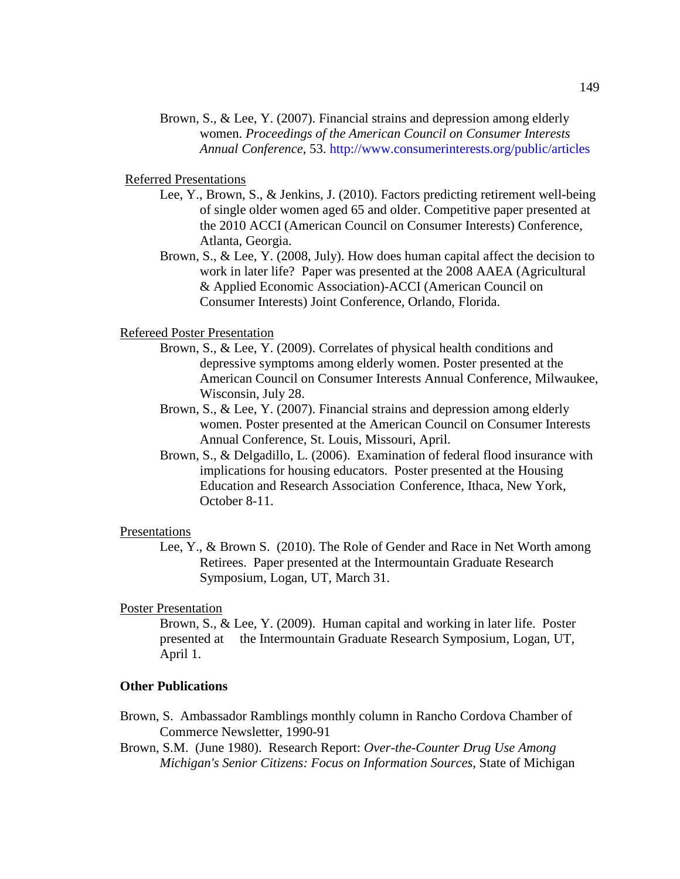Brown, S., & Lee, Y. (2007). Financial strains and depression among elderly women. *Proceedings of the American Council on Consumer Interests Annual Conference*, 53. http://www.consumerinterests.org/public/articles

Referred Presentations

Lee, Y., Brown, S., & Jenkins, J. (2010). Factors predicting retirement well-being of single older women aged 65 and older. Competitive paper presented at the 2010 ACCI (American Council on Consumer Interests) Conference, Atlanta, Georgia.

Brown, S., & Lee, Y. (2008, July). How does human capital affect the decision to work in later life? Paper was presented at the 2008 AAEA (Agricultural & Applied Economic Association)-ACCI (American Council on Consumer Interests) Joint Conference, Orlando, Florida.

Refereed Poster Presentation

Brown, S., & Lee, Y. (2009). Correlates of physical health conditions and depressive symptoms among elderly women. Poster presented at the American Council on Consumer Interests Annual Conference, Milwaukee, Wisconsin, July 28.

Brown, S., & Lee, Y. (2007). Financial strains and depression among elderly women. Poster presented at the American Council on Consumer Interests Annual Conference, St. Louis, Missouri, April.

Brown, S., & Delgadillo, L. (2006). Examination of federal flood insurance with implications for housing educators. Poster presented at the Housing Education and Research Association Conference, Ithaca, New York, October 8-11.

Presentations

Lee, Y., & Brown S. (2010). The Role of Gender and Race in Net Worth among Retirees. Paper presented at the Intermountain Graduate Research Symposium, Logan, UT, March 31.

Poster Presentation

Brown, S., & Lee, Y. (2009). Human capital and working in later life. Poster presented at the Intermountain Graduate Research Symposium, Logan, UT, April 1.

**Other Publications**

Brown, S. Ambassador Ramblings monthly column in Rancho Cordova Chamber of Commerce Newsletter, 1990-91

Brown, S.M. (June 1980). Research Report: *Over-the-Counter Drug Use Among Michigan's Senior Citizens: Focus on Information Sources*, State of Michigan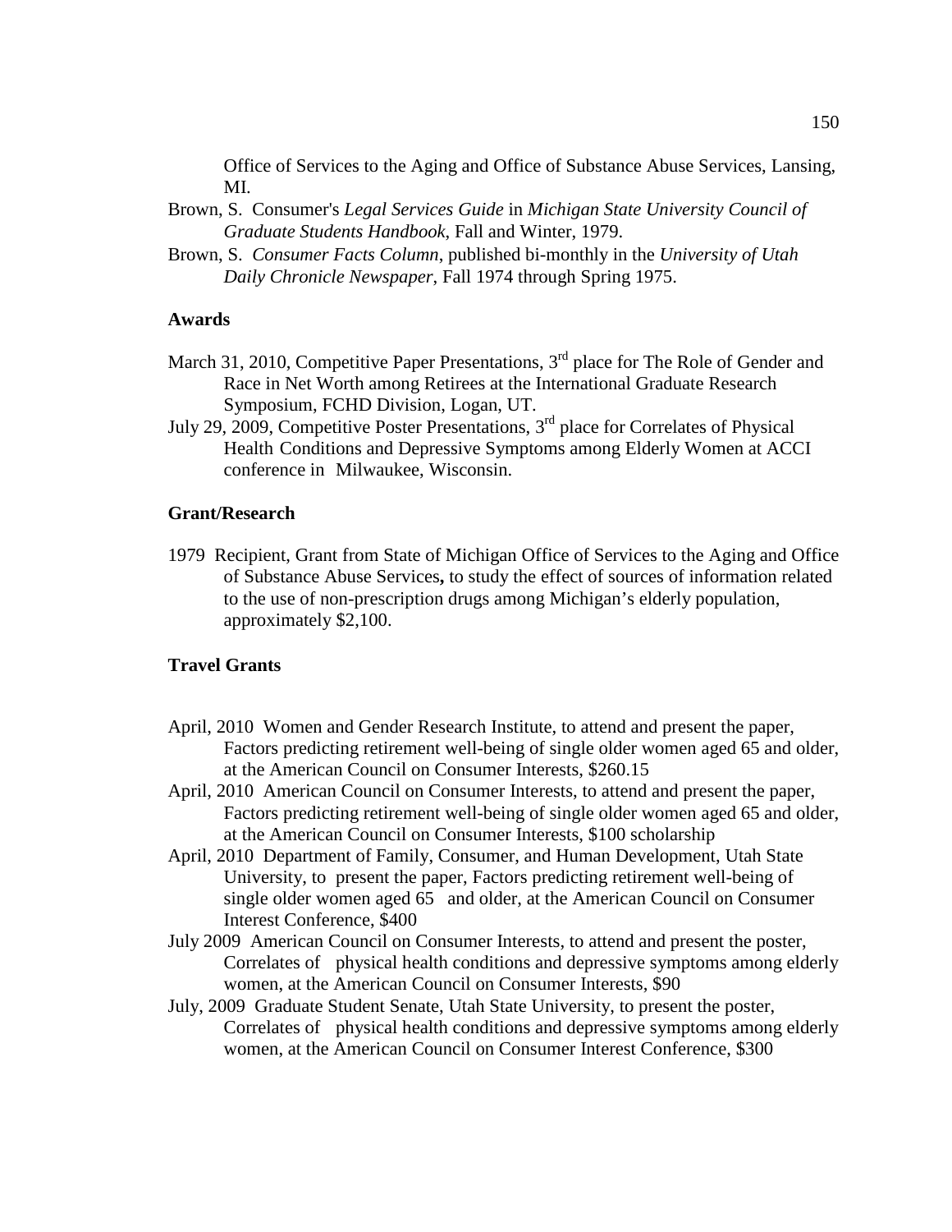Office of Services to the Aging and Office of Substance Abuse Services, Lansing, MI.

Brown, S. Consumer's *Legal Services Guide* in *Michigan State University Council of Graduate Students Handbook*, Fall and Winter, 1979.

Brown, S. *Consumer Facts Column*, published bi-monthly in the *University of Utah Daily Chronicle Newspaper*, Fall 1974 through Spring 1975.

**Awards**

March 31, 2010, Competitive Paper Presentations, 3rd place for The Role of Gender and Race in Net Worth among Retirees at the International Graduate Research Symposium, FCHD Division, Logan, UT.

July 29, 2009, Competitive Poster Presentations, 3rd place for Correlates of Physical Health Conditions and Depressive Symptoms among Elderly Women at ACCI conference in Milwaukee, Wisconsin.

**Grant/Research**

1979 Recipient, Grant from State of Michigan Office of Services to the Aging and Office of Substance Abuse Services**,** to study the effect of sources of information related to the use of non-prescription drugs among Michigan's elderly population, approximately $2,100.

**Travel Grants**

April, 2010 Women and Gender Research Institute, to attend and present the paper, Factors predicting retirement well-being of single older women aged 65 and older, at the American Council on Consumer Interests, $260.15

April, 2010 American Council on Consumer Interests, to attend and present the paper, Factors predicting retirement well-being of single older women aged 65 and older, at the American Council on Consumer Interests, $100 scholarship

April, 2010 Department of Family, Consumer, and Human Development, Utah State University, to present the paper, Factors predicting retirement well-being of single older women aged 65 and older, at the American Council on Consumer Interest Conference, $400

July 2009 American Council on Consumer Interests, to attend and present the poster, Correlates of physical health conditions and depressive symptoms among elderly women, at the American Council on Consumer Interests, $90

July, 2009 Graduate Student Senate, Utah State University, to present the poster, Correlates of physical health conditions and depressive symptoms among elderly women, at the American Council on Consumer Interest Conference, $300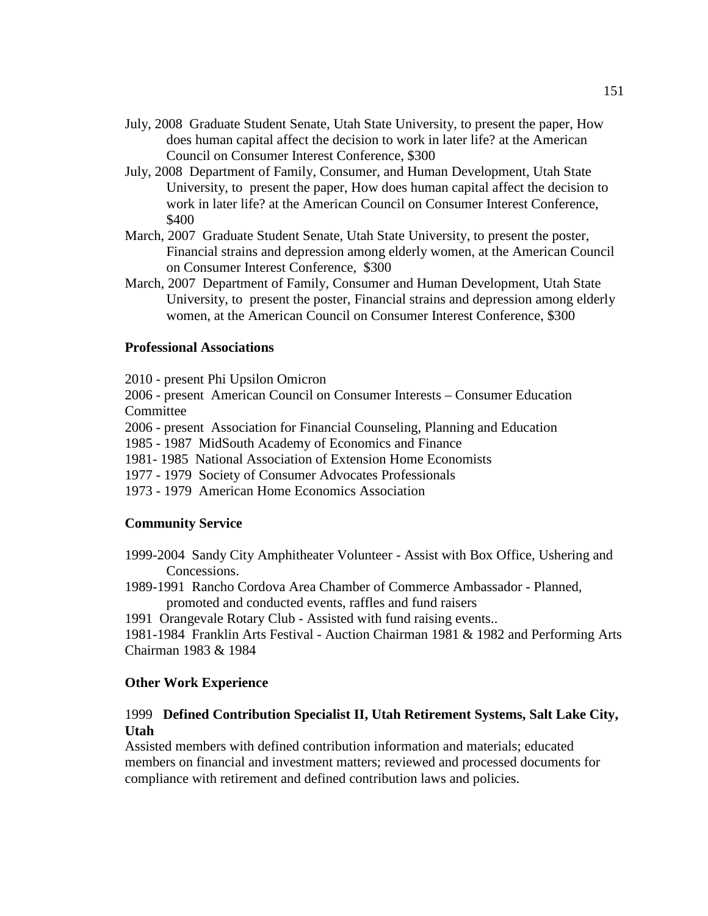July, 2008 Graduate Student Senate, Utah State University, to present the paper, How does human capital affect the decision to work in later life? at the American Council on Consumer Interest Conference, $300

July, 2008 Department of Family, Consumer, and Human Development, Utah State University, to present the paper, How does human capital affect the decision to work in later life? at the American Council on Consumer Interest Conference, $400

March, 2007 Graduate Student Senate, Utah State University, to present the poster, Financial strains and depression among elderly women, at the American Council on Consumer Interest Conference, $300

March, 2007 Department of Family, Consumer and Human Development, Utah State University, to present the poster, Financial strains and depression among elderly women, at the American Council on Consumer Interest Conference, $300

**Professional Associations**

2010 - present Phi Upsilon Omicron

2006 - present American Council on Consumer Interests – Consumer Education Committee

2006 - present Association for Financial Counseling, Planning and Education

1985 - 1987 MidSouth Academy of Economics and Finance

1981- 1985 National Association of Extension Home Economists

1977 - 1979 Society of Consumer Advocates Professionals

1973 - 1979 American Home Economics Association

**Community Service**

1999-2004 Sandy City Amphitheater Volunteer - Assist with Box Office, Ushering and Concessions.

1989-1991 Rancho Cordova Area Chamber of Commerce Ambassador - Planned, promoted and conducted events, raffles and fund raisers

1991 Orangevale Rotary Club - Assisted with fund raising events..

1981-1984 Franklin Arts Festival - Auction Chairman 1981 & 1982 and Performing Arts Chairman 1983 & 1984

**Other Work Experience**

1999 **Defined Contribution Specialist II, Utah Retirement Systems, Salt Lake City, Utah**

Assisted members with defined contribution information and materials; educated members on financial and investment matters; reviewed and processed documents for compliance with retirement and defined contribution laws and policies.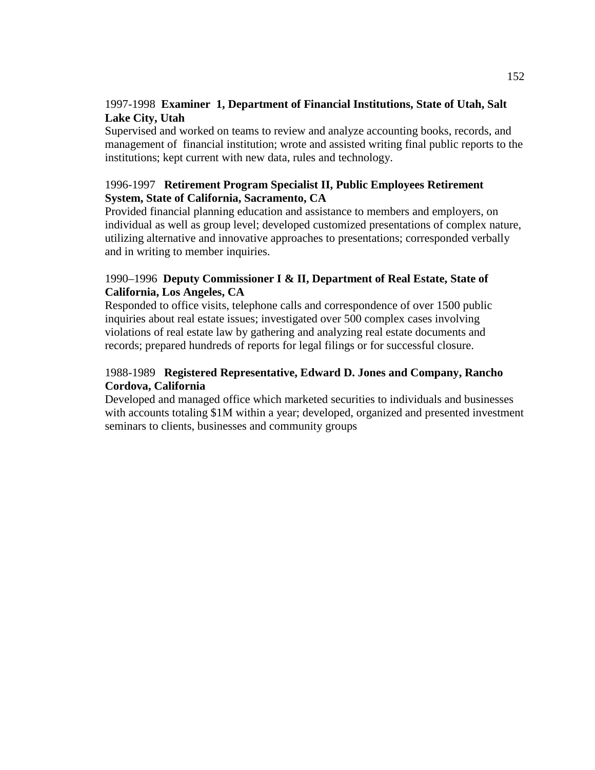1997-1998 **Examiner 1, Department of Financial Institutions, State of Utah, Salt Lake City, Utah**
Supervised and worked on teams to review and analyze accounting books, records, and management of financial institution; wrote and assisted writing final public reports to the institutions; kept current with new data, rules and technology.

1996-1997 **Retirement Program Specialist II, Public Employees Retirement System, State of California, Sacramento, CA**
Provided financial planning education and assistance to members and employers, on individual as well as group level; developed customized presentations of complex nature, utilizing alternative and innovative approaches to presentations; corresponded verbally and in writing to member inquiries.

1990–1996 **Deputy Commissioner I & II, Department of Real Estate, State of California, Los Angeles, CA**
Responded to office visits, telephone calls and correspondence of over 1500 public inquiries about real estate issues; investigated over 500 complex cases involving violations of real estate law by gathering and analyzing real estate documents and records; prepared hundreds of reports for legal filings or for successful closure.

1988-1989 **Registered Representative, Edward D. Jones and Company, Rancho Cordova, California**
Developed and managed office which marketed securities to individuals and businesses with accounts totaling $1M within a year; developed, organized and presented investment seminars to clients, businesses and community groups